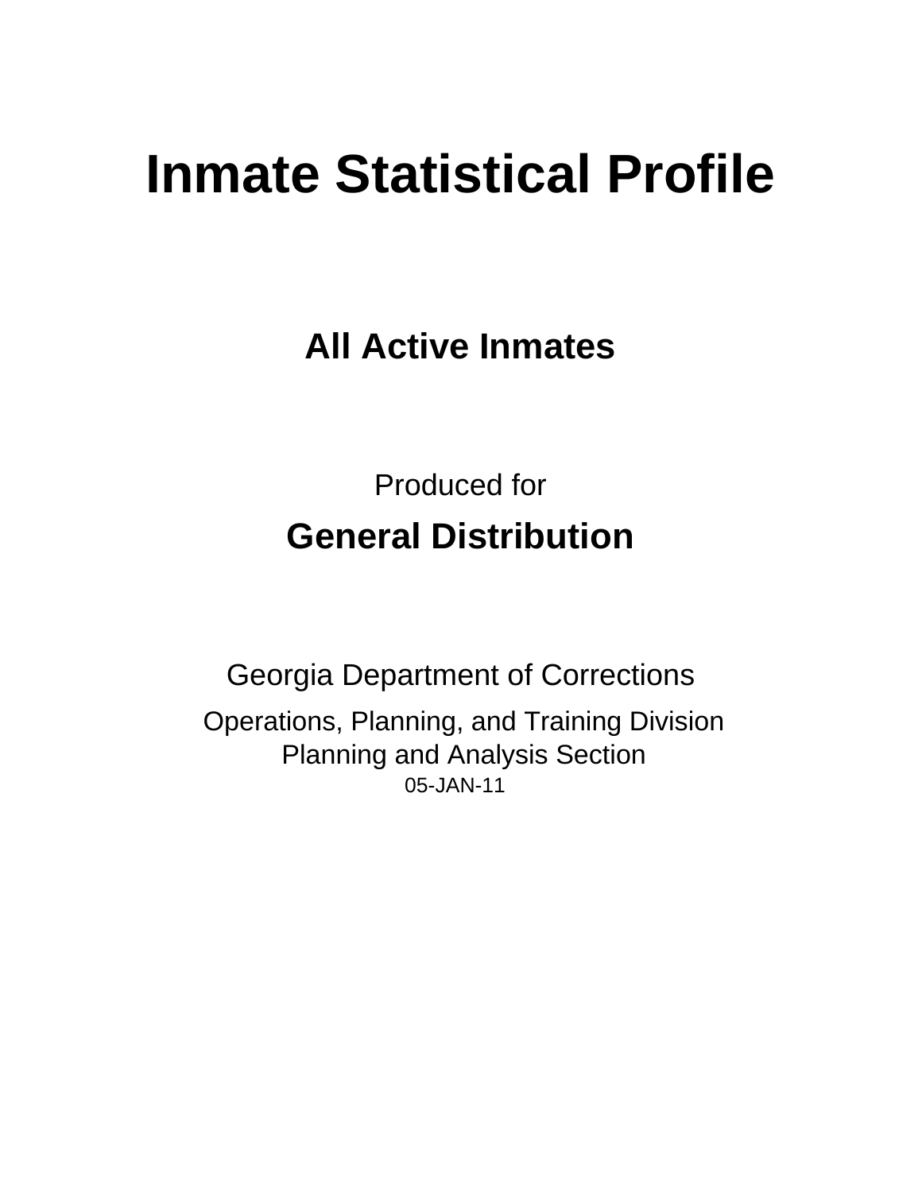# Inmate Statistical Profile

## All Active Inmates

Produced for

## General Distribution

Georgia Department of Corrections

Operations, Planning, and Training Division
Planning and Analysis Section
05-JAN-11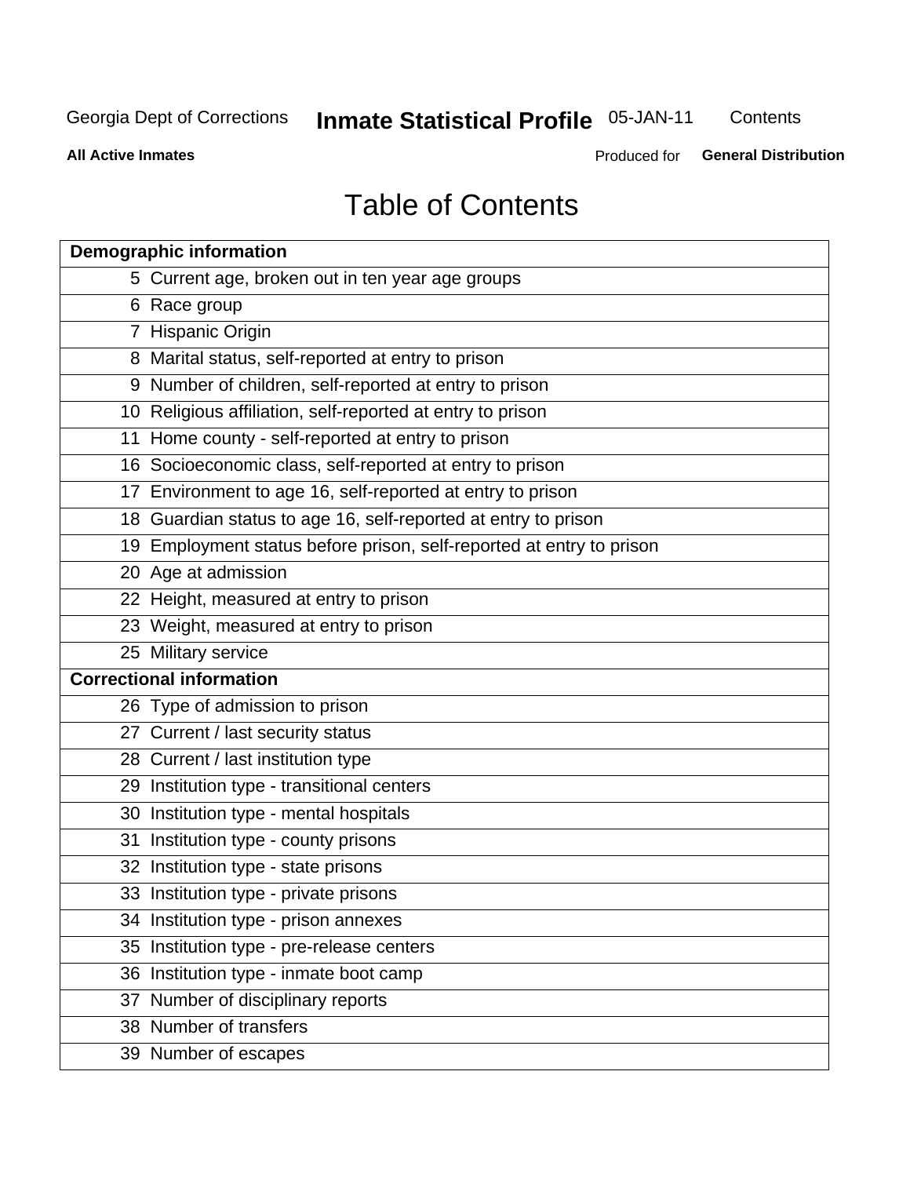Georgia Dept of Corrections **Inmate Statistical Profile** 05-JAN-11 Contents

**All Active Inmates** Produced for **General Distribution**

# Table of Contents

| **Demographic information** | |
|---|---|
| 5 | Current age, broken out in ten year age groups |
| 6 | Race group |
| 7 | Hispanic Origin |
| 8 | Marital status, self-reported at entry to prison |
| 9 | Number of children, self-reported at entry to prison |
| 10 | Religious affiliation, self-reported at entry to prison |
| 11 | Home county - self-reported at entry to prison |
| 16 | Socioeconomic class, self-reported at entry to prison |
| 17 | Environment to age 16, self-reported at entry to prison |
| 18 | Guardian status to age 16, self-reported at entry to prison |
| 19 | Employment status before prison, self-reported at entry to prison |
| 20 | Age at admission |
| 22 | Height, measured at entry to prison |
| 23 | Weight, measured at entry to prison |
| 25 | Military service |
| **Correctional information** | |
| 26 | Type of admission to prison |
| 27 | Current / last security status |
| 28 | Current / last institution type |
| 29 | Institution type - transitional centers |
| 30 | Institution type - mental hospitals |
| 31 | Institution type - county prisons |
| 32 | Institution type - state prisons |
| 33 | Institution type - private prisons |
| 34 | Institution type - prison annexes |
| 35 | Institution type - pre-release centers |
| 36 | Institution type - inmate boot camp |
| 37 | Number of disciplinary reports |
| 38 | Number of transfers |
| 39 | Number of escapes |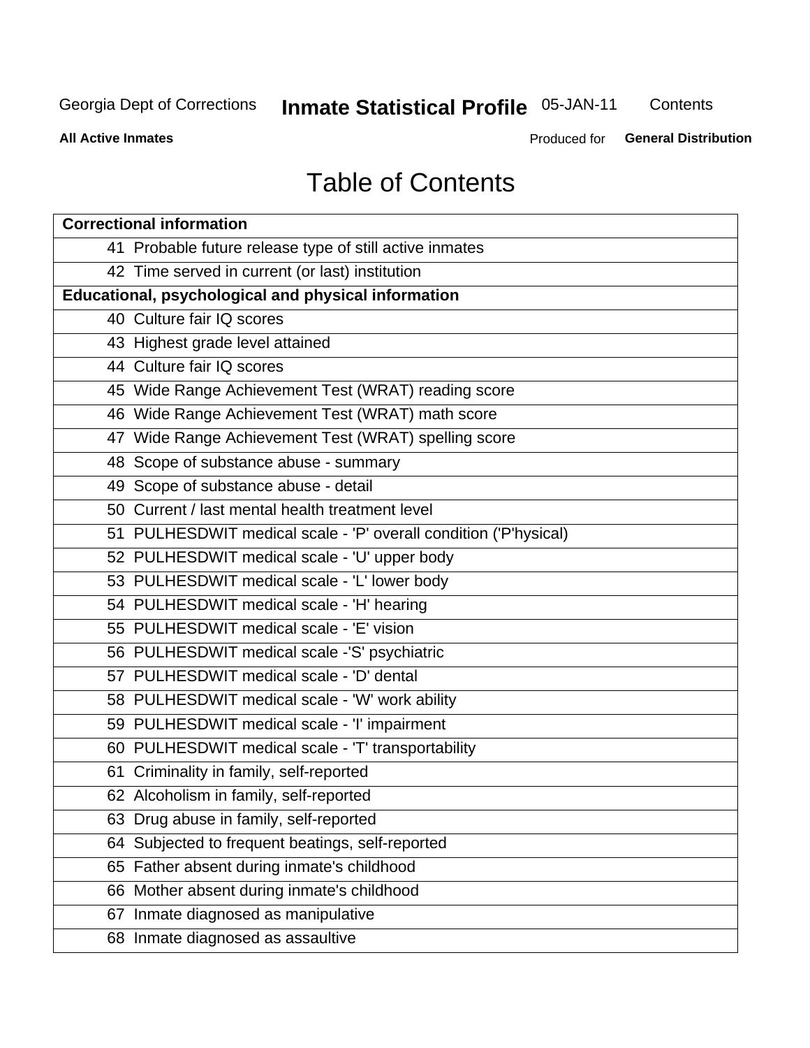# Table of Contents

| **Correctional information** |
|---|
| 41 Probable future release type of still active inmates |
| 42 Time served in current (or last) institution |
| **Educational, psychological and physical information** |
| 40 Culture fair IQ scores |
| 43 Highest grade level attained |
| 44 Culture fair IQ scores |
| 45 Wide Range Achievement Test (WRAT) reading score |
| 46 Wide Range Achievement Test (WRAT) math score |
| 47 Wide Range Achievement Test (WRAT) spelling score |
| 48 Scope of substance abuse - summary |
| 49 Scope of substance abuse - detail |
| 50 Current / last mental health treatment level |
| 51 PULHESDWIT medical scale - 'P' overall condition ('P'hysical) |
| 52 PULHESDWIT medical scale - 'U' upper body |
| 53 PULHESDWIT medical scale - 'L' lower body |
| 54 PULHESDWIT medical scale - 'H' hearing |
| 55 PULHESDWIT medical scale - 'E' vision |
| 56 PULHESDWIT medical scale -'S' psychiatric |
| 57 PULHESDWIT medical scale - 'D' dental |
| 58 PULHESDWIT medical scale - 'W' work ability |
| 59 PULHESDWIT medical scale - 'I' impairment |
| 60 PULHESDWIT medical scale - 'T' transportability |
| 61 Criminality in family, self-reported |
| 62 Alcoholism in family, self-reported |
| 63 Drug abuse in family, self-reported |
| 64 Subjected to frequent beatings, self-reported |
| 65 Father absent during inmate's childhood |
| 66 Mother absent during inmate's childhood |
| 67 Inmate diagnosed as manipulative |
| 68 Inmate diagnosed as assaultive |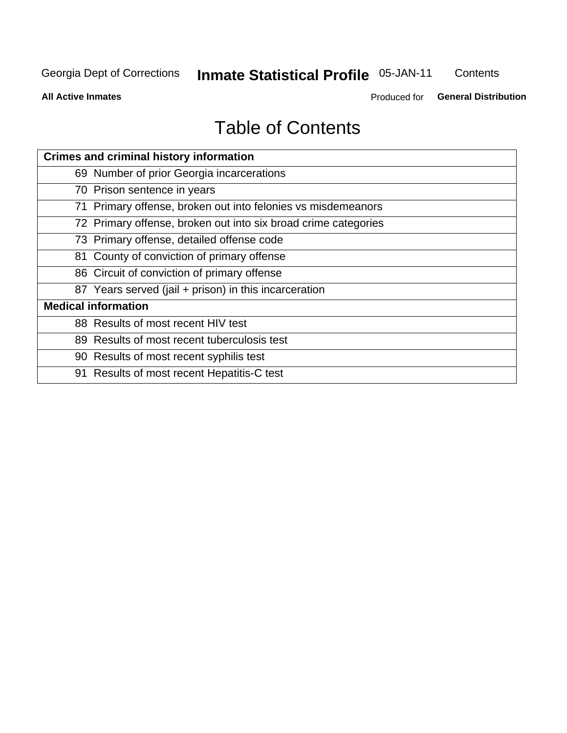# Table of Contents

| Crimes and criminal history information | |
|---|---|
| 69 | Number of prior Georgia incarcerations |
| 70 | Prison sentence in years |
| 71 | Primary offense, broken out into felonies vs misdemeanors |
| 72 | Primary offense, broken out into six broad crime categories |
| 73 | Primary offense, detailed offense code |
| 81 | County of conviction of primary offense |
| 86 | Circuit of conviction of primary offense |
| 87 | Years served (jail + prison) in this incarceration |
| **Medical information** | |
| 88 | Results of most recent HIV test |
| 89 | Results of most recent tuberculosis test |
| 90 | Results of most recent syphilis test |
| 91 | Results of most recent Hepatitis-C test |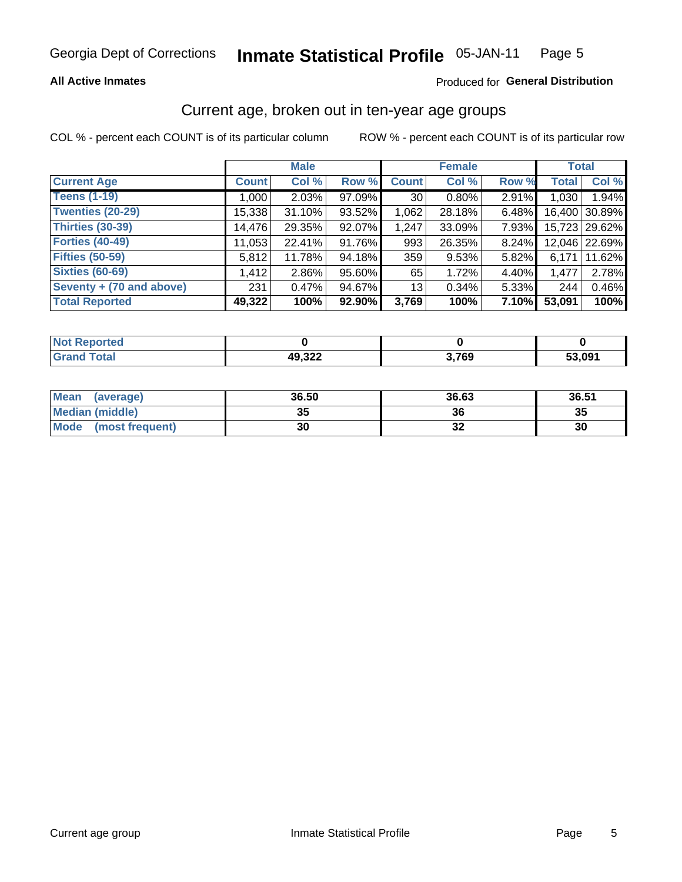Georgia Dept of Corrections **Inmate Statistical Profile** 05-JAN-11

**All Active Inmates**

Produced for **General Distribution**

## Current age, broken out in ten-year age groups

COL % - percent each COUNT is of its particular column ROW % - percent each COUNT is of its particular row

| | Male | | | Female | | | Total | |
|---|---|---|---|---|---|---|---|---|
| **Current Age** | **Count** | **Col %** | **Row %** | **Count** | **Col %** | **Row %** | **Total** | **Col %** |
| **Teens (1-19)** | 1,000 | 2.03% | 97.09% | 30 | 0.80% | 2.91% | 1,030 | 1.94% |
| **Twenties (20-29)** | 15,338 | 31.10% | 93.52% | 1,062 | 28.18% | 6.48% | 16,400 | 30.89% |
| **Thirties (30-39)** | 14,476 | 29.35% | 92.07% | 1,247 | 33.09% | 7.93% | 15,723 | 29.62% |
| **Forties (40-49)** | 11,053 | 22.41% | 91.76% | 993 | 26.35% | 8.24% | 12,046 | 22.69% |
| **Fifties (50-59)** | 5,812 | 11.78% | 94.18% | 359 | 9.53% | 5.82% | 6,171 | 11.62% |
| **Sixties (60-69)** | 1,412 | 2.86% | 95.60% | 65 | 1.72% | 4.40% | 1,477 | 2.78% |
| **Seventy + (70 and above)** | 231 | 0.47% | 94.67% | 13 | 0.34% | 5.33% | 244 | 0.46% |
| **Total Reported** | **49,322** | **100%** | **92.90%** | **3,769** | **100%** | **7.10%** | **53,091** | **100%** |

| | Male | Female | Total |
|---|---|---|---|
| **Not Reported** | **0** | **0** | **0** |
| **Grand Total** | **49,322** | **3,769** | **53,091** |

| | Male | Female | Total |
|---|---|---|---|
| **Mean (average)** | **36.50** | **36.63** | **36.51** |
| **Median (middle)** | **35** | **36** | **35** |
| **Mode (most frequent)** | **30** | **32** | **30** |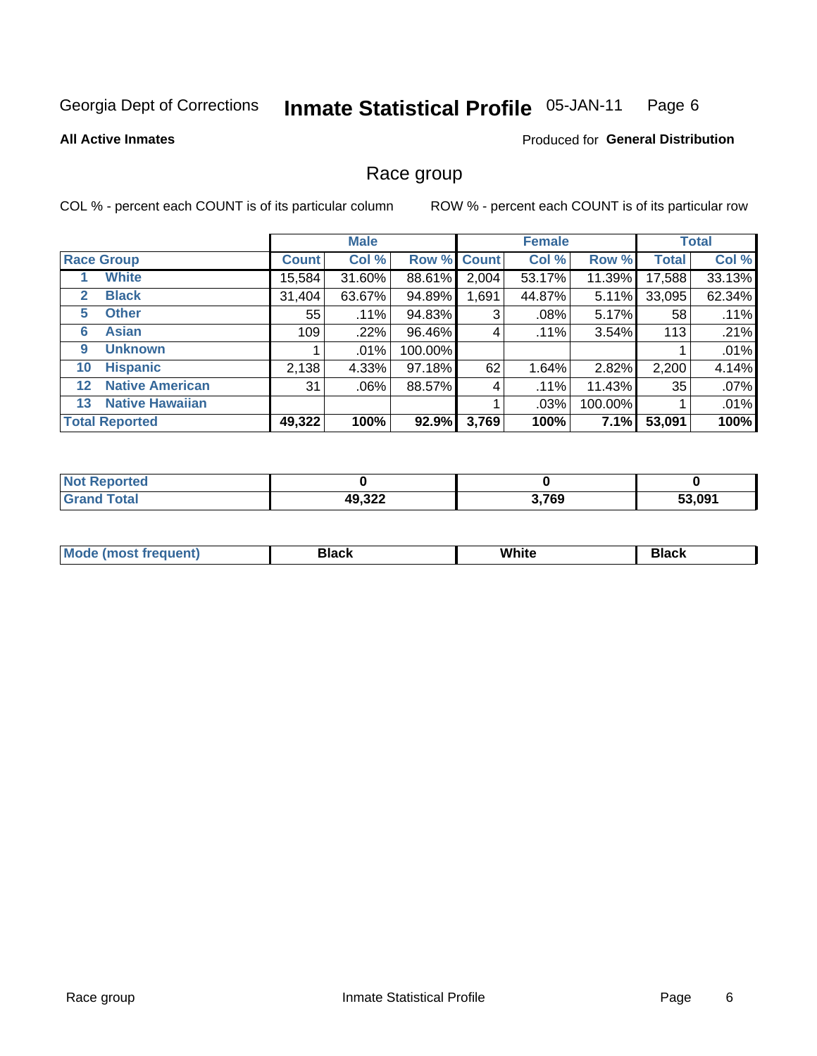Georgia Dept of Corrections **Inmate Statistical Profile** 05-JAN-11

**All Active Inmates**

Produced for **General Distribution**

## Race group

COL % - percent each COUNT is of its particular column

ROW % - percent each COUNT is of its particular row

| | | Male | | | Female | | | Total | |
|---|---|---|---|---|---|---|---|---|---|
| **Race Group** | | **Count** | **Col %** | **Row %** | **Count** | **Col %** | **Row %** | **Total** | **Col %** |
| 1 | **White** | 15,584 | 31.60% | 88.61% | 2,004 | 53.17% | 11.39% | 17,588 | 33.13% |
| 2 | **Black** | 31,404 | 63.67% | 94.89% | 1,691 | 44.87% | 5.11% | 33,095 | 62.34% |
| 5 | **Other** | 55 | .11% | 94.83% | 3 | .08% | 5.17% | 58 | .11% |
| 6 | **Asian** | 109 | .22% | 96.46% | 4 | .11% | 3.54% | 113 | .21% |
| 9 | **Unknown** | 1 | .01% | 100.00% | | | | 1 | .01% |
| 10 | **Hispanic** | 2,138 | 4.33% | 97.18% | 62 | 1.64% | 2.82% | 2,200 | 4.14% |
| 12 | **Native American** | 31 | .06% | 88.57% | 4 | .11% | 11.43% | 35 | .07% |
| 13 | **Native Hawaiian** | | | | 1 | .03% | 100.00% | 1 | .01% |
| **Total Reported** | | **49,322** | **100%** | **92.9%** | **3,769** | **100%** | **7.1%** | **53,091** | **100%** |

| | Male | Female | Total |
|---|---|---|---|
| **Not Reported** | **0** | **0** | **0** |
| **Grand Total** | **49,322** | **3,769** | **53,091** |

| | Male | Female | Total |
|---|---|---|---|
| **Mode (most frequent)** | **Black** | **White** | **Black** |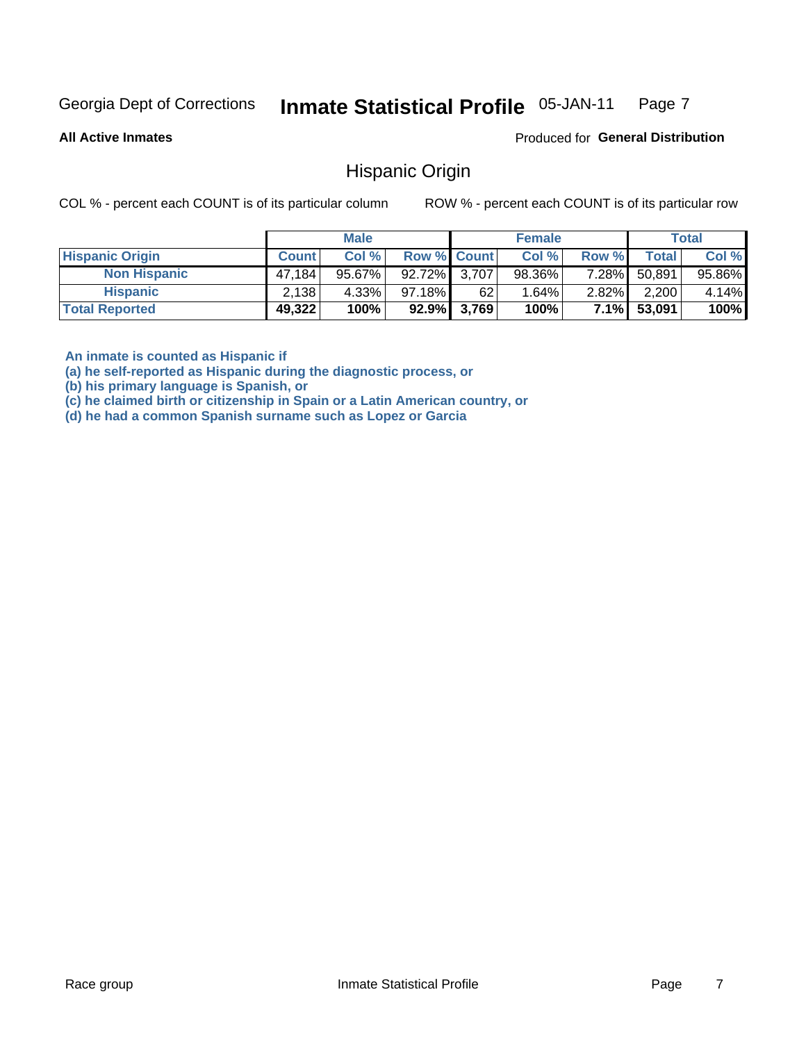Georgia Dept of Corrections **Inmate Statistical Profile** 05-JAN-11

**All Active Inmates**

Produced for **General Distribution**

## Hispanic Origin

COL % - percent each COUNT is of its particular column

ROW % - percent each COUNT is of its particular row

| | Male | | | Female | | | Total | |
|---|---|---|---|---|---|---|---|---|
| **Hispanic Origin** | **Count** | **Col %** | **Row %** | **Count** | **Col %** | **Row %** | **Total** | **Col %** |
| **Non Hispanic** | 47,184 | 95.67% | 92.72% | 3,707 | 98.36% | 7.28% | 50,891 | 95.86% |
| **Hispanic** | 2,138 | 4.33% | 97.18% | 62 | 1.64% | 2.82% | 2,200 | 4.14% |
| **Total Reported** | **49,322** | **100%** | **92.9%** | **3,769** | **100%** | **7.1%** | **53,091** | **100%** |

**An inmate is counted as Hispanic if**
**(a) he self-reported as Hispanic during the diagnostic process, or**
**(b) his primary language is Spanish, or**
**(c) he claimed birth or citizenship in Spain or a Latin American country, or**
**(d) he had a common Spanish surname such as Lopez or Garcia**

Race group Inmate Statistical Profile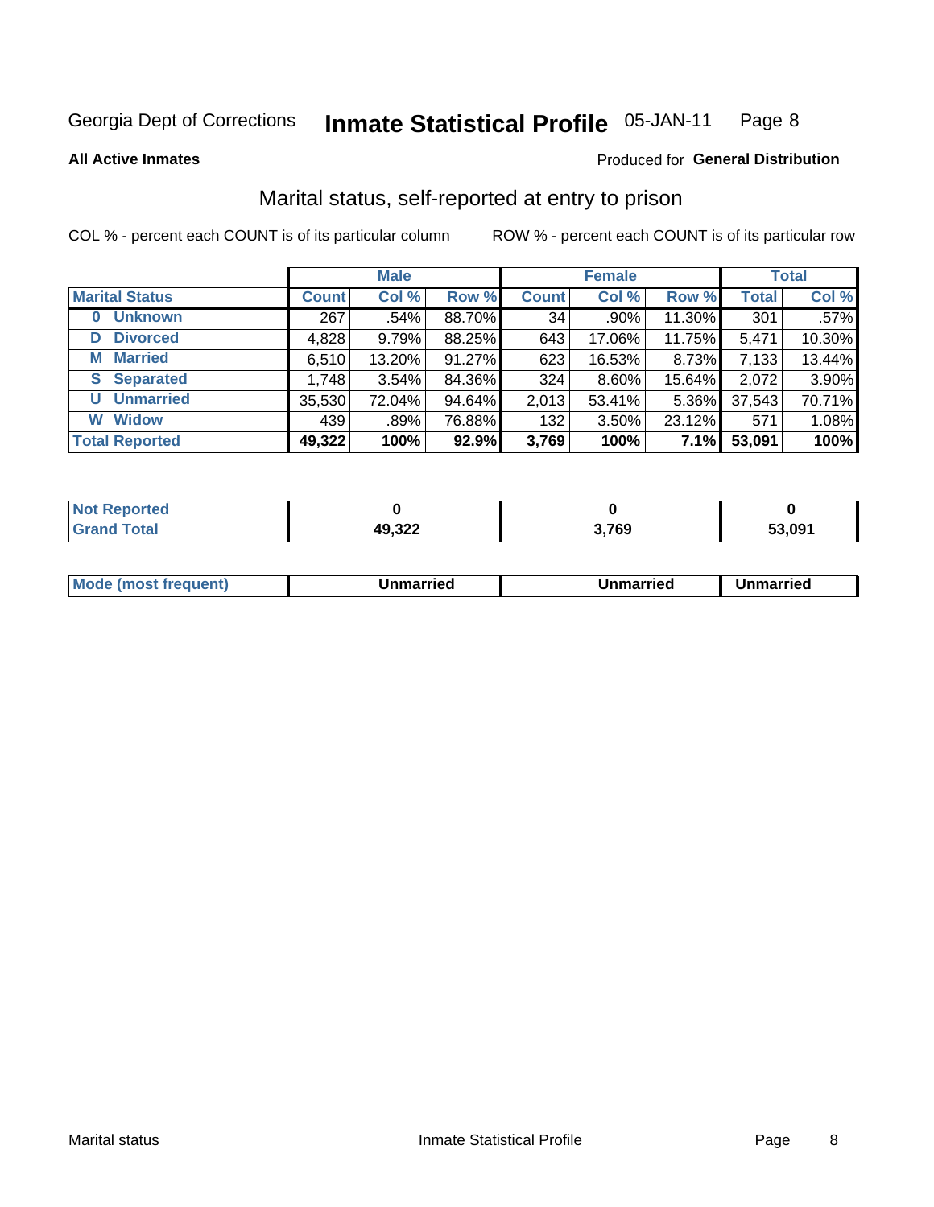Georgia Dept of Corrections **Inmate Statistical Profile** 05-JAN-11

**All Active Inmates**

Produced for **General Distribution**

## Marital status, self-reported at entry to prison

COL % - percent each COUNT is of its particular column

ROW % - percent each COUNT is of its particular row

| | Male | | | Female | | | Total | |
|---|---|---|---|---|---|---|---|---|
| **Marital Status** | **Count** | **Col %** | **Row %** | **Count** | **Col %** | **Row %** | **Total** | **Col %** |
| **0 Unknown** | 267 | .54% | 88.70% | 34 | .90% | 11.30% | 301 | .57% |
| **D Divorced** | 4,828 | 9.79% | 88.25% | 643 | 17.06% | 11.75% | 5,471 | 10.30% |
| **M Married** | 6,510 | 13.20% | 91.27% | 623 | 16.53% | 8.73% | 7,133 | 13.44% |
| **S Separated** | 1,748 | 3.54% | 84.36% | 324 | 8.60% | 15.64% | 2,072 | 3.90% |
| **U Unmarried** | 35,530 | 72.04% | 94.64% | 2,013 | 53.41% | 5.36% | 37,543 | 70.71% |
| **W Widow** | 439 | .89% | 76.88% | 132 | 3.50% | 23.12% | 571 | 1.08% |
| **Total Reported** | **49,322** | **100%** | **92.9%** | **3,769** | **100%** | **7.1%** | **53,091** | **100%** |

| | Male | Female | Total |
|---|---|---|---|
| **Not Reported** | **0** | **0** | **0** |
| **Grand Total** | **49,322** | **3,769** | **53,091** |

| | Male | Female | Total |
|---|---|---|---|
| **Mode (most frequent)** | **Unmarried** | **Unmarried** | **Unmarried** |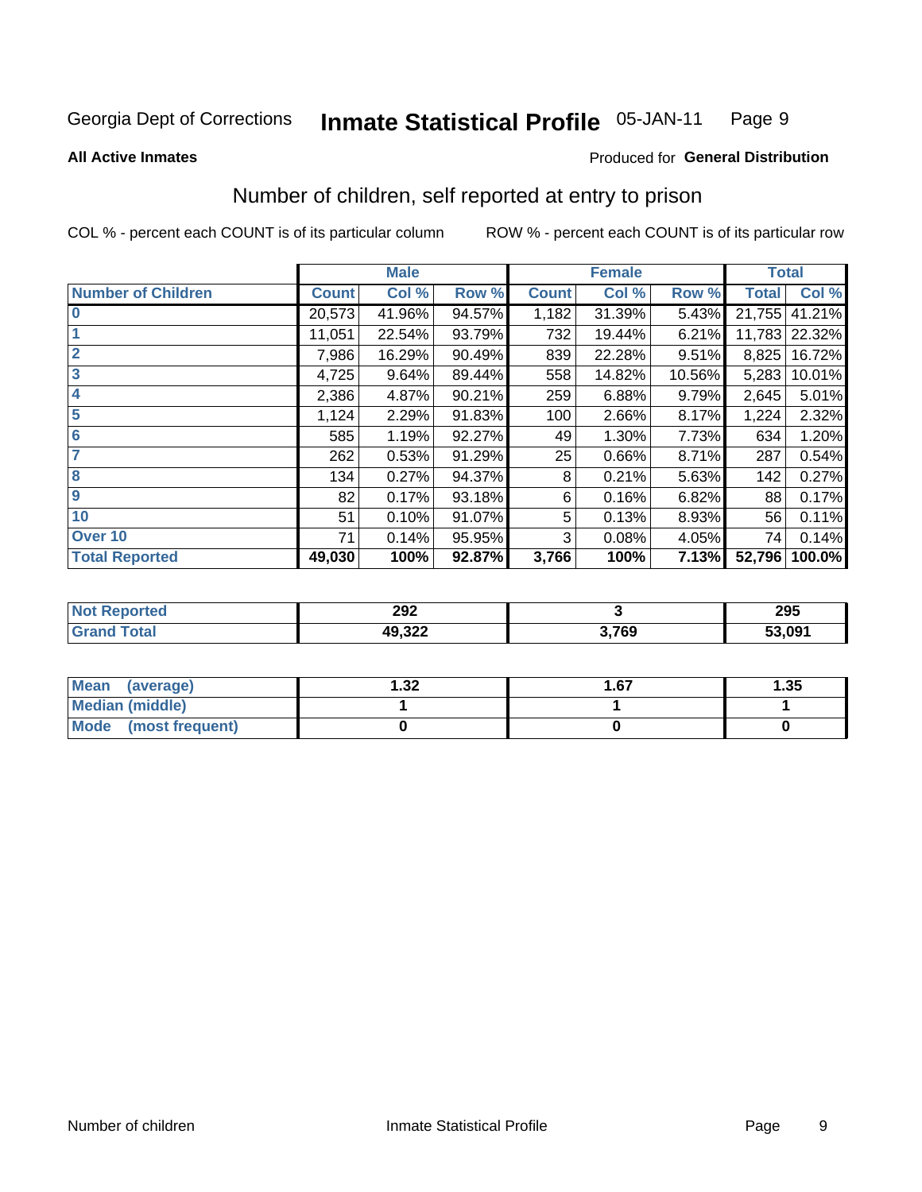Georgia Dept of Corrections **Inmate Statistical Profile** 05-JAN-11

**All Active Inmates**

Produced for **General Distribution**

## Number of children, self reported at entry to prison

COL % - percent each COUNT is of its particular column ROW % - percent each COUNT is of its particular row

| | Male | | | Female | | | Total | |
|---|---|---|---|---|---|---|---|---|
| **Number of Children** | **Count** | **Col %** | **Row %** | **Count** | **Col %** | **Row %** | **Total** | **Col %** |
| **0** | 20,573 | 41.96% | 94.57% | 1,182 | 31.39% | 5.43% | 21,755 | 41.21% |
| **1** | 11,051 | 22.54% | 93.79% | 732 | 19.44% | 6.21% | 11,783 | 22.32% |
| **2** | 7,986 | 16.29% | 90.49% | 839 | 22.28% | 9.51% | 8,825 | 16.72% |
| **3** | 4,725 | 9.64% | 89.44% | 558 | 14.82% | 10.56% | 5,283 | 10.01% |
| **4** | 2,386 | 4.87% | 90.21% | 259 | 6.88% | 9.79% | 2,645 | 5.01% |
| **5** | 1,124 | 2.29% | 91.83% | 100 | 2.66% | 8.17% | 1,224 | 2.32% |
| **6** | 585 | 1.19% | 92.27% | 49 | 1.30% | 7.73% | 634 | 1.20% |
| **7** | 262 | 0.53% | 91.29% | 25 | 0.66% | 8.71% | 287 | 0.54% |
| **8** | 134 | 0.27% | 94.37% | 8 | 0.21% | 5.63% | 142 | 0.27% |
| **9** | 82 | 0.17% | 93.18% | 6 | 0.16% | 6.82% | 88 | 0.17% |
| **10** | 51 | 0.10% | 91.07% | 5 | 0.13% | 8.93% | 56 | 0.11% |
| **Over 10** | 71 | 0.14% | 95.95% | 3 | 0.08% | 4.05% | 74 | 0.14% |
| **Total Reported** | **49,030** | **100%** | **92.87%** | **3,766** | **100%** | **7.13%** | **52,796** | **100.0%** |

| | Male | Female | Total |
|---|---|---|---|
| **Not Reported** | **292** | **3** | **295** |
| **Grand Total** | **49,322** | **3,769** | **53,091** |

| | Male | Female | Total |
|---|---|---|---|
| **Mean (average)** | **1.32** | **1.67** | **1.35** |
| **Median (middle)** | **1** | **1** | **1** |
| **Mode (most frequent)** | **0** | **0** | **0** |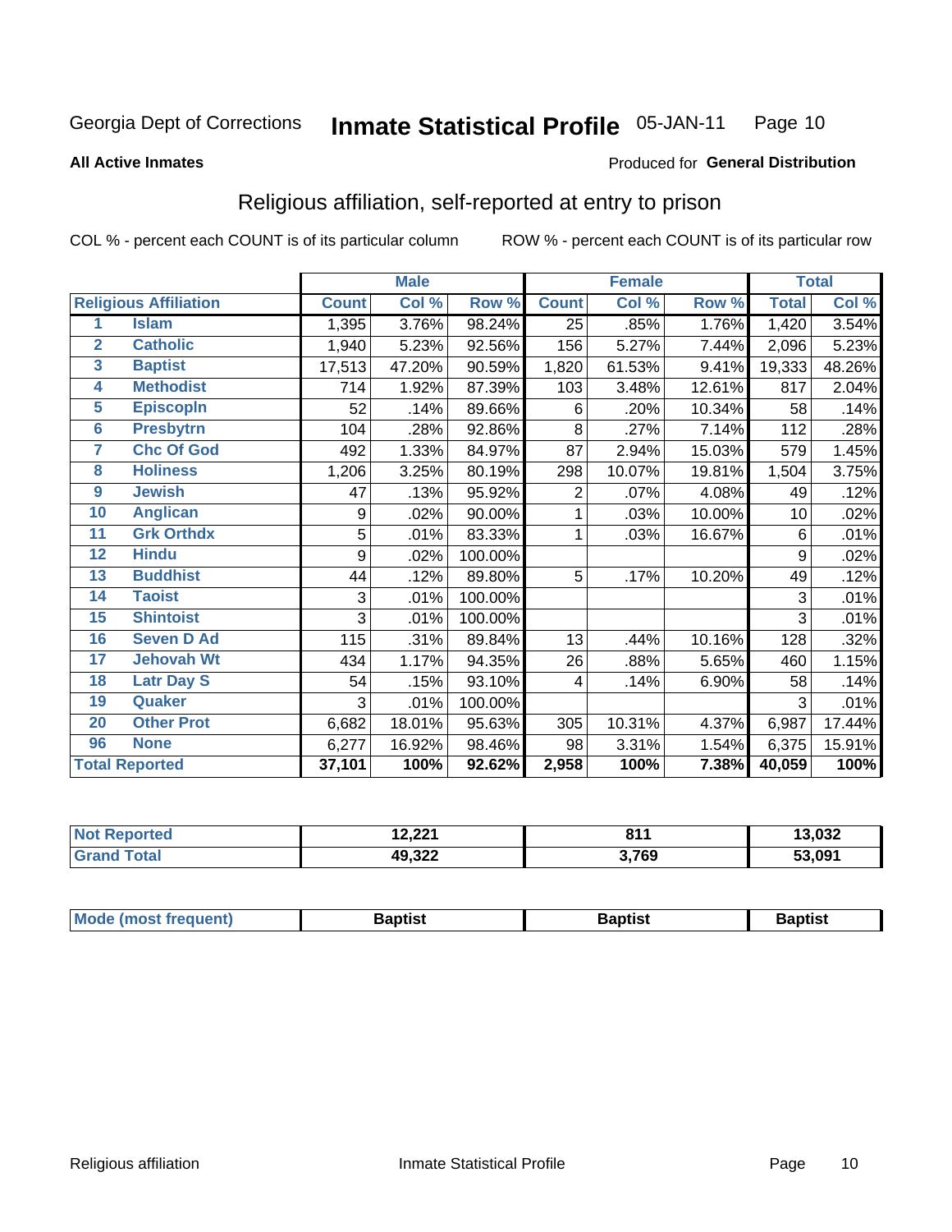Georgia Dept of Corrections **Inmate Statistical Profile** 05-JAN-11

**All Active Inmates**

Produced for **General Distribution**

## Religious affiliation, self-reported at entry to prison

COL % - percent each COUNT is of its particular column ROW % - percent each COUNT is of its particular row

| Religious Affiliation | | Male | | | Female | | | Total | |
|---|---|---|---|---|---|---|---|---|---|
| | | Count | Col % | Row % | Count | Col % | Row % | Total | Col % |
| 1 | Islam | 1,395 | 3.76% | 98.24% | 25 | .85% | 1.76% | 1,420 | 3.54% |
| 2 | Catholic | 1,940 | 5.23% | 92.56% | 156 | 5.27% | 7.44% | 2,096 | 5.23% |
| 3 | Baptist | 17,513 | 47.20% | 90.59% | 1,820 | 61.53% | 9.41% | 19,333 | 48.26% |
| 4 | Methodist | 714 | 1.92% | 87.39% | 103 | 3.48% | 12.61% | 817 | 2.04% |
| 5 | Episcopln | 52 | .14% | 89.66% | 6 | .20% | 10.34% | 58 | .14% |
| 6 | Presbytrn | 104 | .28% | 92.86% | 8 | .27% | 7.14% | 112 | .28% |
| 7 | Chc Of God | 492 | 1.33% | 84.97% | 87 | 2.94% | 15.03% | 579 | 1.45% |
| 8 | Holiness | 1,206 | 3.25% | 80.19% | 298 | 10.07% | 19.81% | 1,504 | 3.75% |
| 9 | Jewish | 47 | .13% | 95.92% | 2 | .07% | 4.08% | 49 | .12% |
| 10 | Anglican | 9 | .02% | 90.00% | 1 | .03% | 10.00% | 10 | .02% |
| 11 | Grk Orthdx | 5 | .01% | 83.33% | 1 | .03% | 16.67% | 6 | .01% |
| 12 | Hindu | 9 | .02% | 100.00% | | | | 9 | .02% |
| 13 | Buddhist | 44 | .12% | 89.80% | 5 | .17% | 10.20% | 49 | .12% |
| 14 | Taoist | 3 | .01% | 100.00% | | | | 3 | .01% |
| 15 | Shintoist | 3 | .01% | 100.00% | | | | 3 | .01% |
| 16 | Seven D Ad | 115 | .31% | 89.84% | 13 | .44% | 10.16% | 128 | .32% |
| 17 | Jehovah Wt | 434 | 1.17% | 94.35% | 26 | .88% | 5.65% | 460 | 1.15% |
| 18 | Latr Day S | 54 | .15% | 93.10% | 4 | .14% | 6.90% | 58 | .14% |
| 19 | Quaker | 3 | .01% | 100.00% | | | | 3 | .01% |
| 20 | Other Prot | 6,682 | 18.01% | 95.63% | 305 | 10.31% | 4.37% | 6,987 | 17.44% |
| 96 | None | 6,277 | 16.92% | 98.46% | 98 | 3.31% | 1.54% | 6,375 | 15.91% |
| Total Reported | | 37,101 | 100% | 92.62% | 2,958 | 100% | 7.38% | 40,059 | 100% |

| | Male | Female | Total |
|---|---|---|---|
| Not Reported | 12,221 | 811 | 13,032 |
| Grand Total | 49,322 | 3,769 | 53,091 |

| | Male | Female | Total |
|---|---|---|---|
| Mode (most frequent) | Baptist | Baptist | Baptist |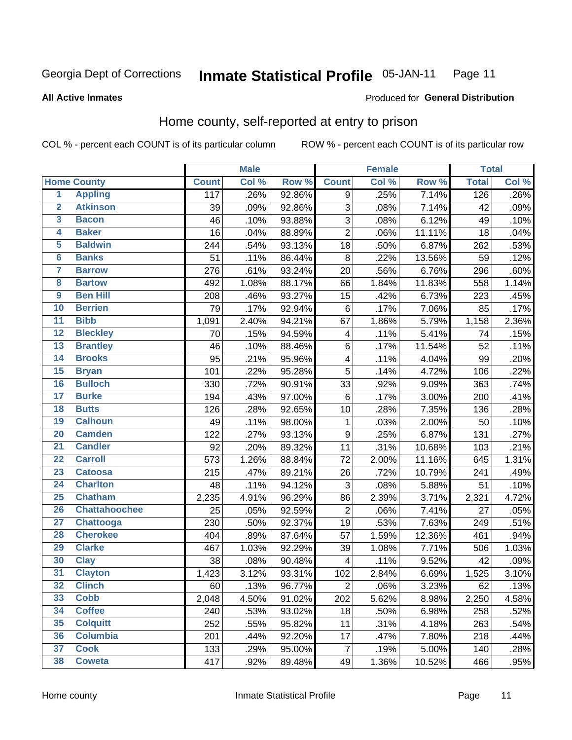Georgia Dept of Corrections **Inmate Statistical Profile** 05-JAN-11

**All Active Inmates**

Produced for **General Distribution**

## Home county, self-reported at entry to prison

COL % - percent each COUNT is of its particular column    ROW % - percent each COUNT is of its particular row

| Home County | | Male | | | Female | | | Total | |
|---|---|---|---|---|---|---|---|---|---|
| | | Count | Col % | Row % | Count | Col % | Row % | Total | Col % |
| 1 | Appling | 117 | .26% | 92.86% | 9 | .25% | 7.14% | 126 | .26% |
| 2 | Atkinson | 39 | .09% | 92.86% | 3 | .08% | 7.14% | 42 | .09% |
| 3 | Bacon | 46 | .10% | 93.88% | 3 | .08% | 6.12% | 49 | .10% |
| 4 | Baker | 16 | .04% | 88.89% | 2 | .06% | 11.11% | 18 | .04% |
| 5 | Baldwin | 244 | .54% | 93.13% | 18 | .50% | 6.87% | 262 | .53% |
| 6 | Banks | 51 | .11% | 86.44% | 8 | .22% | 13.56% | 59 | .12% |
| 7 | Barrow | 276 | .61% | 93.24% | 20 | .56% | 6.76% | 296 | .60% |
| 8 | Bartow | 492 | 1.08% | 88.17% | 66 | 1.84% | 11.83% | 558 | 1.14% |
| 9 | Ben Hill | 208 | .46% | 93.27% | 15 | .42% | 6.73% | 223 | .45% |
| 10 | Berrien | 79 | .17% | 92.94% | 6 | .17% | 7.06% | 85 | .17% |
| 11 | Bibb | 1,091 | 2.40% | 94.21% | 67 | 1.86% | 5.79% | 1,158 | 2.36% |
| 12 | Bleckley | 70 | .15% | 94.59% | 4 | .11% | 5.41% | 74 | .15% |
| 13 | Brantley | 46 | .10% | 88.46% | 6 | .17% | 11.54% | 52 | .11% |
| 14 | Brooks | 95 | .21% | 95.96% | 4 | .11% | 4.04% | 99 | .20% |
| 15 | Bryan | 101 | .22% | 95.28% | 5 | .14% | 4.72% | 106 | .22% |
| 16 | Bulloch | 330 | .72% | 90.91% | 33 | .92% | 9.09% | 363 | .74% |
| 17 | Burke | 194 | .43% | 97.00% | 6 | .17% | 3.00% | 200 | .41% |
| 18 | Butts | 126 | .28% | 92.65% | 10 | .28% | 7.35% | 136 | .28% |
| 19 | Calhoun | 49 | .11% | 98.00% | 1 | .03% | 2.00% | 50 | .10% |
| 20 | Camden | 122 | .27% | 93.13% | 9 | .25% | 6.87% | 131 | .27% |
| 21 | Candler | 92 | .20% | 89.32% | 11 | .31% | 10.68% | 103 | .21% |
| 22 | Carroll | 573 | 1.26% | 88.84% | 72 | 2.00% | 11.16% | 645 | 1.31% |
| 23 | Catoosa | 215 | .47% | 89.21% | 26 | .72% | 10.79% | 241 | .49% |
| 24 | Charlton | 48 | .11% | 94.12% | 3 | .08% | 5.88% | 51 | .10% |
| 25 | Chatham | 2,235 | 4.91% | 96.29% | 86 | 2.39% | 3.71% | 2,321 | 4.72% |
| 26 | Chattahoochee | 25 | .05% | 92.59% | 2 | .06% | 7.41% | 27 | .05% |
| 27 | Chattooga | 230 | .50% | 92.37% | 19 | .53% | 7.63% | 249 | .51% |
| 28 | Cherokee | 404 | .89% | 87.64% | 57 | 1.59% | 12.36% | 461 | .94% |
| 29 | Clarke | 467 | 1.03% | 92.29% | 39 | 1.08% | 7.71% | 506 | 1.03% |
| 30 | Clay | 38 | .08% | 90.48% | 4 | .11% | 9.52% | 42 | .09% |
| 31 | Clayton | 1,423 | 3.12% | 93.31% | 102 | 2.84% | 6.69% | 1,525 | 3.10% |
| 32 | Clinch | 60 | .13% | 96.77% | 2 | .06% | 3.23% | 62 | .13% |
| 33 | Cobb | 2,048 | 4.50% | 91.02% | 202 | 5.62% | 8.98% | 2,250 | 4.58% |
| 34 | Coffee | 240 | .53% | 93.02% | 18 | .50% | 6.98% | 258 | .52% |
| 35 | Colquitt | 252 | .55% | 95.82% | 11 | .31% | 4.18% | 263 | .54% |
| 36 | Columbia | 201 | .44% | 92.20% | 17 | .47% | 7.80% | 218 | .44% |
| 37 | Cook | 133 | .29% | 95.00% | 7 | .19% | 5.00% | 140 | .28% |
| 38 | Coweta | 417 | .92% | 89.48% | 49 | 1.36% | 10.52% | 466 | .95% |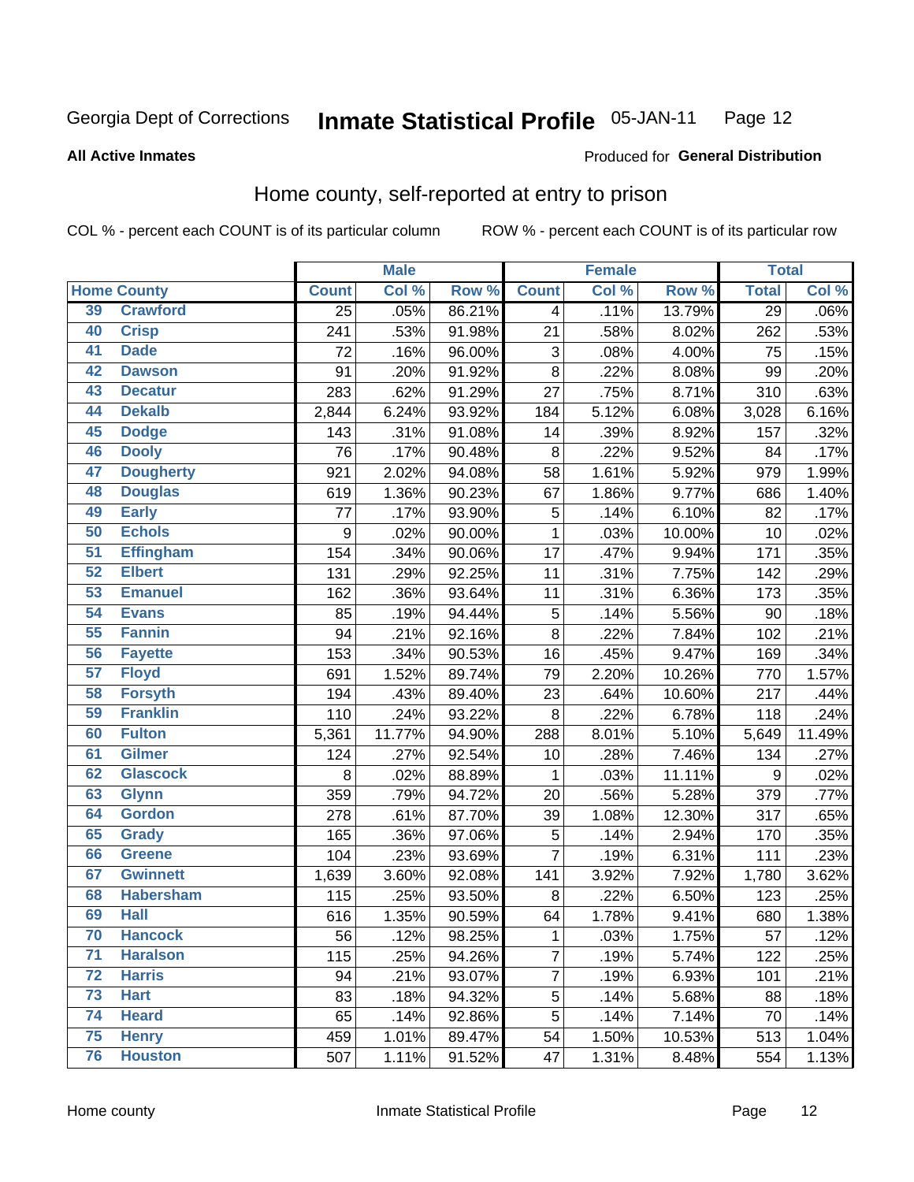Georgia Dept of Corrections **Inmate Statistical Profile** 05-JAN-11

**All Active Inmates**

Produced for **General Distribution**

## Home county, self-reported at entry to prison

COL % - percent each COUNT is of its particular column    ROW % - percent each COUNT is of its particular row

| Home County | | Male | | | Female | | | Total | |
|---|---|---|---|---|---|---|---|---|---|
| | | Count | Col % | Row % | Count | Col % | Row % | Total | Col % |
| 39 | Crawford | 25 | .05% | 86.21% | 4 | .11% | 13.79% | 29 | .06% |
| 40 | Crisp | 241 | .53% | 91.98% | 21 | .58% | 8.02% | 262 | .53% |
| 41 | Dade | 72 | .16% | 96.00% | 3 | .08% | 4.00% | 75 | .15% |
| 42 | Dawson | 91 | .20% | 91.92% | 8 | .22% | 8.08% | 99 | .20% |
| 43 | Decatur | 283 | .62% | 91.29% | 27 | .75% | 8.71% | 310 | .63% |
| 44 | Dekalb | 2,844 | 6.24% | 93.92% | 184 | 5.12% | 6.08% | 3,028 | 6.16% |
| 45 | Dodge | 143 | .31% | 91.08% | 14 | .39% | 8.92% | 157 | .32% |
| 46 | Dooly | 76 | .17% | 90.48% | 8 | .22% | 9.52% | 84 | .17% |
| 47 | Dougherty | 921 | 2.02% | 94.08% | 58 | 1.61% | 5.92% | 979 | 1.99% |
| 48 | Douglas | 619 | 1.36% | 90.23% | 67 | 1.86% | 9.77% | 686 | 1.40% |
| 49 | Early | 77 | .17% | 93.90% | 5 | .14% | 6.10% | 82 | .17% |
| 50 | Echols | 9 | .02% | 90.00% | 1 | .03% | 10.00% | 10 | .02% |
| 51 | Effingham | 154 | .34% | 90.06% | 17 | .47% | 9.94% | 171 | .35% |
| 52 | Elbert | 131 | .29% | 92.25% | 11 | .31% | 7.75% | 142 | .29% |
| 53 | Emanuel | 162 | .36% | 93.64% | 11 | .31% | 6.36% | 173 | .35% |
| 54 | Evans | 85 | .19% | 94.44% | 5 | .14% | 5.56% | 90 | .18% |
| 55 | Fannin | 94 | .21% | 92.16% | 8 | .22% | 7.84% | 102 | .21% |
| 56 | Fayette | 153 | .34% | 90.53% | 16 | .45% | 9.47% | 169 | .34% |
| 57 | Floyd | 691 | 1.52% | 89.74% | 79 | 2.20% | 10.26% | 770 | 1.57% |
| 58 | Forsyth | 194 | .43% | 89.40% | 23 | .64% | 10.60% | 217 | .44% |
| 59 | Franklin | 110 | .24% | 93.22% | 8 | .22% | 6.78% | 118 | .24% |
| 60 | Fulton | 5,361 | 11.77% | 94.90% | 288 | 8.01% | 5.10% | 5,649 | 11.49% |
| 61 | Gilmer | 124 | .27% | 92.54% | 10 | .28% | 7.46% | 134 | .27% |
| 62 | Glascock | 8 | .02% | 88.89% | 1 | .03% | 11.11% | 9 | .02% |
| 63 | Glynn | 359 | .79% | 94.72% | 20 | .56% | 5.28% | 379 | .77% |
| 64 | Gordon | 278 | .61% | 87.70% | 39 | 1.08% | 12.30% | 317 | .65% |
| 65 | Grady | 165 | .36% | 97.06% | 5 | .14% | 2.94% | 170 | .35% |
| 66 | Greene | 104 | .23% | 93.69% | 7 | .19% | 6.31% | 111 | .23% |
| 67 | Gwinnett | 1,639 | 3.60% | 92.08% | 141 | 3.92% | 7.92% | 1,780 | 3.62% |
| 68 | Habersham | 115 | .25% | 93.50% | 8 | .22% | 6.50% | 123 | .25% |
| 69 | Hall | 616 | 1.35% | 90.59% | 64 | 1.78% | 9.41% | 680 | 1.38% |
| 70 | Hancock | 56 | .12% | 98.25% | 1 | .03% | 1.75% | 57 | .12% |
| 71 | Haralson | 115 | .25% | 94.26% | 7 | .19% | 5.74% | 122 | .25% |
| 72 | Harris | 94 | .21% | 93.07% | 7 | .19% | 6.93% | 101 | .21% |
| 73 | Hart | 83 | .18% | 94.32% | 5 | .14% | 5.68% | 88 | .18% |
| 74 | Heard | 65 | .14% | 92.86% | 5 | .14% | 7.14% | 70 | .14% |
| 75 | Henry | 459 | 1.01% | 89.47% | 54 | 1.50% | 10.53% | 513 | 1.04% |
| 76 | Houston | 507 | 1.11% | 91.52% | 47 | 1.31% | 8.48% | 554 | 1.13% |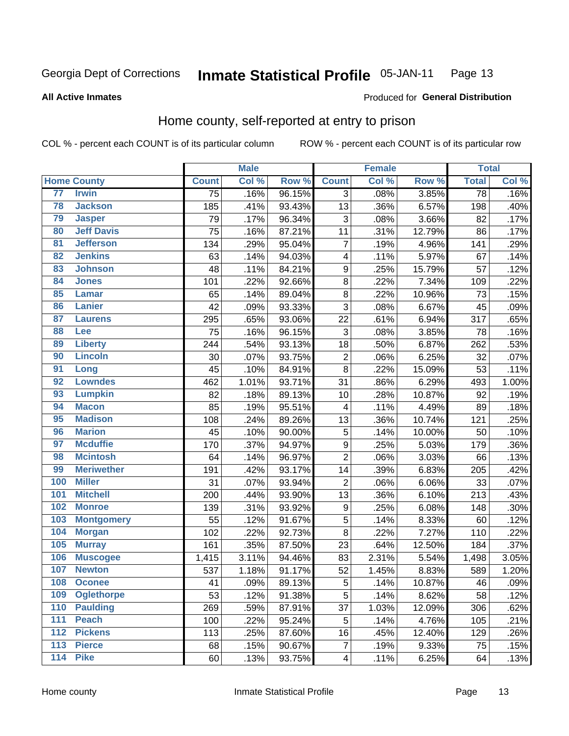Georgia Dept of Corrections **Inmate Statistical Profile** 05-JAN-11

**All Active Inmates**

Produced for **General Distribution**

## Home county, self-reported at entry to prison

COL % - percent each COUNT is of its particular column ROW % - percent each COUNT is of its particular row

| Home County | | Male | | | Female | | | Total | |
|---|---|---|---|---|---|---|---|---|---|
| | | Count | Col % | Row % | Count | Col % | Row % | Total | Col % |
| 77 | Irwin | 75 | .16% | 96.15% | 3 | .08% | 3.85% | 78 | .16% |
| 78 | Jackson | 185 | .41% | 93.43% | 13 | .36% | 6.57% | 198 | .40% |
| 79 | Jasper | 79 | .17% | 96.34% | 3 | .08% | 3.66% | 82 | .17% |
| 80 | Jeff Davis | 75 | .16% | 87.21% | 11 | .31% | 12.79% | 86 | .17% |
| 81 | Jefferson | 134 | .29% | 95.04% | 7 | .19% | 4.96% | 141 | .29% |
| 82 | Jenkins | 63 | .14% | 94.03% | 4 | .11% | 5.97% | 67 | .14% |
| 83 | Johnson | 48 | .11% | 84.21% | 9 | .25% | 15.79% | 57 | .12% |
| 84 | Jones | 101 | .22% | 92.66% | 8 | .22% | 7.34% | 109 | .22% |
| 85 | Lamar | 65 | .14% | 89.04% | 8 | .22% | 10.96% | 73 | .15% |
| 86 | Lanier | 42 | .09% | 93.33% | 3 | .08% | 6.67% | 45 | .09% |
| 87 | Laurens | 295 | .65% | 93.06% | 22 | .61% | 6.94% | 317 | .65% |
| 88 | Lee | 75 | .16% | 96.15% | 3 | .08% | 3.85% | 78 | .16% |
| 89 | Liberty | 244 | .54% | 93.13% | 18 | .50% | 6.87% | 262 | .53% |
| 90 | Lincoln | 30 | .07% | 93.75% | 2 | .06% | 6.25% | 32 | .07% |
| 91 | Long | 45 | .10% | 84.91% | 8 | .22% | 15.09% | 53 | .11% |
| 92 | Lowndes | 462 | 1.01% | 93.71% | 31 | .86% | 6.29% | 493 | 1.00% |
| 93 | Lumpkin | 82 | .18% | 89.13% | 10 | .28% | 10.87% | 92 | .19% |
| 94 | Macon | 85 | .19% | 95.51% | 4 | .11% | 4.49% | 89 | .18% |
| 95 | Madison | 108 | .24% | 89.26% | 13 | .36% | 10.74% | 121 | .25% |
| 96 | Marion | 45 | .10% | 90.00% | 5 | .14% | 10.00% | 50 | .10% |
| 97 | Mcduffie | 170 | .37% | 94.97% | 9 | .25% | 5.03% | 179 | .36% |
| 98 | Mcintosh | 64 | .14% | 96.97% | 2 | .06% | 3.03% | 66 | .13% |
| 99 | Meriwether | 191 | .42% | 93.17% | 14 | .39% | 6.83% | 205 | .42% |
| 100 | Miller | 31 | .07% | 93.94% | 2 | .06% | 6.06% | 33 | .07% |
| 101 | Mitchell | 200 | .44% | 93.90% | 13 | .36% | 6.10% | 213 | .43% |
| 102 | Monroe | 139 | .31% | 93.92% | 9 | .25% | 6.08% | 148 | .30% |
| 103 | Montgomery | 55 | .12% | 91.67% | 5 | .14% | 8.33% | 60 | .12% |
| 104 | Morgan | 102 | .22% | 92.73% | 8 | .22% | 7.27% | 110 | .22% |
| 105 | Murray | 161 | .35% | 87.50% | 23 | .64% | 12.50% | 184 | .37% |
| 106 | Muscogee | 1,415 | 3.11% | 94.46% | 83 | 2.31% | 5.54% | 1,498 | 3.05% |
| 107 | Newton | 537 | 1.18% | 91.17% | 52 | 1.45% | 8.83% | 589 | 1.20% |
| 108 | Oconee | 41 | .09% | 89.13% | 5 | .14% | 10.87% | 46 | .09% |
| 109 | Oglethorpe | 53 | .12% | 91.38% | 5 | .14% | 8.62% | 58 | .12% |
| 110 | Paulding | 269 | .59% | 87.91% | 37 | 1.03% | 12.09% | 306 | .62% |
| 111 | Peach | 100 | .22% | 95.24% | 5 | .14% | 4.76% | 105 | .21% |
| 112 | Pickens | 113 | .25% | 87.60% | 16 | .45% | 12.40% | 129 | .26% |
| 113 | Pierce | 68 | .15% | 90.67% | 7 | .19% | 9.33% | 75 | .15% |
| 114 | Pike | 60 | .13% | 93.75% | 4 | .11% | 6.25% | 64 | .13% |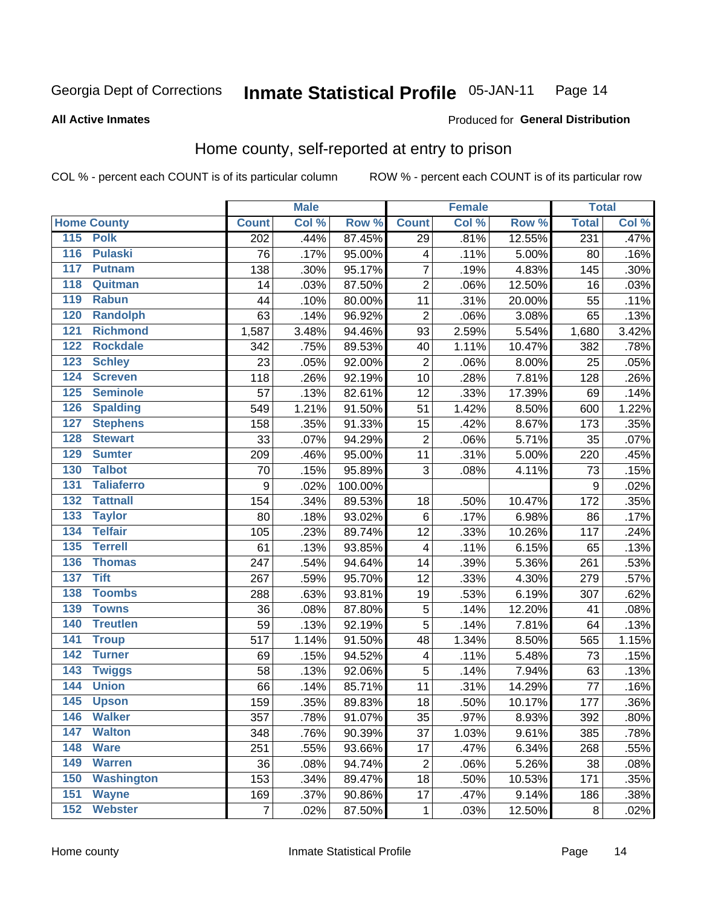Georgia Dept of Corrections **Inmate Statistical Profile** 05-JAN-11 Page 14

**All Active Inmates**

Produced for **General Distribution**

## Home county, self-reported at entry to prison

COL % - percent each COUNT is of its particular column ROW % - percent each COUNT is of its particular row

| Home County | Male | | | Female | | | Total | |
|---|---|---|---|---|---|---|---|---|
| | Count | Col % | Row % | Count | Col % | Row % | Total | Col % |
| 115 Polk | 202 | .44% | 87.45% | 29 | .81% | 12.55% | 231 | .47% |
| 116 Pulaski | 76 | .17% | 95.00% | 4 | .11% | 5.00% | 80 | .16% |
| 117 Putnam | 138 | .30% | 95.17% | 7 | .19% | 4.83% | 145 | .30% |
| 118 Quitman | 14 | .03% | 87.50% | 2 | .06% | 12.50% | 16 | .03% |
| 119 Rabun | 44 | .10% | 80.00% | 11 | .31% | 20.00% | 55 | .11% |
| 120 Randolph | 63 | .14% | 96.92% | 2 | .06% | 3.08% | 65 | .13% |
| 121 Richmond | 1,587 | 3.48% | 94.46% | 93 | 2.59% | 5.54% | 1,680 | 3.42% |
| 122 Rockdale | 342 | .75% | 89.53% | 40 | 1.11% | 10.47% | 382 | .78% |
| 123 Schley | 23 | .05% | 92.00% | 2 | .06% | 8.00% | 25 | .05% |
| 124 Screven | 118 | .26% | 92.19% | 10 | .28% | 7.81% | 128 | .26% |
| 125 Seminole | 57 | .13% | 82.61% | 12 | .33% | 17.39% | 69 | .14% |
| 126 Spalding | 549 | 1.21% | 91.50% | 51 | 1.42% | 8.50% | 600 | 1.22% |
| 127 Stephens | 158 | .35% | 91.33% | 15 | .42% | 8.67% | 173 | .35% |
| 128 Stewart | 33 | .07% | 94.29% | 2 | .06% | 5.71% | 35 | .07% |
| 129 Sumter | 209 | .46% | 95.00% | 11 | .31% | 5.00% | 220 | .45% |
| 130 Talbot | 70 | .15% | 95.89% | 3 | .08% | 4.11% | 73 | .15% |
| 131 Taliaferro | 9 | .02% | 100.00% | | | | 9 | .02% |
| 132 Tattnall | 154 | .34% | 89.53% | 18 | .50% | 10.47% | 172 | .35% |
| 133 Taylor | 80 | .18% | 93.02% | 6 | .17% | 6.98% | 86 | .17% |
| 134 Telfair | 105 | .23% | 89.74% | 12 | .33% | 10.26% | 117 | .24% |
| 135 Terrell | 61 | .13% | 93.85% | 4 | .11% | 6.15% | 65 | .13% |
| 136 Thomas | 247 | .54% | 94.64% | 14 | .39% | 5.36% | 261 | .53% |
| 137 Tift | 267 | .59% | 95.70% | 12 | .33% | 4.30% | 279 | .57% |
| 138 Toombs | 288 | .63% | 93.81% | 19 | .53% | 6.19% | 307 | .62% |
| 139 Towns | 36 | .08% | 87.80% | 5 | .14% | 12.20% | 41 | .08% |
| 140 Treutlen | 59 | .13% | 92.19% | 5 | .14% | 7.81% | 64 | .13% |
| 141 Troup | 517 | 1.14% | 91.50% | 48 | 1.34% | 8.50% | 565 | 1.15% |
| 142 Turner | 69 | .15% | 94.52% | 4 | .11% | 5.48% | 73 | .15% |
| 143 Twiggs | 58 | .13% | 92.06% | 5 | .14% | 7.94% | 63 | .13% |
| 144 Union | 66 | .14% | 85.71% | 11 | .31% | 14.29% | 77 | .16% |
| 145 Upson | 159 | .35% | 89.83% | 18 | .50% | 10.17% | 177 | .36% |
| 146 Walker | 357 | .78% | 91.07% | 35 | .97% | 8.93% | 392 | .80% |
| 147 Walton | 348 | .76% | 90.39% | 37 | 1.03% | 9.61% | 385 | .78% |
| 148 Ware | 251 | .55% | 93.66% | 17 | .47% | 6.34% | 268 | .55% |
| 149 Warren | 36 | .08% | 94.74% | 2 | .06% | 5.26% | 38 | .08% |
| 150 Washington | 153 | .34% | 89.47% | 18 | .50% | 10.53% | 171 | .35% |
| 151 Wayne | 169 | .37% | 90.86% | 17 | .47% | 9.14% | 186 | .38% |
| 152 Webster | 7 | .02% | 87.50% | 1 | .03% | 12.50% | 8 | .02% |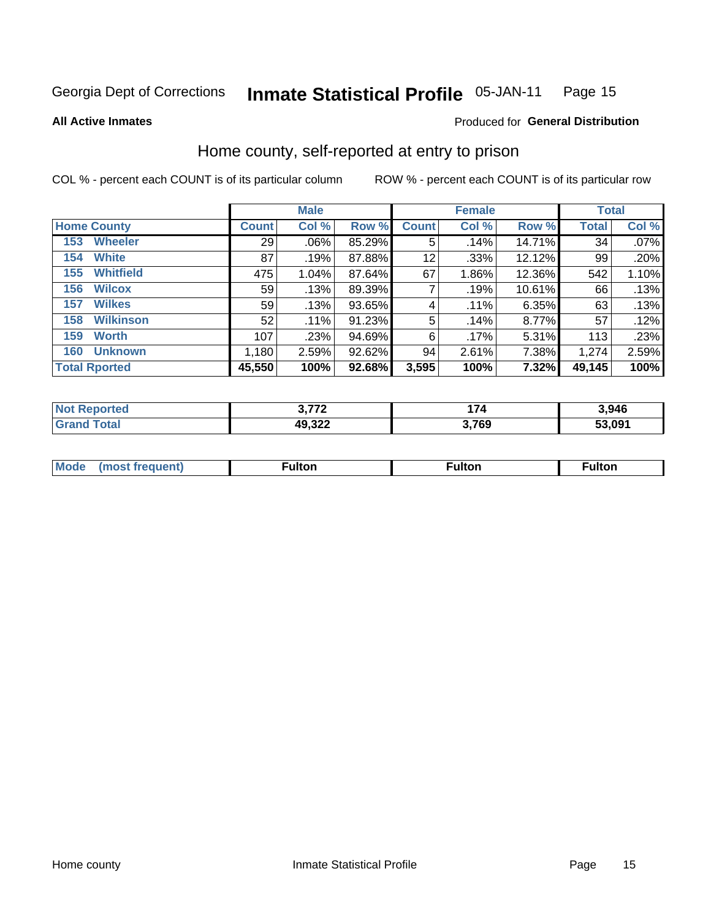Georgia Dept of Corrections **Inmate Statistical Profile** 05-JAN-11

**All Active Inmates**

Produced for **General Distribution**

## Home county, self-reported at entry to prison

COL % - percent each COUNT is of its particular column

ROW % - percent each COUNT is of its particular row

| | Male | | | Female | | | Total | |
|---|---|---|---|---|---|---|---|---|
| **Home County** | **Count** | **Col %** | **Row %** | **Count** | **Col %** | **Row %** | **Total** | **Col %** |
| 153 Wheeler | 29 | .06% | 85.29% | 5 | .14% | 14.71% | 34 | .07% |
| 154 White | 87 | .19% | 87.88% | 12 | .33% | 12.12% | 99 | .20% |
| 155 Whitfield | 475 | 1.04% | 87.64% | 67 | 1.86% | 12.36% | 542 | 1.10% |
| 156 Wilcox | 59 | .13% | 89.39% | 7 | .19% | 10.61% | 66 | .13% |
| 157 Wilkes | 59 | .13% | 93.65% | 4 | .11% | 6.35% | 63 | .13% |
| 158 Wilkinson | 52 | .11% | 91.23% | 5 | .14% | 8.77% | 57 | .12% |
| 159 Worth | 107 | .23% | 94.69% | 6 | .17% | 5.31% | 113 | .23% |
| 160 Unknown | 1,180 | 2.59% | 92.62% | 94 | 2.61% | 7.38% | 1,274 | 2.59% |
| **Total Rported** | **45,550** | **100%** | **92.68%** | **3,595** | **100%** | **7.32%** | **49,145** | **100%** |

| | Male | Female | Total |
|---|---|---|---|
| **Not Reported** | **3,772** | **174** | **3,946** |
| **Grand Total** | **49,322** | **3,769** | **53,091** |

| | Male | Female | Total |
|---|---|---|---|
| **Mode (most frequent)** | **Fulton** | **Fulton** | **Fulton** |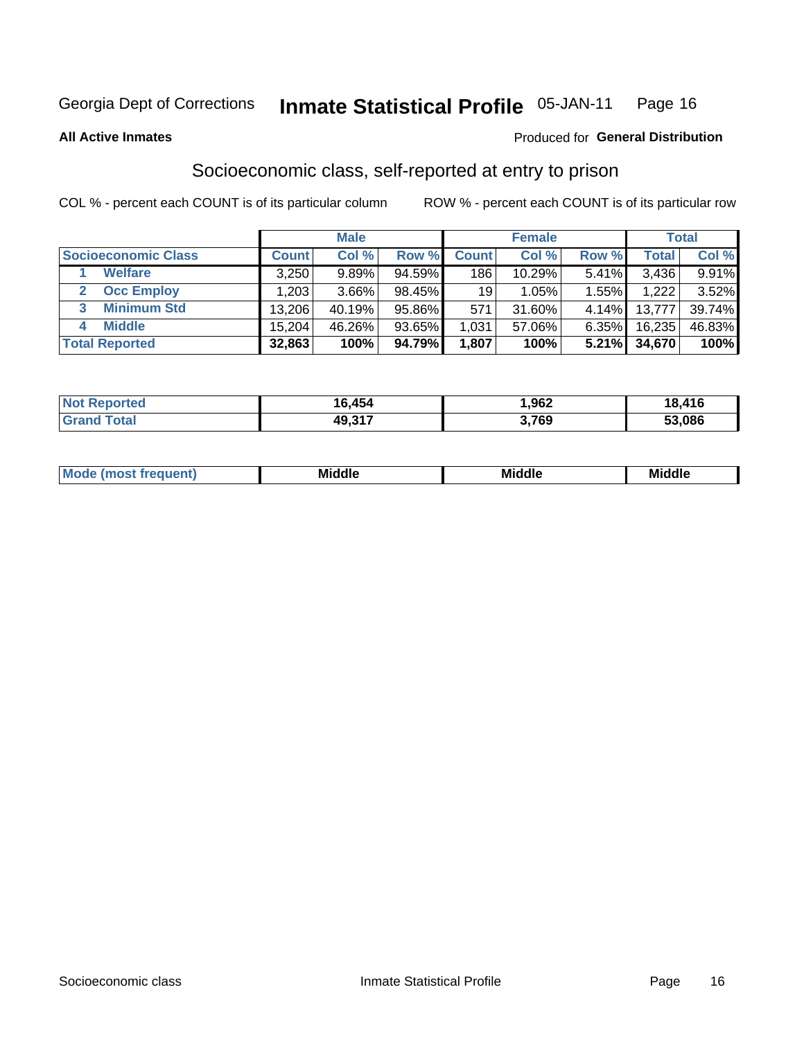Georgia Dept of Corrections **Inmate Statistical Profile** 05-JAN-11

**All Active Inmates**

Produced for **General Distribution**

## Socioeconomic class, self-reported at entry to prison

COL % - percent each COUNT is of its particular column

ROW % - percent each COUNT is of its particular row

| | Male | | | Female | | | Total | |
|---|---|---|---|---|---|---|---|---|
| **Socioeconomic Class** | **Count** | **Col %** | **Row %** | **Count** | **Col %** | **Row %** | **Total** | **Col %** |
| 1 **Welfare** | 3,250 | 9.89% | 94.59% | 186 | 10.29% | 5.41% | 3,436 | 9.91% |
| 2 **Occ Employ** | 1,203 | 3.66% | 98.45% | 19 | 1.05% | 1.55% | 1,222 | 3.52% |
| 3 **Minimum Std** | 13,206 | 40.19% | 95.86% | 571 | 31.60% | 4.14% | 13,777 | 39.74% |
| 4 **Middle** | 15,204 | 46.26% | 93.65% | 1,031 | 57.06% | 6.35% | 16,235 | 46.83% |
| **Total Reported** | **32,863** | **100%** | **94.79%** | **1,807** | **100%** | **5.21%** | **34,670** | **100%** |

| | Male | Female | Total |
|---|---|---|---|
| **Not Reported** | **16,454** | **1,962** | **18,416** |
| **Grand Total** | **49,317** | **3,769** | **53,086** |

| | Male | Female | Total |
|---|---|---|---|
| **Mode (most frequent)** | **Middle** | **Middle** | **Middle** |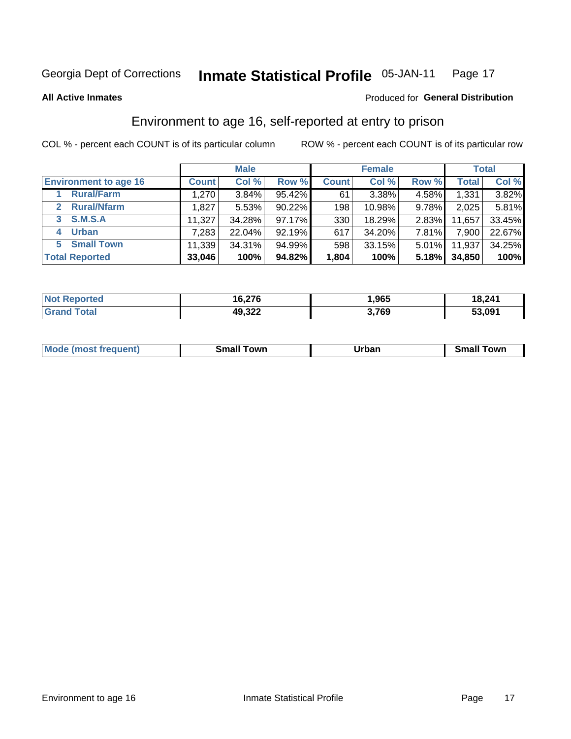Georgia Dept of Corrections **Inmate Statistical Profile** 05-JAN-11

**All Active Inmates**

Produced for **General Distribution**

## Environment to age 16, self-reported at entry to prison

COL % - percent each COUNT is of its particular column     ROW % - percent each COUNT is of its particular row

| | Male | | | Female | | | Total | |
|---|---|---|---|---|---|---|---|---|
| **Environment to age 16** | **Count** | **Col %** | **Row %** | **Count** | **Col %** | **Row %** | **Total** | **Col %** |
| 1 Rural/Farm | 1,270 | 3.84% | 95.42% | 61 | 3.38% | 4.58% | 1,331 | 3.82% |
| 2 Rural/Nfarm | 1,827 | 5.53% | 90.22% | 198 | 10.98% | 9.78% | 2,025 | 5.81% |
| 3 S.M.S.A | 11,327 | 34.28% | 97.17% | 330 | 18.29% | 2.83% | 11,657 | 33.45% |
| 4 Urban | 7,283 | 22.04% | 92.19% | 617 | 34.20% | 7.81% | 7,900 | 22.67% |
| 5 Small Town | 11,339 | 34.31% | 94.99% | 598 | 33.15% | 5.01% | 11,937 | 34.25% |
| **Total Reported** | **33,046** | **100%** | **94.82%** | **1,804** | **100%** | **5.18%** | **34,850** | **100%** |

| | Male | Female | Total |
|---|---|---|---|
| **Not Reported** | **16,276** | **1,965** | **18,241** |
| **Grand Total** | **49,322** | **3,769** | **53,091** |

| | Male | Female | Total |
|---|---|---|---|
| **Mode (most frequent)** | **Small Town** | **Urban** | **Small Town** |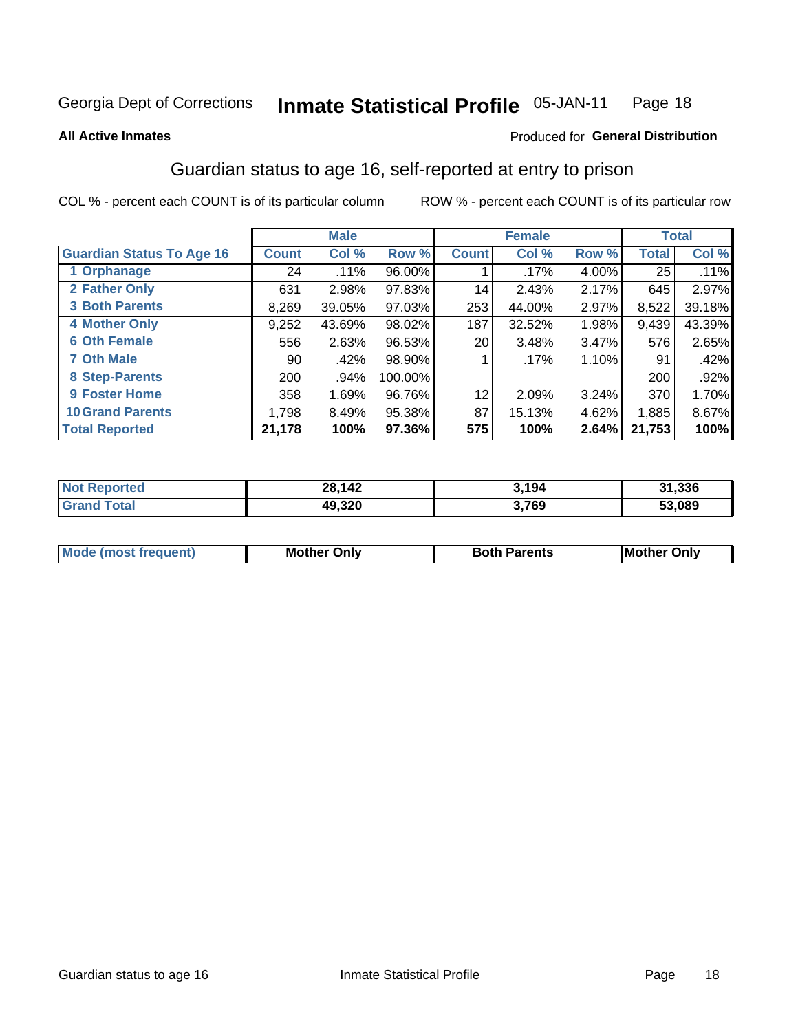Georgia Dept of Corrections **Inmate Statistical Profile** 05-JAN-11

**All Active Inmates**

Produced for **General Distribution**

## Guardian status to age 16, self-reported at entry to prison

COL % - percent each COUNT is of its particular column

ROW % - percent each COUNT is of its particular row

| | Male | | | Female | | | Total | |
|---|---|---|---|---|---|---|---|---|
| **Guardian Status To Age 16** | **Count** | **Col %** | **Row %** | **Count** | **Col %** | **Row %** | **Total** | **Col %** |
| 1 Orphanage | 24 | .11% | 96.00% | 1 | .17% | 4.00% | 25 | .11% |
| 2 Father Only | 631 | 2.98% | 97.83% | 14 | 2.43% | 2.17% | 645 | 2.97% |
| 3 Both Parents | 8,269 | 39.05% | 97.03% | 253 | 44.00% | 2.97% | 8,522 | 39.18% |
| 4 Mother Only | 9,252 | 43.69% | 98.02% | 187 | 32.52% | 1.98% | 9,439 | 43.39% |
| 6 Oth Female | 556 | 2.63% | 96.53% | 20 | 3.48% | 3.47% | 576 | 2.65% |
| 7 Oth Male | 90 | .42% | 98.90% | 1 | .17% | 1.10% | 91 | .42% |
| 8 Step-Parents | 200 | .94% | 100.00% | | | | 200 | .92% |
| 9 Foster Home | 358 | 1.69% | 96.76% | 12 | 2.09% | 3.24% | 370 | 1.70% |
| 10 Grand Parents | 1,798 | 8.49% | 95.38% | 87 | 15.13% | 4.62% | 1,885 | 8.67% |
| **Total Reported** | **21,178** | **100%** | **97.36%** | **575** | **100%** | **2.64%** | **21,753** | **100%** |

| | Male | Female | Total |
|---|---|---|---|
| Not Reported | **28,142** | **3,194** | **31,336** |
| Grand Total | **49,320** | **3,769** | **53,089** |

| | Male | Female | Total |
|---|---|---|---|
| Mode (most frequent) | **Mother Only** | **Both Parents** | **Mother Only** |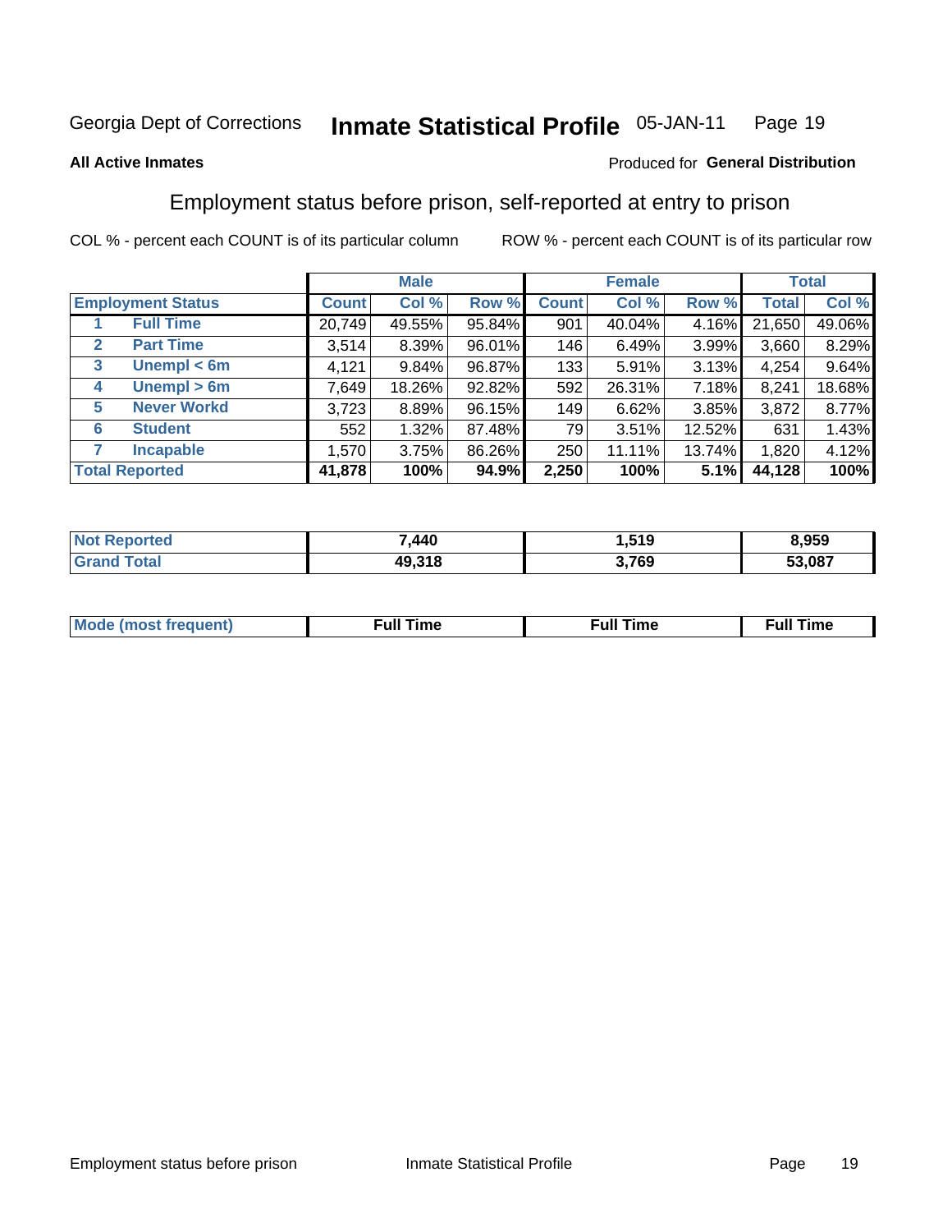Georgia Dept of Corrections **Inmate Statistical Profile** 05-JAN-11

**All Active Inmates**

Produced for **General Distribution**

## Employment status before prison, self-reported at entry to prison

COL % - percent each COUNT is of its particular column     ROW % - percent each COUNT is of its particular row

| | | Male | | | Female | | | Total | |
|---|---|---|---|---|---|---|---|---|---|
| **Employment Status** | | **Count** | **Col %** | **Row %** | **Count** | **Col %** | **Row %** | **Total** | **Col %** |
| 1 | **Full Time** | 20,749 | 49.55% | 95.84% | 901 | 40.04% | 4.16% | 21,650 | 49.06% |
| 2 | **Part Time** | 3,514 | 8.39% | 96.01% | 146 | 6.49% | 3.99% | 3,660 | 8.29% |
| 3 | **Unempl < 6m** | 4,121 | 9.84% | 96.87% | 133 | 5.91% | 3.13% | 4,254 | 9.64% |
| 4 | **Unempl > 6m** | 7,649 | 18.26% | 92.82% | 592 | 26.31% | 7.18% | 8,241 | 18.68% |
| 5 | **Never Workd** | 3,723 | 8.89% | 96.15% | 149 | 6.62% | 3.85% | 3,872 | 8.77% |
| 6 | **Student** | 552 | 1.32% | 87.48% | 79 | 3.51% | 12.52% | 631 | 1.43% |
| 7 | **Incapable** | 1,570 | 3.75% | 86.26% | 250 | 11.11% | 13.74% | 1,820 | 4.12% |
| **Total Reported** | | **41,878** | **100%** | **94.9%** | **2,250** | **100%** | **5.1%** | **44,128** | **100%** |

| | Male | Female | Total |
|---|---|---|---|
| **Not Reported** | **7,440** | **1,519** | **8,959** |
| **Grand Total** | **49,318** | **3,769** | **53,087** |

| | Male | Female | Total |
|---|---|---|---|
| **Mode (most frequent)** | **Full Time** | **Full Time** | **Full Time** |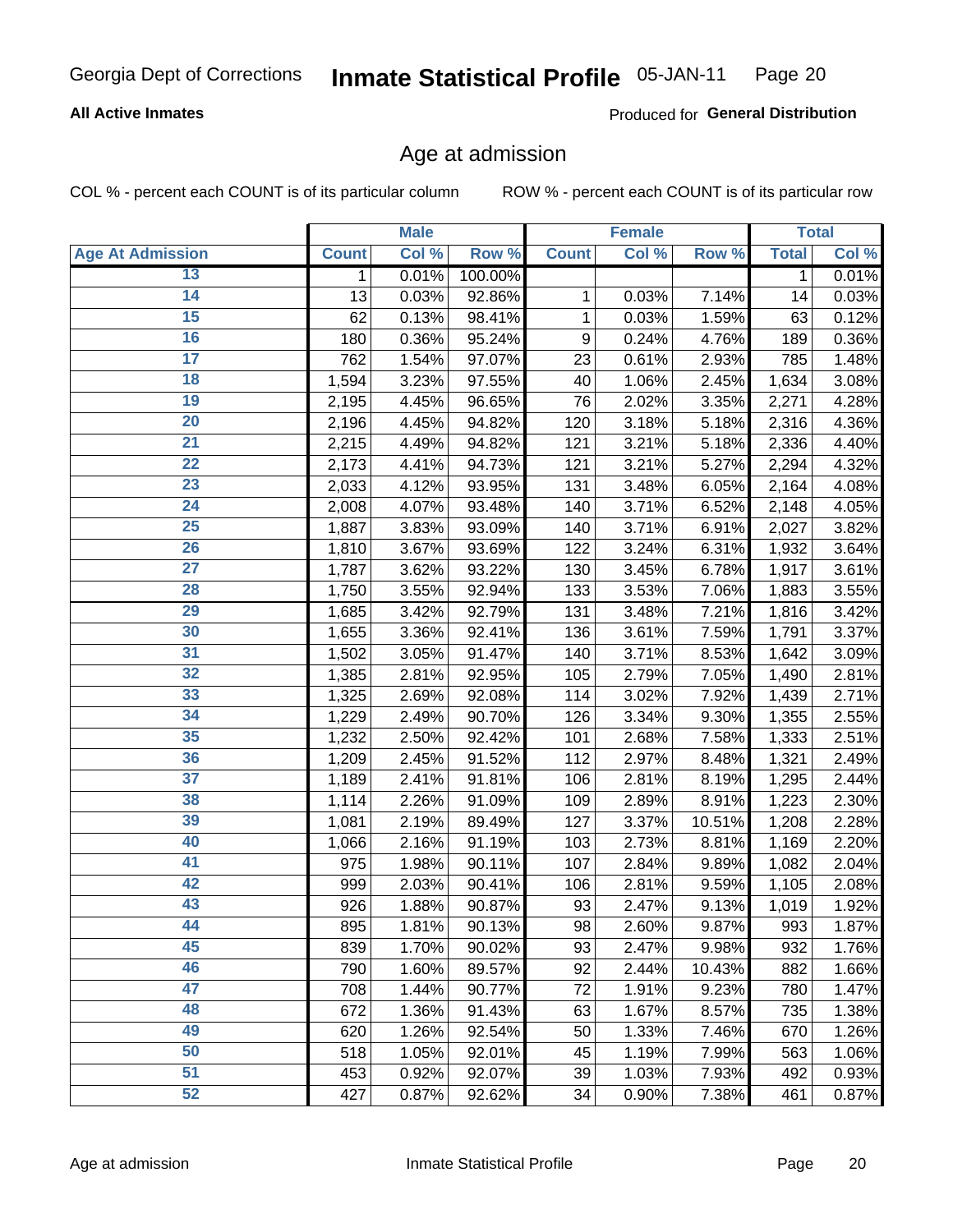Georgia Dept of Corrections **Inmate Statistical Profile** 05-JAN-11

**All Active Inmates**

Produced for **General Distribution**

## Age at admission

COL % - percent each COUNT is of its particular column ROW % - percent each COUNT is of its particular row

| | Male | | | Female | | | Total | |
|---|---|---|---|---|---|---|---|---|
| **Age At Admission** | **Count** | **Col %** | **Row %** | **Count** | **Col %** | **Row %** | **Total** | **Col %** |
| 13 | 1 | 0.01% | 100.00% | | | | 1 | 0.01% |
| 14 | 13 | 0.03% | 92.86% | 1 | 0.03% | 7.14% | 14 | 0.03% |
| 15 | 62 | 0.13% | 98.41% | 1 | 0.03% | 1.59% | 63 | 0.12% |
| 16 | 180 | 0.36% | 95.24% | 9 | 0.24% | 4.76% | 189 | 0.36% |
| 17 | 762 | 1.54% | 97.07% | 23 | 0.61% | 2.93% | 785 | 1.48% |
| 18 | 1,594 | 3.23% | 97.55% | 40 | 1.06% | 2.45% | 1,634 | 3.08% |
| 19 | 2,195 | 4.45% | 96.65% | 76 | 2.02% | 3.35% | 2,271 | 4.28% |
| 20 | 2,196 | 4.45% | 94.82% | 120 | 3.18% | 5.18% | 2,316 | 4.36% |
| 21 | 2,215 | 4.49% | 94.82% | 121 | 3.21% | 5.18% | 2,336 | 4.40% |
| 22 | 2,173 | 4.41% | 94.73% | 121 | 3.21% | 5.27% | 2,294 | 4.32% |
| 23 | 2,033 | 4.12% | 93.95% | 131 | 3.48% | 6.05% | 2,164 | 4.08% |
| 24 | 2,008 | 4.07% | 93.48% | 140 | 3.71% | 6.52% | 2,148 | 4.05% |
| 25 | 1,887 | 3.83% | 93.09% | 140 | 3.71% | 6.91% | 2,027 | 3.82% |
| 26 | 1,810 | 3.67% | 93.69% | 122 | 3.24% | 6.31% | 1,932 | 3.64% |
| 27 | 1,787 | 3.62% | 93.22% | 130 | 3.45% | 6.78% | 1,917 | 3.61% |
| 28 | 1,750 | 3.55% | 92.94% | 133 | 3.53% | 7.06% | 1,883 | 3.55% |
| 29 | 1,685 | 3.42% | 92.79% | 131 | 3.48% | 7.21% | 1,816 | 3.42% |
| 30 | 1,655 | 3.36% | 92.41% | 136 | 3.61% | 7.59% | 1,791 | 3.37% |
| 31 | 1,502 | 3.05% | 91.47% | 140 | 3.71% | 8.53% | 1,642 | 3.09% |
| 32 | 1,385 | 2.81% | 92.95% | 105 | 2.79% | 7.05% | 1,490 | 2.81% |
| 33 | 1,325 | 2.69% | 92.08% | 114 | 3.02% | 7.92% | 1,439 | 2.71% |
| 34 | 1,229 | 2.49% | 90.70% | 126 | 3.34% | 9.30% | 1,355 | 2.55% |
| 35 | 1,232 | 2.50% | 92.42% | 101 | 2.68% | 7.58% | 1,333 | 2.51% |
| 36 | 1,209 | 2.45% | 91.52% | 112 | 2.97% | 8.48% | 1,321 | 2.49% |
| 37 | 1,189 | 2.41% | 91.81% | 106 | 2.81% | 8.19% | 1,295 | 2.44% |
| 38 | 1,114 | 2.26% | 91.09% | 109 | 2.89% | 8.91% | 1,223 | 2.30% |
| 39 | 1,081 | 2.19% | 89.49% | 127 | 3.37% | 10.51% | 1,208 | 2.28% |
| 40 | 1,066 | 2.16% | 91.19% | 103 | 2.73% | 8.81% | 1,169 | 2.20% |
| 41 | 975 | 1.98% | 90.11% | 107 | 2.84% | 9.89% | 1,082 | 2.04% |
| 42 | 999 | 2.03% | 90.41% | 106 | 2.81% | 9.59% | 1,105 | 2.08% |
| 43 | 926 | 1.88% | 90.87% | 93 | 2.47% | 9.13% | 1,019 | 1.92% |
| 44 | 895 | 1.81% | 90.13% | 98 | 2.60% | 9.87% | 993 | 1.87% |
| 45 | 839 | 1.70% | 90.02% | 93 | 2.47% | 9.98% | 932 | 1.76% |
| 46 | 790 | 1.60% | 89.57% | 92 | 2.44% | 10.43% | 882 | 1.66% |
| 47 | 708 | 1.44% | 90.77% | 72 | 1.91% | 9.23% | 780 | 1.47% |
| 48 | 672 | 1.36% | 91.43% | 63 | 1.67% | 8.57% | 735 | 1.38% |
| 49 | 620 | 1.26% | 92.54% | 50 | 1.33% | 7.46% | 670 | 1.26% |
| 50 | 518 | 1.05% | 92.01% | 45 | 1.19% | 7.99% | 563 | 1.06% |
| 51 | 453 | 0.92% | 92.07% | 39 | 1.03% | 7.93% | 492 | 0.93% |
| 52 | 427 | 0.87% | 92.62% | 34 | 0.90% | 7.38% | 461 | 0.87% |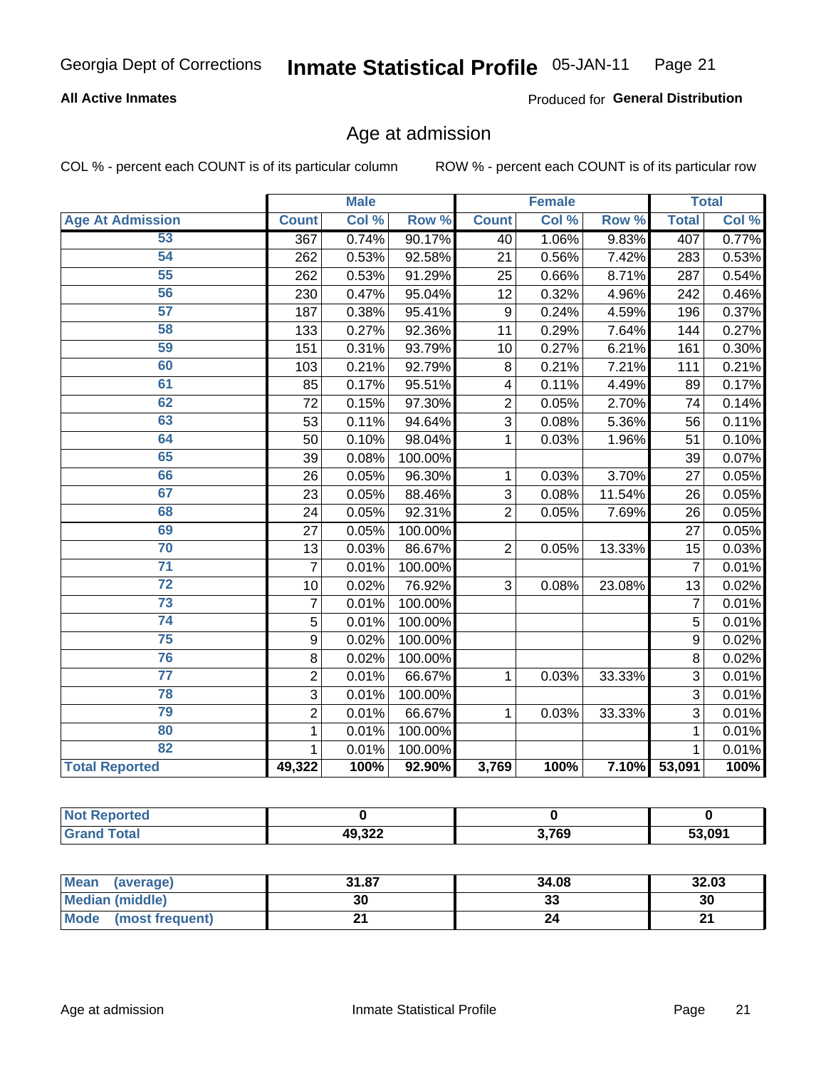Georgia Dept of Corrections **Inmate Statistical Profile** 05-JAN-11

**All Active Inmates**

Produced for **General Distribution**

## Age at admission

COL % - percent each COUNT is of its particular column ROW % - percent each COUNT is of its particular row

| | Male | | | Female | | | Total | |
|---|---|---|---|---|---|---|---|---|
| **Age At Admission** | **Count** | **Col %** | **Row %** | **Count** | **Col %** | **Row %** | **Total** | **Col %** |
| 53 | 367 | 0.74% | 90.17% | 40 | 1.06% | 9.83% | 407 | 0.77% |
| 54 | 262 | 0.53% | 92.58% | 21 | 0.56% | 7.42% | 283 | 0.53% |
| 55 | 262 | 0.53% | 91.29% | 25 | 0.66% | 8.71% | 287 | 0.54% |
| 56 | 230 | 0.47% | 95.04% | 12 | 0.32% | 4.96% | 242 | 0.46% |
| 57 | 187 | 0.38% | 95.41% | 9 | 0.24% | 4.59% | 196 | 0.37% |
| 58 | 133 | 0.27% | 92.36% | 11 | 0.29% | 7.64% | 144 | 0.27% |
| 59 | 151 | 0.31% | 93.79% | 10 | 0.27% | 6.21% | 161 | 0.30% |
| 60 | 103 | 0.21% | 92.79% | 8 | 0.21% | 7.21% | 111 | 0.21% |
| 61 | 85 | 0.17% | 95.51% | 4 | 0.11% | 4.49% | 89 | 0.17% |
| 62 | 72 | 0.15% | 97.30% | 2 | 0.05% | 2.70% | 74 | 0.14% |
| 63 | 53 | 0.11% | 94.64% | 3 | 0.08% | 5.36% | 56 | 0.11% |
| 64 | 50 | 0.10% | 98.04% | 1 | 0.03% | 1.96% | 51 | 0.10% |
| 65 | 39 | 0.08% | 100.00% | | | | 39 | 0.07% |
| 66 | 26 | 0.05% | 96.30% | 1 | 0.03% | 3.70% | 27 | 0.05% |
| 67 | 23 | 0.05% | 88.46% | 3 | 0.08% | 11.54% | 26 | 0.05% |
| 68 | 24 | 0.05% | 92.31% | 2 | 0.05% | 7.69% | 26 | 0.05% |
| 69 | 27 | 0.05% | 100.00% | | | | 27 | 0.05% |
| 70 | 13 | 0.03% | 86.67% | 2 | 0.05% | 13.33% | 15 | 0.03% |
| 71 | 7 | 0.01% | 100.00% | | | | 7 | 0.01% |
| 72 | 10 | 0.02% | 76.92% | 3 | 0.08% | 23.08% | 13 | 0.02% |
| 73 | 7 | 0.01% | 100.00% | | | | 7 | 0.01% |
| 74 | 5 | 0.01% | 100.00% | | | | 5 | 0.01% |
| 75 | 9 | 0.02% | 100.00% | | | | 9 | 0.02% |
| 76 | 8 | 0.02% | 100.00% | | | | 8 | 0.02% |
| 77 | 2 | 0.01% | 66.67% | 1 | 0.03% | 33.33% | 3 | 0.01% |
| 78 | 3 | 0.01% | 100.00% | | | | 3 | 0.01% |
| 79 | 2 | 0.01% | 66.67% | 1 | 0.03% | 33.33% | 3 | 0.01% |
| 80 | 1 | 0.01% | 100.00% | | | | 1 | 0.01% |
| 82 | 1 | 0.01% | 100.00% | | | | 1 | 0.01% |
| **Total Reported** | **49,322** | **100%** | **92.90%** | **3,769** | **100%** | **7.10%** | **53,091** | **100%** |

| | Male | Female | Total |
|---|---|---|---|
| **Not Reported** | **0** | **0** | **0** |
| **Grand Total** | **49,322** | **3,769** | **53,091** |

| | Male | Female | Total |
|---|---|---|---|
| **Mean (average)** | **31.87** | **34.08** | **32.03** |
| **Median (middle)** | **30** | **33** | **30** |
| **Mode (most frequent)** | **21** | **24** | **21** |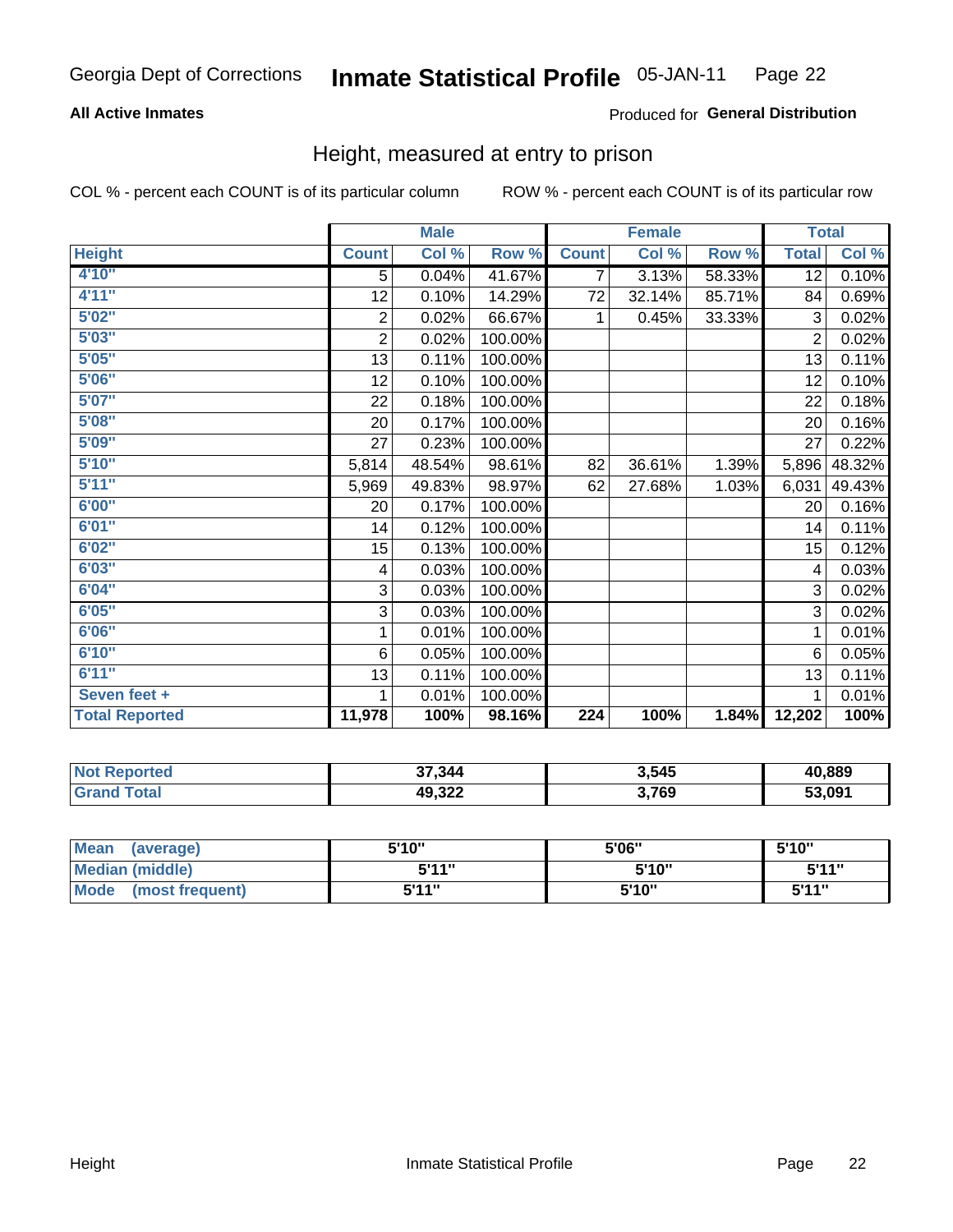Georgia Dept of Corrections **Inmate Statistical Profile** 05-JAN-11

**All Active Inmates**

Produced for **General Distribution**

## Height, measured at entry to prison

COL % - percent each COUNT is of its particular column

ROW % - percent each COUNT is of its particular row

| | Male | | | Female | | | Total | |
|---|---|---|---|---|---|---|---|---|
| **Height** | **Count** | **Col %** | **Row %** | **Count** | **Col %** | **Row %** | **Total** | **Col %** |
| **4'10"** | 5 | 0.04% | 41.67% | 7 | 3.13% | 58.33% | 12 | 0.10% |
| **4'11"** | 12 | 0.10% | 14.29% | 72 | 32.14% | 85.71% | 84 | 0.69% |
| **5'02"** | 2 | 0.02% | 66.67% | 1 | 0.45% | 33.33% | 3 | 0.02% |
| **5'03"** | 2 | 0.02% | 100.00% | | | | 2 | 0.02% |
| **5'05"** | 13 | 0.11% | 100.00% | | | | 13 | 0.11% |
| **5'06"** | 12 | 0.10% | 100.00% | | | | 12 | 0.10% |
| **5'07"** | 22 | 0.18% | 100.00% | | | | 22 | 0.18% |
| **5'08"** | 20 | 0.17% | 100.00% | | | | 20 | 0.16% |
| **5'09"** | 27 | 0.23% | 100.00% | | | | 27 | 0.22% |
| **5'10"** | 5,814 | 48.54% | 98.61% | 82 | 36.61% | 1.39% | 5,896 | 48.32% |
| **5'11"** | 5,969 | 49.83% | 98.97% | 62 | 27.68% | 1.03% | 6,031 | 49.43% |
| **6'00"** | 20 | 0.17% | 100.00% | | | | 20 | 0.16% |
| **6'01"** | 14 | 0.12% | 100.00% | | | | 14 | 0.11% |
| **6'02"** | 15 | 0.13% | 100.00% | | | | 15 | 0.12% |
| **6'03"** | 4 | 0.03% | 100.00% | | | | 4 | 0.03% |
| **6'04"** | 3 | 0.03% | 100.00% | | | | 3 | 0.02% |
| **6'05"** | 3 | 0.03% | 100.00% | | | | 3 | 0.02% |
| **6'06"** | 1 | 0.01% | 100.00% | | | | 1 | 0.01% |
| **6'10"** | 6 | 0.05% | 100.00% | | | | 6 | 0.05% |
| **6'11"** | 13 | 0.11% | 100.00% | | | | 13 | 0.11% |
| **Seven feet +** | 1 | 0.01% | 100.00% | | | | 1 | 0.01% |
| **Total Reported** | **11,978** | **100%** | **98.16%** | **224** | **100%** | **1.84%** | **12,202** | **100%** |

| | Male | Female | Total |
|---|---|---|---|
| **Not Reported** | **37,344** | **3,545** | **40,889** |
| **Grand Total** | **49,322** | **3,769** | **53,091** |

| | Male | Female | Total |
|---|---|---|---|
| **Mean (average)** | **5'10"** | **5'06"** | **5'10"** |
| **Median (middle)** | **5'11"** | **5'10"** | **5'11"** |
| **Mode (most frequent)** | **5'11"** | **5'10"** | **5'11"** |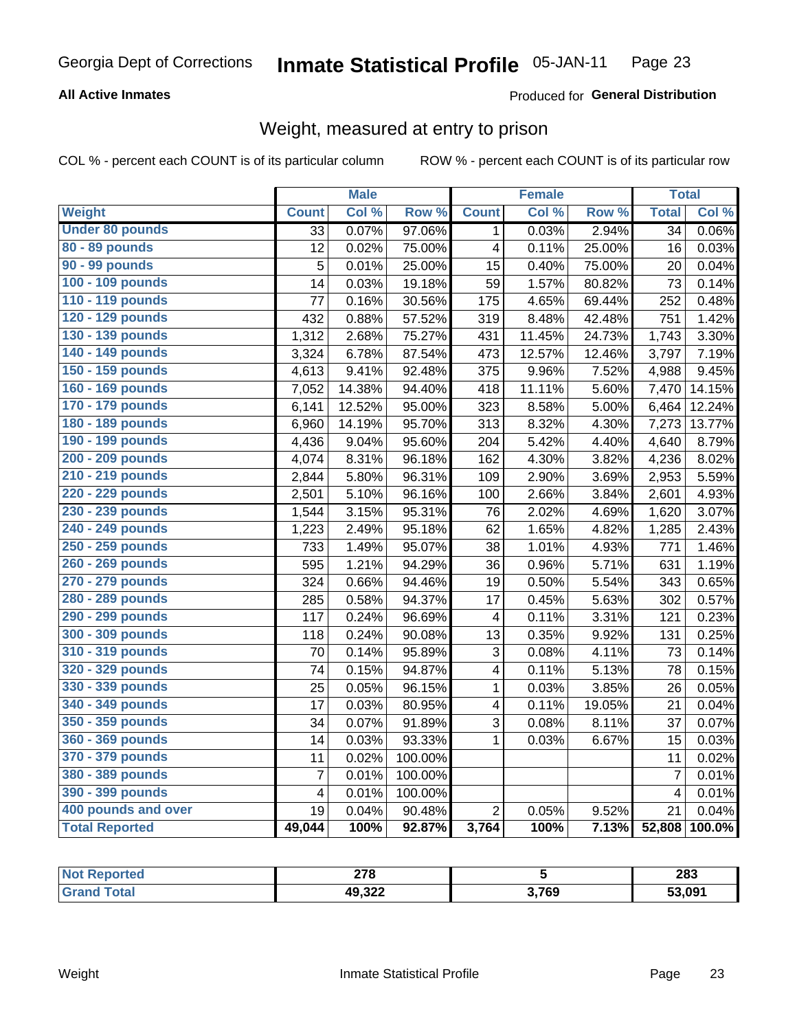Georgia Dept of Corrections **Inmate Statistical Profile** 05-JAN-11 Page 23

**All Active Inmates**

Produced for **General Distribution**

## Weight, measured at entry to prison

COL % - percent each COUNT is of its particular column

ROW % - percent each COUNT is of its particular row

| Weight | Male | | | Female | | | Total | |
|---|---|---|---|---|---|---|---|---|
| | Count | Col % | Row % | Count | Col % | Row % | Total | Col % |
| Under 80 pounds | 33 | 0.07% | 97.06% | 1 | 0.03% | 2.94% | 34 | 0.06% |
| 80 - 89 pounds | 12 | 0.02% | 75.00% | 4 | 0.11% | 25.00% | 16 | 0.03% |
| 90 - 99 pounds | 5 | 0.01% | 25.00% | 15 | 0.40% | 75.00% | 20 | 0.04% |
| 100 - 109 pounds | 14 | 0.03% | 19.18% | 59 | 1.57% | 80.82% | 73 | 0.14% |
| 110 - 119 pounds | 77 | 0.16% | 30.56% | 175 | 4.65% | 69.44% | 252 | 0.48% |
| 120 - 129 pounds | 432 | 0.88% | 57.52% | 319 | 8.48% | 42.48% | 751 | 1.42% |
| 130 - 139 pounds | 1,312 | 2.68% | 75.27% | 431 | 11.45% | 24.73% | 1,743 | 3.30% |
| 140 - 149 pounds | 3,324 | 6.78% | 87.54% | 473 | 12.57% | 12.46% | 3,797 | 7.19% |
| 150 - 159 pounds | 4,613 | 9.41% | 92.48% | 375 | 9.96% | 7.52% | 4,988 | 9.45% |
| 160 - 169 pounds | 7,052 | 14.38% | 94.40% | 418 | 11.11% | 5.60% | 7,470 | 14.15% |
| 170 - 179 pounds | 6,141 | 12.52% | 95.00% | 323 | 8.58% | 5.00% | 6,464 | 12.24% |
| 180 - 189 pounds | 6,960 | 14.19% | 95.70% | 313 | 8.32% | 4.30% | 7,273 | 13.77% |
| 190 - 199 pounds | 4,436 | 9.04% | 95.60% | 204 | 5.42% | 4.40% | 4,640 | 8.79% |
| 200 - 209 pounds | 4,074 | 8.31% | 96.18% | 162 | 4.30% | 3.82% | 4,236 | 8.02% |
| 210 - 219 pounds | 2,844 | 5.80% | 96.31% | 109 | 2.90% | 3.69% | 2,953 | 5.59% |
| 220 - 229 pounds | 2,501 | 5.10% | 96.16% | 100 | 2.66% | 3.84% | 2,601 | 4.93% |
| 230 - 239 pounds | 1,544 | 3.15% | 95.31% | 76 | 2.02% | 4.69% | 1,620 | 3.07% |
| 240 - 249 pounds | 1,223 | 2.49% | 95.18% | 62 | 1.65% | 4.82% | 1,285 | 2.43% |
| 250 - 259 pounds | 733 | 1.49% | 95.07% | 38 | 1.01% | 4.93% | 771 | 1.46% |
| 260 - 269 pounds | 595 | 1.21% | 94.29% | 36 | 0.96% | 5.71% | 631 | 1.19% |
| 270 - 279 pounds | 324 | 0.66% | 94.46% | 19 | 0.50% | 5.54% | 343 | 0.65% |
| 280 - 289 pounds | 285 | 0.58% | 94.37% | 17 | 0.45% | 5.63% | 302 | 0.57% |
| 290 - 299 pounds | 117 | 0.24% | 96.69% | 4 | 0.11% | 3.31% | 121 | 0.23% |
| 300 - 309 pounds | 118 | 0.24% | 90.08% | 13 | 0.35% | 9.92% | 131 | 0.25% |
| 310 - 319 pounds | 70 | 0.14% | 95.89% | 3 | 0.08% | 4.11% | 73 | 0.14% |
| 320 - 329 pounds | 74 | 0.15% | 94.87% | 4 | 0.11% | 5.13% | 78 | 0.15% |
| 330 - 339 pounds | 25 | 0.05% | 96.15% | 1 | 0.03% | 3.85% | 26 | 0.05% |
| 340 - 349 pounds | 17 | 0.03% | 80.95% | 4 | 0.11% | 19.05% | 21 | 0.04% |
| 350 - 359 pounds | 34 | 0.07% | 91.89% | 3 | 0.08% | 8.11% | 37 | 0.07% |
| 360 - 369 pounds | 14 | 0.03% | 93.33% | 1 | 0.03% | 6.67% | 15 | 0.03% |
| 370 - 379 pounds | 11 | 0.02% | 100.00% | | | | 11 | 0.02% |
| 380 - 389 pounds | 7 | 0.01% | 100.00% | | | | 7 | 0.01% |
| 390 - 399 pounds | 4 | 0.01% | 100.00% | | | | 4 | 0.01% |
| 400 pounds and over | 19 | 0.04% | 90.48% | 2 | 0.05% | 9.52% | 21 | 0.04% |
| **Total Reported** | **49,044** | **100%** | **92.87%** | **3,764** | **100%** | **7.13%** | **52,808** | **100.0%** |

| | Male | Female | Total |
|---|---|---|---|
| Not Reported | 278 | 5 | 283 |
| Grand Total | 49,322 | 3,769 | 53,091 |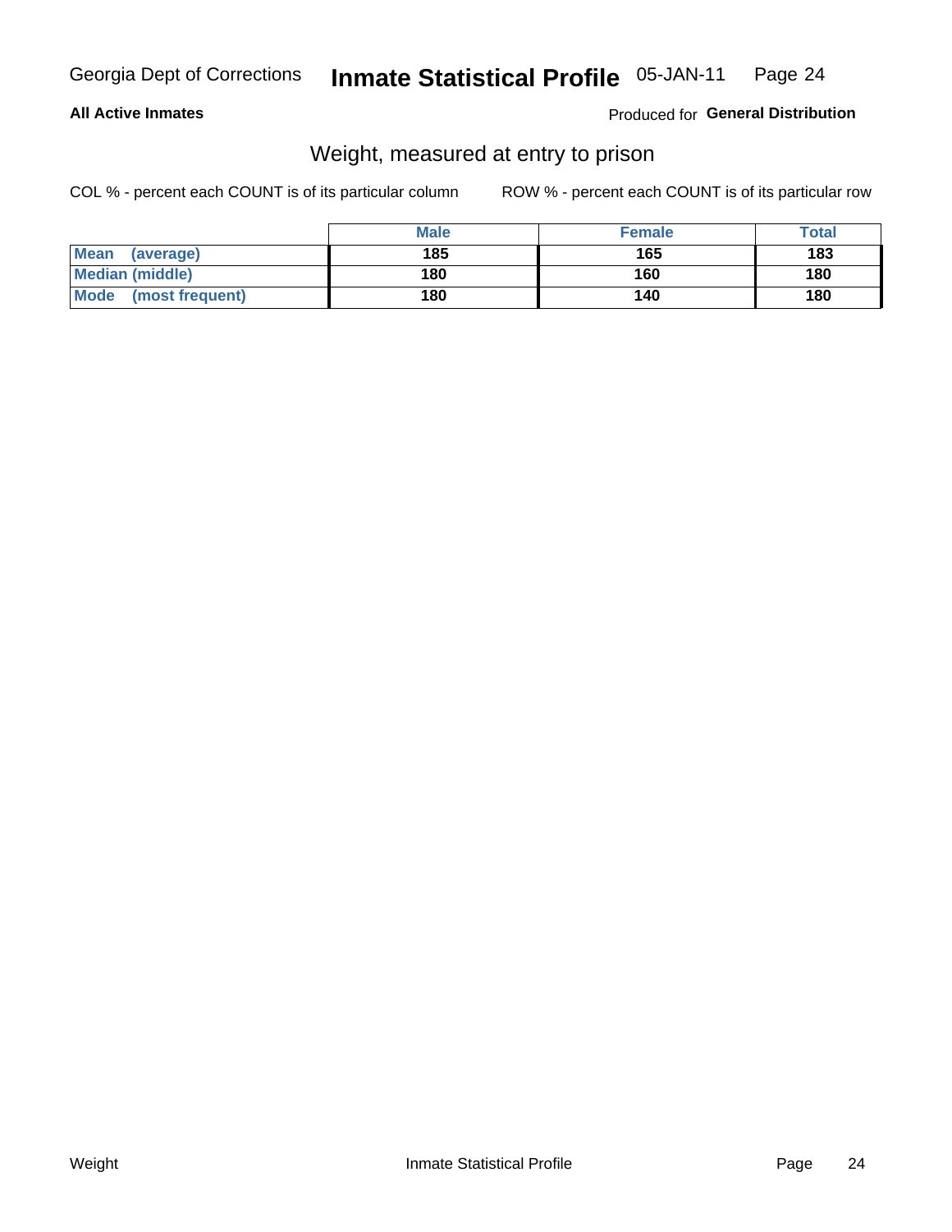**All Active Inmates**

Produced for **General Distribution**

## Weight, measured at entry to prison

COL % - percent each COUNT is of its particular column

ROW % - percent each COUNT is of its particular row

| | Male | Female | Total |
|---|---|---|---|
| **Mean (average)** | 185 | 165 | 183 |
| **Median (middle)** | 180 | 160 | 180 |
| **Mode (most frequent)** | 180 | 140 | 180 |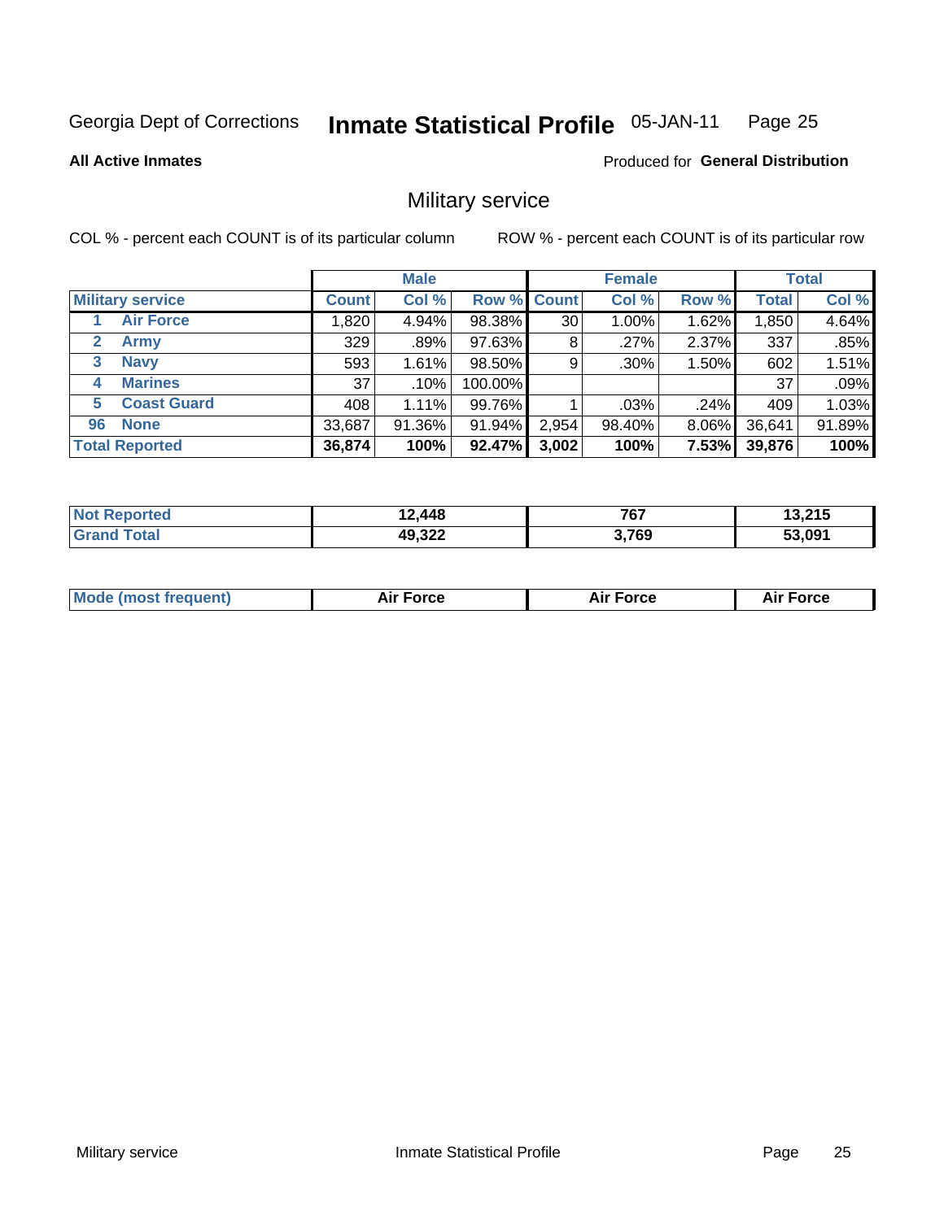Georgia Dept of Corrections **Inmate Statistical Profile** 05-JAN-11

**All Active Inmates**

Produced for **General Distribution**

## Military service

COL % - percent each COUNT is of its particular column     ROW % - percent each COUNT is of its particular row

| | | Male | | | Female | | | Total | |
|---|---|---|---|---|---|---|---|---|---|
| **Military service** | | **Count** | **Col %** | **Row %** | **Count** | **Col %** | **Row %** | **Total** | **Col %** |
| 1 | Air Force | 1,820 | 4.94% | 98.38% | 30 | 1.00% | 1.62% | 1,850 | 4.64% |
| 2 | Army | 329 | .89% | 97.63% | 8 | .27% | 2.37% | 337 | .85% |
| 3 | Navy | 593 | 1.61% | 98.50% | 9 | .30% | 1.50% | 602 | 1.51% |
| 4 | Marines | 37 | .10% | 100.00% | | | | 37 | .09% |
| 5 | Coast Guard | 408 | 1.11% | 99.76% | 1 | .03% | .24% | 409 | 1.03% |
| 96 | None | 33,687 | 91.36% | 91.94% | 2,954 | 98.40% | 8.06% | 36,641 | 91.89% |
| **Total Reported** | | **36,874** | **100%** | **92.47%** | **3,002** | **100%** | **7.53%** | **39,876** | **100%** |

| | Male | Female | Total |
|---|---|---|---|
| **Not Reported** | **12,448** | **767** | **13,215** |
| **Grand Total** | **49,322** | **3,769** | **53,091** |

| | Male | Female | Total |
|---|---|---|---|
| **Mode (most frequent)** | **Air Force** | **Air Force** | **Air Force** |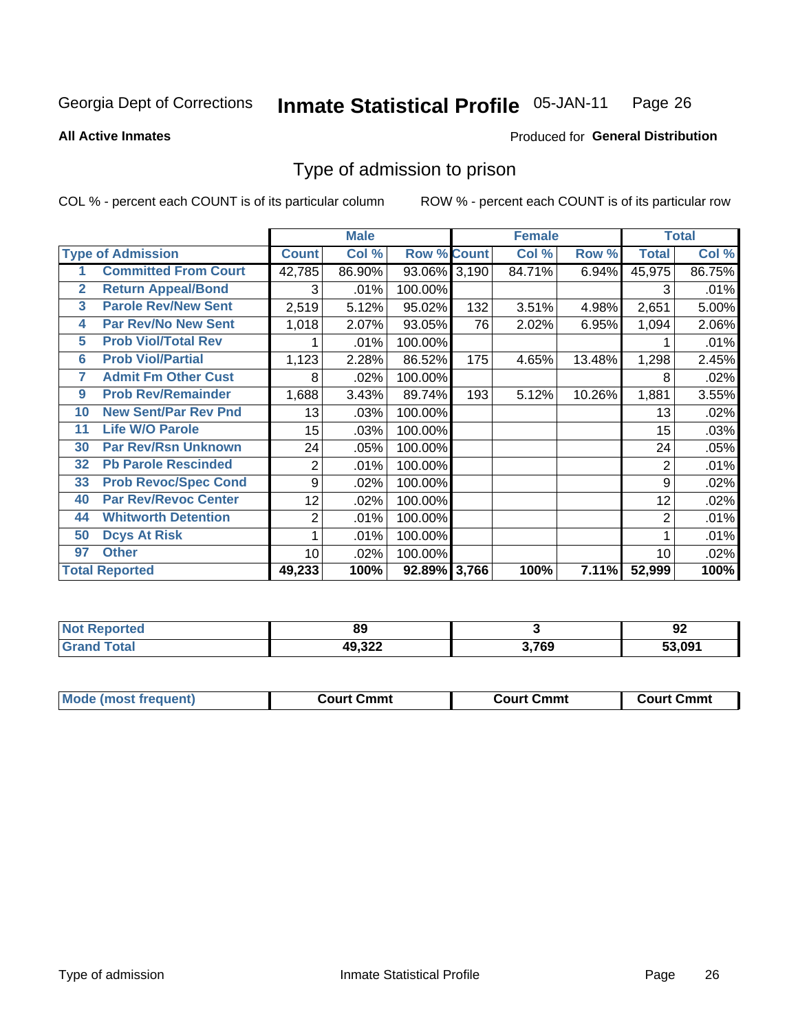Georgia Dept of Corrections **Inmate Statistical Profile** 05-JAN-11

**All Active Inmates** Produced for **General Distribution**

## Type of admission to prison

COL % - percent each COUNT is of its particular column ROW % - percent each COUNT is of its particular row

| Type of Admission | | Male | | | Female | | | Total | |
|---|---|---|---|---|---|---|---|---|---|
| | | Count | Col % | Row % | Count | Col % | Row % | Total | Col % |
| 1 | Committed From Court | 42,785 | 86.90% | 93.06% | 3,190 | 84.71% | 6.94% | 45,975 | 86.75% |
| 2 | Return Appeal/Bond | 3 | .01% | 100.00% | | | | 3 | .01% |
| 3 | Parole Rev/New Sent | 2,519 | 5.12% | 95.02% | 132 | 3.51% | 4.98% | 2,651 | 5.00% |
| 4 | Par Rev/No New Sent | 1,018 | 2.07% | 93.05% | 76 | 2.02% | 6.95% | 1,094 | 2.06% |
| 5 | Prob Viol/Total Rev | 1 | .01% | 100.00% | | | | 1 | .01% |
| 6 | Prob Viol/Partial | 1,123 | 2.28% | 86.52% | 175 | 4.65% | 13.48% | 1,298 | 2.45% |
| 7 | Admit Fm Other Cust | 8 | .02% | 100.00% | | | | 8 | .02% |
| 9 | Prob Rev/Remainder | 1,688 | 3.43% | 89.74% | 193 | 5.12% | 10.26% | 1,881 | 3.55% |
| 10 | New Sent/Par Rev Pnd | 13 | .03% | 100.00% | | | | 13 | .02% |
| 11 | Life W/O Parole | 15 | .03% | 100.00% | | | | 15 | .03% |
| 30 | Par Rev/Rsn Unknown | 24 | .05% | 100.00% | | | | 24 | .05% |
| 32 | Pb Parole Rescinded | 2 | .01% | 100.00% | | | | 2 | .01% |
| 33 | Prob Revoc/Spec Cond | 9 | .02% | 100.00% | | | | 9 | .02% |
| 40 | Par Rev/Revoc Center | 12 | .02% | 100.00% | | | | 12 | .02% |
| 44 | Whitworth Detention | 2 | .01% | 100.00% | | | | 2 | .01% |
| 50 | Dcys At Risk | 1 | .01% | 100.00% | | | | 1 | .01% |
| 97 | Other | 10 | .02% | 100.00% | | | | 10 | .02% |
| Total Reported | | 49,233 | 100% | 92.89% | 3,766 | 100% | 7.11% | 52,999 | 100% |

| | Male | Female | Total |
|---|---|---|---|
| Not Reported | 89 | 3 | 92 |
| Grand Total | 49,322 | 3,769 | 53,091 |

| | Male | Female | Total |
|---|---|---|---|
| Mode (most frequent) | Court Cmmt | Court Cmmt | Court Cmmt |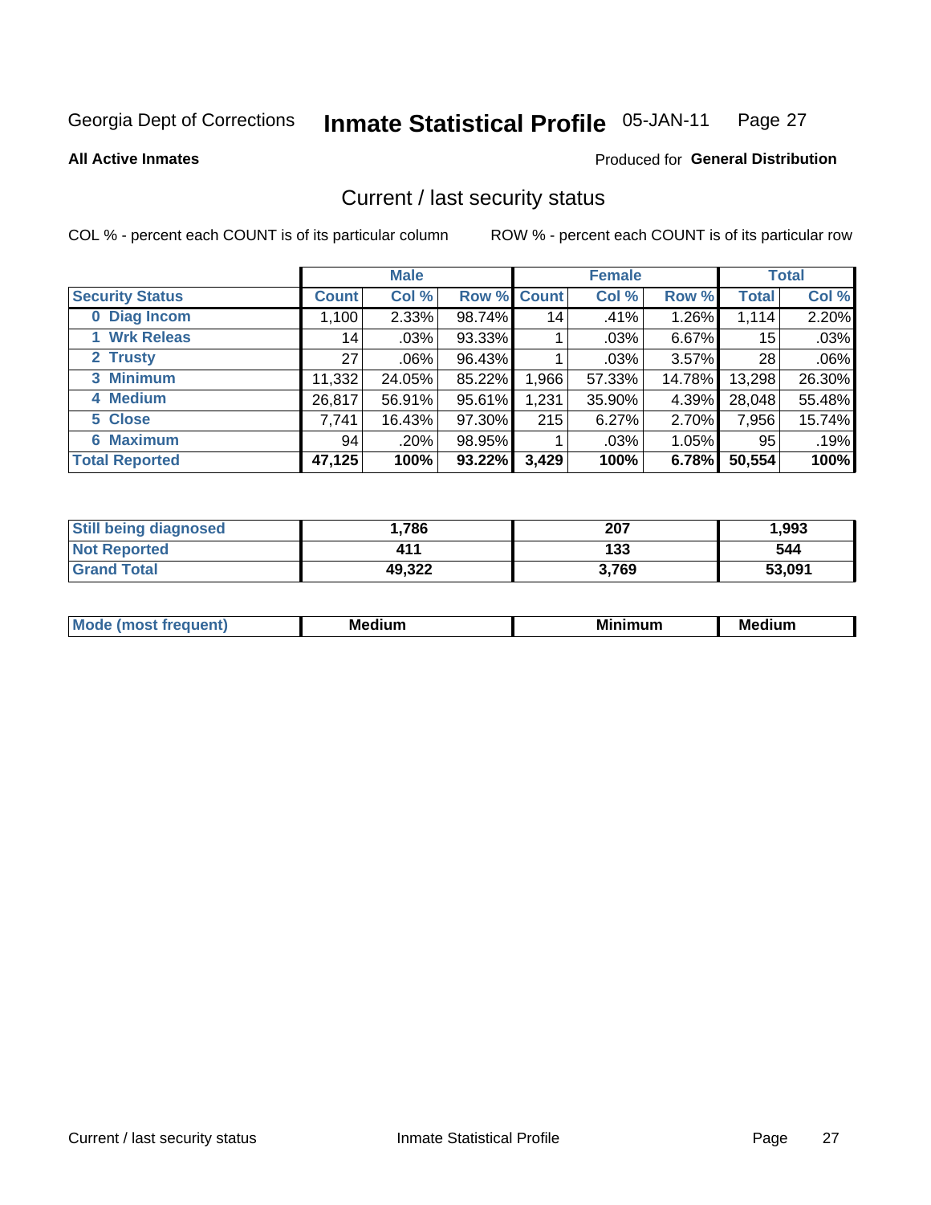Georgia Dept of Corrections **Inmate Statistical Profile** 05-JAN-11

**All Active Inmates**

Produced for **General Distribution**

## Current / last security status

COL % - percent each COUNT is of its particular column

ROW % - percent each COUNT is of its particular row

| | Male | | | Female | | | Total | |
|---|---|---|---|---|---|---|---|---|
| **Security Status** | **Count** | **Col %** | **Row %** | **Count** | **Col %** | **Row %** | **Total** | **Col %** |
| 0 Diag Incom | 1,100 | 2.33% | 98.74% | 14 | .41% | 1.26% | 1,114 | 2.20% |
| 1 Wrk Releas | 14 | .03% | 93.33% | 1 | .03% | 6.67% | 15 | .03% |
| 2 Trusty | 27 | .06% | 96.43% | 1 | .03% | 3.57% | 28 | .06% |
| 3 Minimum | 11,332 | 24.05% | 85.22% | 1,966 | 57.33% | 14.78% | 13,298 | 26.30% |
| 4 Medium | 26,817 | 56.91% | 95.61% | 1,231 | 35.90% | 4.39% | 28,048 | 55.48% |
| 5 Close | 7,741 | 16.43% | 97.30% | 215 | 6.27% | 2.70% | 7,956 | 15.74% |
| 6 Maximum | 94 | .20% | 98.95% | 1 | .03% | 1.05% | 95 | .19% |
| **Total Reported** | **47,125** | **100%** | **93.22%** | **3,429** | **100%** | **6.78%** | **50,554** | **100%** |

| | Male | Female | Total |
|---|---|---|---|
| Still being diagnosed | **1,786** | **207** | **1,993** |
| Not Reported | **411** | **133** | **544** |
| Grand Total | **49,322** | **3,769** | **53,091** |

| | Male | Female | Total |
|---|---|---|---|
| Mode (most frequent) | **Medium** | **Minimum** | **Medium** |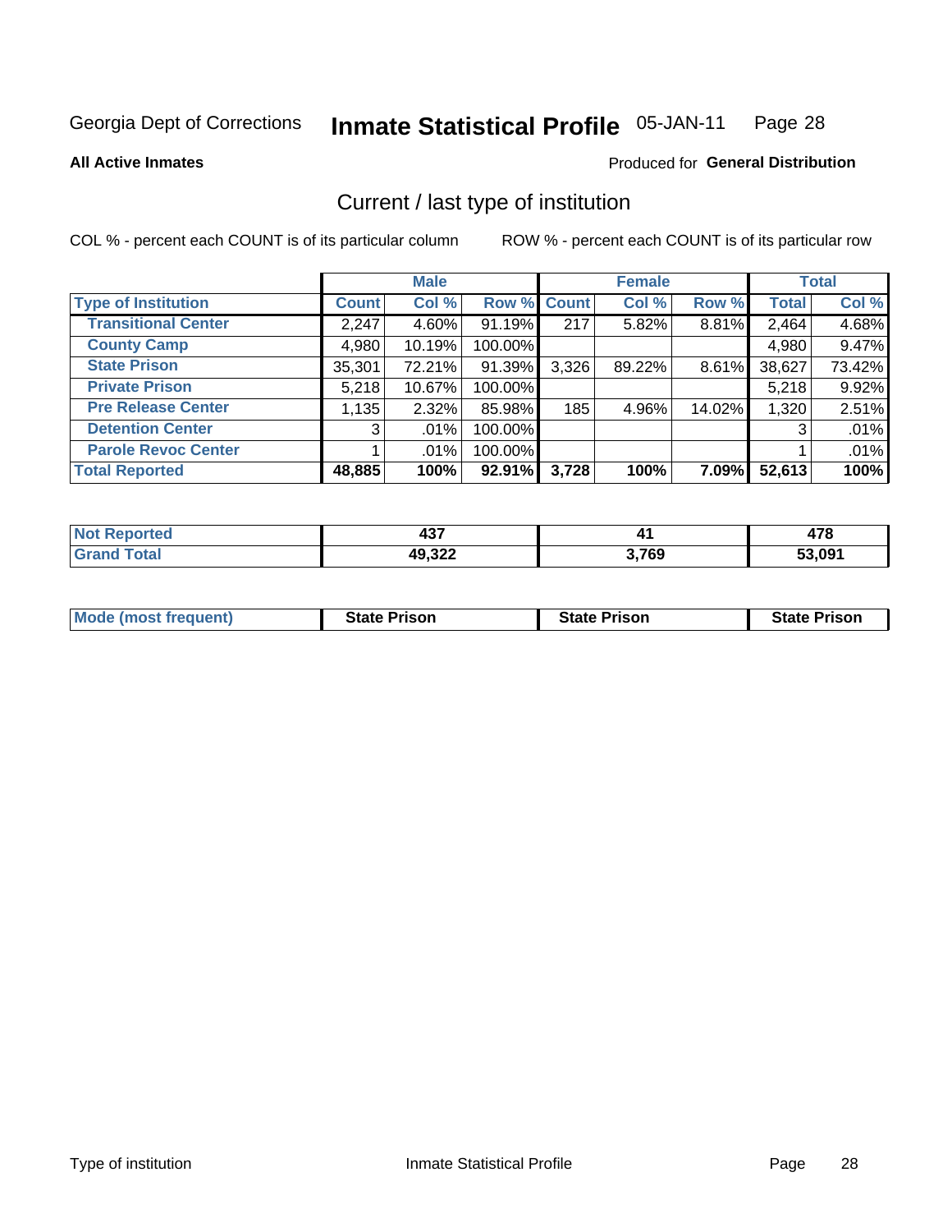Georgia Dept of Corrections **Inmate Statistical Profile** 05-JAN-11

**All Active Inmates**

Produced for **General Distribution**

## Current / last type of institution

COL % - percent each COUNT is of its particular column

ROW % - percent each COUNT is of its particular row

| | Male | | | Female | | | Total | |
|---|---|---|---|---|---|---|---|---|
| **Type of Institution** | **Count** | **Col %** | **Row %** | **Count** | **Col %** | **Row %** | **Total** | **Col %** |
| **Transitional Center** | 2,247 | 4.60% | 91.19% | 217 | 5.82% | 8.81% | 2,464 | 4.68% |
| **County Camp** | 4,980 | 10.19% | 100.00% | | | | 4,980 | 9.47% |
| **State Prison** | 35,301 | 72.21% | 91.39% | 3,326 | 89.22% | 8.61% | 38,627 | 73.42% |
| **Private Prison** | 5,218 | 10.67% | 100.00% | | | | 5,218 | 9.92% |
| **Pre Release Center** | 1,135 | 2.32% | 85.98% | 185 | 4.96% | 14.02% | 1,320 | 2.51% |
| **Detention Center** | 3 | .01% | 100.00% | | | | 3 | .01% |
| **Parole Revoc Center** | 1 | .01% | 100.00% | | | | 1 | .01% |
| **Total Reported** | **48,885** | **100%** | **92.91%** | **3,728** | **100%** | **7.09%** | **52,613** | **100%** |

| | Male | Female | Total |
|---|---|---|---|
| **Not Reported** | **437** | **41** | **478** |
| **Grand Total** | **49,322** | **3,769** | **53,091** |

| | Male | Female | Total |
|---|---|---|---|
| **Mode (most frequent)** | **State Prison** | **State Prison** | **State Prison** |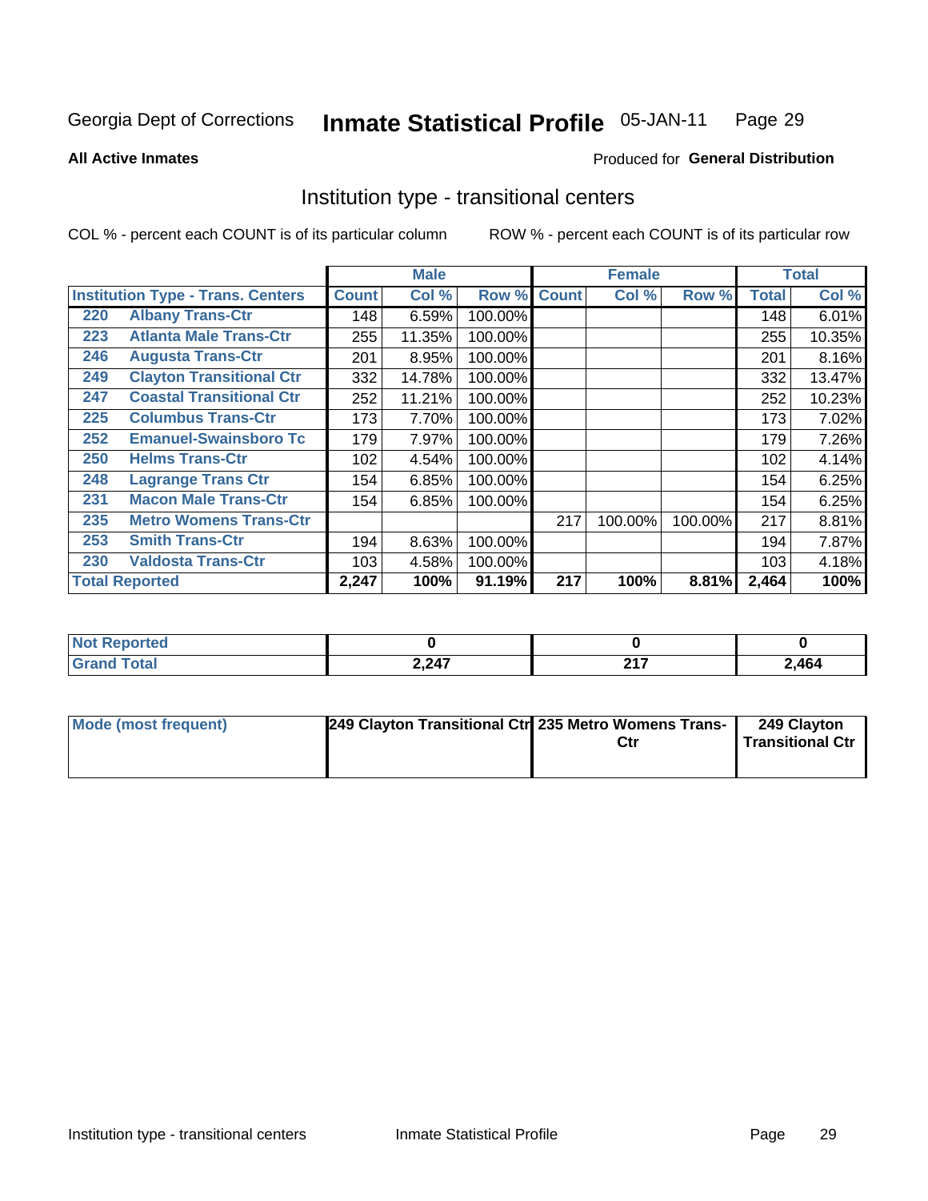Georgia Dept of Corrections **Inmate Statistical Profile** 05-JAN-11

**All Active Inmates**

Produced for **General Distribution**

## Institution type - transitional centers

COL % - percent each COUNT is of its particular column ROW % - percent each COUNT is of its particular row

| Institution Type - Trans. Centers | | Male | | | Female | | | Total | |
|---|---|---|---|---|---|---|---|---|---|
| | | Count | Col % | Row % | Count | Col % | Row % | Total | Col % |
| 220 | Albany Trans-Ctr | 148 | 6.59% | 100.00% | | | | 148 | 6.01% |
| 223 | Atlanta Male Trans-Ctr | 255 | 11.35% | 100.00% | | | | 255 | 10.35% |
| 246 | Augusta Trans-Ctr | 201 | 8.95% | 100.00% | | | | 201 | 8.16% |
| 249 | Clayton Transitional Ctr | 332 | 14.78% | 100.00% | | | | 332 | 13.47% |
| 247 | Coastal Transitional Ctr | 252 | 11.21% | 100.00% | | | | 252 | 10.23% |
| 225 | Columbus Trans-Ctr | 173 | 7.70% | 100.00% | | | | 173 | 7.02% |
| 252 | Emanuel-Swainsboro Tc | 179 | 7.97% | 100.00% | | | | 179 | 7.26% |
| 250 | Helms Trans-Ctr | 102 | 4.54% | 100.00% | | | | 102 | 4.14% |
| 248 | Lagrange Trans Ctr | 154 | 6.85% | 100.00% | | | | 154 | 6.25% |
| 231 | Macon Male Trans-Ctr | 154 | 6.85% | 100.00% | | | | 154 | 6.25% |
| 235 | Metro Womens Trans-Ctr | | | | 217 | 100.00% | 100.00% | 217 | 8.81% |
| 253 | Smith Trans-Ctr | 194 | 8.63% | 100.00% | | | | 194 | 7.87% |
| 230 | Valdosta Trans-Ctr | 103 | 4.58% | 100.00% | | | | 103 | 4.18% |
| **Total Reported** | | **2,247** | **100%** | **91.19%** | **217** | **100%** | **8.81%** | **2,464** | **100%** |

| | Male | Female | Total |
|---|---|---|---|
| **Not Reported** | **0** | **0** | **0** |
| **Grand Total** | **2,247** | **217** | **2,464** |

| | Male | Female | Total |
|---|---|---|---|
| **Mode (most frequent)** | **249 Clayton Transitional Ctr** | **235 Metro Womens Trans-Ctr** | **249 Clayton Transitional Ctr** |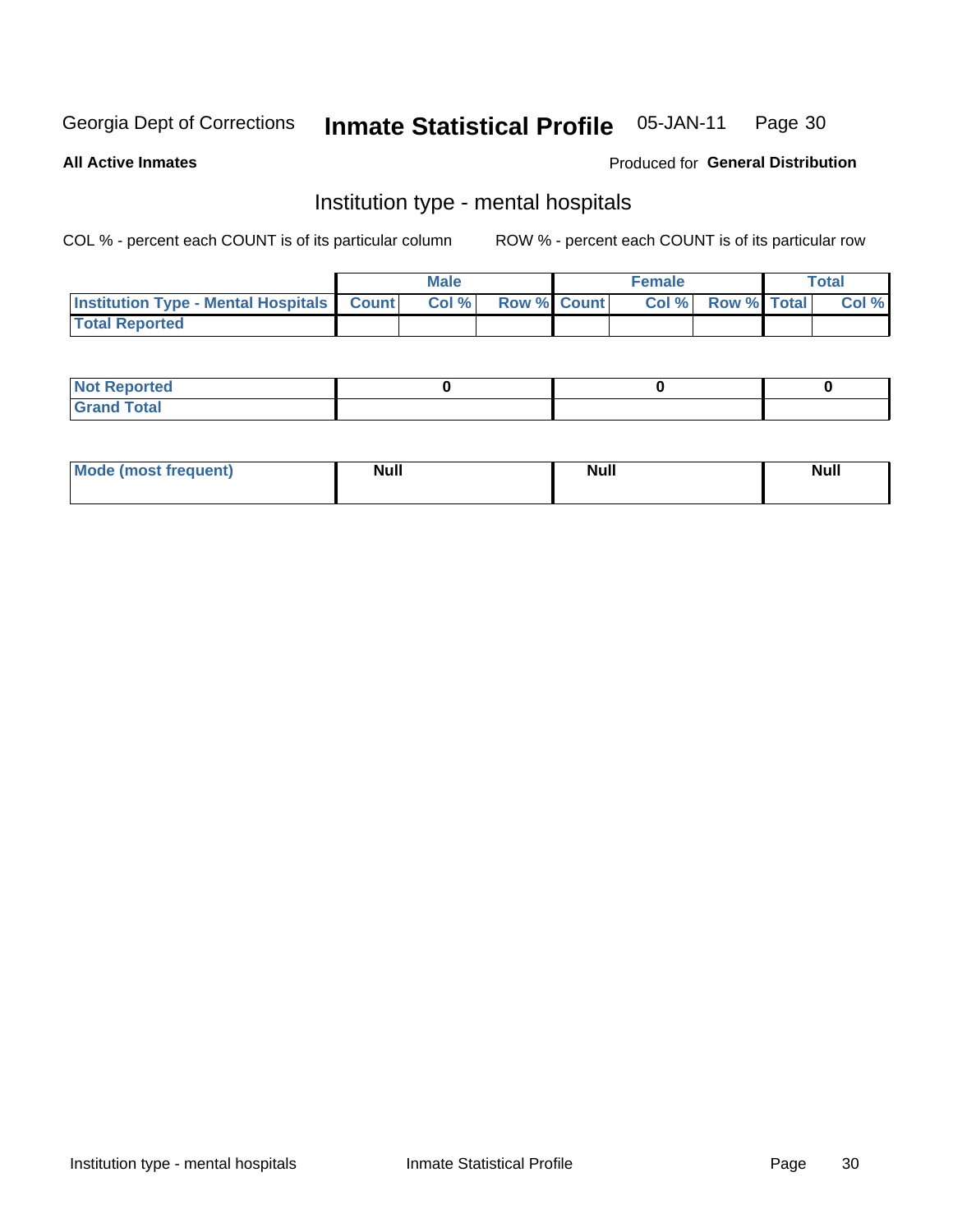Georgia Dept of Corrections **Inmate Statistical Profile** 05-JAN-11

**All Active Inmates**

Produced for **General Distribution**

## Institution type - mental hospitals

COL % - percent each COUNT is of its particular column

ROW % - percent each COUNT is of its particular row

| | Male | | | Female | | | Total | |
|---|---|---|---|---|---|---|---|---|
| Institution Type - Mental Hospitals | Count | Col % | Row % | Count | Col % | Row % | Total | Col % |
| Total Reported | | | | | | | | |

| | Male | Female | Total |
|---|---|---|---|
| Not Reported | 0 | 0 | 0 |
| Grand Total | | | |

| | Male | Female | Total |
|---|---|---|---|
| Mode (most frequent) | Null | Null | Null |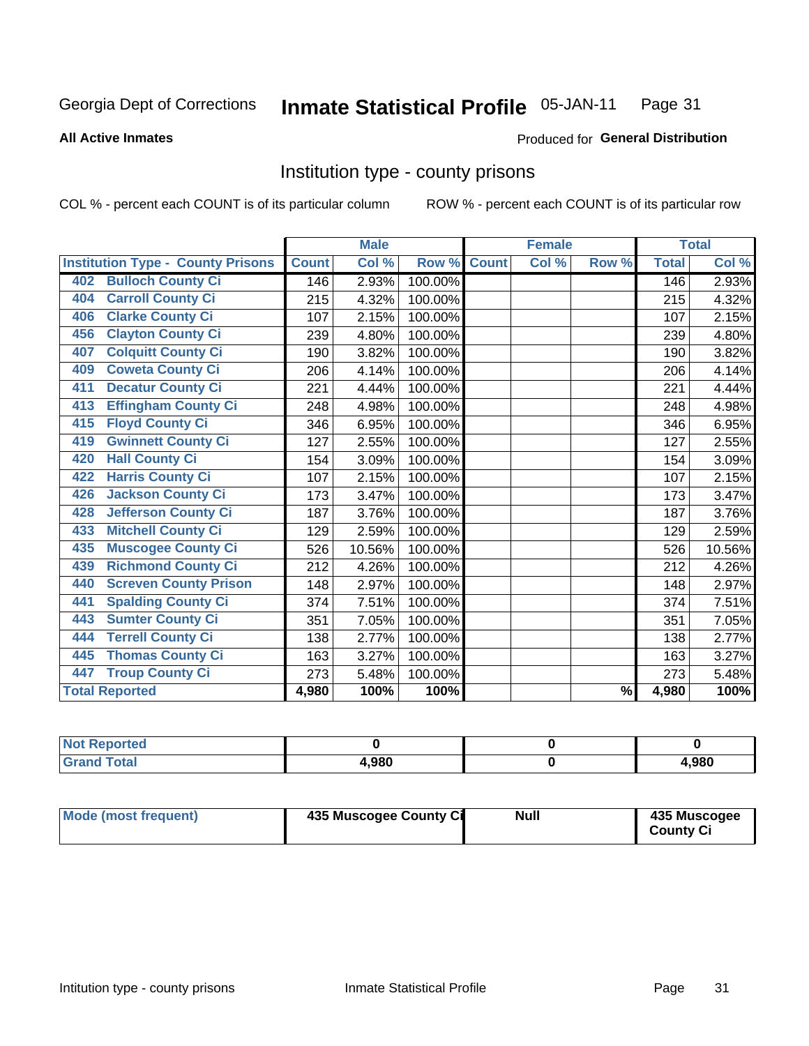Georgia Dept of Corrections **Inmate Statistical Profile** 05-JAN-11

**All Active Inmates**

Produced for **General Distribution**

## Institution type - county prisons

COL % - percent each COUNT is of its particular column

ROW % - percent each COUNT is of its particular row

| | Male | | | Female | | | Total | |
|---|---|---|---|---|---|---|---|---|
| **Institution Type - County Prisons** | **Count** | **Col %** | **Row %** | **Count** | **Col %** | **Row %** | **Total** | **Col %** |
| 402 Bulloch County Ci | 146 | 2.93% | 100.00% | | | | 146 | 2.93% |
| 404 Carroll County Ci | 215 | 4.32% | 100.00% | | | | 215 | 4.32% |
| 406 Clarke County Ci | 107 | 2.15% | 100.00% | | | | 107 | 2.15% |
| 456 Clayton County Ci | 239 | 4.80% | 100.00% | | | | 239 | 4.80% |
| 407 Colquitt County Ci | 190 | 3.82% | 100.00% | | | | 190 | 3.82% |
| 409 Coweta County Ci | 206 | 4.14% | 100.00% | | | | 206 | 4.14% |
| 411 Decatur County Ci | 221 | 4.44% | 100.00% | | | | 221 | 4.44% |
| 413 Effingham County Ci | 248 | 4.98% | 100.00% | | | | 248 | 4.98% |
| 415 Floyd County Ci | 346 | 6.95% | 100.00% | | | | 346 | 6.95% |
| 419 Gwinnett County Ci | 127 | 2.55% | 100.00% | | | | 127 | 2.55% |
| 420 Hall County Ci | 154 | 3.09% | 100.00% | | | | 154 | 3.09% |
| 422 Harris County Ci | 107 | 2.15% | 100.00% | | | | 107 | 2.15% |
| 426 Jackson County Ci | 173 | 3.47% | 100.00% | | | | 173 | 3.47% |
| 428 Jefferson County Ci | 187 | 3.76% | 100.00% | | | | 187 | 3.76% |
| 433 Mitchell County Ci | 129 | 2.59% | 100.00% | | | | 129 | 2.59% |
| 435 Muscogee County Ci | 526 | 10.56% | 100.00% | | | | 526 | 10.56% |
| 439 Richmond County Ci | 212 | 4.26% | 100.00% | | | | 212 | 4.26% |
| 440 Screven County Prison | 148 | 2.97% | 100.00% | | | | 148 | 2.97% |
| 441 Spalding County Ci | 374 | 7.51% | 100.00% | | | | 374 | 7.51% |
| 443 Sumter County Ci | 351 | 7.05% | 100.00% | | | | 351 | 7.05% |
| 444 Terrell County Ci | 138 | 2.77% | 100.00% | | | | 138 | 2.77% |
| 445 Thomas County Ci | 163 | 3.27% | 100.00% | | | | 163 | 3.27% |
| 447 Troup County Ci | 273 | 5.48% | 100.00% | | | | 273 | 5.48% |
| **Total Reported** | **4,980** | **100%** | **100%** | | | **%** | **4,980** | **100%** |

| | Male | Female | Total |
|---|---|---|---|
| **Not Reported** | **0** | **0** | **0** |
| **Grand Total** | **4,980** | **0** | **4,980** |

| | Male | Female | Total |
|---|---|---|---|
| **Mode (most frequent)** | **435 Muscogee County Ci** | **Null** | **435 Muscogee County Ci** |

Intitution type - county prisons | Inmate Statistical Profile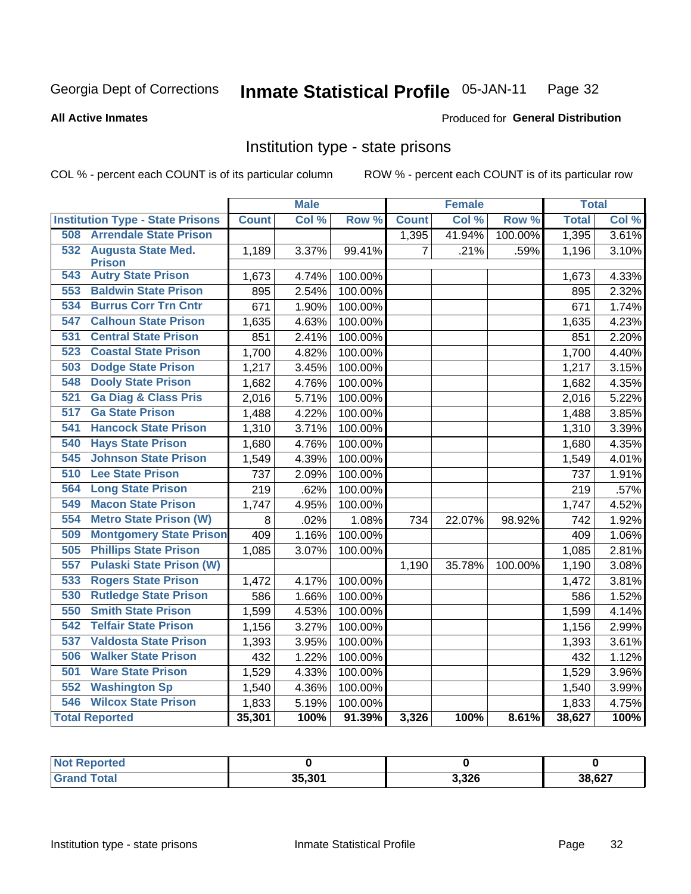Georgia Dept of Corrections **Inmate Statistical Profile** 05-JAN-11

**All Active Inmates**

Produced for **General Distribution**

## Institution type - state prisons

COL % - percent each COUNT is of its particular column

ROW % - percent each COUNT is of its particular row

| | Male | | | Female | | | Total | |
|---|---|---|---|---|---|---|---|---|
| **Institution Type - State Prisons** | **Count** | **Col %** | **Row %** | **Count** | **Col %** | **Row %** | **Total** | **Col %** |
| 508 Arrendale State Prison | | | | 1,395 | 41.94% | 100.00% | 1,395 | 3.61% |
| 532 Augusta State Med. Prison | 1,189 | 3.37% | 99.41% | 7 | .21% | .59% | 1,196 | 3.10% |
| 543 Autry State Prison | 1,673 | 4.74% | 100.00% | | | | 1,673 | 4.33% |
| 553 Baldwin State Prison | 895 | 2.54% | 100.00% | | | | 895 | 2.32% |
| 534 Burrus Corr Trn Cntr | 671 | 1.90% | 100.00% | | | | 671 | 1.74% |
| 547 Calhoun State Prison | 1,635 | 4.63% | 100.00% | | | | 1,635 | 4.23% |
| 531 Central State Prison | 851 | 2.41% | 100.00% | | | | 851 | 2.20% |
| 523 Coastal State Prison | 1,700 | 4.82% | 100.00% | | | | 1,700 | 4.40% |
| 503 Dodge State Prison | 1,217 | 3.45% | 100.00% | | | | 1,217 | 3.15% |
| 548 Dooly State Prison | 1,682 | 4.76% | 100.00% | | | | 1,682 | 4.35% |
| 521 Ga Diag & Class Pris | 2,016 | 5.71% | 100.00% | | | | 2,016 | 5.22% |
| 517 Ga State Prison | 1,488 | 4.22% | 100.00% | | | | 1,488 | 3.85% |
| 541 Hancock State Prison | 1,310 | 3.71% | 100.00% | | | | 1,310 | 3.39% |
| 540 Hays State Prison | 1,680 | 4.76% | 100.00% | | | | 1,680 | 4.35% |
| 545 Johnson State Prison | 1,549 | 4.39% | 100.00% | | | | 1,549 | 4.01% |
| 510 Lee State Prison | 737 | 2.09% | 100.00% | | | | 737 | 1.91% |
| 564 Long State Prison | 219 | .62% | 100.00% | | | | 219 | .57% |
| 549 Macon State Prison | 1,747 | 4.95% | 100.00% | | | | 1,747 | 4.52% |
| 554 Metro State Prison (W) | 8 | .02% | 1.08% | 734 | 22.07% | 98.92% | 742 | 1.92% |
| 509 Montgomery State Prison | 409 | 1.16% | 100.00% | | | | 409 | 1.06% |
| 505 Phillips State Prison | 1,085 | 3.07% | 100.00% | | | | 1,085 | 2.81% |
| 557 Pulaski State Prison (W) | | | | 1,190 | 35.78% | 100.00% | 1,190 | 3.08% |
| 533 Rogers State Prison | 1,472 | 4.17% | 100.00% | | | | 1,472 | 3.81% |
| 530 Rutledge State Prison | 586 | 1.66% | 100.00% | | | | 586 | 1.52% |
| 550 Smith State Prison | 1,599 | 4.53% | 100.00% | | | | 1,599 | 4.14% |
| 542 Telfair State Prison | 1,156 | 3.27% | 100.00% | | | | 1,156 | 2.99% |
| 537 Valdosta State Prison | 1,393 | 3.95% | 100.00% | | | | 1,393 | 3.61% |
| 506 Walker State Prison | 432 | 1.22% | 100.00% | | | | 432 | 1.12% |
| 501 Ware State Prison | 1,529 | 4.33% | 100.00% | | | | 1,529 | 3.96% |
| 552 Washington Sp | 1,540 | 4.36% | 100.00% | | | | 1,540 | 3.99% |
| 546 Wilcox State Prison | 1,833 | 5.19% | 100.00% | | | | 1,833 | 4.75% |
| **Total Reported** | **35,301** | **100%** | **91.39%** | **3,326** | **100%** | **8.61%** | **38,627** | **100%** |

| | Male | Female | Total |
|---|---|---|---|
| **Not Reported** | **0** | **0** | **0** |
| **Grand Total** | **35,301** | **3,326** | **38,627** |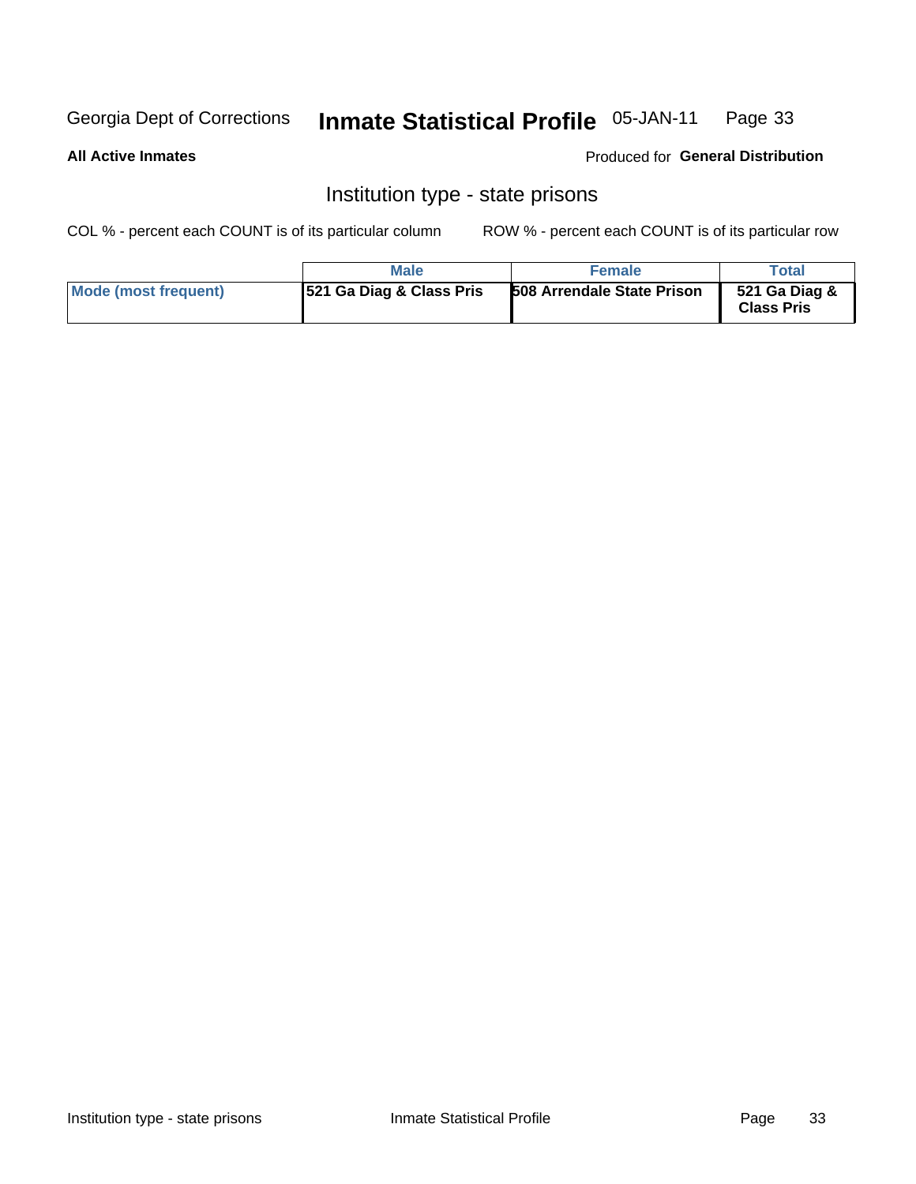Georgia Dept of Corrections **Inmate Statistical Profile** 05-JAN-11

**All Active Inmates**

Produced for **General Distribution**

## Institution type - state prisons

COL % - percent each COUNT is of its particular column ROW % - percent each COUNT is of its particular row

| | Male | Female | Total |
|---|---|---|---|
| **Mode (most frequent)** | **521 Ga Diag & Class Pris** | **508 Arrendale State Prison** | **521 Ga Diag & Class Pris** |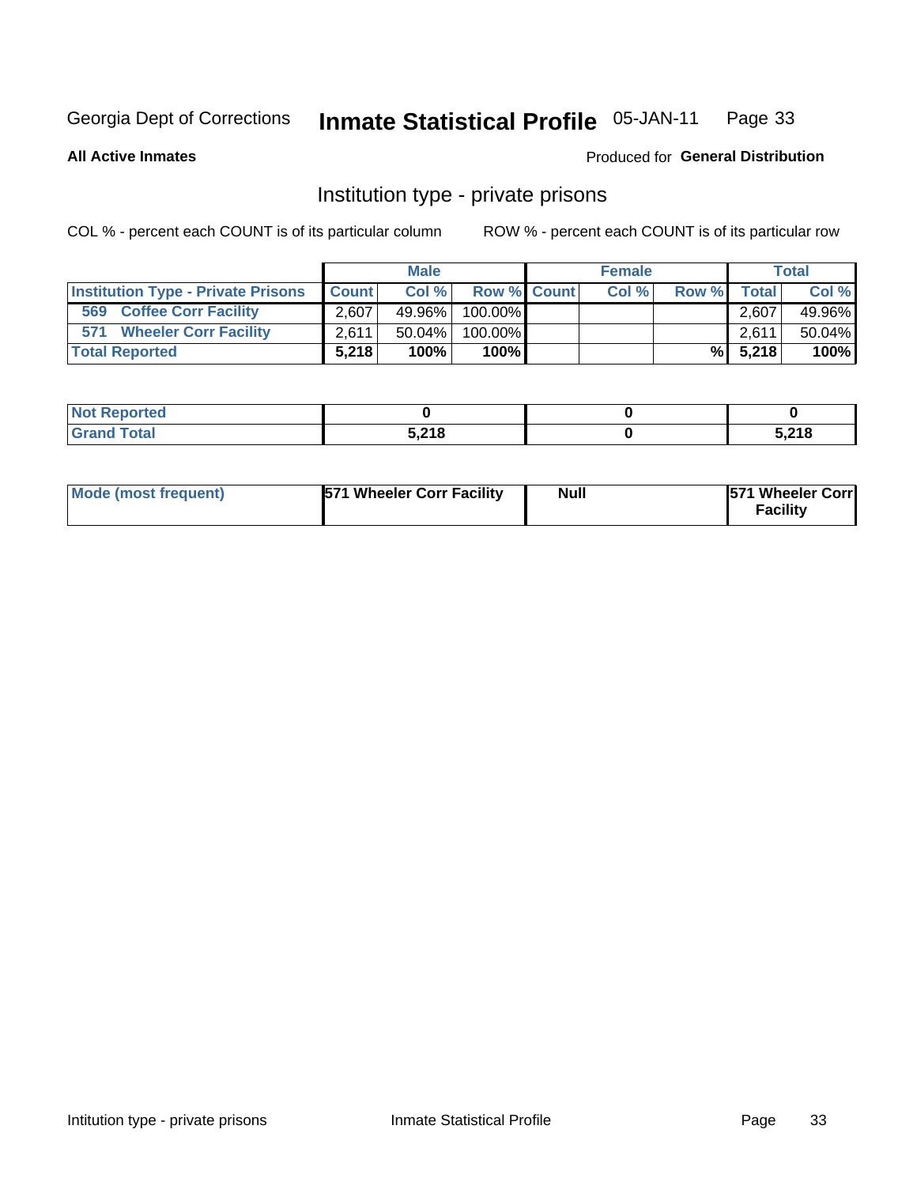Georgia Dept of Corrections **Inmate Statistical Profile** 05-JAN-11

**All Active Inmates**

Produced for **General Distribution**

## Institution type - private prisons

COL % - percent each COUNT is of its particular column

ROW % - percent each COUNT is of its particular row

| | Male | | | Female | | | Total | |
|---|---|---|---|---|---|---|---|---|
| **Institution Type - Private Prisons** | **Count** | **Col %** | **Row %** | **Count** | **Col %** | **Row %** | **Total** | **Col %** |
| **569 Coffee Corr Facility** | 2,607 | 49.96% | 100.00% | | | | 2,607 | 49.96% |
| **571 Wheeler Corr Facility** | 2,611 | 50.04% | 100.00% | | | | 2,611 | 50.04% |
| **Total Reported** | **5,218** | **100%** | **100%** | | | **%** | **5,218** | **100%** |

| | Male | Female | Total |
|---|---|---|---|
| **Not Reported** | **0** | **0** | **0** |
| **Grand Total** | **5,218** | **0** | **5,218** |

| | Male | Female | Total |
|---|---|---|---|
| **Mode (most frequent)** | **571 Wheeler Corr Facility** | **Null** | **571 Wheeler Corr Facility** |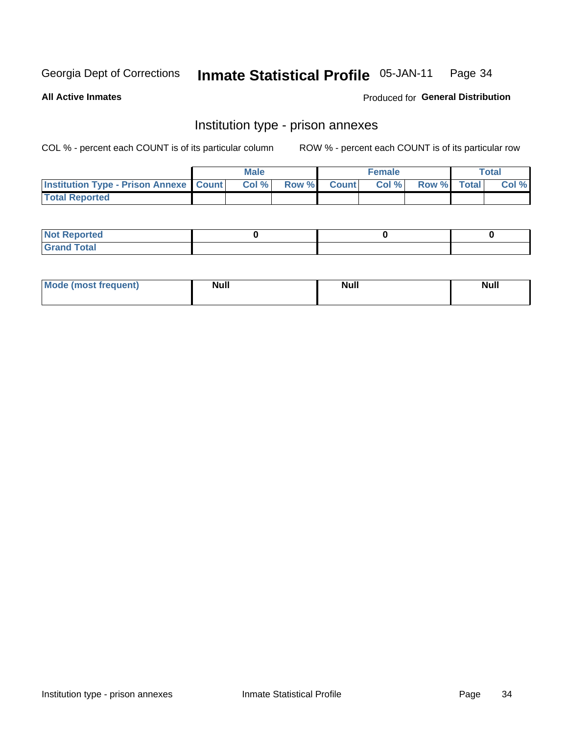Georgia Dept of Corrections **Inmate Statistical Profile** 05-JAN-11

**All Active Inmates**

Produced for **General Distribution**

## Institution type - prison annexes

COL % - percent each COUNT is of its particular column

ROW % - percent each COUNT is of its particular row

| | Male | | | Female | | | Total | |
|---|---|---|---|---|---|---|---|---|
| **Institution Type - Prison Annexe** | **Count** | **Col %** | **Row %** | **Count** | **Col %** | **Row %** | **Total** | **Col %** |
| **Total Reported** | | | | | | | | |
| **Not Reported** | 0 | | | 0 | | | 0 | |
| **Grand Total** | | | | | | | | |

| | Male | Female | Total |
|---|---|---|---|
| **Mode (most frequent)** | **Null** | **Null** | **Null** |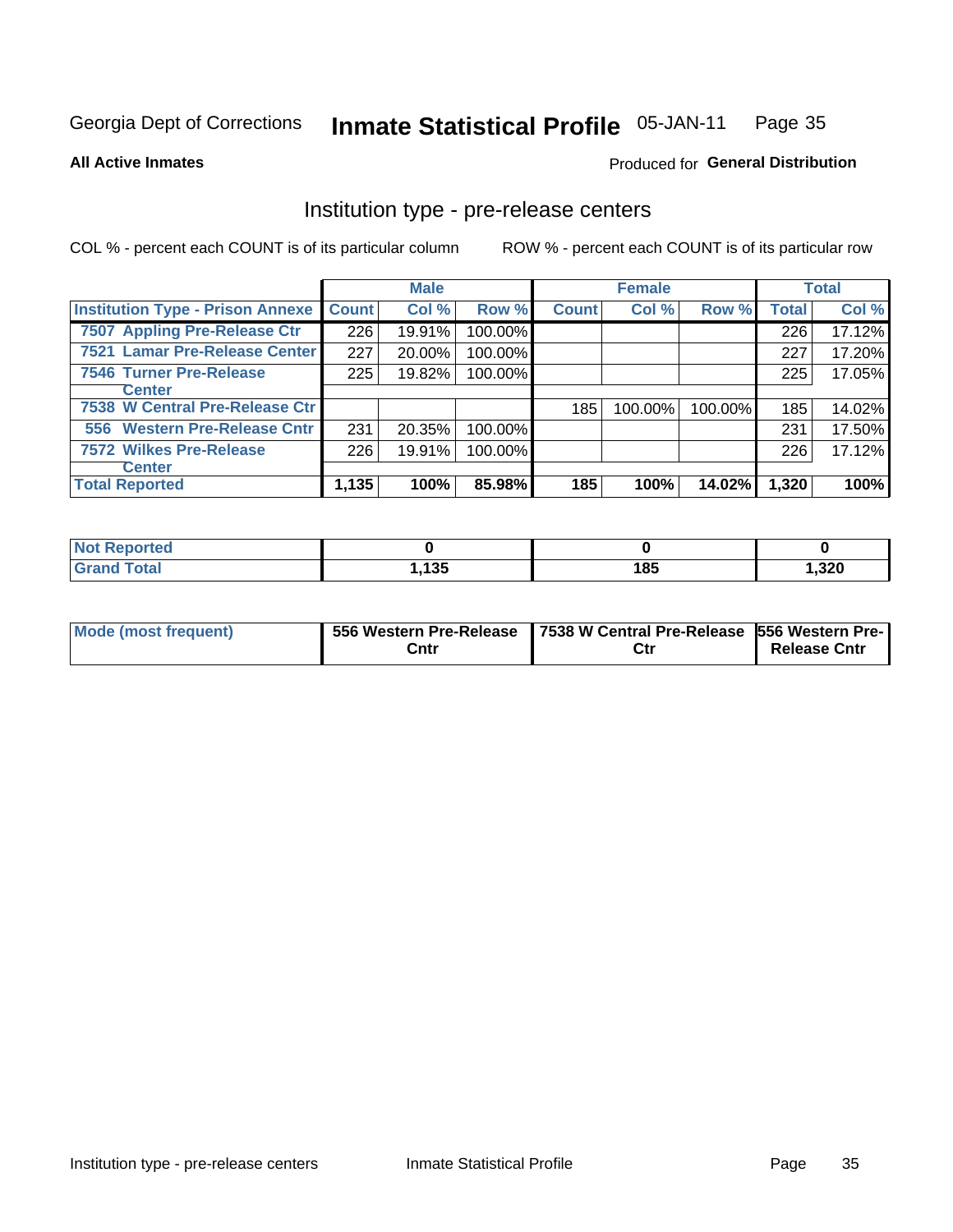Georgia Dept of Corrections **Inmate Statistical Profile** 05-JAN-11

**All Active Inmates**

Produced for **General Distribution**

## Institution type - pre-release centers

COL % - percent each COUNT is of its particular column    ROW % - percent each COUNT is of its particular row

| | Male | | | Female | | | Total | |
|---|---|---|---|---|---|---|---|---|
| **Institution Type - Prison Annexe** | **Count** | **Col %** | **Row %** | **Count** | **Col %** | **Row %** | **Total** | **Col %** |
| 7507 Appling Pre-Release Ctr | 226 | 19.91% | 100.00% | | | | 226 | 17.12% |
| 7521 Lamar Pre-Release Center | 227 | 20.00% | 100.00% | | | | 227 | 17.20% |
| 7546 Turner Pre-Release Center | 225 | 19.82% | 100.00% | | | | 225 | 17.05% |
| 7538 W Central Pre-Release Ctr | | | | 185 | 100.00% | 100.00% | 185 | 14.02% |
| 556 Western Pre-Release Cntr | 231 | 20.35% | 100.00% | | | | 231 | 17.50% |
| 7572 Wilkes Pre-Release Center | 226 | 19.91% | 100.00% | | | | 226 | 17.12% |
| **Total Reported** | **1,135** | **100%** | **85.98%** | **185** | **100%** | **14.02%** | **1,320** | **100%** |

| | Male | Female | Total |
|---|---|---|---|
| **Not Reported** | **0** | **0** | **0** |
| **Grand Total** | **1,135** | **185** | **1,320** |

| | Male | Female | Total |
|---|---|---|---|
| **Mode (most frequent)** | **556 Western Pre-Release Cntr** | **7538 W Central Pre-Release Ctr** | **556 Western Pre-Release Cntr** |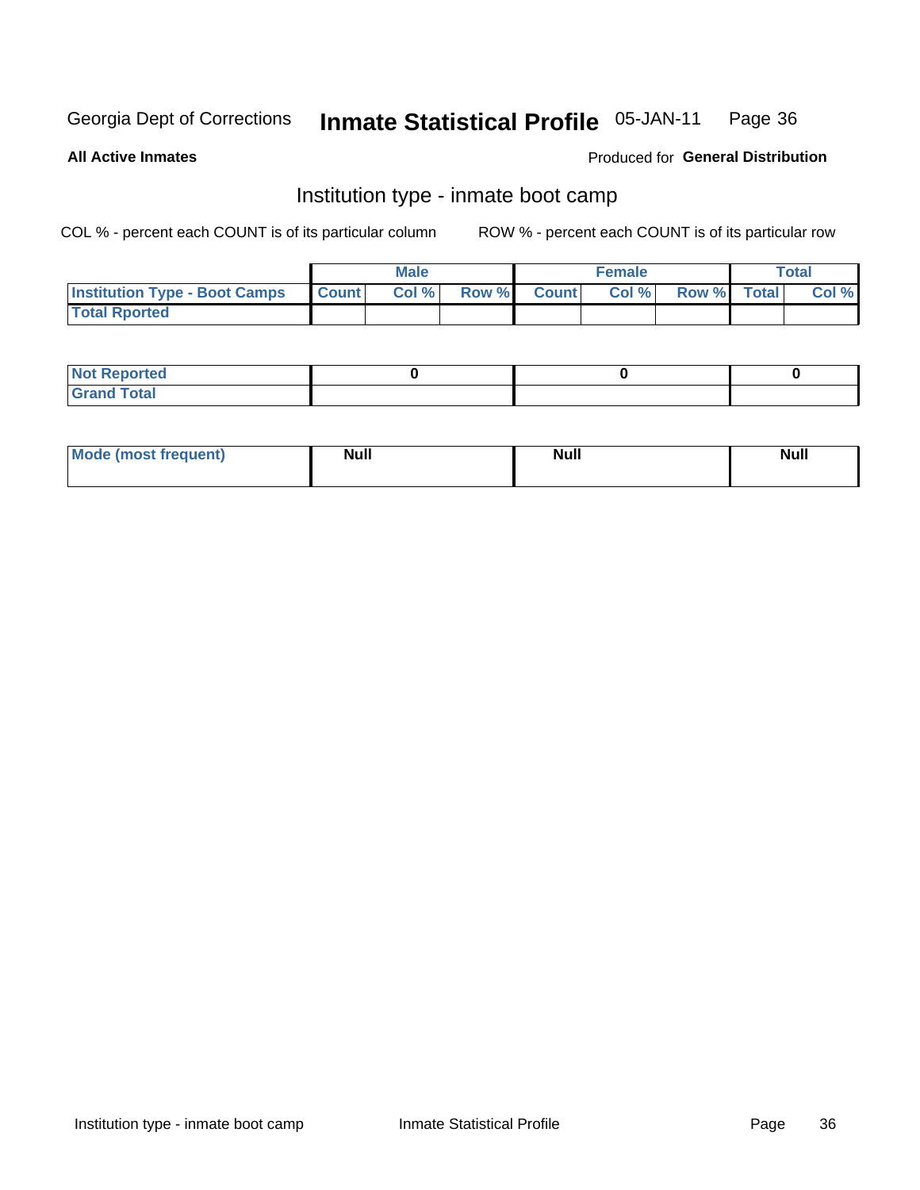**All Active Inmates**

Produced for **General Distribution**

## Institution type - inmate boot camp

COL % - percent each COUNT is of its particular column

ROW % - percent each COUNT is of its particular row

| | Male | | | Female | | | Total | |
|---|---|---|---|---|---|---|---|---|
| **Institution Type - Boot Camps** | **Count** | **Col %** | **Row %** | **Count** | **Col %** | **Row %** | **Total** | **Col %** |
| **Total Rported** | | | | | | | | |

| | Male | Female | Total |
|---|---|---|---|
| **Not Reported** | 0 | 0 | 0 |
| **Grand Total** | | | |

| | Male | Female | Total |
|---|---|---|---|
| **Mode (most frequent)** | Null | Null | Null |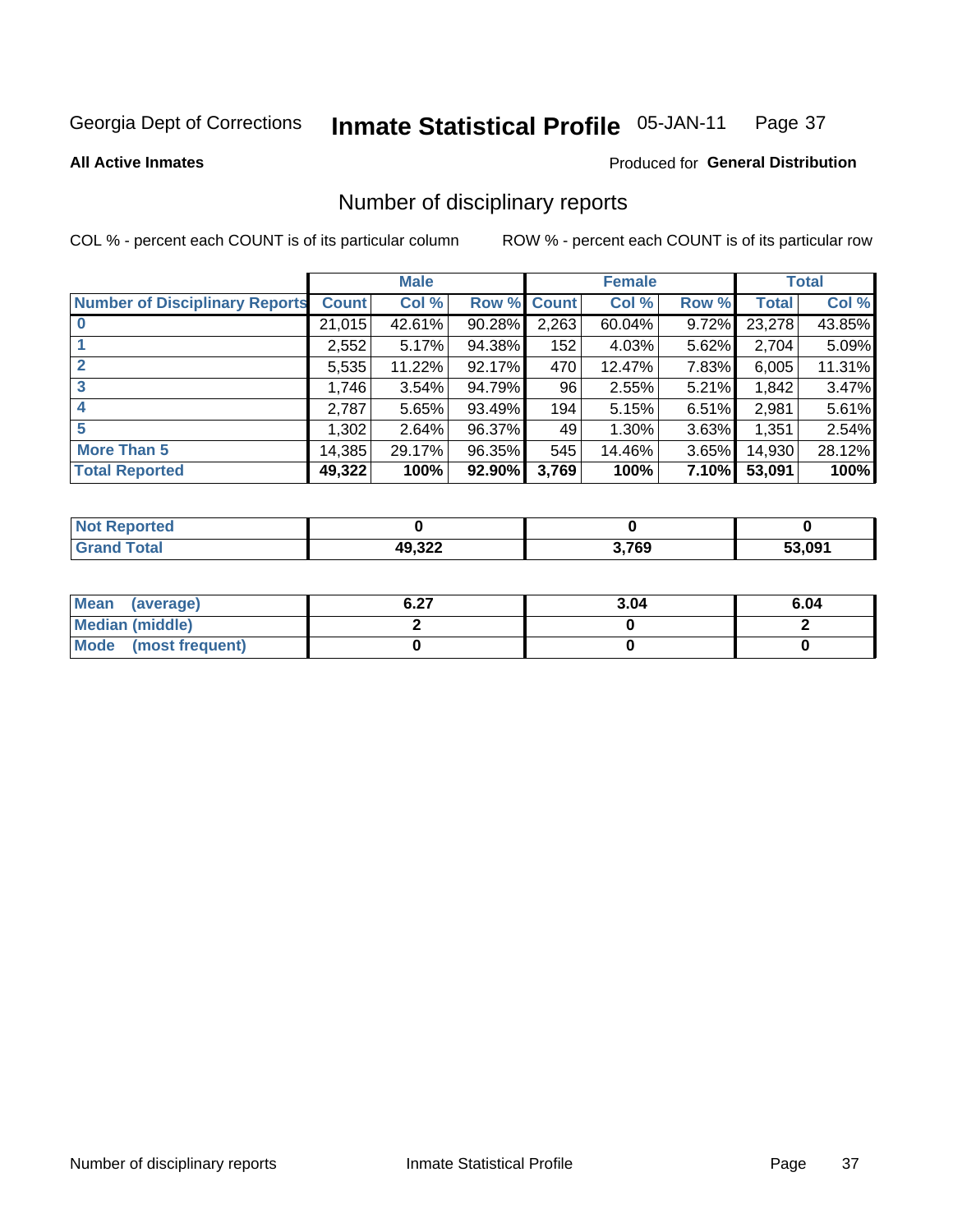Georgia Dept of Corrections **Inmate Statistical Profile** 05-JAN-11

**All Active Inmates**

Produced for **General Distribution**

## Number of disciplinary reports

COL % - percent each COUNT is of its particular column    ROW % - percent each COUNT is of its particular row

| | Male | | | Female | | | Total | |
|---|---|---|---|---|---|---|---|---|
| **Number of Disciplinary Reports** | **Count** | **Col %** | **Row %** | **Count** | **Col %** | **Row %** | **Total** | **Col %** |
| **0** | 21,015 | 42.61% | 90.28% | 2,263 | 60.04% | 9.72% | 23,278 | 43.85% |
| **1** | 2,552 | 5.17% | 94.38% | 152 | 4.03% | 5.62% | 2,704 | 5.09% |
| **2** | 5,535 | 11.22% | 92.17% | 470 | 12.47% | 7.83% | 6,005 | 11.31% |
| **3** | 1,746 | 3.54% | 94.79% | 96 | 2.55% | 5.21% | 1,842 | 3.47% |
| **4** | 2,787 | 5.65% | 93.49% | 194 | 5.15% | 6.51% | 2,981 | 5.61% |
| **5** | 1,302 | 2.64% | 96.37% | 49 | 1.30% | 3.63% | 1,351 | 2.54% |
| **More Than 5** | 14,385 | 29.17% | 96.35% | 545 | 14.46% | 3.65% | 14,930 | 28.12% |
| **Total Reported** | **49,322** | **100%** | **92.90%** | **3,769** | **100%** | **7.10%** | **53,091** | **100%** |

| | Male | Female | Total |
|---|---|---|---|
| **Not Reported** | 0 | 0 | 0 |
| **Grand Total** | 49,322 | 3,769 | 53,091 |

| | Male | Female | Total |
|---|---|---|---|
| **Mean (average)** | 6.27 | 3.04 | 6.04 |
| **Median (middle)** | 2 | 0 | 2 |
| **Mode (most frequent)** | 0 | 0 | 0 |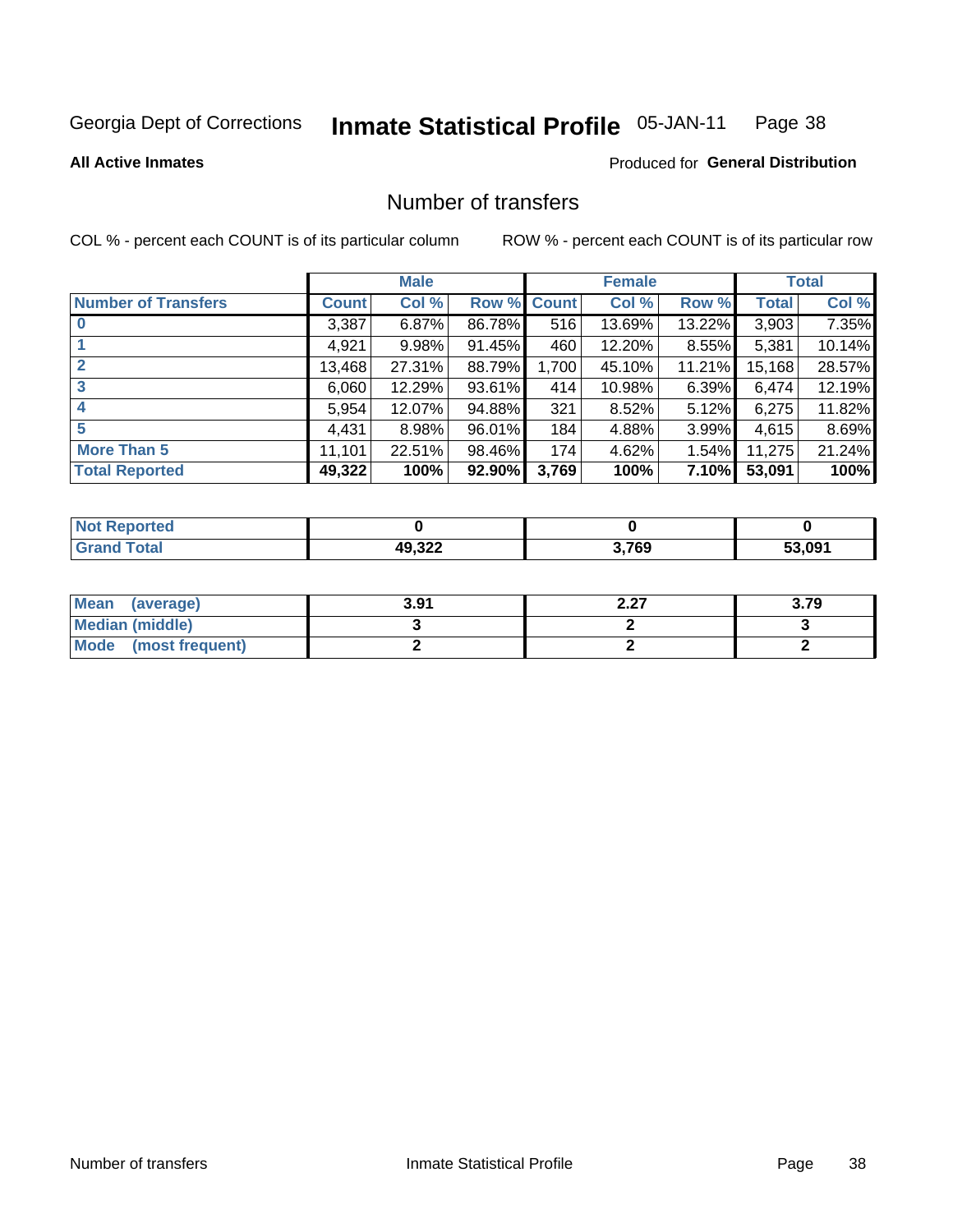Georgia Dept of Corrections **Inmate Statistical Profile** 05-JAN-11

**All Active Inmates**

Produced for **General Distribution**

# Number of transfers

COL % - percent each COUNT is of its particular column

ROW % - percent each COUNT is of its particular row

| | Male | | | Female | | | Total | |
|---|---|---|---|---|---|---|---|---|
| **Number of Transfers** | **Count** | **Col %** | **Row %** | **Count** | **Col %** | **Row %** | **Total** | **Col %** |
| **0** | 3,387 | 6.87% | 86.78% | 516 | 13.69% | 13.22% | 3,903 | 7.35% |
| **1** | 4,921 | 9.98% | 91.45% | 460 | 12.20% | 8.55% | 5,381 | 10.14% |
| **2** | 13,468 | 27.31% | 88.79% | 1,700 | 45.10% | 11.21% | 15,168 | 28.57% |
| **3** | 6,060 | 12.29% | 93.61% | 414 | 10.98% | 6.39% | 6,474 | 12.19% |
| **4** | 5,954 | 12.07% | 94.88% | 321 | 8.52% | 5.12% | 6,275 | 11.82% |
| **5** | 4,431 | 8.98% | 96.01% | 184 | 4.88% | 3.99% | 4,615 | 8.69% |
| **More Than 5** | 11,101 | 22.51% | 98.46% | 174 | 4.62% | 1.54% | 11,275 | 21.24% |
| **Total Reported** | **49,322** | **100%** | **92.90%** | **3,769** | **100%** | **7.10%** | **53,091** | **100%** |

| | Male | Female | Total |
|---|---|---|---|
| **Not Reported** | **0** | **0** | **0** |
| **Grand Total** | **49,322** | **3,769** | **53,091** |

| | Male | Female | Total |
|---|---|---|---|
| **Mean (average)** | **3.91** | **2.27** | **3.79** |
| **Median (middle)** | **3** | **2** | **3** |
| **Mode (most frequent)** | **2** | **2** | **2** |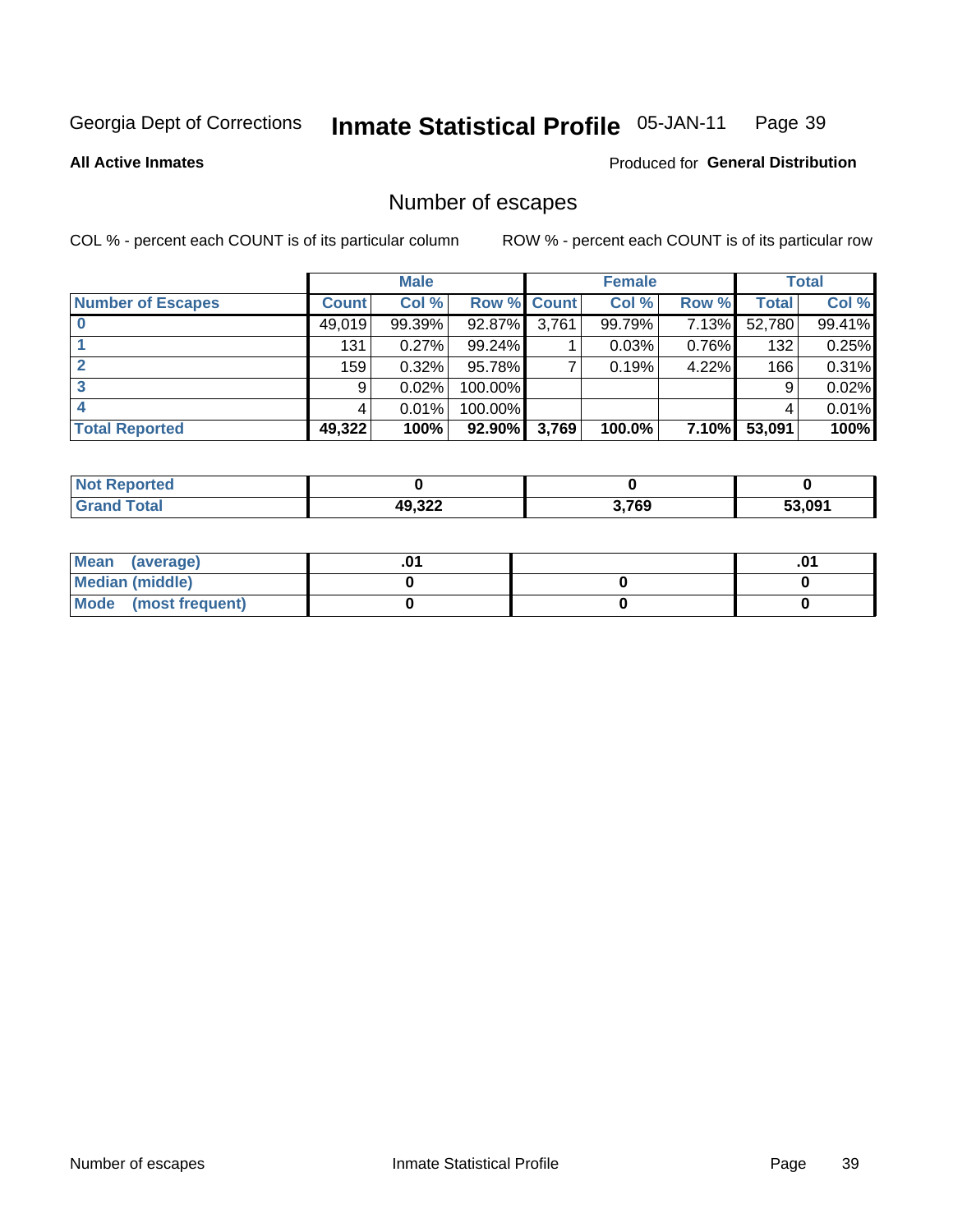Georgia Dept of Corrections **Inmate Statistical Profile** 05-JAN-11

**All Active Inmates** Produced for **General Distribution**

## Number of escapes

COL % - percent each COUNT is of its particular column ROW % - percent each COUNT is of its particular row

| | Male | | | Female | | | Total | |
|---|---|---|---|---|---|---|---|---|
| **Number of Escapes** | **Count** | **Col %** | **Row %** | **Count** | **Col %** | **Row %** | **Total** | **Col %** |
| 0 | 49,019 | 99.39% | 92.87% | 3,761 | 99.79% | 7.13% | 52,780 | 99.41% |
| 1 | 131 | 0.27% | 99.24% | 1 | 0.03% | 0.76% | 132 | 0.25% |
| 2 | 159 | 0.32% | 95.78% | 7 | 0.19% | 4.22% | 166 | 0.31% |
| 3 | 9 | 0.02% | 100.00% | | | | 9 | 0.02% |
| 4 | 4 | 0.01% | 100.00% | | | | 4 | 0.01% |
| **Total Reported** | **49,322** | **100%** | **92.90%** | **3,769** | **100.0%** | **7.10%** | **53,091** | **100%** |

| | Male | Female | Total |
|---|---|---|---|
| **Not Reported** | **0** | **0** | **0** |
| **Grand Total** | **49,322** | **3,769** | **53,091** |

| | Male | Female | Total |
|---|---|---|---|
| **Mean (average)** | **.01** | | **.01** |
| **Median (middle)** | **0** | **0** | **0** |
| **Mode (most frequent)** | **0** | **0** | **0** |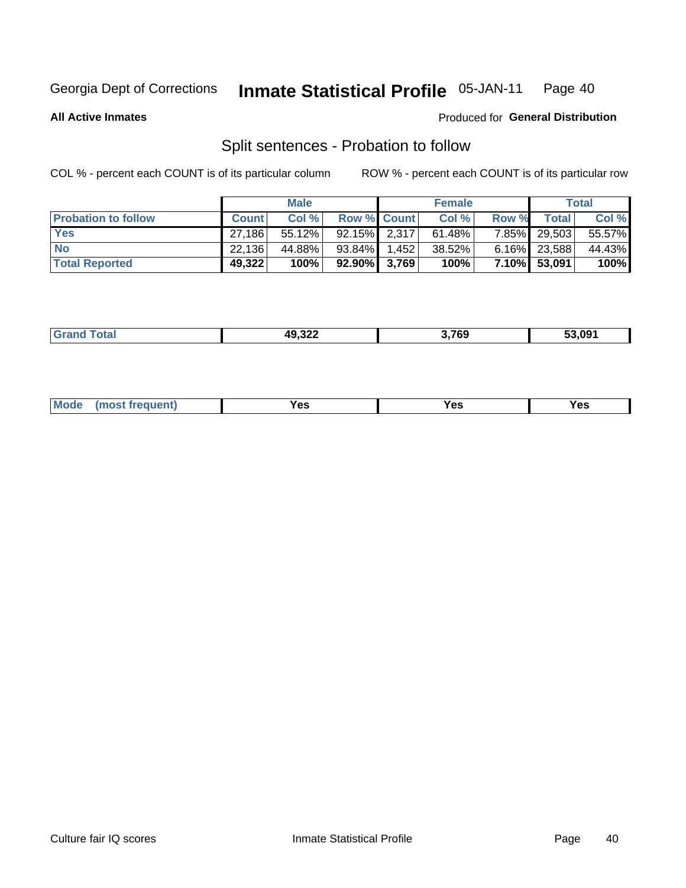Georgia Dept of Corrections **Inmate Statistical Profile** 05-JAN-11

**All Active Inmates**

Produced for **General Distribution**

## Split sentences - Probation to follow

COL % - percent each COUNT is of its particular column

ROW % - percent each COUNT is of its particular row

| | Male | | | Female | | | Total | |
|---|---|---|---|---|---|---|---|---|
| **Probation to follow** | **Count** | **Col %** | **Row %** | **Count** | **Col %** | **Row %** | **Total** | **Col %** |
| **Yes** | 27,186 | 55.12% | 92.15% | 2,317 | 61.48% | 7.85% | 29,503 | 55.57% |
| **No** | 22,136 | 44.88% | 93.84% | 1,452 | 38.52% | 6.16% | 23,588 | 44.43% |
| **Total Reported** | **49,322** | **100%** | **92.90%** | **3,769** | **100%** | **7.10%** | **53,091** | **100%** |

| | Male | Female | Total |
|---|---|---|---|
| **Grand Total** | **49,322** | **3,769** | **53,091** |

| | Male | Female | Total |
|---|---|---|---|
| **Mode (most frequent)** | **Yes** | **Yes** | **Yes** |

Culture fair IQ scores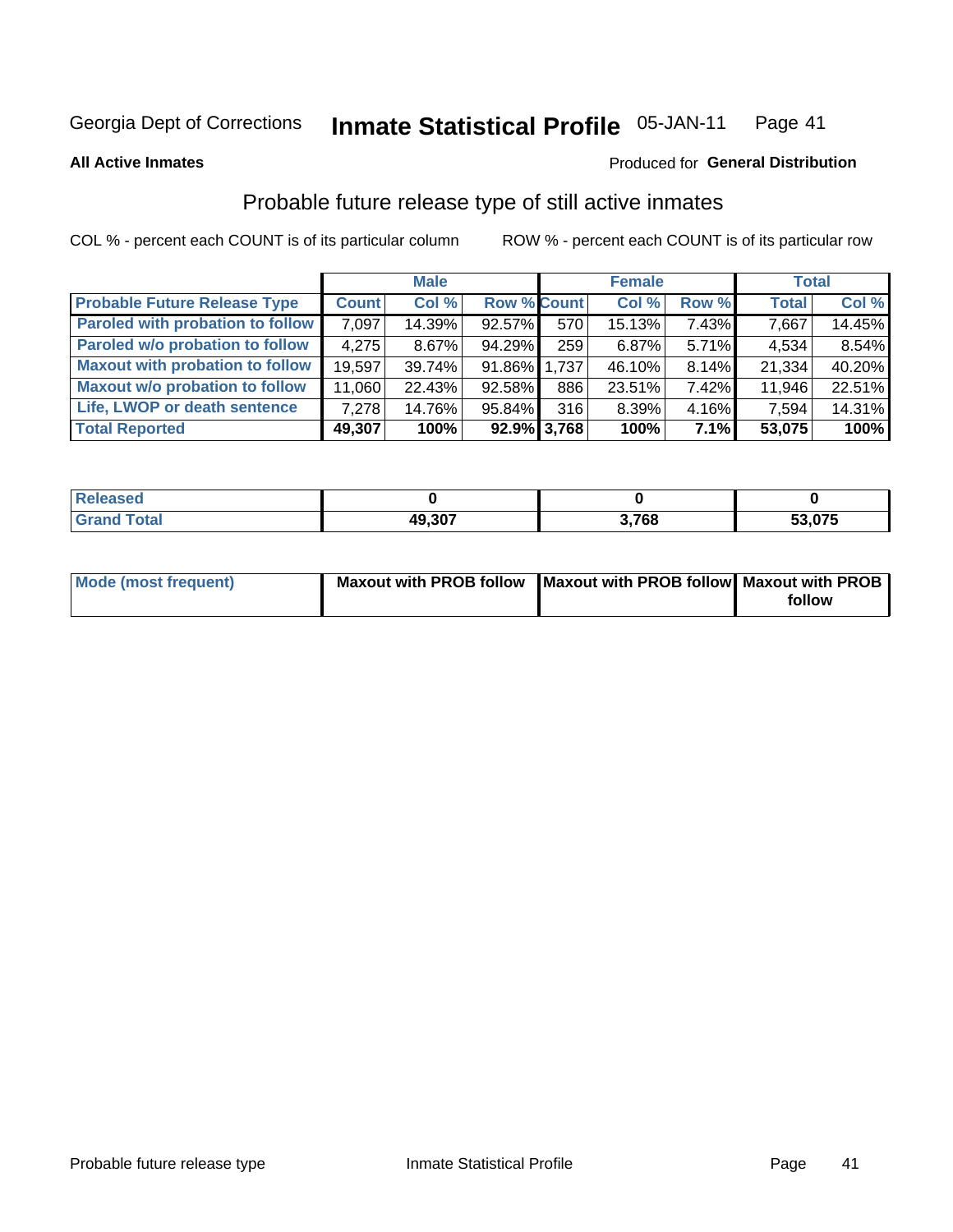Georgia Dept of Corrections **Inmate Statistical Profile** 05-JAN-11

**All Active Inmates**

Produced for **General Distribution**

## Probable future release type of still active inmates

COL % - percent each COUNT is of its particular column

ROW % - percent each COUNT is of its particular row

| | Male | | | Female | | | Total | |
|---|---|---|---|---|---|---|---|---|
| **Probable Future Release Type** | **Count** | **Col %** | **Row %** | **Count** | **Col %** | **Row %** | **Total** | **Col %** |
| **Paroled with probation to follow** | 7,097 | 14.39% | 92.57% | 570 | 15.13% | 7.43% | 7,667 | 14.45% |
| **Paroled w/o probation to follow** | 4,275 | 8.67% | 94.29% | 259 | 6.87% | 5.71% | 4,534 | 8.54% |
| **Maxout with probation to follow** | 19,597 | 39.74% | 91.86% | 1,737 | 46.10% | 8.14% | 21,334 | 40.20% |
| **Maxout w/o probation to follow** | 11,060 | 22.43% | 92.58% | 886 | 23.51% | 7.42% | 11,946 | 22.51% |
| **Life, LWOP or death sentence** | 7,278 | 14.76% | 95.84% | 316 | 8.39% | 4.16% | 7,594 | 14.31% |
| **Total Reported** | **49,307** | **100%** | **92.9%** | **3,768** | **100%** | **7.1%** | **53,075** | **100%** |

| | Male | Female | Total |
|---|---|---|---|
| **Released** | **0** | **0** | **0** |
| **Grand Total** | **49,307** | **3,768** | **53,075** |

| | Male | Female | Total |
|---|---|---|---|
| **Mode (most frequent)** | **Maxout with PROB follow** | **Maxout with PROB follow** | **Maxout with PROB follow** |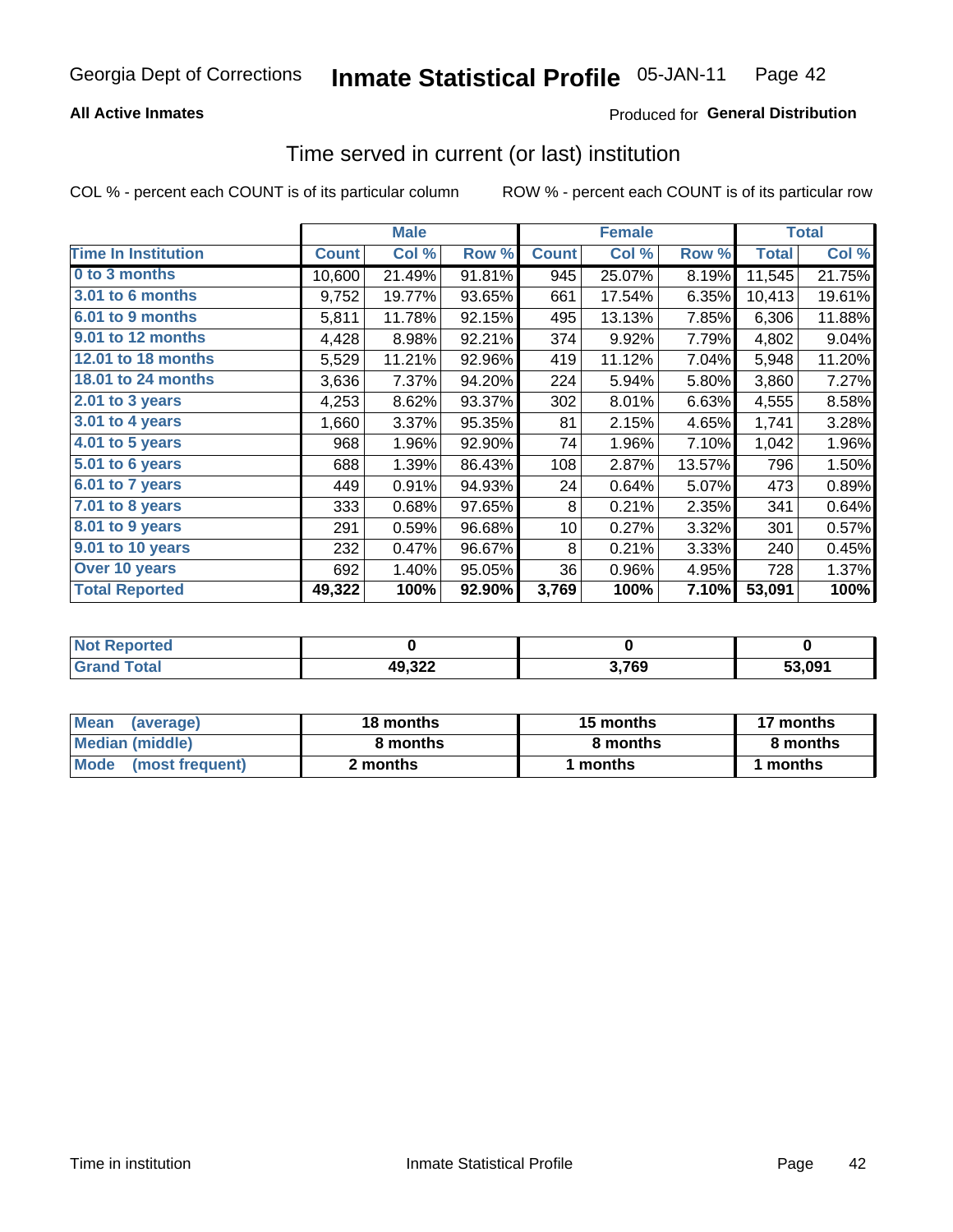Georgia Dept of Corrections **Inmate Statistical Profile** 05-JAN-11

**All Active Inmates**

Produced for **General Distribution**

## Time served in current (or last) institution

COL % - percent each COUNT is of its particular column

ROW % - percent each COUNT is of its particular row

| | Male | | | Female | | | Total | |
|---|---|---|---|---|---|---|---|---|
| **Time In Institution** | **Count** | **Col %** | **Row %** | **Count** | **Col %** | **Row %** | **Total** | **Col %** |
| 0 to 3 months | 10,600 | 21.49% | 91.81% | 945 | 25.07% | 8.19% | 11,545 | 21.75% |
| 3.01 to 6 months | 9,752 | 19.77% | 93.65% | 661 | 17.54% | 6.35% | 10,413 | 19.61% |
| 6.01 to 9 months | 5,811 | 11.78% | 92.15% | 495 | 13.13% | 7.85% | 6,306 | 11.88% |
| 9.01 to 12 months | 4,428 | 8.98% | 92.21% | 374 | 9.92% | 7.79% | 4,802 | 9.04% |
| 12.01 to 18 months | 5,529 | 11.21% | 92.96% | 419 | 11.12% | 7.04% | 5,948 | 11.20% |
| 18.01 to 24 months | 3,636 | 7.37% | 94.20% | 224 | 5.94% | 5.80% | 3,860 | 7.27% |
| 2.01 to 3 years | 4,253 | 8.62% | 93.37% | 302 | 8.01% | 6.63% | 4,555 | 8.58% |
| 3.01 to 4 years | 1,660 | 3.37% | 95.35% | 81 | 2.15% | 4.65% | 1,741 | 3.28% |
| 4.01 to 5 years | 968 | 1.96% | 92.90% | 74 | 1.96% | 7.10% | 1,042 | 1.96% |
| 5.01 to 6 years | 688 | 1.39% | 86.43% | 108 | 2.87% | 13.57% | 796 | 1.50% |
| 6.01 to 7 years | 449 | 0.91% | 94.93% | 24 | 0.64% | 5.07% | 473 | 0.89% |
| 7.01 to 8 years | 333 | 0.68% | 97.65% | 8 | 0.21% | 2.35% | 341 | 0.64% |
| 8.01 to 9 years | 291 | 0.59% | 96.68% | 10 | 0.27% | 3.32% | 301 | 0.57% |
| 9.01 to 10 years | 232 | 0.47% | 96.67% | 8 | 0.21% | 3.33% | 240 | 0.45% |
| Over 10 years | 692 | 1.40% | 95.05% | 36 | 0.96% | 4.95% | 728 | 1.37% |
| **Total Reported** | **49,322** | **100%** | **92.90%** | **3,769** | **100%** | **7.10%** | **53,091** | **100%** |

| | Male | Female | Total |
|---|---|---|---|
| Not Reported | 0 | 0 | 0 |
| Grand Total | 49,322 | 3,769 | 53,091 |

| | Male | Female | Total |
|---|---|---|---|
| Mean (average) | 18 months | 15 months | 17 months |
| Median (middle) | 8 months | 8 months | 8 months |
| Mode (most frequent) | 2 months | 1 months | 1 months |

Time in institution Inmate Statistical Profile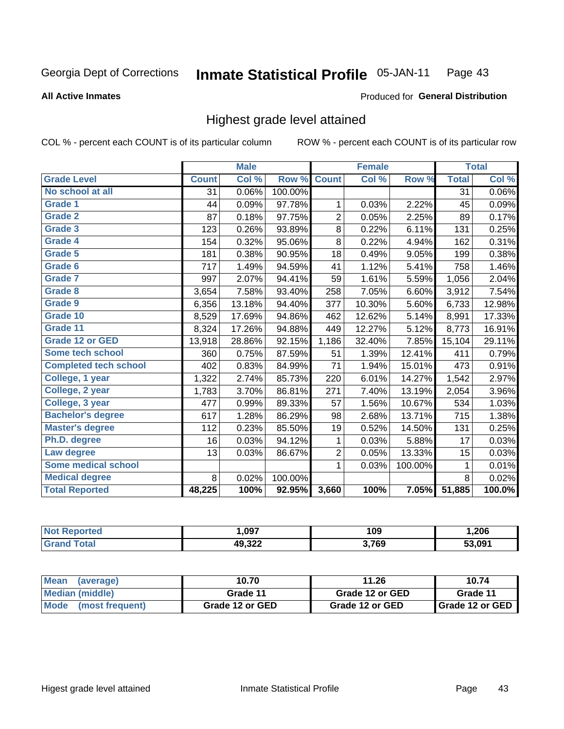Georgia Dept of Corrections **Inmate Statistical Profile** 05-JAN-11 Page 43

**All Active Inmates**

Produced for **General Distribution**

## Highest grade level attained

COL % - percent each COUNT is of its particular column ROW % - percent each COUNT is of its particular row

| | Male | | | Female | | | Total | |
|---|---|---|---|---|---|---|---|---|
| **Grade Level** | **Count** | **Col %** | **Row %** | **Count** | **Col %** | **Row %** | **Total** | **Col %** |
| No school at all | 31 | 0.06% | 100.00% | | | | 31 | 0.06% |
| Grade 1 | 44 | 0.09% | 97.78% | 1 | 0.03% | 2.22% | 45 | 0.09% |
| Grade 2 | 87 | 0.18% | 97.75% | 2 | 0.05% | 2.25% | 89 | 0.17% |
| Grade 3 | 123 | 0.26% | 93.89% | 8 | 0.22% | 6.11% | 131 | 0.25% |
| Grade 4 | 154 | 0.32% | 95.06% | 8 | 0.22% | 4.94% | 162 | 0.31% |
| Grade 5 | 181 | 0.38% | 90.95% | 18 | 0.49% | 9.05% | 199 | 0.38% |
| Grade 6 | 717 | 1.49% | 94.59% | 41 | 1.12% | 5.41% | 758 | 1.46% |
| Grade 7 | 997 | 2.07% | 94.41% | 59 | 1.61% | 5.59% | 1,056 | 2.04% |
| Grade 8 | 3,654 | 7.58% | 93.40% | 258 | 7.05% | 6.60% | 3,912 | 7.54% |
| Grade 9 | 6,356 | 13.18% | 94.40% | 377 | 10.30% | 5.60% | 6,733 | 12.98% |
| Grade 10 | 8,529 | 17.69% | 94.86% | 462 | 12.62% | 5.14% | 8,991 | 17.33% |
| Grade 11 | 8,324 | 17.26% | 94.88% | 449 | 12.27% | 5.12% | 8,773 | 16.91% |
| Grade 12 or GED | 13,918 | 28.86% | 92.15% | 1,186 | 32.40% | 7.85% | 15,104 | 29.11% |
| Some tech school | 360 | 0.75% | 87.59% | 51 | 1.39% | 12.41% | 411 | 0.79% |
| Completed tech school | 402 | 0.83% | 84.99% | 71 | 1.94% | 15.01% | 473 | 0.91% |
| College, 1 year | 1,322 | 2.74% | 85.73% | 220 | 6.01% | 14.27% | 1,542 | 2.97% |
| College, 2 year | 1,783 | 3.70% | 86.81% | 271 | 7.40% | 13.19% | 2,054 | 3.96% |
| College, 3 year | 477 | 0.99% | 89.33% | 57 | 1.56% | 10.67% | 534 | 1.03% |
| Bachelor's degree | 617 | 1.28% | 86.29% | 98 | 2.68% | 13.71% | 715 | 1.38% |
| Master's degree | 112 | 0.23% | 85.50% | 19 | 0.52% | 14.50% | 131 | 0.25% |
| Ph.D. degree | 16 | 0.03% | 94.12% | 1 | 0.03% | 5.88% | 17 | 0.03% |
| Law degree | 13 | 0.03% | 86.67% | 2 | 0.05% | 13.33% | 15 | 0.03% |
| Some medical school | | | | 1 | 0.03% | 100.00% | 1 | 0.01% |
| Medical degree | 8 | 0.02% | 100.00% | | | | 8 | 0.02% |
| **Total Reported** | **48,225** | **100%** | **92.95%** | **3,660** | **100%** | **7.05%** | **51,885** | **100.0%** |

| | Male | Female | Total |
|---|---|---|---|
| Not Reported | 1,097 | 109 | 1,206 |
| Grand Total | 49,322 | 3,769 | 53,091 |

| | Male | Female | Total |
|---|---|---|---|
| Mean (average) | 10.70 | 11.26 | 10.74 |
| Median (middle) | Grade 11 | Grade 12 or GED | Grade 11 |
| Mode (most frequent) | Grade 12 or GED | Grade 12 or GED | Grade 12 or GED |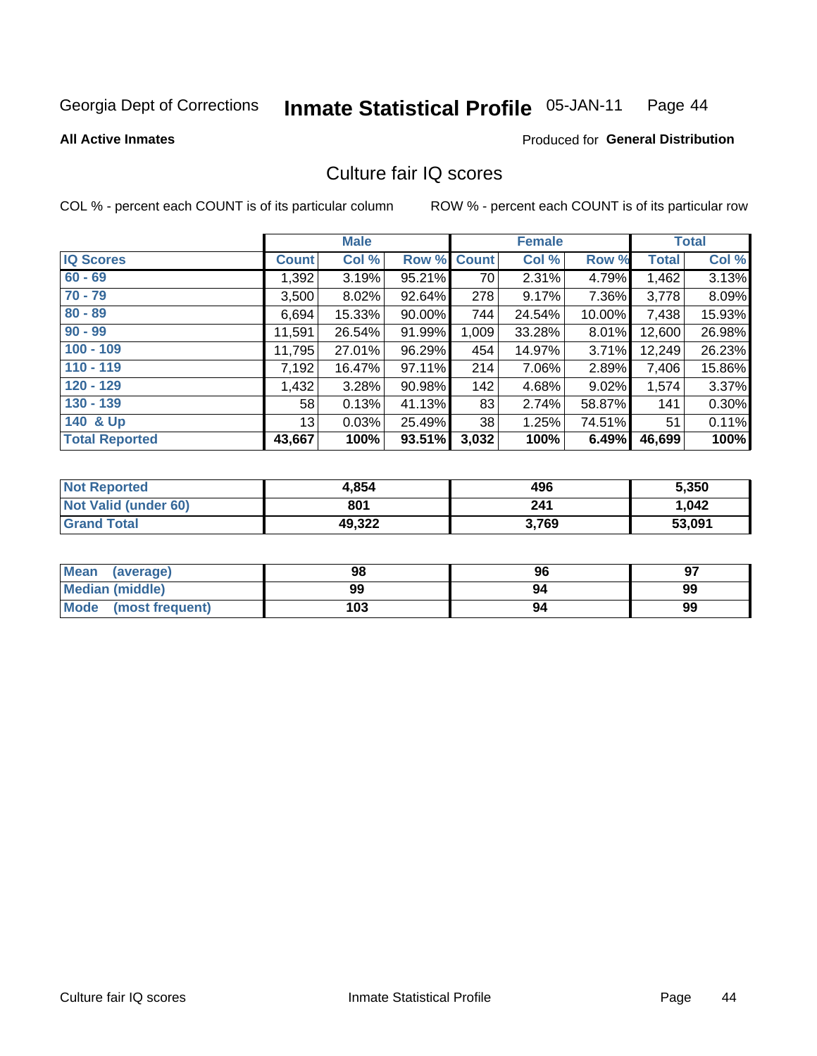Georgia Dept of Corrections **Inmate Statistical Profile** 05-JAN-11 Page 44

**All Active Inmates**

Produced for **General Distribution**

## Culture fair IQ scores

COL % - percent each COUNT is of its particular column ROW % - percent each COUNT is of its particular row

| | Male | | | Female | | | Total | |
|---|---|---|---|---|---|---|---|---|
| **IQ Scores** | **Count** | **Col %** | **Row %** | **Count** | **Col %** | **Row %** | **Total** | **Col %** |
| 60 - 69 | 1,392 | 3.19% | 95.21% | 70 | 2.31% | 4.79% | 1,462 | 3.13% |
| 70 - 79 | 3,500 | 8.02% | 92.64% | 278 | 9.17% | 7.36% | 3,778 | 8.09% |
| 80 - 89 | 6,694 | 15.33% | 90.00% | 744 | 24.54% | 10.00% | 7,438 | 15.93% |
| 90 - 99 | 11,591 | 26.54% | 91.99% | 1,009 | 33.28% | 8.01% | 12,600 | 26.98% |
| 100 - 109 | 11,795 | 27.01% | 96.29% | 454 | 14.97% | 3.71% | 12,249 | 26.23% |
| 110 - 119 | 7,192 | 16.47% | 97.11% | 214 | 7.06% | 2.89% | 7,406 | 15.86% |
| 120 - 129 | 1,432 | 3.28% | 90.98% | 142 | 4.68% | 9.02% | 1,574 | 3.37% |
| 130 - 139 | 58 | 0.13% | 41.13% | 83 | 2.74% | 58.87% | 141 | 0.30% |
| 140 & Up | 13 | 0.03% | 25.49% | 38 | 1.25% | 74.51% | 51 | 0.11% |
| **Total Reported** | **43,667** | **100%** | **93.51%** | **3,032** | **100%** | **6.49%** | **46,699** | **100%** |

| | Male | Female | Total |
|---|---|---|---|
| Not Reported | 4,854 | 496 | 5,350 |
| Not Valid (under 60) | 801 | 241 | 1,042 |
| Grand Total | 49,322 | 3,769 | 53,091 |

| | Male | Female | Total |
|---|---|---|---|
| Mean (average) | 98 | 96 | 97 |
| Median (middle) | 99 | 94 | 99 |
| Mode (most frequent) | 103 | 94 | 99 |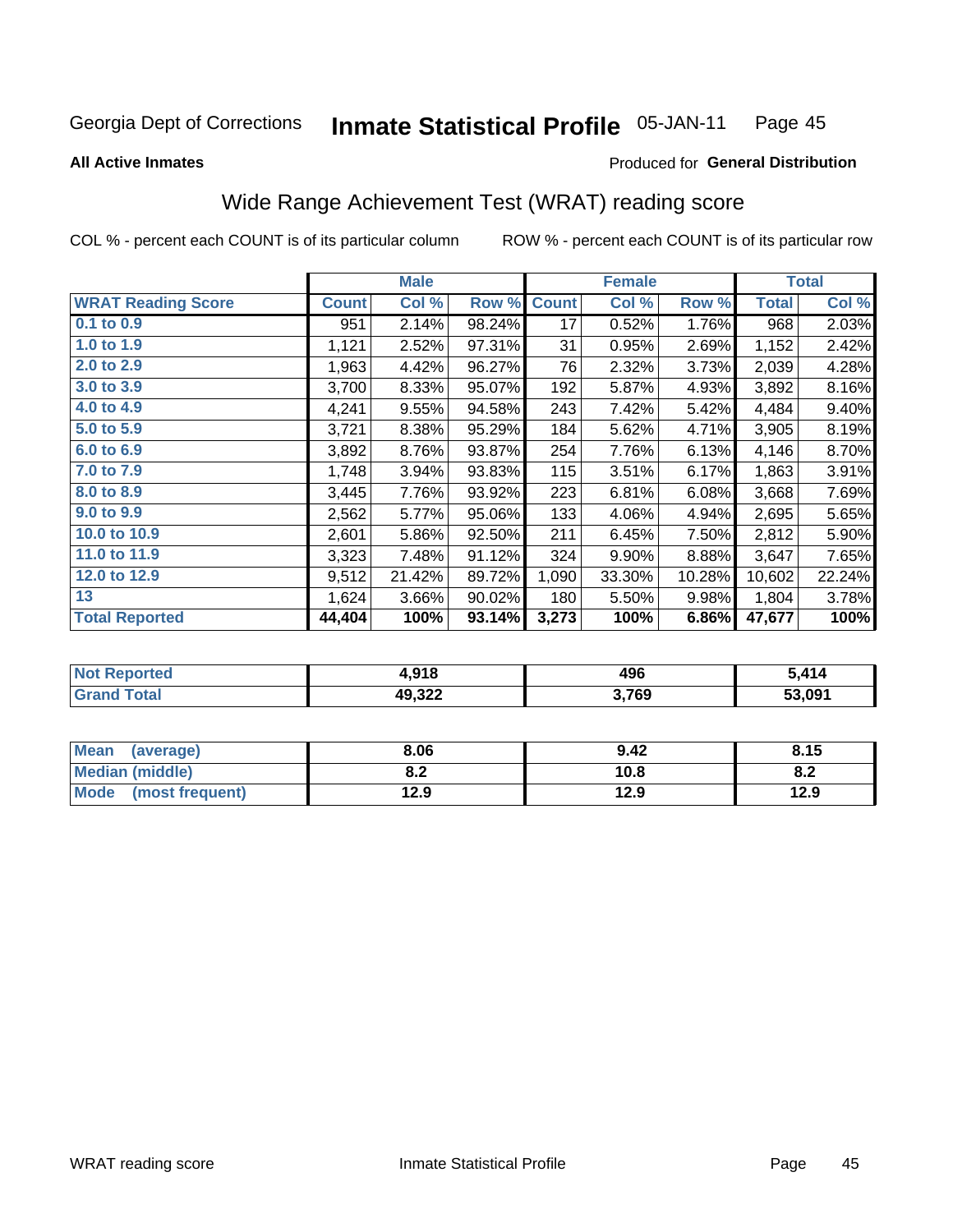Georgia Dept of Corrections **Inmate Statistical Profile** 05-JAN-11

**All Active Inmates**

Produced for **General Distribution**

## Wide Range Achievement Test (WRAT) reading score

COL % - percent each COUNT is of its particular column ROW % - percent each COUNT is of its particular row

| | Male | | | Female | | | Total | |
|---|---|---|---|---|---|---|---|---|
| **WRAT Reading Score** | **Count** | **Col %** | **Row %** | **Count** | **Col %** | **Row %** | **Total** | **Col %** |
| 0.1 to 0.9 | 951 | 2.14% | 98.24% | 17 | 0.52% | 1.76% | 968 | 2.03% |
| 1.0 to 1.9 | 1,121 | 2.52% | 97.31% | 31 | 0.95% | 2.69% | 1,152 | 2.42% |
| 2.0 to 2.9 | 1,963 | 4.42% | 96.27% | 76 | 2.32% | 3.73% | 2,039 | 4.28% |
| 3.0 to 3.9 | 3,700 | 8.33% | 95.07% | 192 | 5.87% | 4.93% | 3,892 | 8.16% |
| 4.0 to 4.9 | 4,241 | 9.55% | 94.58% | 243 | 7.42% | 5.42% | 4,484 | 9.40% |
| 5.0 to 5.9 | 3,721 | 8.38% | 95.29% | 184 | 5.62% | 4.71% | 3,905 | 8.19% |
| 6.0 to 6.9 | 3,892 | 8.76% | 93.87% | 254 | 7.76% | 6.13% | 4,146 | 8.70% |
| 7.0 to 7.9 | 1,748 | 3.94% | 93.83% | 115 | 3.51% | 6.17% | 1,863 | 3.91% |
| 8.0 to 8.9 | 3,445 | 7.76% | 93.92% | 223 | 6.81% | 6.08% | 3,668 | 7.69% |
| 9.0 to 9.9 | 2,562 | 5.77% | 95.06% | 133 | 4.06% | 4.94% | 2,695 | 5.65% |
| 10.0 to 10.9 | 2,601 | 5.86% | 92.50% | 211 | 6.45% | 7.50% | 2,812 | 5.90% |
| 11.0 to 11.9 | 3,323 | 7.48% | 91.12% | 324 | 9.90% | 8.88% | 3,647 | 7.65% |
| 12.0 to 12.9 | 9,512 | 21.42% | 89.72% | 1,090 | 33.30% | 10.28% | 10,602 | 22.24% |
| 13 | 1,624 | 3.66% | 90.02% | 180 | 5.50% | 9.98% | 1,804 | 3.78% |
| **Total Reported** | **44,404** | **100%** | **93.14%** | **3,273** | **100%** | **6.86%** | **47,677** | **100%** |

| | Male | Female | Total |
|---|---|---|---|
| Not Reported | 4,918 | 496 | 5,414 |
| Grand Total | 49,322 | 3,769 | 53,091 |

| | Male | Female | Total |
|---|---|---|---|
| Mean (average) | 8.06 | 9.42 | 8.15 |
| Median (middle) | 8.2 | 10.8 | 8.2 |
| Mode (most frequent) | 12.9 | 12.9 | 12.9 |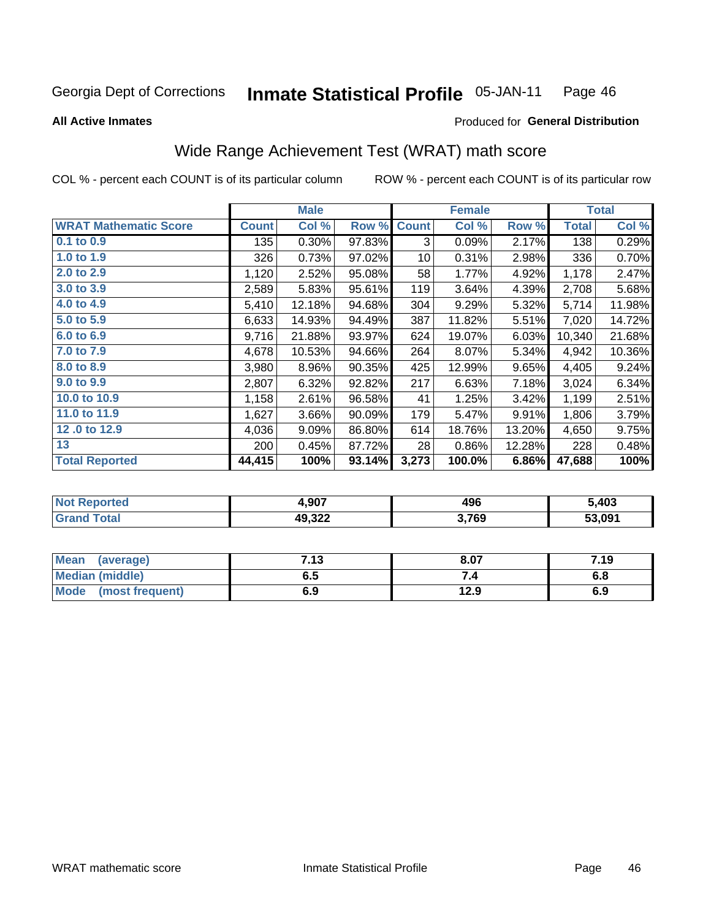Georgia Dept of Corrections **Inmate Statistical Profile** 05-JAN-11 Page 46

**All Active Inmates**

Produced for **General Distribution**

## Wide Range Achievement Test (WRAT) math score

COL % - percent each COUNT is of its particular column ROW % - percent each COUNT is of its particular row

| | Male | | | Female | | | Total | |
|---|---|---|---|---|---|---|---|---|
| **WRAT Mathematic Score** | **Count** | **Col %** | **Row %** | **Count** | **Col %** | **Row %** | **Total** | **Col %** |
| **0.1 to 0.9** | 135 | 0.30% | 97.83% | 3 | 0.09% | 2.17% | 138 | 0.29% |
| **1.0 to 1.9** | 326 | 0.73% | 97.02% | 10 | 0.31% | 2.98% | 336 | 0.70% |
| **2.0 to 2.9** | 1,120 | 2.52% | 95.08% | 58 | 1.77% | 4.92% | 1,178 | 2.47% |
| **3.0 to 3.9** | 2,589 | 5.83% | 95.61% | 119 | 3.64% | 4.39% | 2,708 | 5.68% |
| **4.0 to 4.9** | 5,410 | 12.18% | 94.68% | 304 | 9.29% | 5.32% | 5,714 | 11.98% |
| **5.0 to 5.9** | 6,633 | 14.93% | 94.49% | 387 | 11.82% | 5.51% | 7,020 | 14.72% |
| **6.0 to 6.9** | 9,716 | 21.88% | 93.97% | 624 | 19.07% | 6.03% | 10,340 | 21.68% |
| **7.0 to 7.9** | 4,678 | 10.53% | 94.66% | 264 | 8.07% | 5.34% | 4,942 | 10.36% |
| **8.0 to 8.9** | 3,980 | 8.96% | 90.35% | 425 | 12.99% | 9.65% | 4,405 | 9.24% |
| **9.0 to 9.9** | 2,807 | 6.32% | 92.82% | 217 | 6.63% | 7.18% | 3,024 | 6.34% |
| **10.0 to 10.9** | 1,158 | 2.61% | 96.58% | 41 | 1.25% | 3.42% | 1,199 | 2.51% |
| **11.0 to 11.9** | 1,627 | 3.66% | 90.09% | 179 | 5.47% | 9.91% | 1,806 | 3.79% |
| **12 .0 to 12.9** | 4,036 | 9.09% | 86.80% | 614 | 18.76% | 13.20% | 4,650 | 9.75% |
| **13** | 200 | 0.45% | 87.72% | 28 | 0.86% | 12.28% | 228 | 0.48% |
| **Total Reported** | **44,415** | **100%** | **93.14%** | **3,273** | **100.0%** | **6.86%** | **47,688** | **100%** |

| | Male | Female | Total |
|---|---|---|---|
| **Not Reported** | **4,907** | **496** | **5,403** |
| **Grand Total** | **49,322** | **3,769** | **53,091** |

| | Male | Female | Total |
|---|---|---|---|
| **Mean (average)** | **7.13** | **8.07** | **7.19** |
| **Median (middle)** | **6.5** | **7.4** | **6.8** |
| **Mode (most frequent)** | **6.9** | **12.9** | **6.9** |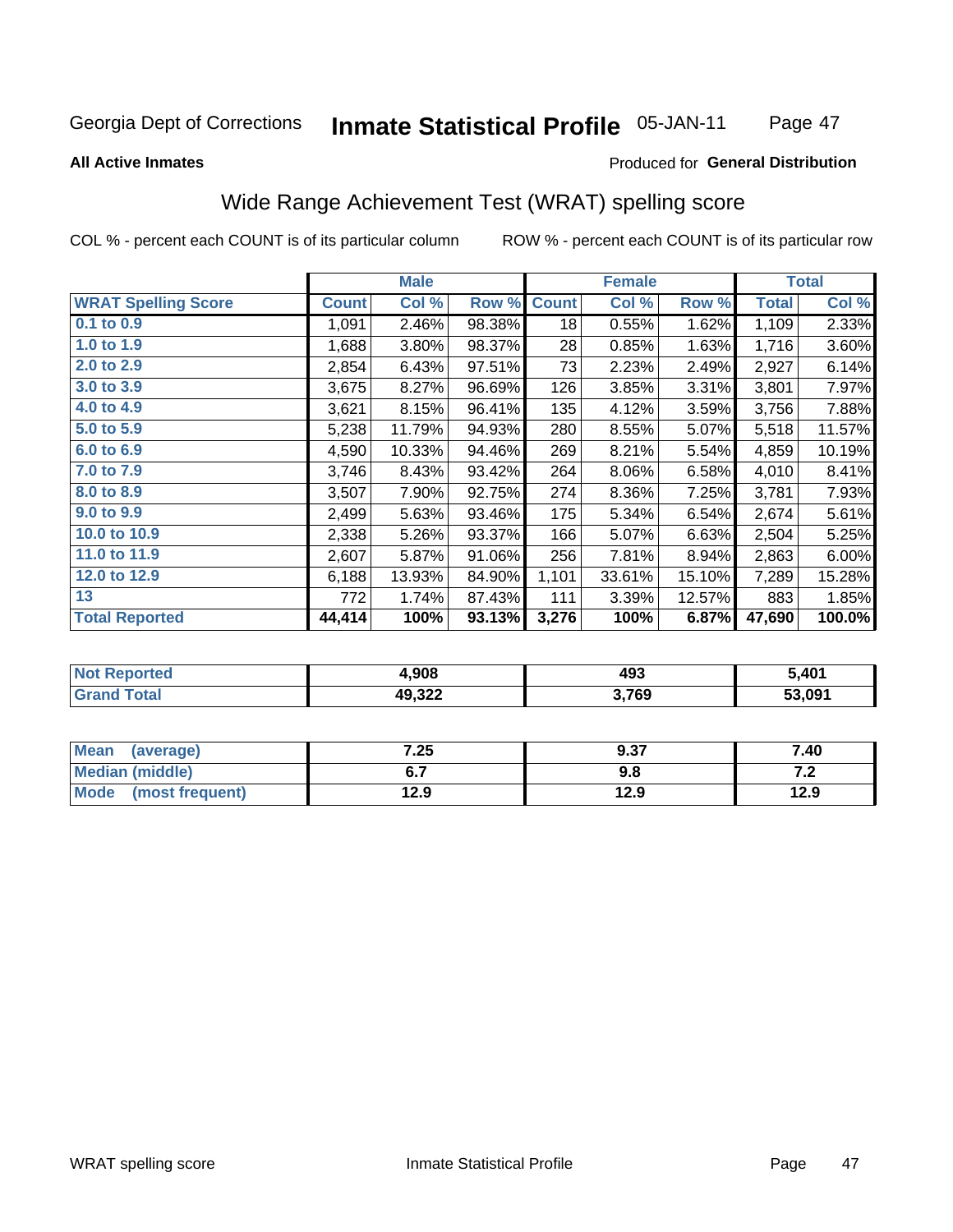Georgia Dept of Corrections **Inmate Statistical Profile** 05-JAN-11

**All Active Inmates**

Produced for **General Distribution**

## Wide Range Achievement Test (WRAT) spelling score

COL % - percent each COUNT is of its particular column ROW % - percent each COUNT is of its particular row

| | Male | | | Female | | | Total | |
|---|---|---|---|---|---|---|---|---|
| **WRAT Spelling Score** | **Count** | **Col %** | **Row %** | **Count** | **Col %** | **Row %** | **Total** | **Col %** |
| 0.1 to 0.9 | 1,091 | 2.46% | 98.38% | 18 | 0.55% | 1.62% | 1,109 | 2.33% |
| 1.0 to 1.9 | 1,688 | 3.80% | 98.37% | 28 | 0.85% | 1.63% | 1,716 | 3.60% |
| 2.0 to 2.9 | 2,854 | 6.43% | 97.51% | 73 | 2.23% | 2.49% | 2,927 | 6.14% |
| 3.0 to 3.9 | 3,675 | 8.27% | 96.69% | 126 | 3.85% | 3.31% | 3,801 | 7.97% |
| 4.0 to 4.9 | 3,621 | 8.15% | 96.41% | 135 | 4.12% | 3.59% | 3,756 | 7.88% |
| 5.0 to 5.9 | 5,238 | 11.79% | 94.93% | 280 | 8.55% | 5.07% | 5,518 | 11.57% |
| 6.0 to 6.9 | 4,590 | 10.33% | 94.46% | 269 | 8.21% | 5.54% | 4,859 | 10.19% |
| 7.0 to 7.9 | 3,746 | 8.43% | 93.42% | 264 | 8.06% | 6.58% | 4,010 | 8.41% |
| 8.0 to 8.9 | 3,507 | 7.90% | 92.75% | 274 | 8.36% | 7.25% | 3,781 | 7.93% |
| 9.0 to 9.9 | 2,499 | 5.63% | 93.46% | 175 | 5.34% | 6.54% | 2,674 | 5.61% |
| 10.0 to 10.9 | 2,338 | 5.26% | 93.37% | 166 | 5.07% | 6.63% | 2,504 | 5.25% |
| 11.0 to 11.9 | 2,607 | 5.87% | 91.06% | 256 | 7.81% | 8.94% | 2,863 | 6.00% |
| 12.0 to 12.9 | 6,188 | 13.93% | 84.90% | 1,101 | 33.61% | 15.10% | 7,289 | 15.28% |
| 13 | 772 | 1.74% | 87.43% | 111 | 3.39% | 12.57% | 883 | 1.85% |
| **Total Reported** | **44,414** | **100%** | **93.13%** | **3,276** | **100%** | **6.87%** | **47,690** | **100.0%** |

| | Male | Female | Total |
|---|---|---|---|
| **Not Reported** | **4,908** | **493** | **5,401** |
| **Grand Total** | **49,322** | **3,769** | **53,091** |

| | Male | Female | Total |
|---|---|---|---|
| **Mean (average)** | **7.25** | **9.37** | **7.40** |
| **Median (middle)** | **6.7** | **9.8** | **7.2** |
| **Mode (most frequent)** | **12.9** | **12.9** | **12.9** |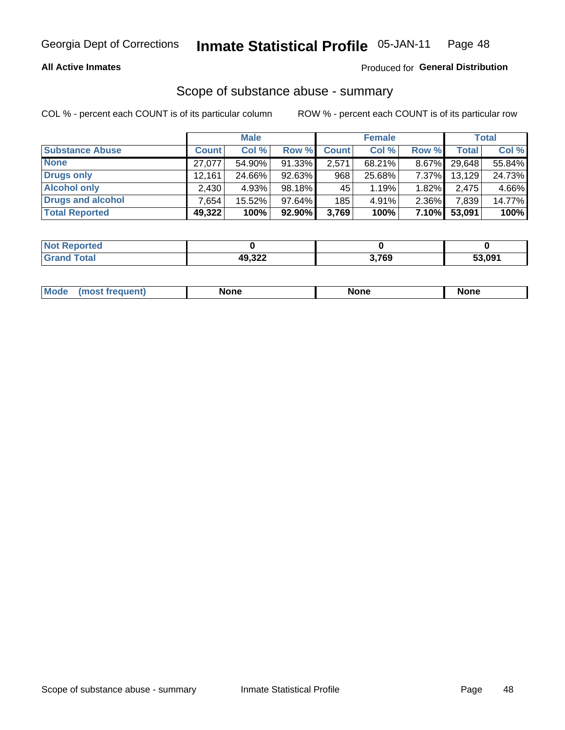## All Active Inmates

Produced for **General Distribution**

## Scope of substance abuse - summary

COL % - percent each COUNT is of its particular column

ROW % - percent each COUNT is of its particular row

| | Male | | | Female | | | Total | |
|---|---|---|---|---|---|---|---|---|
| **Substance Abuse** | **Count** | **Col %** | **Row %** | **Count** | **Col %** | **Row %** | **Total** | **Col %** |
| **None** | 27,077 | 54.90% | 91.33% | 2,571 | 68.21% | 8.67% | 29,648 | 55.84% |
| **Drugs only** | 12,161 | 24.66% | 92.63% | 968 | 25.68% | 7.37% | 13,129 | 24.73% |
| **Alcohol only** | 2,430 | 4.93% | 98.18% | 45 | 1.19% | 1.82% | 2,475 | 4.66% |
| **Drugs and alcohol** | 7,654 | 15.52% | 97.64% | 185 | 4.91% | 2.36% | 7,839 | 14.77% |
| **Total Reported** | **49,322** | **100%** | **92.90%** | **3,769** | **100%** | **7.10%** | **53,091** | **100%** |

| | Male | Female | Total |
|---|---|---|---|
| **Not Reported** | **0** | **0** | **0** |
| **Grand Total** | **49,322** | **3,769** | **53,091** |

| | Male | Female | Total |
|---|---|---|---|
| **Mode (most frequent)** | **None** | **None** | **None** |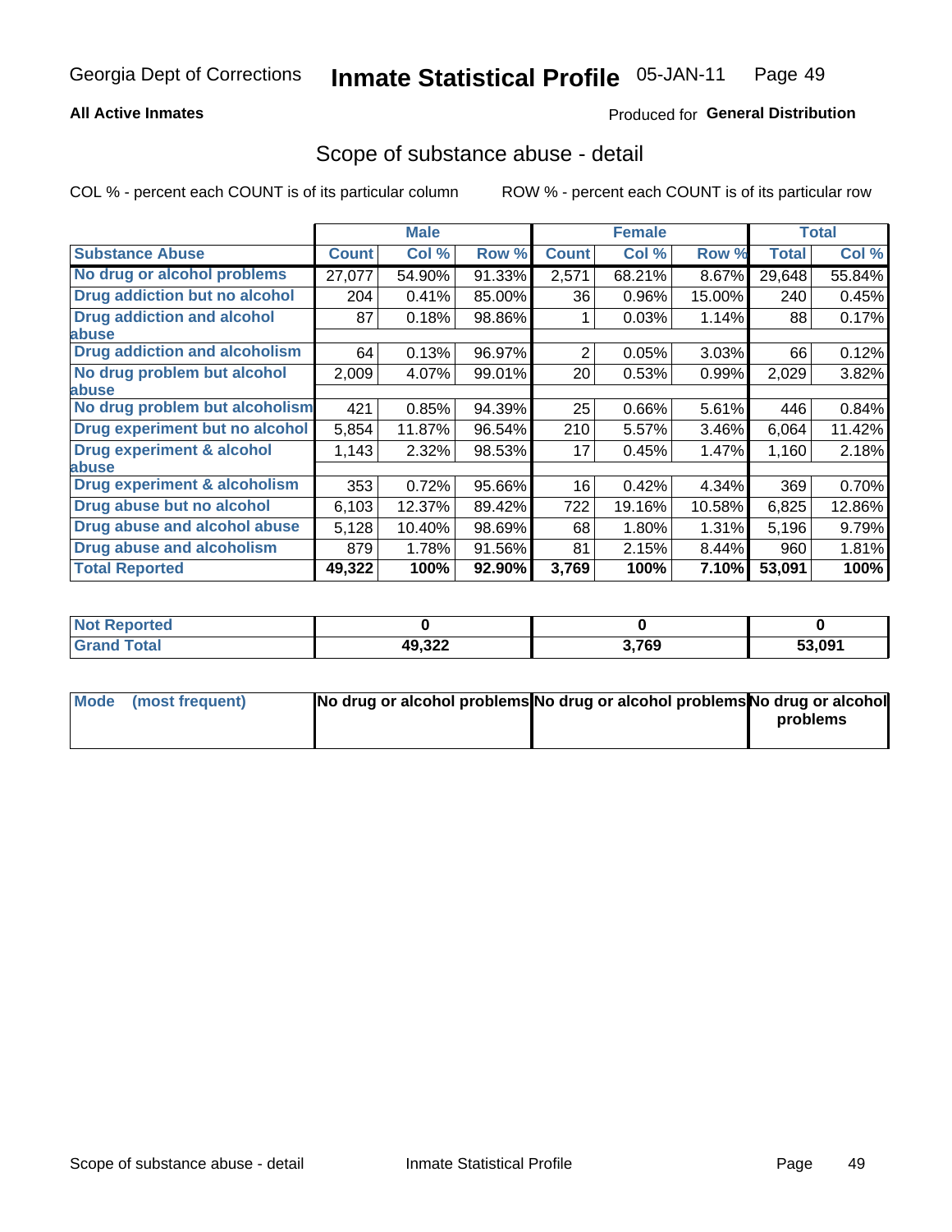**All Active Inmates** Produced for **General Distribution**

## Scope of substance abuse - detail

COL % - percent each COUNT is of its particular column ROW % - percent each COUNT is of its particular row

| | Male | | | Female | | | Total | |
|---|---|---|---|---|---|---|---|---|
| **Substance Abuse** | **Count** | **Col %** | **Row %** | **Count** | **Col %** | **Row %** | **Total** | **Col %** |
| **No drug or alcohol problems** | 27,077 | 54.90% | 91.33% | 2,571 | 68.21% | 8.67% | 29,648 | 55.84% |
| **Drug addiction but no alcohol** | 204 | 0.41% | 85.00% | 36 | 0.96% | 15.00% | 240 | 0.45% |
| **Drug addiction and alcohol abuse** | 87 | 0.18% | 98.86% | 1 | 0.03% | 1.14% | 88 | 0.17% |
| **Drug addiction and alcoholism** | 64 | 0.13% | 96.97% | 2 | 0.05% | 3.03% | 66 | 0.12% |
| **No drug problem but alcohol abuse** | 2,009 | 4.07% | 99.01% | 20 | 0.53% | 0.99% | 2,029 | 3.82% |
| **No drug problem but alcoholism** | 421 | 0.85% | 94.39% | 25 | 0.66% | 5.61% | 446 | 0.84% |
| **Drug experiment but no alcohol** | 5,854 | 11.87% | 96.54% | 210 | 5.57% | 3.46% | 6,064 | 11.42% |
| **Drug experiment & alcohol abuse** | 1,143 | 2.32% | 98.53% | 17 | 0.45% | 1.47% | 1,160 | 2.18% |
| **Drug experiment & alcoholism** | 353 | 0.72% | 95.66% | 16 | 0.42% | 4.34% | 369 | 0.70% |
| **Drug abuse but no alcohol** | 6,103 | 12.37% | 89.42% | 722 | 19.16% | 10.58% | 6,825 | 12.86% |
| **Drug abuse and alcohol abuse** | 5,128 | 10.40% | 98.69% | 68 | 1.80% | 1.31% | 5,196 | 9.79% |
| **Drug abuse and alcoholism** | 879 | 1.78% | 91.56% | 81 | 2.15% | 8.44% | 960 | 1.81% |
| **Total Reported** | **49,322** | **100%** | **92.90%** | **3,769** | **100%** | **7.10%** | **53,091** | **100%** |

| | Male | Female | Total |
|---|---|---|---|
| **Not Reported** | **0** | **0** | **0** |
| **Grand Total** | **49,322** | **3,769** | **53,091** |

| | Male | Female | Total |
|---|---|---|---|
| **Mode (most frequent)** | **No drug or alcohol problems** | **No drug or alcohol problems** | **No drug or alcohol problems** |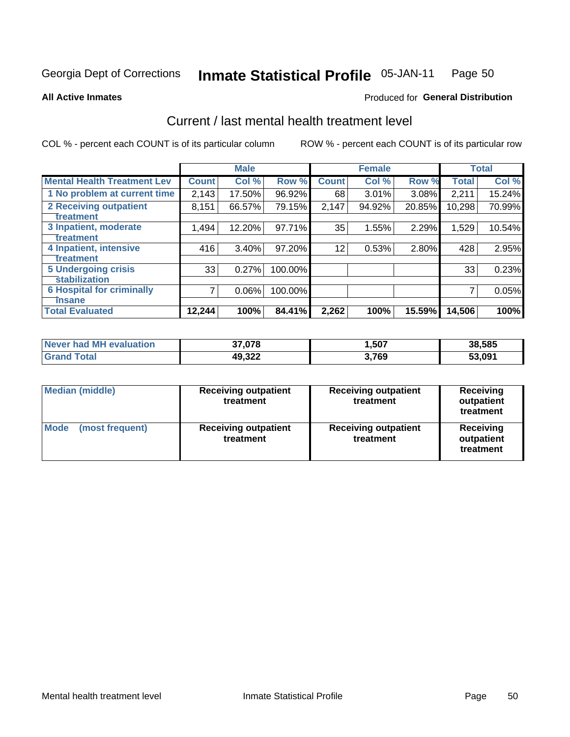Georgia Dept of Corrections **Inmate Statistical Profile** 05-JAN-11 Page 50

**All Active Inmates**

Produced for **General Distribution**

## Current / last mental health treatment level

COL % - percent each COUNT is of its particular column

ROW % - percent each COUNT is of its particular row

| | Male | | | Female | | | Total | |
|---|---|---|---|---|---|---|---|---|
| **Mental Health Treatment Lev** | **Count** | **Col %** | **Row %** | **Count** | **Col %** | **Row %** | **Total** | **Col %** |
| 1 No problem at current time | 2,143 | 17.50% | 96.92% | 68 | 3.01% | 3.08% | 2,211 | 15.24% |
| 2 Receiving outpatient treatment | 8,151 | 66.57% | 79.15% | 2,147 | 94.92% | 20.85% | 10,298 | 70.99% |
| 3 Inpatient, moderate treatment | 1,494 | 12.20% | 97.71% | 35 | 1.55% | 2.29% | 1,529 | 10.54% |
| 4 Inpatient, intensive treatment | 416 | 3.40% | 97.20% | 12 | 0.53% | 2.80% | 428 | 2.95% |
| 5 Undergoing crisis stabilization | 33 | 0.27% | 100.00% | | | | 33 | 0.23% |
| 6 Hospital for criminally insane | 7 | 0.06% | 100.00% | | | | 7 | 0.05% |
| **Total Evaluated** | **12,244** | **100%** | **84.41%** | **2,262** | **100%** | **15.59%** | **14,506** | **100%** |

| | Male | Female | Total |
|---|---|---|---|
| **Never had MH evaluation** | **37,078** | **1,507** | **38,585** |
| **Grand Total** | **49,322** | **3,769** | **53,091** |

| | Male | Female | Total |
|---|---|---|---|
| **Median (middle)** | **Receiving outpatient treatment** | **Receiving outpatient treatment** | **Receiving outpatient treatment** |
| **Mode (most frequent)** | **Receiving outpatient treatment** | **Receiving outpatient treatment** | **Receiving outpatient treatment** |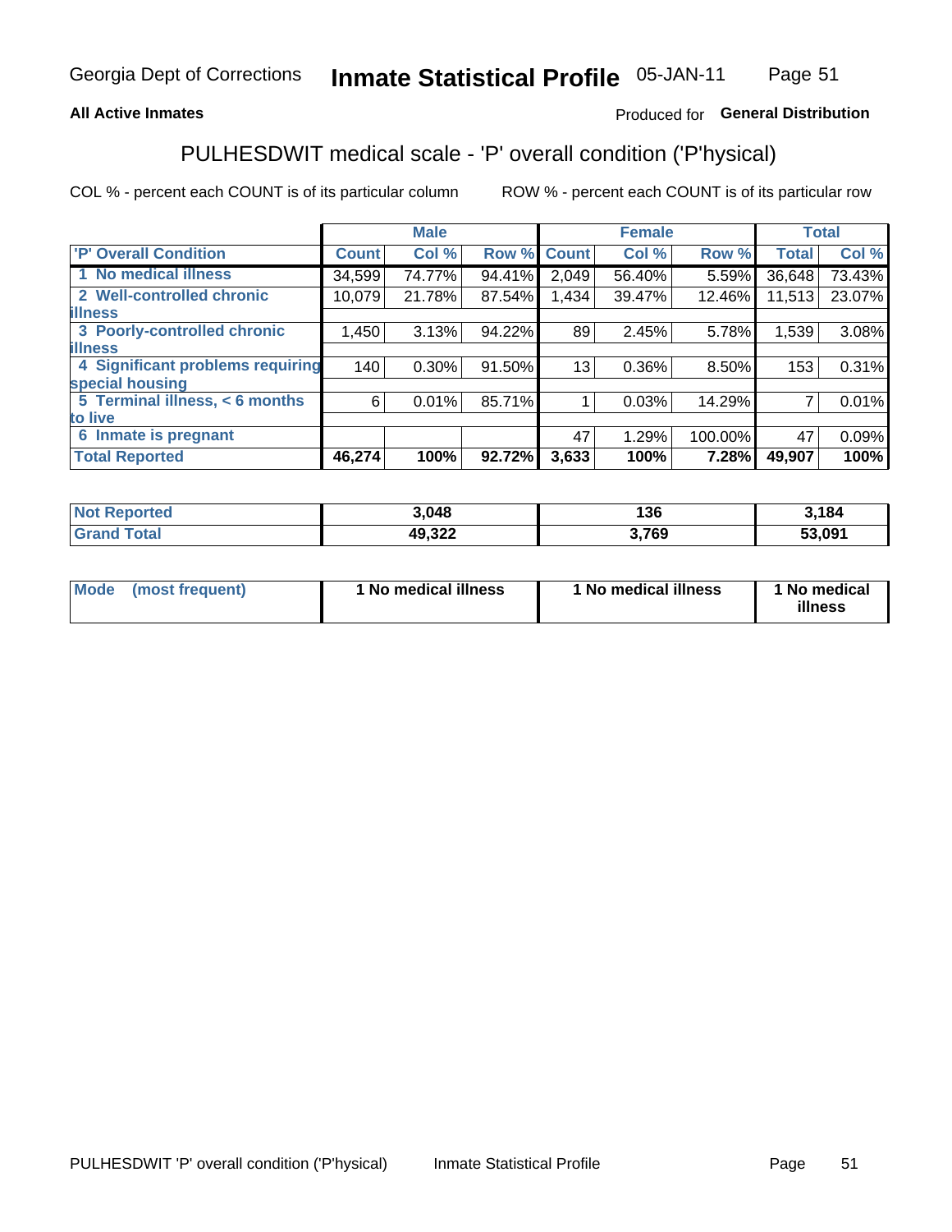# Inmate Statistical Profile

Georgia Dept of Corrections — 05-JAN-11

**All Active Inmates**

Produced for **General Distribution**

## PULHESDWIT medical scale - 'P' overall condition ('P'hysical)

COL % - percent each COUNT is of its particular column

ROW % - percent each COUNT is of its particular row

| | Male | | | Female | | | Total | |
|---|---|---|---|---|---|---|---|---|
| 'P' Overall Condition | Count | Col % | Row % | Count | Col % | Row % | Total | Col % |
| 1 No medical illness | 34,599 | 74.77% | 94.41% | 2,049 | 56.40% | 5.59% | 36,648 | 73.43% |
| 2 Well-controlled chronic illness | 10,079 | 21.78% | 87.54% | 1,434 | 39.47% | 12.46% | 11,513 | 23.07% |
| 3 Poorly-controlled chronic illness | 1,450 | 3.13% | 94.22% | 89 | 2.45% | 5.78% | 1,539 | 3.08% |
| 4 Significant problems requiring special housing | 140 | 0.30% | 91.50% | 13 | 0.36% | 8.50% | 153 | 0.31% |
| 5 Terminal illness, < 6 months to live | 6 | 0.01% | 85.71% | 1 | 0.03% | 14.29% | 7 | 0.01% |
| 6 Inmate is pregnant | | | | 47 | 1.29% | 100.00% | 47 | 0.09% |
| **Total Reported** | **46,274** | **100%** | **92.72%** | **3,633** | **100%** | **7.28%** | **49,907** | **100%** |

| | Male | Female | Total |
|---|---|---|---|
| Not Reported | 3,048 | 136 | 3,184 |
| Grand Total | 49,322 | 3,769 | 53,091 |

| | Male | Female | Total |
|---|---|---|---|
| Mode (most frequent) | 1 No medical illness | 1 No medical illness | 1 No medical illness |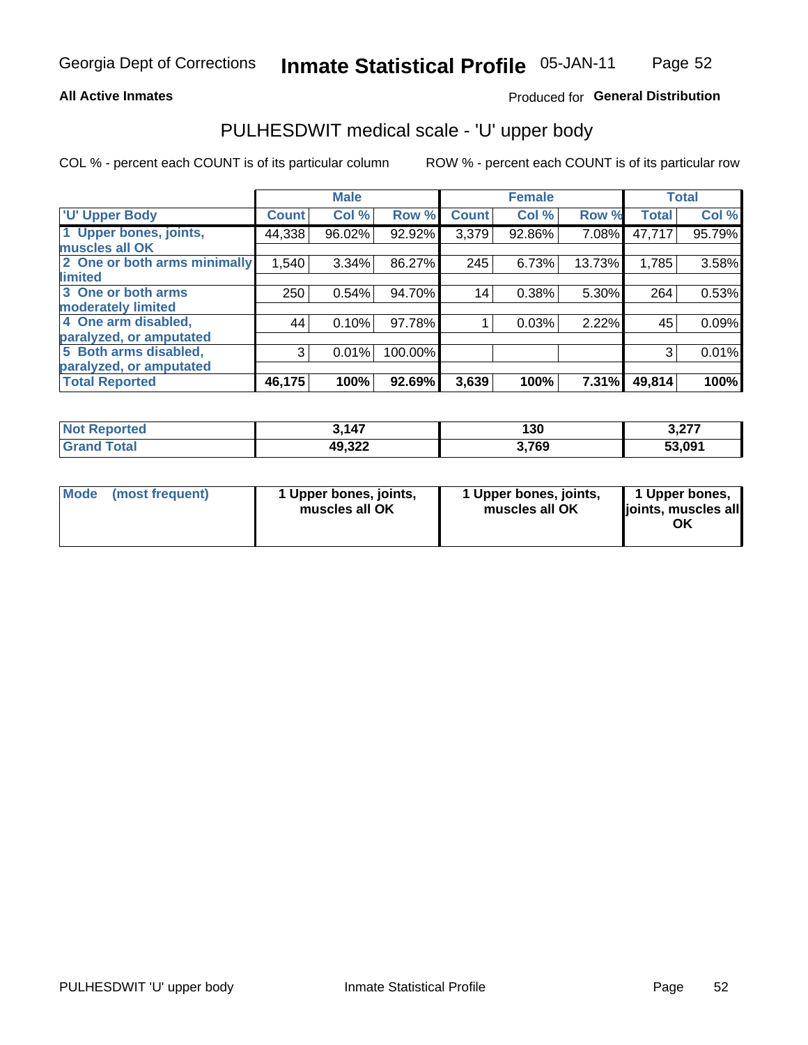**All Active Inmates**

Produced for **General Distribution**

## PULHESDWIT medical scale - 'U' upper body

COL % - percent each COUNT is of its particular column

ROW % - percent each COUNT is of its particular row

| | Male | | | Female | | | Total | |
|---|---|---|---|---|---|---|---|---|
| 'U' Upper Body | Count | Col % | Row % | Count | Col % | Row % | Total | Col % |
| 1 Upper bones, joints, muscles all OK | 44,338 | 96.02% | 92.92% | 3,379 | 92.86% | 7.08% | 47,717 | 95.79% |
| 2 One or both arms minimally limited | 1,540 | 3.34% | 86.27% | 245 | 6.73% | 13.73% | 1,785 | 3.58% |
| 3 One or both arms moderately limited | 250 | 0.54% | 94.70% | 14 | 0.38% | 5.30% | 264 | 0.53% |
| 4 One arm disabled, paralyzed, or amputated | 44 | 0.10% | 97.78% | 1 | 0.03% | 2.22% | 45 | 0.09% |
| 5 Both arms disabled, paralyzed, or amputated | 3 | 0.01% | 100.00% | | | | 3 | 0.01% |
| **Total Reported** | **46,175** | **100%** | **92.69%** | **3,639** | **100%** | **7.31%** | **49,814** | **100%** |

| | Male | Female | Total |
|---|---|---|---|
| Not Reported | 3,147 | 130 | 3,277 |
| Grand Total | 49,322 | 3,769 | 53,091 |

| | Male | Female | Total |
|---|---|---|---|
| Mode (most frequent) | 1 Upper bones, joints, muscles all OK | 1 Upper bones, joints, muscles all OK | 1 Upper bones, joints, muscles all OK |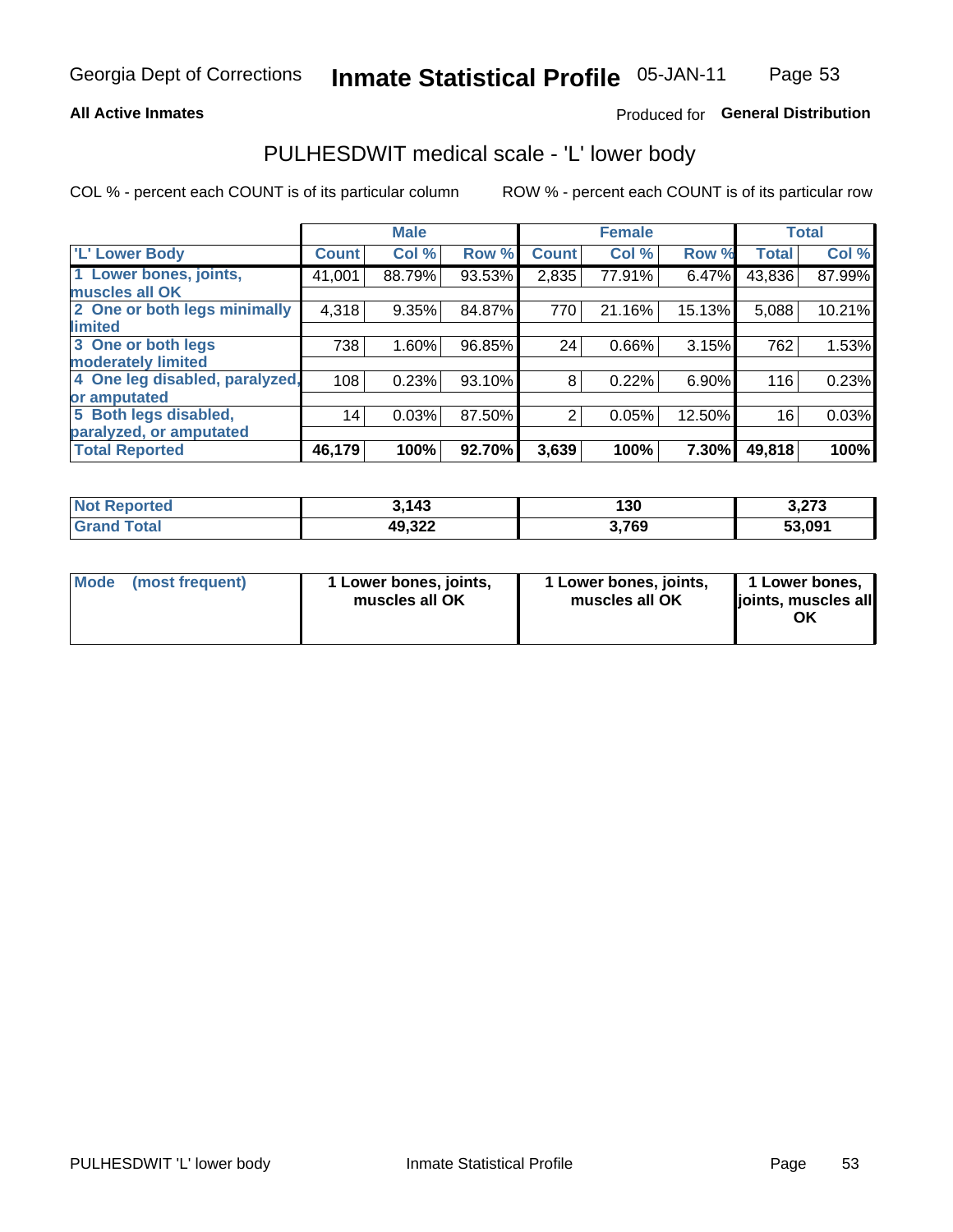**All Active Inmates**

Produced for **General Distribution**

# PULHESDWIT medical scale - 'L' lower body

COL % - percent each COUNT is of its particular column

ROW % - percent each COUNT is of its particular row

| | Male | | | Female | | | Total | |
|---|---|---|---|---|---|---|---|---|
| 'L' Lower Body | Count | Col % | Row % | Count | Col % | Row % | Total | Col % |
| 1 Lower bones, joints, muscles all OK | 41,001 | 88.79% | 93.53% | 2,835 | 77.91% | 6.47% | 43,836 | 87.99% |
| 2 One or both legs minimally limited | 4,318 | 9.35% | 84.87% | 770 | 21.16% | 15.13% | 5,088 | 10.21% |
| 3 One or both legs moderately limited | 738 | 1.60% | 96.85% | 24 | 0.66% | 3.15% | 762 | 1.53% |
| 4 One leg disabled, paralyzed, or amputated | 108 | 0.23% | 93.10% | 8 | 0.22% | 6.90% | 116 | 0.23% |
| 5 Both legs disabled, paralyzed, or amputated | 14 | 0.03% | 87.50% | 2 | 0.05% | 12.50% | 16 | 0.03% |
| **Total Reported** | **46,179** | **100%** | **92.70%** | **3,639** | **100%** | **7.30%** | **49,818** | **100%** |

| | Male | Female | Total |
|---|---|---|---|
| **Not Reported** | **3,143** | **130** | **3,273** |
| **Grand Total** | **49,322** | **3,769** | **53,091** |

| | Male | Female | Total |
|---|---|---|---|
| **Mode (most frequent)** | **1 Lower bones, joints, muscles all OK** | **1 Lower bones, joints, muscles all OK** | **1 Lower bones, joints, muscles all OK** |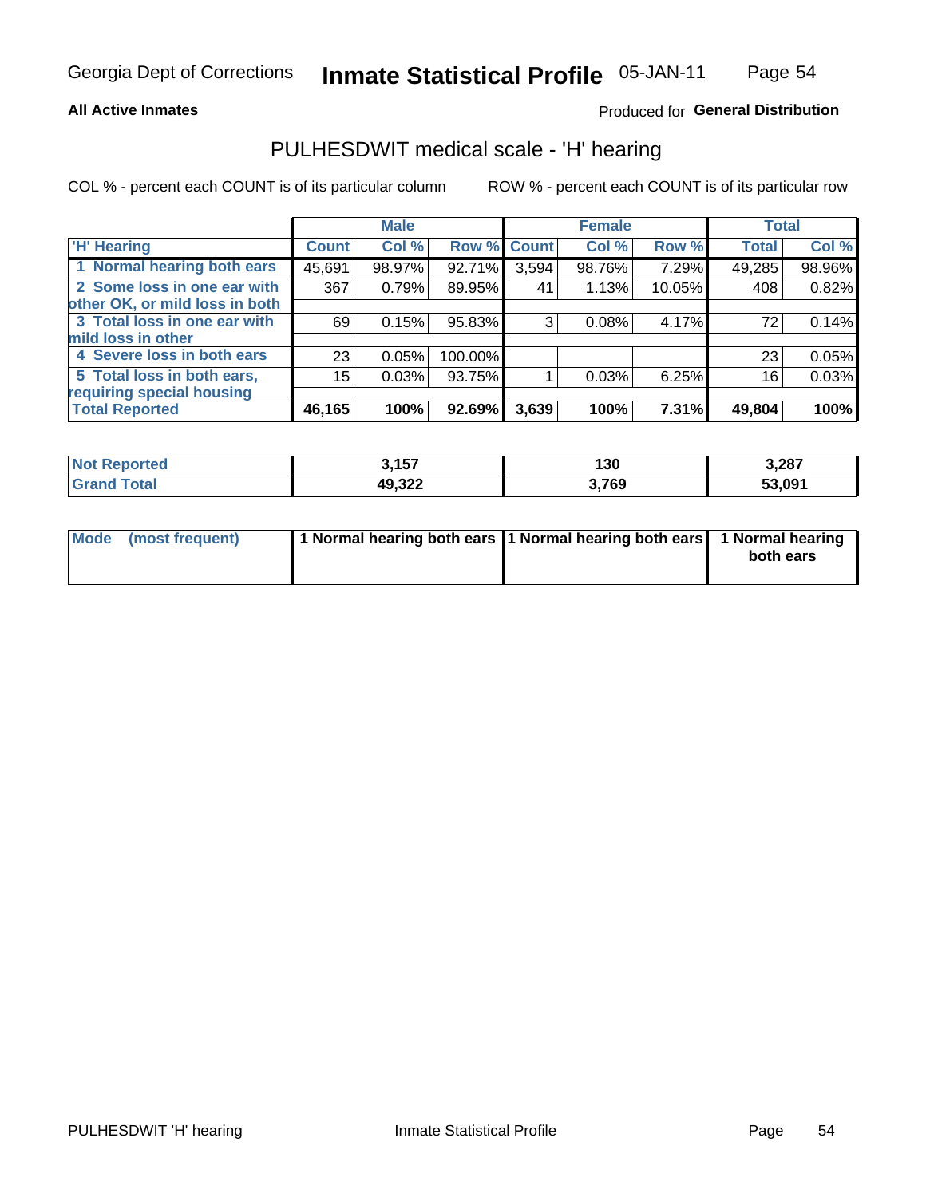**All Active Inmates**

Produced for **General Distribution**

## PULHESDWIT medical scale - 'H' hearing

COL % - percent each COUNT is of its particular column

ROW % - percent each COUNT is of its particular row

| | Male | | | Female | | | Total | |
|---|---|---|---|---|---|---|---|---|
| 'H' Hearing | Count | Col % | Row % | Count | Col % | Row % | Total | Col % |
| 1 Normal hearing both ears | 45,691 | 98.97% | 92.71% | 3,594 | 98.76% | 7.29% | 49,285 | 98.96% |
| 2 Some loss in one ear with other OK, or mild loss in both | 367 | 0.79% | 89.95% | 41 | 1.13% | 10.05% | 408 | 0.82% |
| 3 Total loss in one ear with mild loss in other | 69 | 0.15% | 95.83% | 3 | 0.08% | 4.17% | 72 | 0.14% |
| 4 Severe loss in both ears | 23 | 0.05% | 100.00% | | | | 23 | 0.05% |
| 5 Total loss in both ears, requiring special housing | 15 | 0.03% | 93.75% | 1 | 0.03% | 6.25% | 16 | 0.03% |
| **Total Reported** | **46,165** | **100%** | **92.69%** | **3,639** | **100%** | **7.31%** | **49,804** | **100%** |

| | Male | Female | Total |
|---|---|---|---|
| Not Reported | 3,157 | 130 | 3,287 |
| Grand Total | 49,322 | 3,769 | 53,091 |

| | Male | Female | Total |
|---|---|---|---|
| Mode (most frequent) | 1 Normal hearing both ears | 1 Normal hearing both ears | 1 Normal hearing both ears |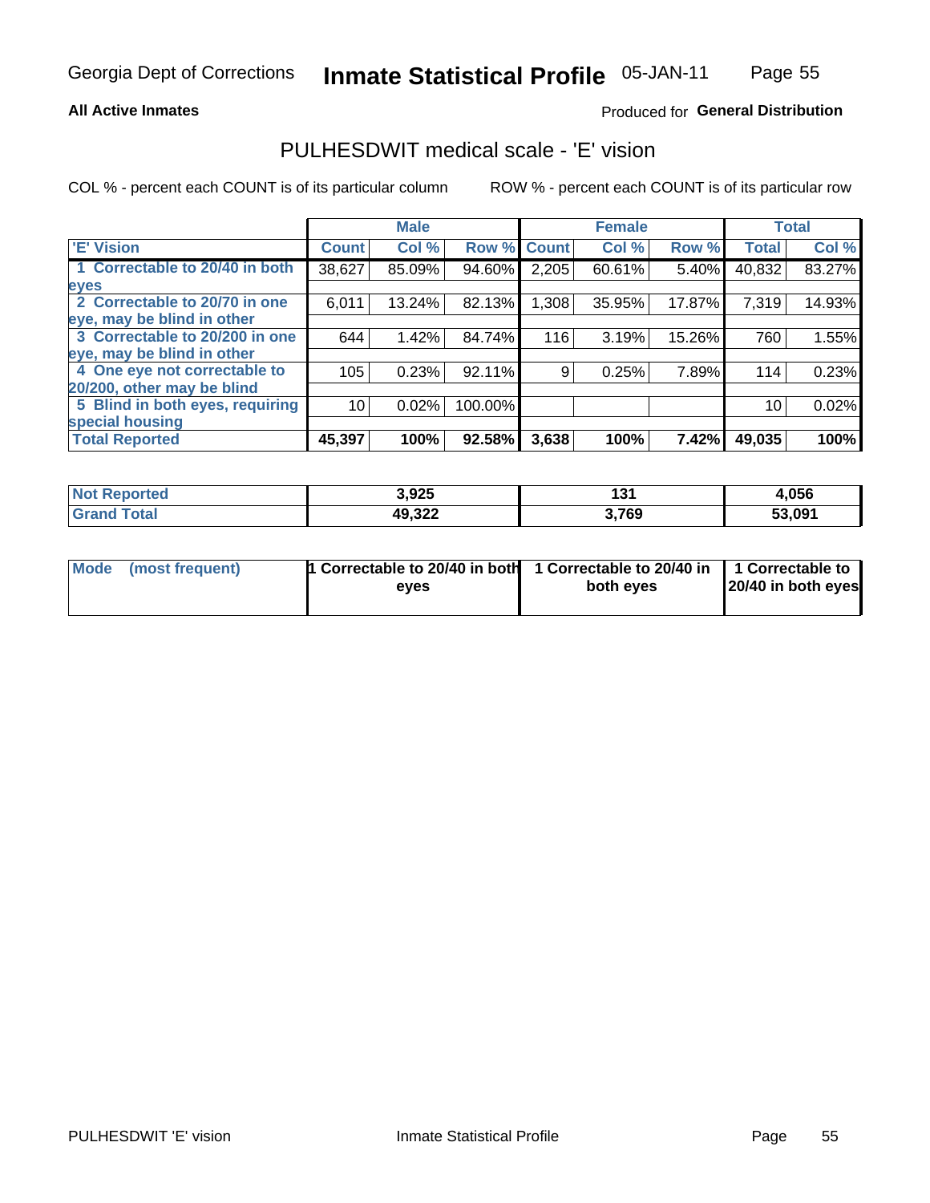# PULHESDWIT medical scale - 'E' vision

**All Active Inmates**

Produced for **General Distribution**

COL % - percent each COUNT is of its particular column

ROW % - percent each COUNT is of its particular row

| 'E' Vision | Male | | | Female | | | Total | |
|---|---|---|---|---|---|---|---|---|
| | Count | Col % | Row % | Count | Col % | Row % | Total | Col % |
| 1 Correctable to 20/40 in both eyes | 38,627 | 85.09% | 94.60% | 2,205 | 60.61% | 5.40% | 40,832 | 83.27% |
| 2 Correctable to 20/70 in one eye, may be blind in other | 6,011 | 13.24% | 82.13% | 1,308 | 35.95% | 17.87% | 7,319 | 14.93% |
| 3 Correctable to 20/200 in one eye, may be blind in other | 644 | 1.42% | 84.74% | 116 | 3.19% | 15.26% | 760 | 1.55% |
| 4 One eye not correctable to 20/200, other may be blind | 105 | 0.23% | 92.11% | 9 | 0.25% | 7.89% | 114 | 0.23% |
| 5 Blind in both eyes, requiring special housing | 10 | 0.02% | 100.00% | | | | 10 | 0.02% |
| **Total Reported** | **45,397** | **100%** | **92.58%** | **3,638** | **100%** | **7.42%** | **49,035** | **100%** |

| | Male | Female | Total |
|---|---|---|---|
| **Not Reported** | 3,925 | 131 | 4,056 |
| **Grand Total** | 49,322 | 3,769 | 53,091 |

| | Male | Female | Total |
|---|---|---|---|
| **Mode (most frequent)** | 1 Correctable to 20/40 in both eyes | 1 Correctable to 20/40 in both eyes | 1 Correctable to 20/40 in both eyes |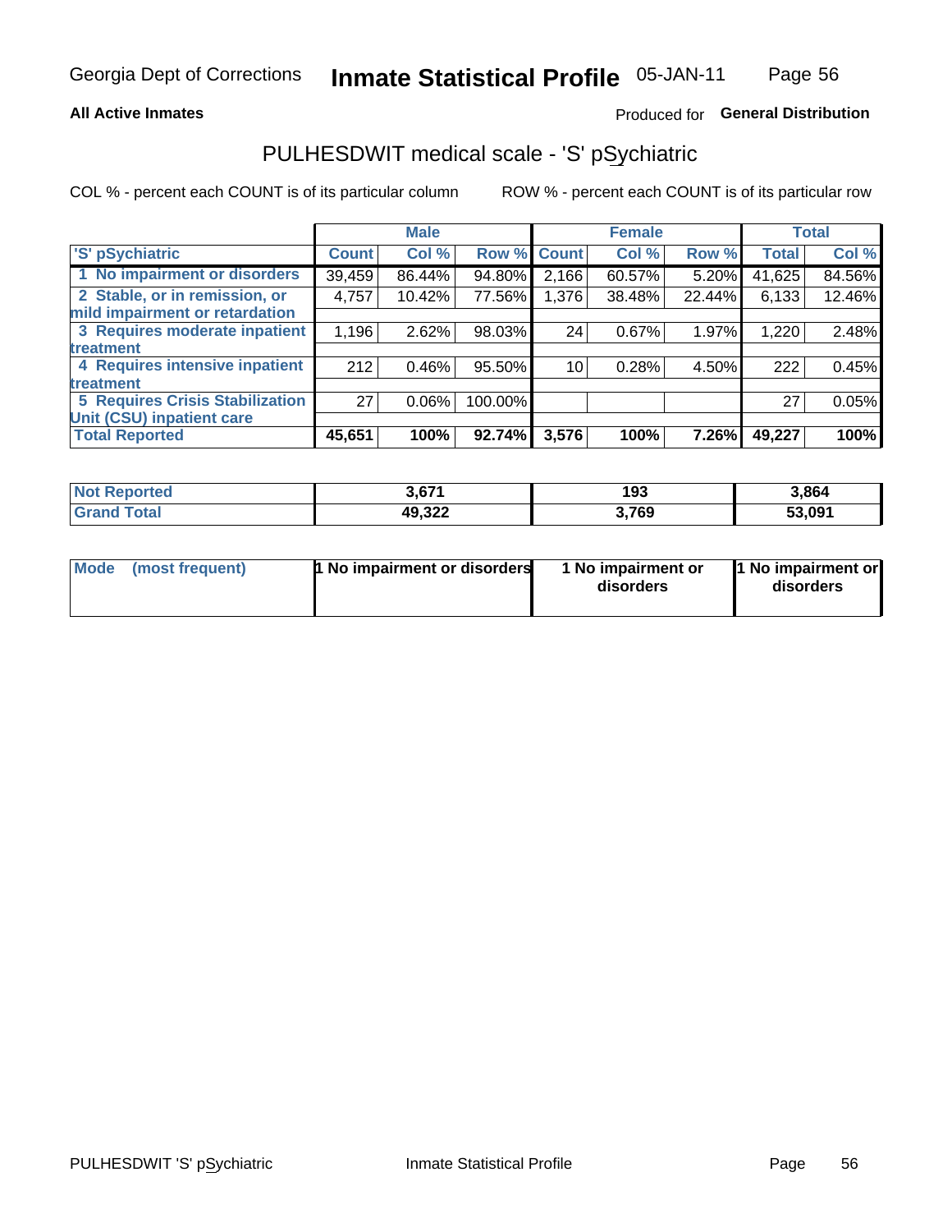Georgia Dept of Corrections **Inmate Statistical Profile** 05-JAN-11

**All Active Inmates**

Produced for **General Distribution**

## PULHESDWIT medical scale - 'S' pSychiatric

COL % - percent each COUNT is of its particular column

ROW % - percent each COUNT is of its particular row

| 'S' pSychiatric | Male | | | Female | | | Total | |
|---|---|---|---|---|---|---|---|---|
| | Count | Col % | Row % | Count | Col % | Row % | Total | Col % |
| 1 No impairment or disorders | 39,459 | 86.44% | 94.80% | 2,166 | 60.57% | 5.20% | 41,625 | 84.56% |
| 2 Stable, or in remission, or mild impairment or retardation | 4,757 | 10.42% | 77.56% | 1,376 | 38.48% | 22.44% | 6,133 | 12.46% |
| 3 Requires moderate inpatient treatment | 1,196 | 2.62% | 98.03% | 24 | 0.67% | 1.97% | 1,220 | 2.48% |
| 4 Requires intensive inpatient treatment | 212 | 0.46% | 95.50% | 10 | 0.28% | 4.50% | 222 | 0.45% |
| 5 Requires Crisis Stabilization Unit (CSU) inpatient care | 27 | 0.06% | 100.00% | | | | 27 | 0.05% |
| **Total Reported** | **45,651** | **100%** | **92.74%** | **3,576** | **100%** | **7.26%** | **49,227** | **100%** |

| | Male | Female | Total |
|---|---|---|---|
| Not Reported | 3,671 | 193 | 3,864 |
| Grand Total | 49,322 | 3,769 | 53,091 |

| | Male | Female | Total |
|---|---|---|---|
| Mode (most frequent) | 1 No impairment or disorders | 1 No impairment or disorders | 1 No impairment or disorders |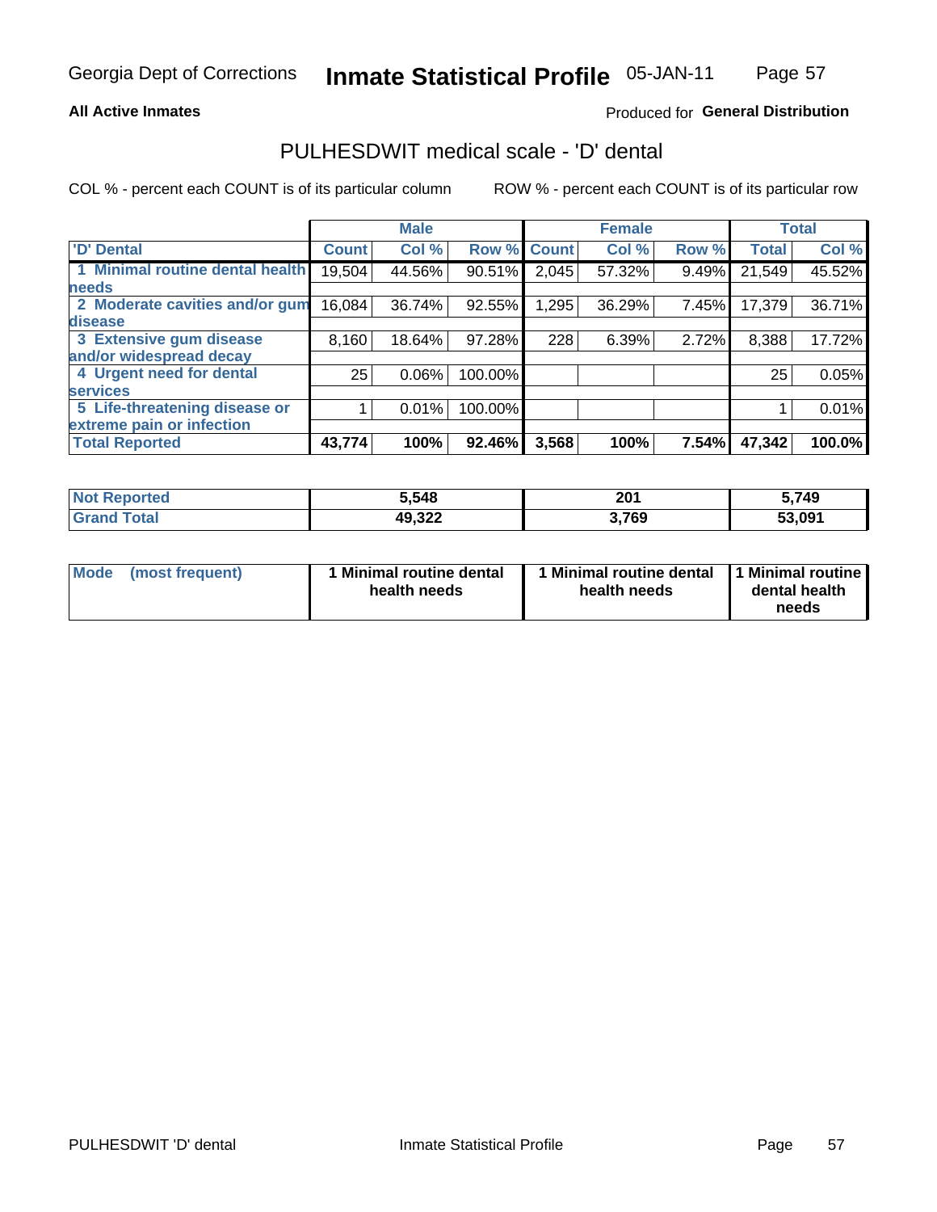**All Active Inmates**

Produced for **General Distribution**

## PULHESDWIT medical scale - 'D' dental

COL % - percent each COUNT is of its particular column

ROW % - percent each COUNT is of its particular row

| | Male | | | Female | | | Total | |
|---|---|---|---|---|---|---|---|---|
| 'D' Dental | Count | Col % | Row % | Count | Col % | Row % | Total | Col % |
| 1 Minimal routine dental health needs | 19,504 | 44.56% | 90.51% | 2,045 | 57.32% | 9.49% | 21,549 | 45.52% |
| 2 Moderate cavities and/or gum disease | 16,084 | 36.74% | 92.55% | 1,295 | 36.29% | 7.45% | 17,379 | 36.71% |
| 3 Extensive gum disease and/or widespread decay | 8,160 | 18.64% | 97.28% | 228 | 6.39% | 2.72% | 8,388 | 17.72% |
| 4 Urgent need for dental services | 25 | 0.06% | 100.00% | | | | 25 | 0.05% |
| 5 Life-threatening disease or extreme pain or infection | 1 | 0.01% | 100.00% | | | | 1 | 0.01% |
| **Total Reported** | **43,774** | **100%** | **92.46%** | **3,568** | **100%** | **7.54%** | **47,342** | **100.0%** |

| | Male | Female | Total |
|---|---|---|---|
| **Not Reported** | **5,548** | **201** | **5,749** |
| **Grand Total** | **49,322** | **3,769** | **53,091** |

| | Male | Female | Total |
|---|---|---|---|
| **Mode (most frequent)** | **1 Minimal routine dental health needs** | **1 Minimal routine dental health needs** | **1 Minimal routine dental health needs** |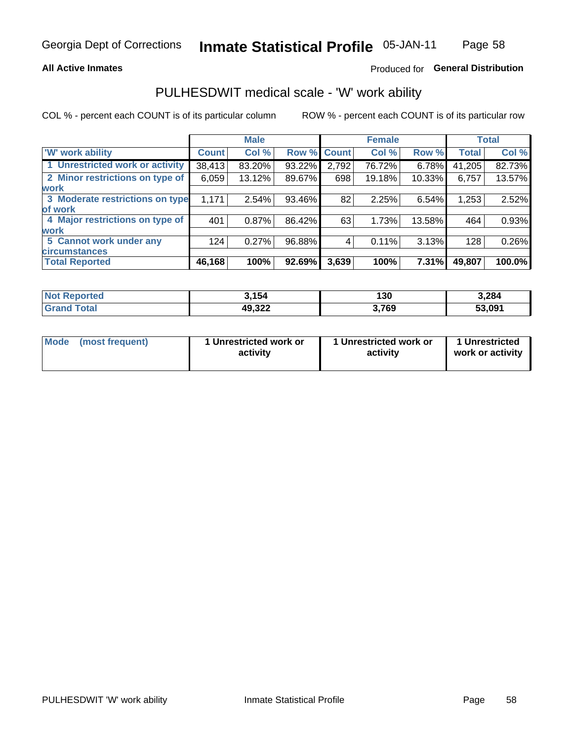**All Active Inmates**

Produced for **General Distribution**

## PULHESDWIT medical scale - 'W' work ability

COL % - percent each COUNT is of its particular column

ROW % - percent each COUNT is of its particular row

| | Male | | | Female | | | Total | |
|---|---|---|---|---|---|---|---|---|
| 'W' work ability | Count | Col % | Row % | Count | Col % | Row % | Total | Col % |
| 1 Unrestricted work or activity | 38,413 | 83.20% | 93.22% | 2,792 | 76.72% | 6.78% | 41,205 | 82.73% |
| 2 Minor restrictions on type of work | 6,059 | 13.12% | 89.67% | 698 | 19.18% | 10.33% | 6,757 | 13.57% |
| 3 Moderate restrictions on type of work | 1,171 | 2.54% | 93.46% | 82 | 2.25% | 6.54% | 1,253 | 2.52% |
| 4 Major restrictions on type of work | 401 | 0.87% | 86.42% | 63 | 1.73% | 13.58% | 464 | 0.93% |
| 5 Cannot work under any circumstances | 124 | 0.27% | 96.88% | 4 | 0.11% | 3.13% | 128 | 0.26% |
| **Total Reported** | **46,168** | **100%** | **92.69%** | **3,639** | **100%** | **7.31%** | **49,807** | **100.0%** |

| | Male | Female | Total |
|---|---|---|---|
| Not Reported | 3,154 | 130 | 3,284 |
| Grand Total | 49,322 | 3,769 | 53,091 |

| | Male | Female | Total |
|---|---|---|---|
| Mode (most frequent) | 1 Unrestricted work or activity | 1 Unrestricted work or activity | 1 Unrestricted work or activity |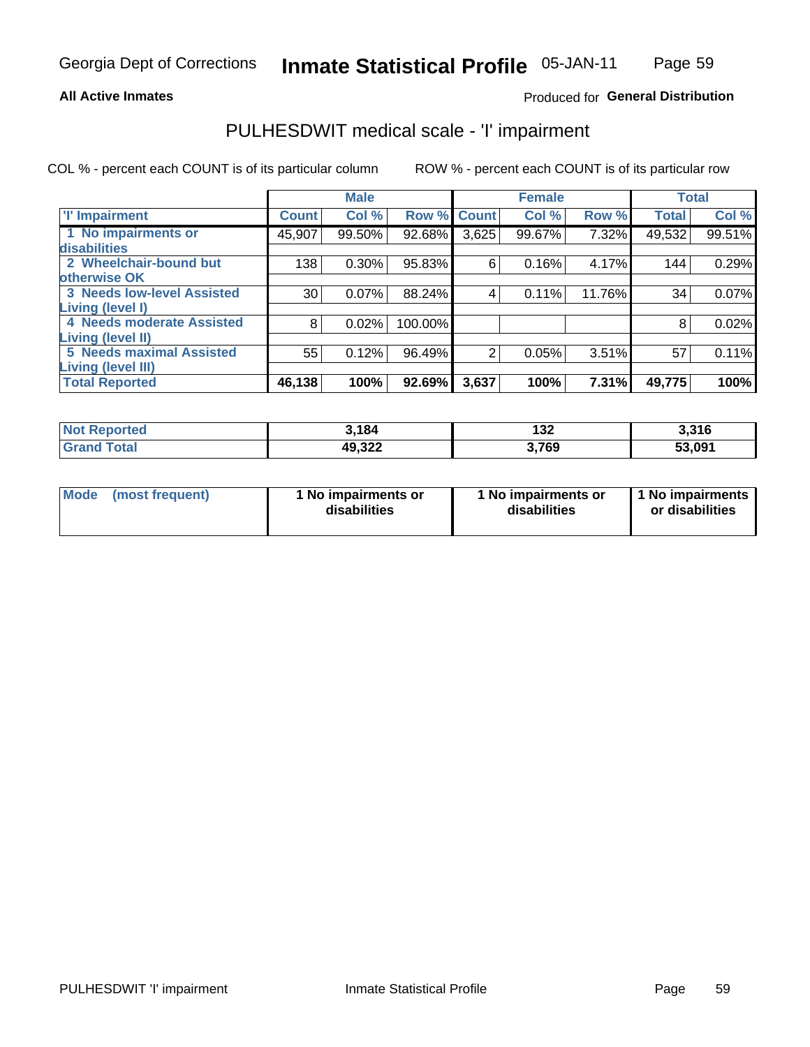**All Active Inmates**

Produced for **General Distribution**

# PULHESDWIT medical scale - 'I' impairment

COL % - percent each COUNT is of its particular column

ROW % - percent each COUNT is of its particular row

| | Male | | | Female | | | Total | |
|---|---|---|---|---|---|---|---|---|
| **'I' Impairment** | **Count** | **Col %** | **Row %** | **Count** | **Col %** | **Row %** | **Total** | **Col %** |
| **1 No impairments or disabilities** | 45,907 | 99.50% | 92.68% | 3,625 | 99.67% | 7.32% | 49,532 | 99.51% |
| **2 Wheelchair-bound but otherwise OK** | 138 | 0.30% | 95.83% | 6 | 0.16% | 4.17% | 144 | 0.29% |
| **3 Needs low-level Assisted Living (level I)** | 30 | 0.07% | 88.24% | 4 | 0.11% | 11.76% | 34 | 0.07% |
| **4 Needs moderate Assisted Living (level II)** | 8 | 0.02% | 100.00% | | | | 8 | 0.02% |
| **5 Needs maximal Assisted Living (level III)** | 55 | 0.12% | 96.49% | 2 | 0.05% | 3.51% | 57 | 0.11% |
| **Total Reported** | **46,138** | **100%** | **92.69%** | **3,637** | **100%** | **7.31%** | **49,775** | **100%** |

| | Male | Female | Total |
|---|---|---|---|
| **Not Reported** | **3,184** | **132** | **3,316** |
| **Grand Total** | **49,322** | **3,769** | **53,091** |

| | Male | Female | Total |
|---|---|---|---|
| **Mode (most frequent)** | **1 No impairments or disabilities** | **1 No impairments or disabilities** | **1 No impairments or disabilities** |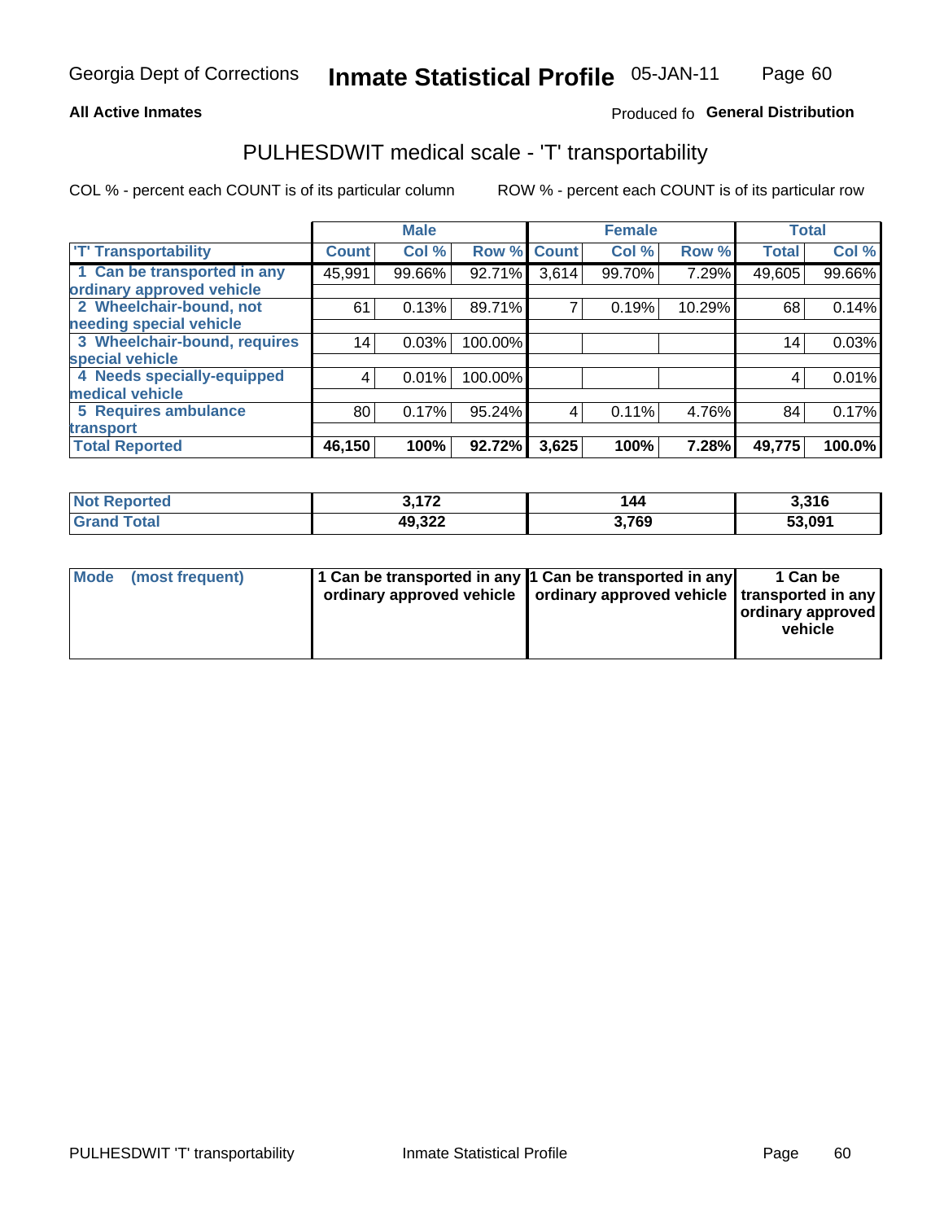**All Active Inmates**

Produced fo **General Distribution**

## PULHESDWIT medical scale - 'T' transportability

COL % - percent each COUNT is of its particular column

ROW % - percent each COUNT is of its particular row

| | Male | | | Female | | | Total | |
|---|---|---|---|---|---|---|---|---|
| 'T' Transportability | Count | Col % | Row % | Count | Col % | Row % | Total | Col % |
| 1 Can be transported in any ordinary approved vehicle | 45,991 | 99.66% | 92.71% | 3,614 | 99.70% | 7.29% | 49,605 | 99.66% |
| 2 Wheelchair-bound, not needing special vehicle | 61 | 0.13% | 89.71% | 7 | 0.19% | 10.29% | 68 | 0.14% |
| 3 Wheelchair-bound, requires special vehicle | 14 | 0.03% | 100.00% | | | | 14 | 0.03% |
| 4 Needs specially-equipped medical vehicle | 4 | 0.01% | 100.00% | | | | 4 | 0.01% |
| 5 Requires ambulance transport | 80 | 0.17% | 95.24% | 4 | 0.11% | 4.76% | 84 | 0.17% |
| Total Reported | 46,150 | 100% | 92.72% | 3,625 | 100% | 7.28% | 49,775 | 100.0% |

| | Male | Female | Total |
|---|---|---|---|
| Not Reported | 3,172 | 144 | 3,316 |
| Grand Total | 49,322 | 3,769 | 53,091 |

| | Male | Female | Total |
|---|---|---|---|
| Mode (most frequent) | 1 Can be transported in any ordinary approved vehicle | 1 Can be transported in any ordinary approved vehicle | 1 Can be transported in any ordinary approved vehicle |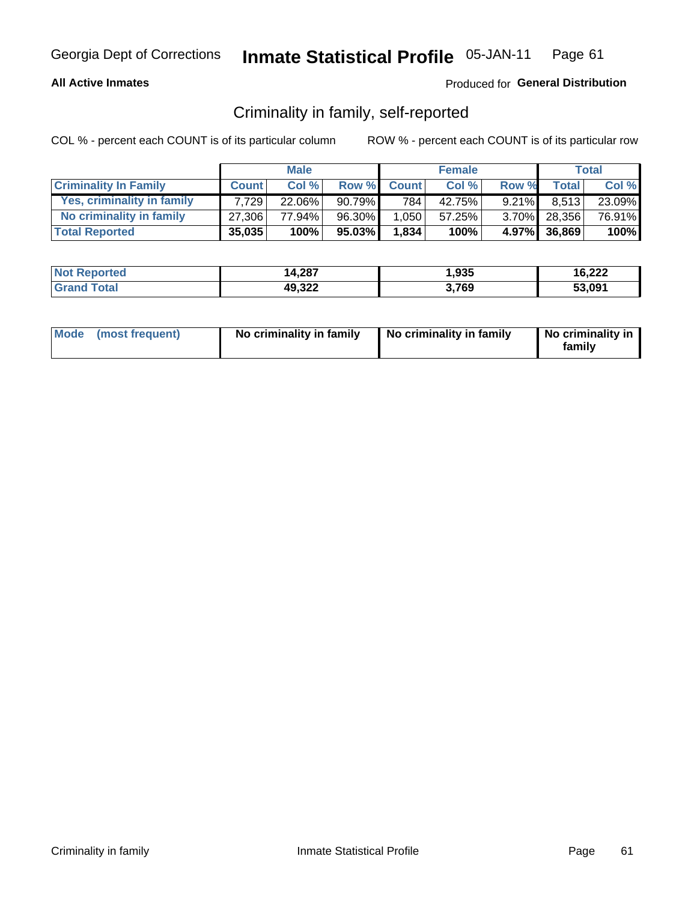Georgia Dept of Corrections **Inmate Statistical Profile** 05-JAN-11

**All Active Inmates**

Produced for **General Distribution**

## Criminality in family, self-reported

COL % - percent each COUNT is of its particular column

ROW % - percent each COUNT is of its particular row

| | Male | | | Female | | | Total | |
|---|---|---|---|---|---|---|---|---|
| **Criminality In Family** | **Count** | **Col %** | **Row %** | **Count** | **Col %** | **Row %** | **Total** | **Col %** |
| **Yes, criminality in family** | 7,729 | 22.06% | 90.79% | 784 | 42.75% | 9.21% | 8,513 | 23.09% |
| **No criminality in family** | 27,306 | 77.94% | 96.30% | 1,050 | 57.25% | 3.70% | 28,356 | 76.91% |
| **Total Reported** | **35,035** | **100%** | **95.03%** | **1,834** | **100%** | **4.97%** | **36,869** | **100%** |

| | Male | Female | Total |
|---|---|---|---|
| **Not Reported** | **14,287** | **1,935** | **16,222** |
| **Grand Total** | **49,322** | **3,769** | **53,091** |

| | Male | Female | Total |
|---|---|---|---|
| **Mode (most frequent)** | **No criminality in family** | **No criminality in family** | **No criminality in family** |

Criminality in family

Inmate Statistical Profile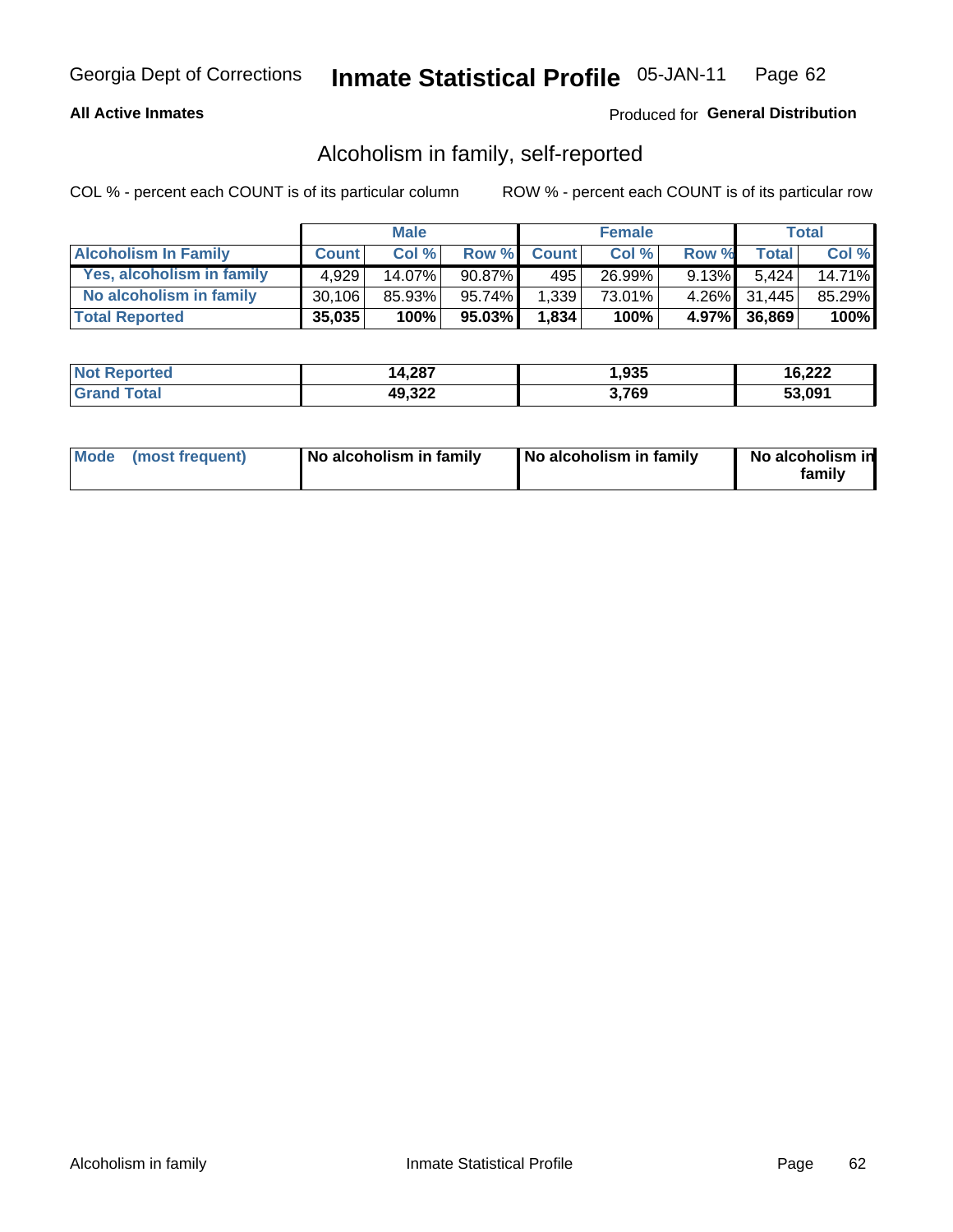Georgia Dept of Corrections **Inmate Statistical Profile** 05-JAN-11

**All Active Inmates**

Produced for **General Distribution**

## Alcoholism in family, self-reported

COL % - percent each COUNT is of its particular column

ROW % - percent each COUNT is of its particular row

| | Male | | | Female | | | Total | |
|---|---|---|---|---|---|---|---|---|
| **Alcoholism In Family** | **Count** | **Col %** | **Row %** | **Count** | **Col %** | **Row %** | **Total** | **Col %** |
| **Yes, alcoholism in family** | 4,929 | 14.07% | 90.87% | 495 | 26.99% | 9.13% | 5,424 | 14.71% |
| **No alcoholism in family** | 30,106 | 85.93% | 95.74% | 1,339 | 73.01% | 4.26% | 31,445 | 85.29% |
| **Total Reported** | **35,035** | **100%** | **95.03%** | **1,834** | **100%** | **4.97%** | **36,869** | **100%** |

| | Male | Female | Total |
|---|---|---|---|
| **Not Reported** | **14,287** | **1,935** | **16,222** |
| **Grand Total** | **49,322** | **3,769** | **53,091** |

| | Male | Female | Total |
|---|---|---|---|
| **Mode (most frequent)** | **No alcoholism in family** | **No alcoholism in family** | **No alcoholism in family** |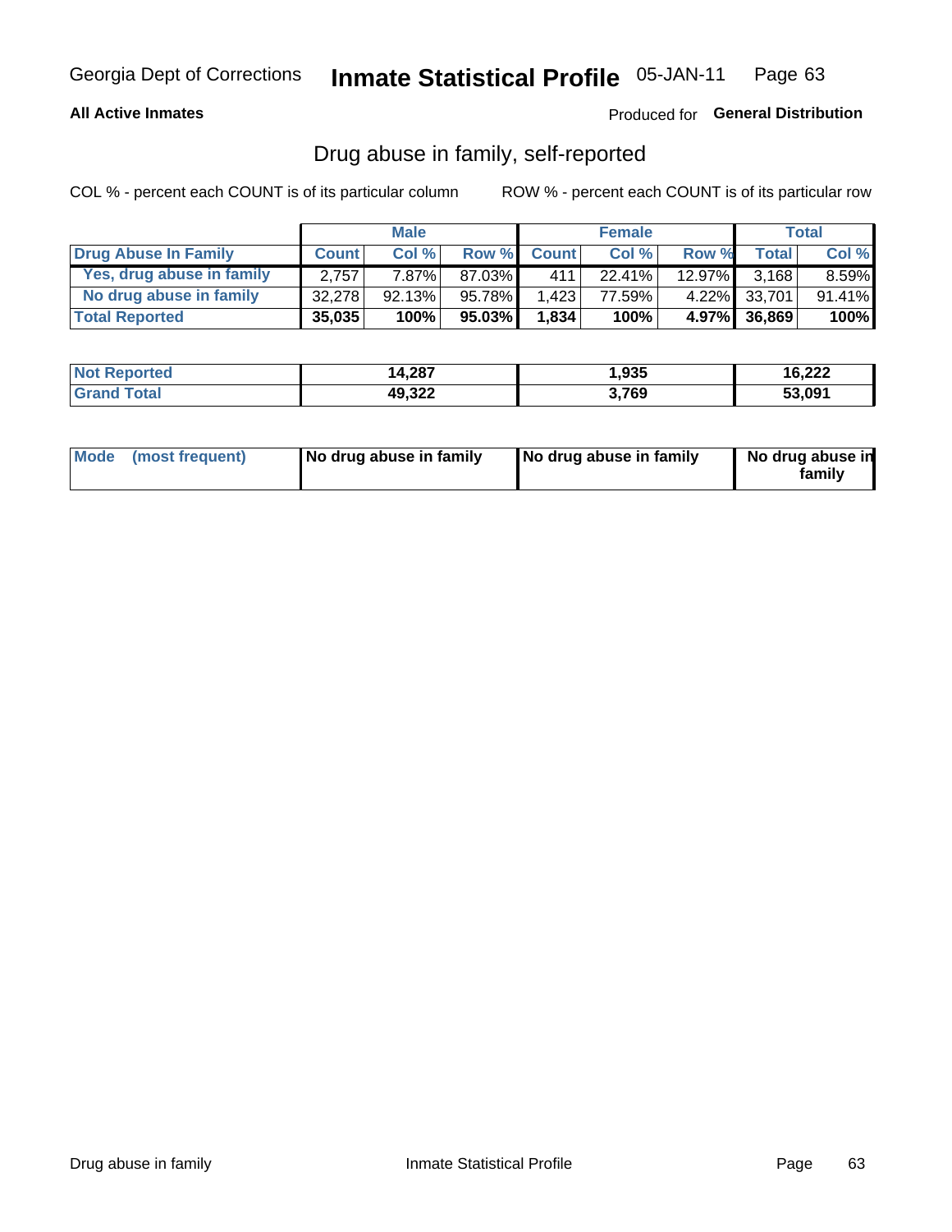**All Active Inmates**

Produced for **General Distribution**

## Drug abuse in family, self-reported

COL % - percent each COUNT is of its particular column

ROW % - percent each COUNT is of its particular row

| | Male | | | Female | | | Total | |
|---|---|---|---|---|---|---|---|---|
| **Drug Abuse In Family** | **Count** | **Col %** | **Row %** | **Count** | **Col %** | **Row %** | **Total** | **Col %** |
| Yes, drug abuse in family | 2,757 | 7.87% | 87.03% | 411 | 22.41% | 12.97% | 3,168 | 8.59% |
| No drug abuse in family | 32,278 | 92.13% | 95.78% | 1,423 | 77.59% | 4.22% | 33,701 | 91.41% |
| **Total Reported** | **35,035** | **100%** | **95.03%** | **1,834** | **100%** | **4.97%** | **36,869** | **100%** |

| | Male | Female | Total |
|---|---|---|---|
| **Not Reported** | **14,287** | **1,935** | **16,222** |
| **Grand Total** | **49,322** | **3,769** | **53,091** |

| | Male | Female | Total |
|---|---|---|---|
| **Mode (most frequent)** | **No drug abuse in family** | **No drug abuse in family** | **No drug abuse in family** |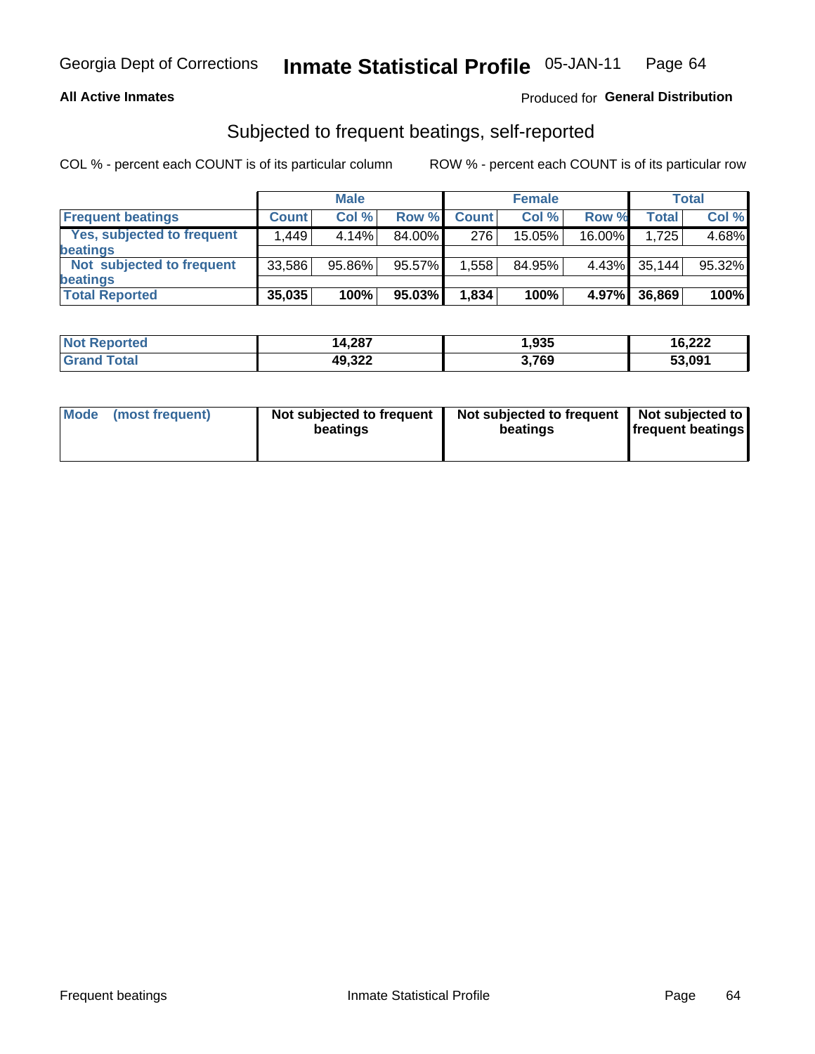Georgia Dept of Corrections **Inmate Statistical Profile** 05-JAN-11

**All Active Inmates**

Produced for **General Distribution**

## Subjected to frequent beatings, self-reported

COL % - percent each COUNT is of its particular column

ROW % - percent each COUNT is of its particular row

| | Male | | | Female | | | Total | |
|---|---|---|---|---|---|---|---|---|
| **Frequent beatings** | **Count** | **Col %** | **Row %** | **Count** | **Col %** | **Row %** | **Total** | **Col %** |
| Yes, subjected to frequent beatings | 1,449 | 4.14% | 84.00% | 276 | 15.05% | 16.00% | 1,725 | 4.68% |
| Not subjected to frequent beatings | 33,586 | 95.86% | 95.57% | 1,558 | 84.95% | 4.43% | 35,144 | 95.32% |
| **Total Reported** | **35,035** | **100%** | **95.03%** | **1,834** | **100%** | **4.97%** | **36,869** | **100%** |

| | Male | Female | Total |
|---|---|---|---|
| **Not Reported** | **14,287** | **1,935** | **16,222** |
| **Grand Total** | **49,322** | **3,769** | **53,091** |

| | Male | Female | Total |
|---|---|---|---|
| **Mode (most frequent)** | **Not subjected to frequent beatings** | **Not subjected to frequent beatings** | **Not subjected to frequent beatings** |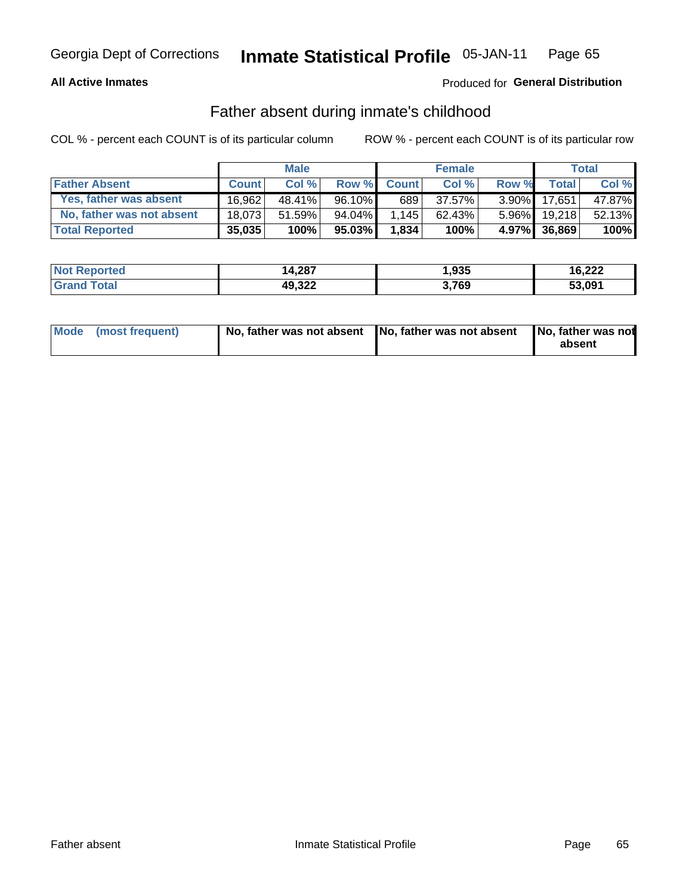Georgia Dept of Corrections **Inmate Statistical Profile** 05-JAN-11

**All Active Inmates**

Produced for **General Distribution**

## Father absent during inmate's childhood

COL % - percent each COUNT is of its particular column

ROW % - percent each COUNT is of its particular row

| | Male | | | Female | | | Total | |
|---|---|---|---|---|---|---|---|---|
| **Father Absent** | **Count** | **Col %** | **Row %** | **Count** | **Col %** | **Row %** | **Total** | **Col %** |
| **Yes, father was absent** | 16,962 | 48.41% | 96.10% | 689 | 37.57% | 3.90% | 17,651 | 47.87% |
| **No, father was not absent** | 18,073 | 51.59% | 94.04% | 1,145 | 62.43% | 5.96% | 19,218 | 52.13% |
| **Total Reported** | **35,035** | **100%** | **95.03%** | **1,834** | **100%** | **4.97%** | **36,869** | **100%** |

| | Male | Female | Total |
|---|---|---|---|
| **Not Reported** | **14,287** | **1,935** | **16,222** |
| **Grand Total** | **49,322** | **3,769** | **53,091** |

| | Male | Female | Total |
|---|---|---|---|
| **Mode (most frequent)** | **No, father was not absent** | **No, father was not absent** | **No, father was not absent** |

Father absent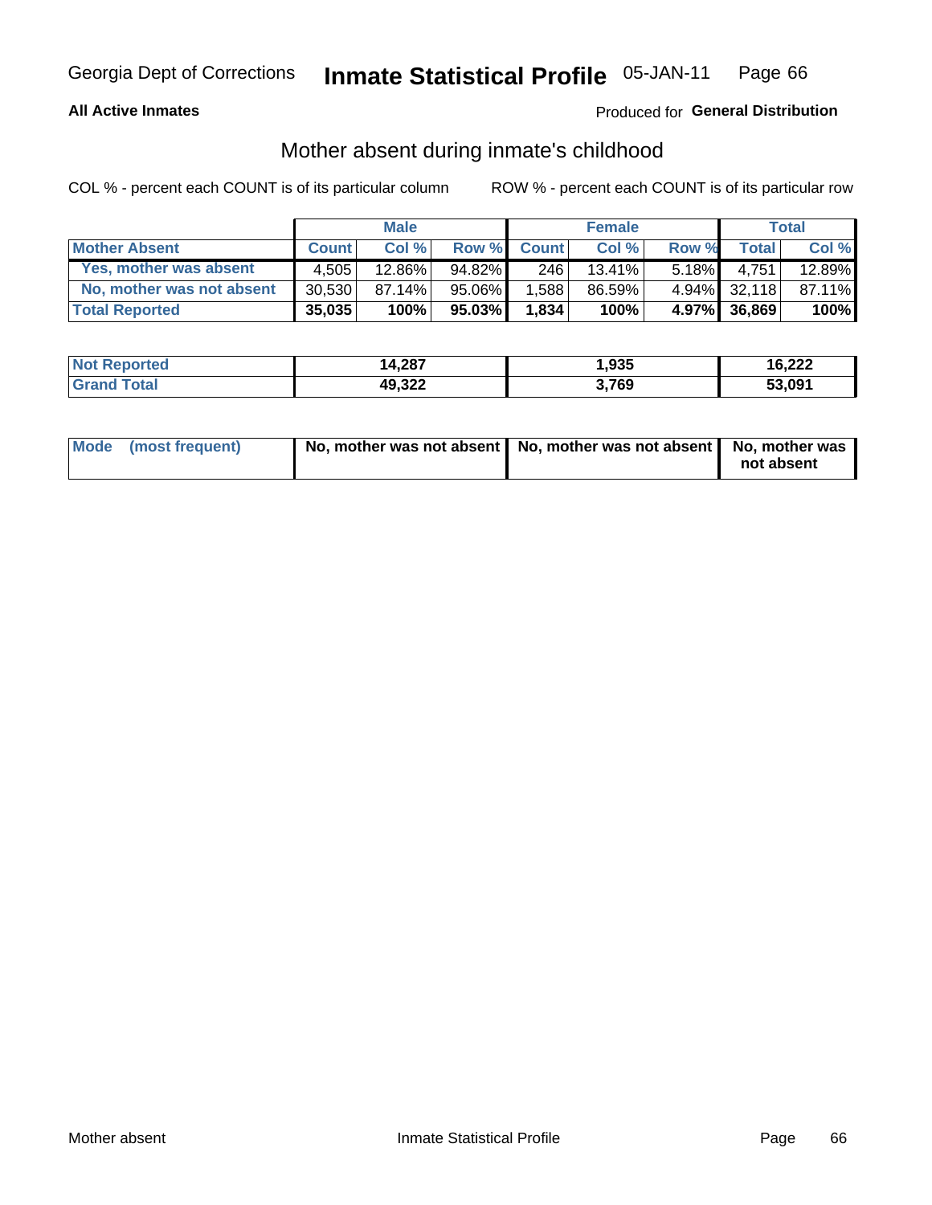Georgia Dept of Corrections **Inmate Statistical Profile** 05-JAN-11

**All Active Inmates**

Produced for **General Distribution**

## Mother absent during inmate's childhood

COL % - percent each COUNT is of its particular column    ROW % - percent each COUNT is of its particular row

| | Male | | | Female | | | Total | |
|---|---|---|---|---|---|---|---|---|
| **Mother Absent** | **Count** | **Col %** | **Row %** | **Count** | **Col %** | **Row %** | **Total** | **Col %** |
| **Yes, mother was absent** | 4,505 | 12.86% | 94.82% | 246 | 13.41% | 5.18% | 4,751 | 12.89% |
| **No, mother was not absent** | 30,530 | 87.14% | 95.06% | 1,588 | 86.59% | 4.94% | 32,118 | 87.11% |
| **Total Reported** | **35,035** | **100%** | **95.03%** | **1,834** | **100%** | **4.97%** | **36,869** | **100%** |

| | Male | Female | Total |
|---|---|---|---|
| **Not Reported** | **14,287** | **1,935** | **16,222** |
| **Grand Total** | **49,322** | **3,769** | **53,091** |

| | Male | Female | Total |
|---|---|---|---|
| **Mode (most frequent)** | **No, mother was not absent** | **No, mother was not absent** | **No, mother was not absent** |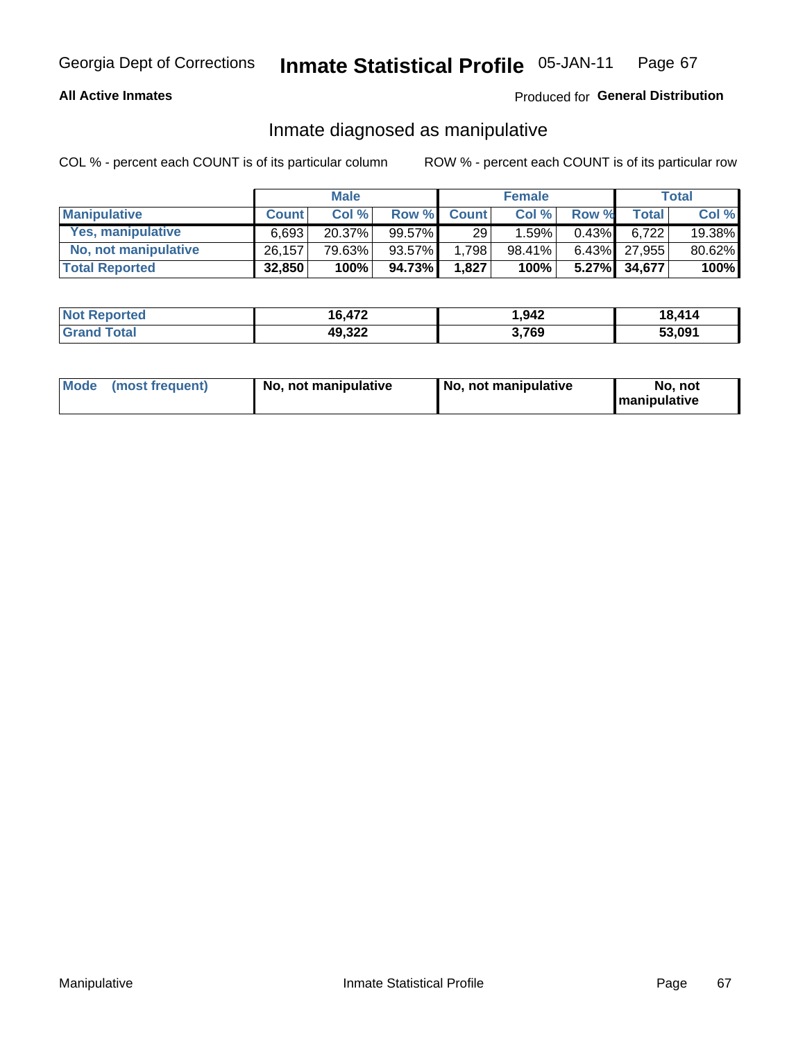Georgia Dept of Corrections **Inmate Statistical Profile** 05-JAN-11

**All Active Inmates**

Produced for **General Distribution**

## Inmate diagnosed as manipulative

COL % - percent each COUNT is of its particular column

ROW % - percent each COUNT is of its particular row

| | Male | | | Female | | | Total | |
|---|---|---|---|---|---|---|---|---|
| **Manipulative** | **Count** | **Col %** | **Row %** | **Count** | **Col %** | **Row %** | **Total** | **Col %** |
| **Yes, manipulative** | 6,693 | 20.37% | 99.57% | 29 | 1.59% | 0.43% | 6,722 | 19.38% |
| **No, not manipulative** | 26,157 | 79.63% | 93.57% | 1,798 | 98.41% | 6.43% | 27,955 | 80.62% |
| **Total Reported** | **32,850** | **100%** | **94.73%** | **1,827** | **100%** | **5.27%** | **34,677** | **100%** |

| | Male | Female | Total |
|---|---|---|---|
| **Not Reported** | **16,472** | **1,942** | **18,414** |
| **Grand Total** | **49,322** | **3,769** | **53,091** |

| | Male | Female | Total |
|---|---|---|---|
| **Mode (most frequent)** | **No, not manipulative** | **No, not manipulative** | **No, not manipulative** |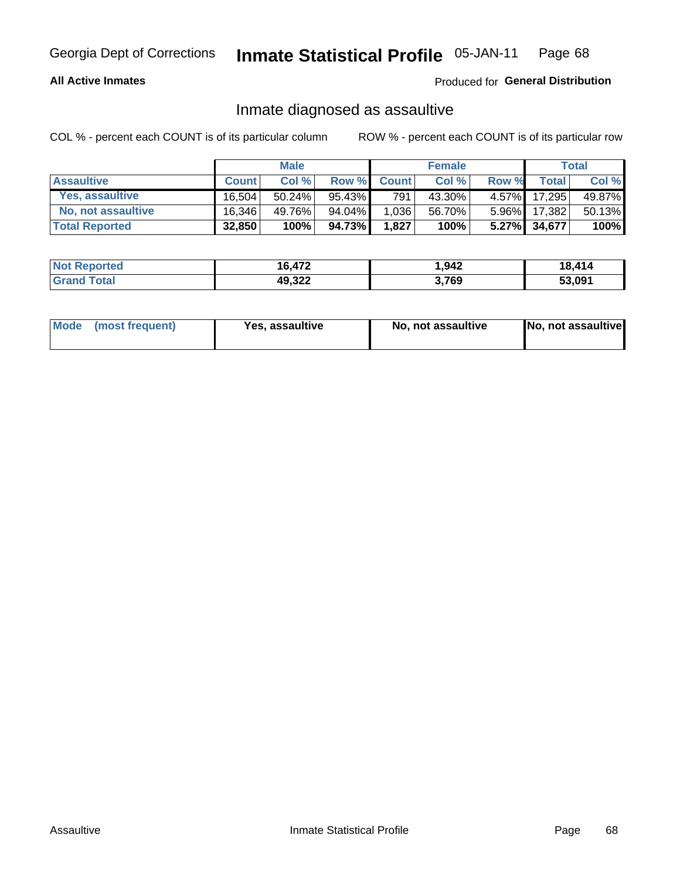Georgia Dept of Corrections **Inmate Statistical Profile** 05-JAN-11

**All Active Inmates**

Produced for **General Distribution**

## Inmate diagnosed as assaultive

COL % - percent each COUNT is of its particular column

ROW % - percent each COUNT is of its particular row

| | Male | | | Female | | | Total | |
|---|---|---|---|---|---|---|---|---|
| **Assaultive** | **Count** | **Col %** | **Row %** | **Count** | **Col %** | **Row %** | **Total** | **Col %** |
| Yes, assaultive | 16,504 | 50.24% | 95.43% | 791 | 43.30% | 4.57% | 17,295 | 49.87% |
| No, not assaultive | 16,346 | 49.76% | 94.04% | 1,036 | 56.70% | 5.96% | 17,382 | 50.13% |
| **Total Reported** | **32,850** | **100%** | **94.73%** | **1,827** | **100%** | **5.27%** | **34,677** | **100%** |

| | Male | Female | Total |
|---|---|---|---|
| **Not Reported** | **16,472** | **1,942** | **18,414** |
| **Grand Total** | **49,322** | **3,769** | **53,091** |

| | Male | Female | Total |
|---|---|---|---|
| **Mode (most frequent)** | **Yes, assaultive** | **No, not assaultive** | **No, not assaultive** |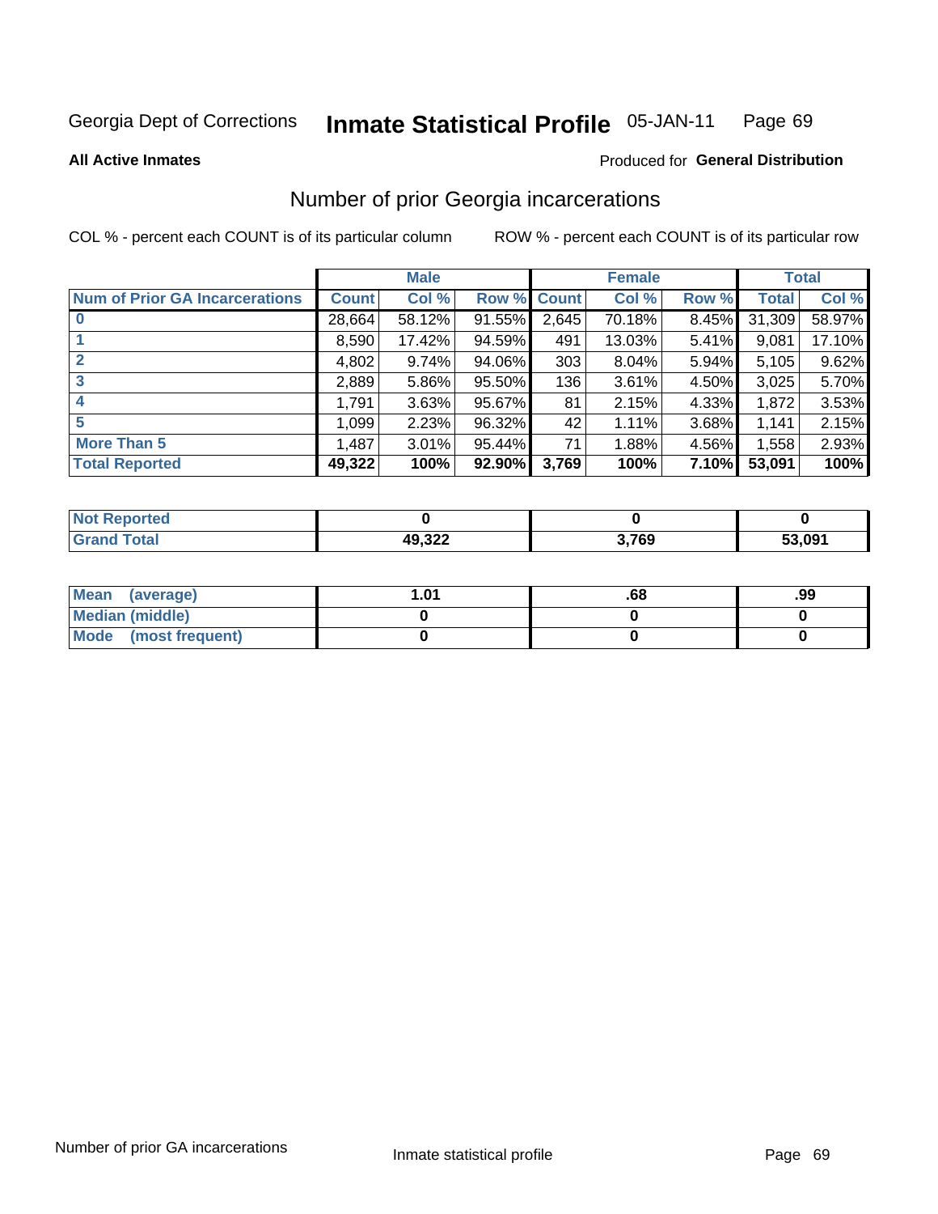Georgia Dept of Corrections **Inmate Statistical Profile** 05-JAN-11 Page 69

**All Active Inmates**

Produced for **General Distribution**

## Number of prior Georgia incarcerations

COL % - percent each COUNT is of its particular column

ROW % - percent each COUNT is of its particular row

| | Male | | | Female | | | Total | |
|---|---|---|---|---|---|---|---|---|
| **Num of Prior GA Incarcerations** | **Count** | **Col %** | **Row %** | **Count** | **Col %** | **Row %** | **Total** | **Col %** |
| **0** | 28,664 | 58.12% | 91.55% | 2,645 | 70.18% | 8.45% | 31,309 | 58.97% |
| **1** | 8,590 | 17.42% | 94.59% | 491 | 13.03% | 5.41% | 9,081 | 17.10% |
| **2** | 4,802 | 9.74% | 94.06% | 303 | 8.04% | 5.94% | 5,105 | 9.62% |
| **3** | 2,889 | 5.86% | 95.50% | 136 | 3.61% | 4.50% | 3,025 | 5.70% |
| **4** | 1,791 | 3.63% | 95.67% | 81 | 2.15% | 4.33% | 1,872 | 3.53% |
| **5** | 1,099 | 2.23% | 96.32% | 42 | 1.11% | 3.68% | 1,141 | 2.15% |
| **More Than 5** | 1,487 | 3.01% | 95.44% | 71 | 1.88% | 4.56% | 1,558 | 2.93% |
| **Total Reported** | **49,322** | **100%** | **92.90%** | **3,769** | **100%** | **7.10%** | **53,091** | **100%** |

| | Male | Female | Total |
|---|---|---|---|
| **Not Reported** | **0** | **0** | **0** |
| **Grand Total** | **49,322** | **3,769** | **53,091** |

| | Male | Female | Total |
|---|---|---|---|
| **Mean (average)** | **1.01** | **.68** | **.99** |
| **Median (middle)** | **0** | **0** | **0** |
| **Mode (most frequent)** | **0** | **0** | **0** |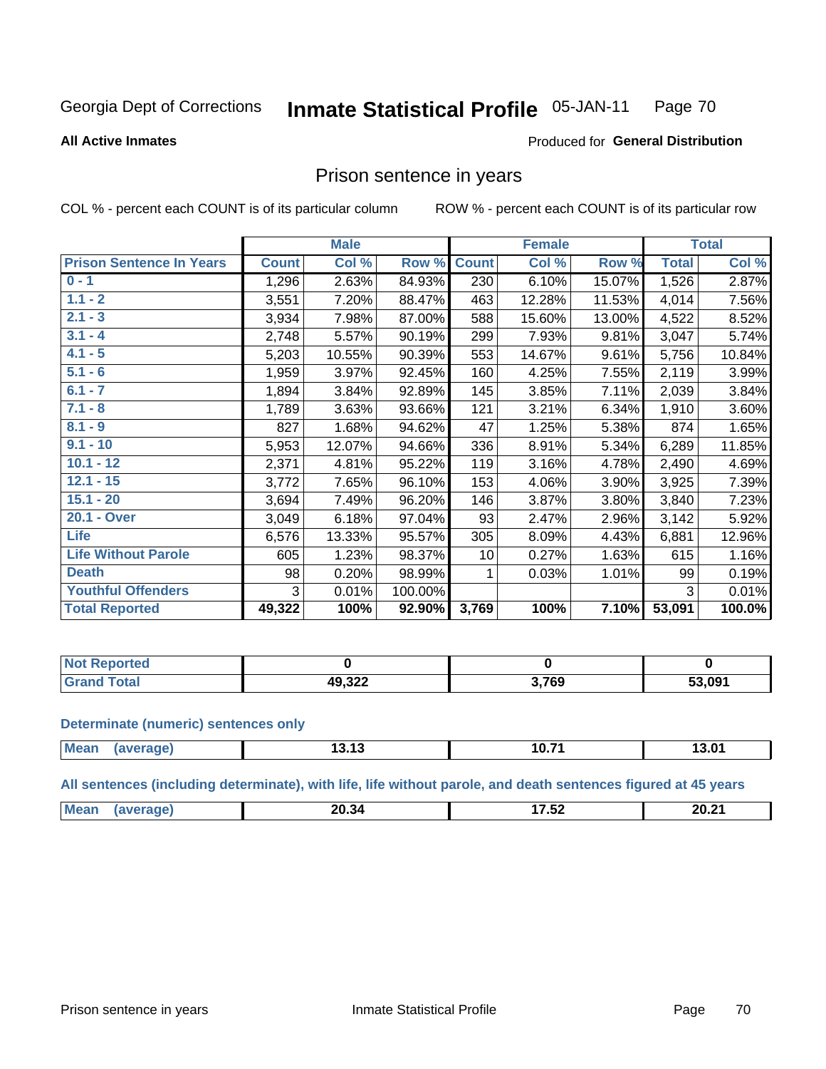Georgia Dept of Corrections **Inmate Statistical Profile** 05-JAN-11

**All Active Inmates**

Produced for **General Distribution**

## Prison sentence in years

COL % - percent each COUNT is of its particular column

ROW % - percent each COUNT is of its particular row

| Prison Sentence In Years | Male | | | Female | | | Total | |
|---|---|---|---|---|---|---|---|---|
| | Count | Col % | Row % | Count | Col % | Row % | Total | Col % |
| 0 - 1 | 1,296 | 2.63% | 84.93% | 230 | 6.10% | 15.07% | 1,526 | 2.87% |
| 1.1 - 2 | 3,551 | 7.20% | 88.47% | 463 | 12.28% | 11.53% | 4,014 | 7.56% |
| 2.1 - 3 | 3,934 | 7.98% | 87.00% | 588 | 15.60% | 13.00% | 4,522 | 8.52% |
| 3.1 - 4 | 2,748 | 5.57% | 90.19% | 299 | 7.93% | 9.81% | 3,047 | 5.74% |
| 4.1 - 5 | 5,203 | 10.55% | 90.39% | 553 | 14.67% | 9.61% | 5,756 | 10.84% |
| 5.1 - 6 | 1,959 | 3.97% | 92.45% | 160 | 4.25% | 7.55% | 2,119 | 3.99% |
| 6.1 - 7 | 1,894 | 3.84% | 92.89% | 145 | 3.85% | 7.11% | 2,039 | 3.84% |
| 7.1 - 8 | 1,789 | 3.63% | 93.66% | 121 | 3.21% | 6.34% | 1,910 | 3.60% |
| 8.1 - 9 | 827 | 1.68% | 94.62% | 47 | 1.25% | 5.38% | 874 | 1.65% |
| 9.1 - 10 | 5,953 | 12.07% | 94.66% | 336 | 8.91% | 5.34% | 6,289 | 11.85% |
| 10.1 - 12 | 2,371 | 4.81% | 95.22% | 119 | 3.16% | 4.78% | 2,490 | 4.69% |
| 12.1 - 15 | 3,772 | 7.65% | 96.10% | 153 | 4.06% | 3.90% | 3,925 | 7.39% |
| 15.1 - 20 | 3,694 | 7.49% | 96.20% | 146 | 3.87% | 3.80% | 3,840 | 7.23% |
| 20.1 - Over | 3,049 | 6.18% | 97.04% | 93 | 2.47% | 2.96% | 3,142 | 5.92% |
| Life | 6,576 | 13.33% | 95.57% | 305 | 8.09% | 4.43% | 6,881 | 12.96% |
| Life Without Parole | 605 | 1.23% | 98.37% | 10 | 0.27% | 1.63% | 615 | 1.16% |
| Death | 98 | 0.20% | 98.99% | 1 | 0.03% | 1.01% | 99 | 0.19% |
| Youthful Offenders | 3 | 0.01% | 100.00% | | | | 3 | 0.01% |
| **Total Reported** | **49,322** | **100%** | **92.90%** | **3,769** | **100%** | **7.10%** | **53,091** | **100.0%** |

| | Male | Female | Total |
|---|---|---|---|
| Not Reported | **0** | **0** | **0** |
| Grand Total | **49,322** | **3,769** | **53,091** |

**Determinate (numeric) sentences only**

| | Male | Female | Total |
|---|---|---|---|
| Mean (average) | **13.13** | **10.71** | **13.01** |

**All sentences (including determinate), with life, life without parole, and death sentences figured at 45 years**

| | Male | Female | Total |
|---|---|---|---|
| Mean (average) | **20.34** | **17.52** | **20.21** |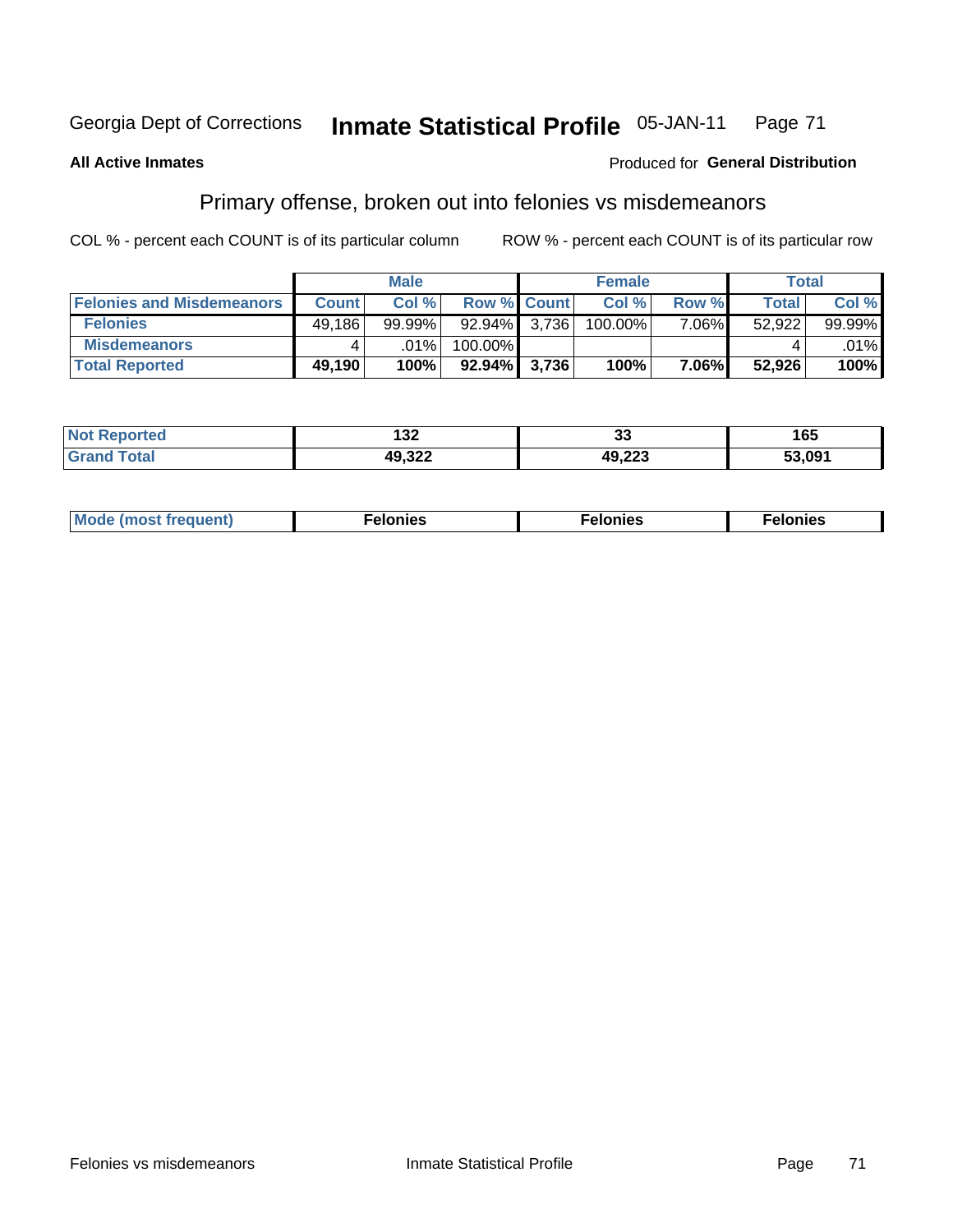Georgia Dept of Corrections **Inmate Statistical Profile** 05-JAN-11

**All Active Inmates**

Produced for **General Distribution**

## Primary offense, broken out into felonies vs misdemeanors

COL % - percent each COUNT is of its particular column ROW % - percent each COUNT is of its particular row

| | Male | | | Female | | | Total | |
|---|---|---|---|---|---|---|---|---|
| **Felonies and Misdemeanors** | **Count** | **Col %** | **Row %** | **Count** | **Col %** | **Row %** | **Total** | **Col %** |
| **Felonies** | 49,186 | 99.99% | 92.94% | 3,736 | 100.00% | 7.06% | 52,922 | 99.99% |
| **Misdemeanors** | 4 | .01% | 100.00% | | | | 4 | .01% |
| **Total Reported** | **49,190** | **100%** | **92.94%** | **3,736** | **100%** | **7.06%** | **52,926** | **100%** |

| | Male | Female | Total |
|---|---|---|---|
| **Not Reported** | **132** | **33** | **165** |
| **Grand Total** | **49,322** | **49,223** | **53,091** |

| | Male | Female | Total |
|---|---|---|---|
| **Mode (most frequent)** | **Felonies** | **Felonies** | **Felonies** |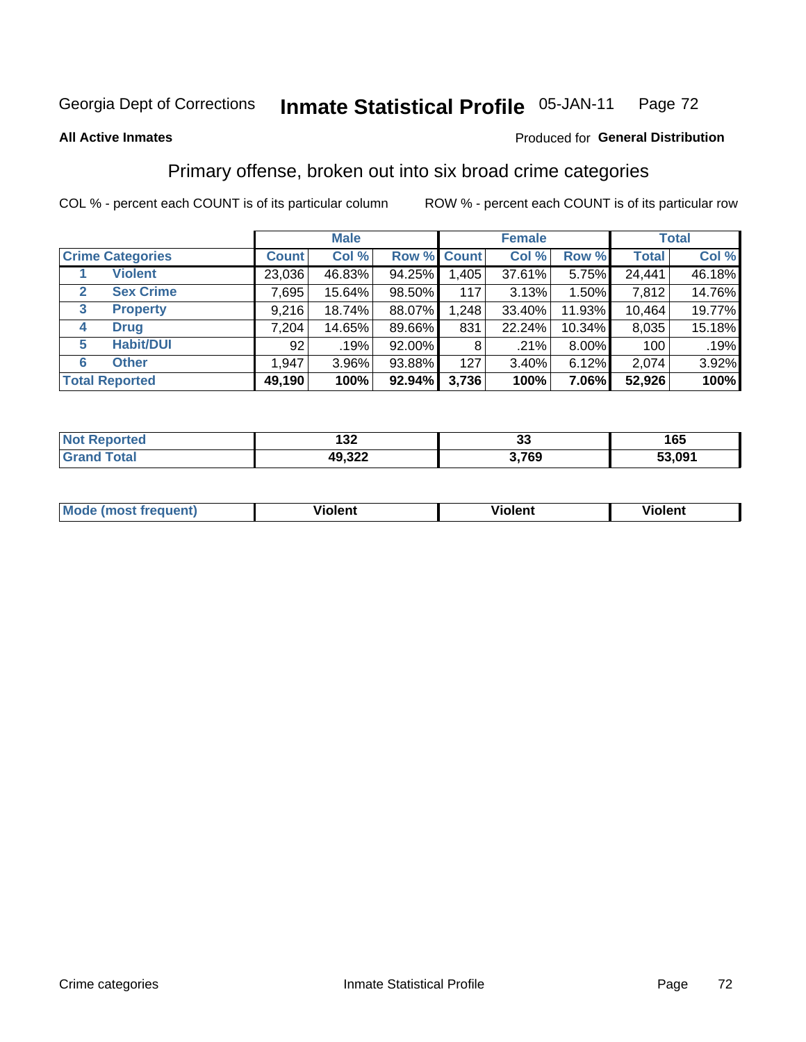Georgia Dept of Corrections **Inmate Statistical Profile** 05-JAN-11

**All Active Inmates**

Produced for **General Distribution**

## Primary offense, broken out into six broad crime categories

COL % - percent each COUNT is of its particular column

ROW % - percent each COUNT is of its particular row

| | | Male | | | Female | | | Total | |
|---|---|---|---|---|---|---|---|---|---|
| Crime Categories | | Count | Col % | Row % | Count | Col % | Row % | Total | Col % |
| 1 | Violent | 23,036 | 46.83% | 94.25% | 1,405 | 37.61% | 5.75% | 24,441 | 46.18% |
| 2 | Sex Crime | 7,695 | 15.64% | 98.50% | 117 | 3.13% | 1.50% | 7,812 | 14.76% |
| 3 | Property | 9,216 | 18.74% | 88.07% | 1,248 | 33.40% | 11.93% | 10,464 | 19.77% |
| 4 | Drug | 7,204 | 14.65% | 89.66% | 831 | 22.24% | 10.34% | 8,035 | 15.18% |
| 5 | Habit/DUI | 92 | .19% | 92.00% | 8 | .21% | 8.00% | 100 | .19% |
| 6 | Other | 1,947 | 3.96% | 93.88% | 127 | 3.40% | 6.12% | 2,074 | 3.92% |
| **Total Reported** | | **49,190** | **100%** | **92.94%** | **3,736** | **100%** | **7.06%** | **52,926** | **100%** |

| | Male | Female | Total |
|---|---|---|---|
| Not Reported | 132 | 33 | 165 |
| Grand Total | 49,322 | 3,769 | 53,091 |

| | Male | Female | Total |
|---|---|---|---|
| Mode (most frequent) | Violent | Violent | Violent |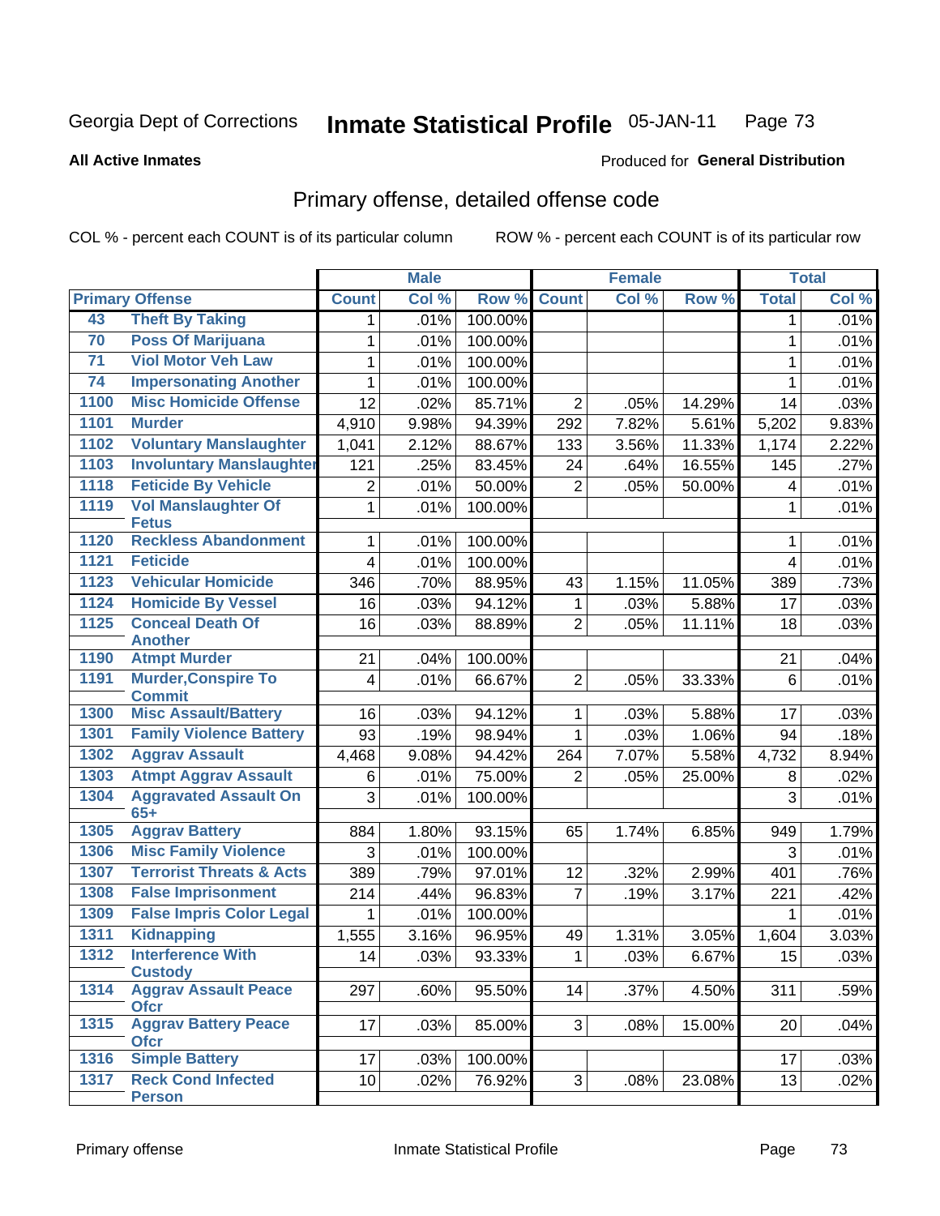Georgia Dept of Corrections **Inmate Statistical Profile** 05-JAN-11

**All Active Inmates**

Produced for **General Distribution**

## Primary offense, detailed offense code

COL % - percent each COUNT is of its particular column

ROW % - percent each COUNT is of its particular row

| Primary Offense | | Male | | | Female | | | Total | |
|---|---|---|---|---|---|---|---|---|---|
| | | Count | Col % | Row % | Count | Col % | Row % | Total | Col % |
| 43 | Theft By Taking | 1 | .01% | 100.00% | | | | 1 | .01% |
| 70 | Poss Of Marijuana | 1 | .01% | 100.00% | | | | 1 | .01% |
| 71 | Viol Motor Veh Law | 1 | .01% | 100.00% | | | | 1 | .01% |
| 74 | Impersonating Another | 1 | .01% | 100.00% | | | | 1 | .01% |
| 1100 | Misc Homicide Offense | 12 | .02% | 85.71% | 2 | .05% | 14.29% | 14 | .03% |
| 1101 | Murder | 4,910 | 9.98% | 94.39% | 292 | 7.82% | 5.61% | 5,202 | 9.83% |
| 1102 | Voluntary Manslaughter | 1,041 | 2.12% | 88.67% | 133 | 3.56% | 11.33% | 1,174 | 2.22% |
| 1103 | Involuntary Manslaughter | 121 | .25% | 83.45% | 24 | .64% | 16.55% | 145 | .27% |
| 1118 | Feticide By Vehicle | 2 | .01% | 50.00% | 2 | .05% | 50.00% | 4 | .01% |
| 1119 | Vol Manslaughter Of Fetus | 1 | .01% | 100.00% | | | | 1 | .01% |
| 1120 | Reckless Abandonment | 1 | .01% | 100.00% | | | | 1 | .01% |
| 1121 | Feticide | 4 | .01% | 100.00% | | | | 4 | .01% |
| 1123 | Vehicular Homicide | 346 | .70% | 88.95% | 43 | 1.15% | 11.05% | 389 | .73% |
| 1124 | Homicide By Vessel | 16 | .03% | 94.12% | 1 | .03% | 5.88% | 17 | .03% |
| 1125 | Conceal Death Of Another | 16 | .03% | 88.89% | 2 | .05% | 11.11% | 18 | .03% |
| 1190 | Atmpt Murder | 21 | .04% | 100.00% | | | | 21 | .04% |
| 1191 | Murder,Conspire To Commit | 4 | .01% | 66.67% | 2 | .05% | 33.33% | 6 | .01% |
| 1300 | Misc Assault/Battery | 16 | .03% | 94.12% | 1 | .03% | 5.88% | 17 | .03% |
| 1301 | Family Violence Battery | 93 | .19% | 98.94% | 1 | .03% | 1.06% | 94 | .18% |
| 1302 | Aggrav Assault | 4,468 | 9.08% | 94.42% | 264 | 7.07% | 5.58% | 4,732 | 8.94% |
| 1303 | Atmpt Aggrav Assault | 6 | .01% | 75.00% | 2 | .05% | 25.00% | 8 | .02% |
| 1304 | Aggravated Assault On 65+ | 3 | .01% | 100.00% | | | | 3 | .01% |
| 1305 | Aggrav Battery | 884 | 1.80% | 93.15% | 65 | 1.74% | 6.85% | 949 | 1.79% |
| 1306 | Misc Family Violence | 3 | .01% | 100.00% | | | | 3 | .01% |
| 1307 | Terrorist Threats & Acts | 389 | .79% | 97.01% | 12 | .32% | 2.99% | 401 | .76% |
| 1308 | False Imprisonment | 214 | .44% | 96.83% | 7 | .19% | 3.17% | 221 | .42% |
| 1309 | False Impris Color Legal | 1 | .01% | 100.00% | | | | 1 | .01% |
| 1311 | Kidnapping | 1,555 | 3.16% | 96.95% | 49 | 1.31% | 3.05% | 1,604 | 3.03% |
| 1312 | Interference With Custody | 14 | .03% | 93.33% | 1 | .03% | 6.67% | 15 | .03% |
| 1314 | Aggrav Assault Peace Ofcr | 297 | .60% | 95.50% | 14 | .37% | 4.50% | 311 | .59% |
| 1315 | Aggrav Battery Peace Ofcr | 17 | .03% | 85.00% | 3 | .08% | 15.00% | 20 | .04% |
| 1316 | Simple Battery | 17 | .03% | 100.00% | | | | 17 | .03% |
| 1317 | Reck Cond Infected Person | 10 | .02% | 76.92% | 3 | .08% | 23.08% | 13 | .02% |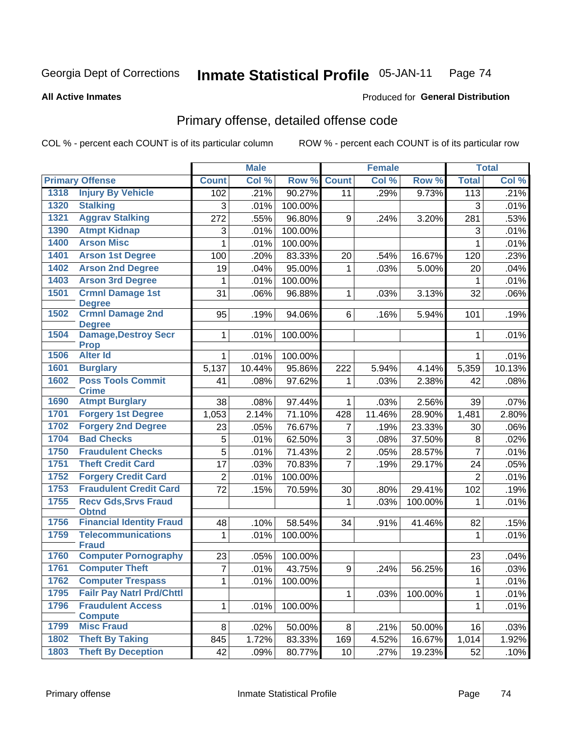Georgia Dept of Corrections **Inmate Statistical Profile** 05-JAN-11

**All Active Inmates** Produced for **General Distribution**

## Primary offense, detailed offense code

COL % - percent each COUNT is of its particular column ROW % - percent each COUNT is of its particular row

| Primary Offense | | Male | | | Female | | | Total | |
|---|---|---|---|---|---|---|---|---|---|
| | | Count | Col % | Row % | Count | Col % | Row % | Total | Col % |
| 1318 | Injury By Vehicle | 102 | .21% | 90.27% | 11 | .29% | 9.73% | 113 | .21% |
| 1320 | Stalking | 3 | .01% | 100.00% | | | | 3 | .01% |
| 1321 | Aggrav Stalking | 272 | .55% | 96.80% | 9 | .24% | 3.20% | 281 | .53% |
| 1390 | Atmpt Kidnap | 3 | .01% | 100.00% | | | | 3 | .01% |
| 1400 | Arson Misc | 1 | .01% | 100.00% | | | | 1 | .01% |
| 1401 | Arson 1st Degree | 100 | .20% | 83.33% | 20 | .54% | 16.67% | 120 | .23% |
| 1402 | Arson 2nd Degree | 19 | .04% | 95.00% | 1 | .03% | 5.00% | 20 | .04% |
| 1403 | Arson 3rd Degree | 1 | .01% | 100.00% | | | | 1 | .01% |
| 1501 | Crmnl Damage 1st Degree | 31 | .06% | 96.88% | 1 | .03% | 3.13% | 32 | .06% |
| 1502 | Crmnl Damage 2nd Degree | 95 | .19% | 94.06% | 6 | .16% | 5.94% | 101 | .19% |
| 1504 | Damage,Destroy Secr Prop | 1 | .01% | 100.00% | | | | 1 | .01% |
| 1506 | Alter Id | 1 | .01% | 100.00% | | | | 1 | .01% |
| 1601 | Burglary | 5,137 | 10.44% | 95.86% | 222 | 5.94% | 4.14% | 5,359 | 10.13% |
| 1602 | Poss Tools Commit Crime | 41 | .08% | 97.62% | 1 | .03% | 2.38% | 42 | .08% |
| 1690 | Atmpt Burglary | 38 | .08% | 97.44% | 1 | .03% | 2.56% | 39 | .07% |
| 1701 | Forgery 1st Degree | 1,053 | 2.14% | 71.10% | 428 | 11.46% | 28.90% | 1,481 | 2.80% |
| 1702 | Forgery 2nd Degree | 23 | .05% | 76.67% | 7 | .19% | 23.33% | 30 | .06% |
| 1704 | Bad Checks | 5 | .01% | 62.50% | 3 | .08% | 37.50% | 8 | .02% |
| 1750 | Fraudulent Checks | 5 | .01% | 71.43% | 2 | .05% | 28.57% | 7 | .01% |
| 1751 | Theft Credit Card | 17 | .03% | 70.83% | 7 | .19% | 29.17% | 24 | .05% |
| 1752 | Forgery Credit Card | 2 | .01% | 100.00% | | | | 2 | .01% |
| 1753 | Fraudulent Credit Card | 72 | .15% | 70.59% | 30 | .80% | 29.41% | 102 | .19% |
| 1755 | Recv Gds,Srvs Fraud Obtnd | | | | 1 | .03% | 100.00% | 1 | .01% |
| 1756 | Financial Identity Fraud | 48 | .10% | 58.54% | 34 | .91% | 41.46% | 82 | .15% |
| 1759 | Telecommunications Fraud | 1 | .01% | 100.00% | | | | 1 | .01% |
| 1760 | Computer Pornography | 23 | .05% | 100.00% | | | | 23 | .04% |
| 1761 | Computer Theft | 7 | .01% | 43.75% | 9 | .24% | 56.25% | 16 | .03% |
| 1762 | Computer Trespass | 1 | .01% | 100.00% | | | | 1 | .01% |
| 1795 | Failr Pay Natrl Prd/Chttl | | | | 1 | .03% | 100.00% | 1 | .01% |
| 1796 | Fraudulent Access Compute | 1 | .01% | 100.00% | | | | 1 | .01% |
| 1799 | Misc Fraud | 8 | .02% | 50.00% | 8 | .21% | 50.00% | 16 | .03% |
| 1802 | Theft By Taking | 845 | 1.72% | 83.33% | 169 | 4.52% | 16.67% | 1,014 | 1.92% |
| 1803 | Theft By Deception | 42 | .09% | 80.77% | 10 | .27% | 19.23% | 52 | .10% |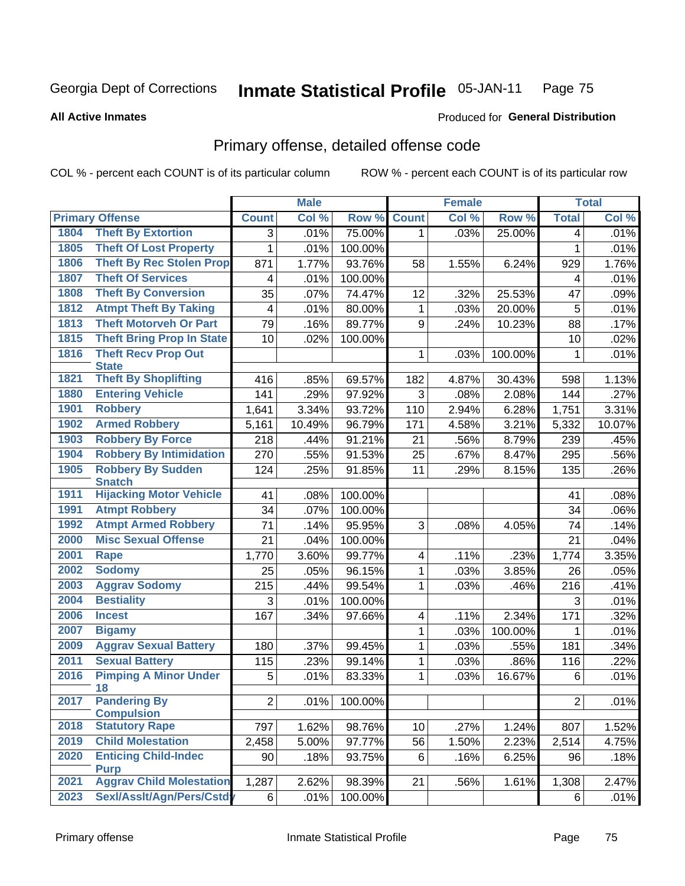Georgia Dept of Corrections **Inmate Statistical Profile** 05-JAN-11

**All Active Inmates**

Produced for **General Distribution**

## Primary offense, detailed offense code

COL % - percent each COUNT is of its particular column ROW % - percent each COUNT is of its particular row

| Primary Offense | | Male | | | Female | | | Total | |
|---|---|---|---|---|---|---|---|---|---|
| | | Count | Col % | Row % | Count | Col % | Row % | Total | Col % |
| 1804 | Theft By Extortion | 3 | .01% | 75.00% | 1 | .03% | 25.00% | 4 | .01% |
| 1805 | Theft Of Lost Property | 1 | .01% | 100.00% | | | | 1 | .01% |
| 1806 | Theft By Rec Stolen Prop | 871 | 1.77% | 93.76% | 58 | 1.55% | 6.24% | 929 | 1.76% |
| 1807 | Theft Of Services | 4 | .01% | 100.00% | | | | 4 | .01% |
| 1808 | Theft By Conversion | 35 | .07% | 74.47% | 12 | .32% | 25.53% | 47 | .09% |
| 1812 | Atmpt Theft By Taking | 4 | .01% | 80.00% | 1 | .03% | 20.00% | 5 | .01% |
| 1813 | Theft Motorveh Or Part | 79 | .16% | 89.77% | 9 | .24% | 10.23% | 88 | .17% |
| 1815 | Theft Bring Prop In State | 10 | .02% | 100.00% | | | | 10 | .02% |
| 1816 | Theft Recv Prop Out State | | | | 1 | .03% | 100.00% | 1 | .01% |
| 1821 | Theft By Shoplifting | 416 | .85% | 69.57% | 182 | 4.87% | 30.43% | 598 | 1.13% |
| 1880 | Entering Vehicle | 141 | .29% | 97.92% | 3 | .08% | 2.08% | 144 | .27% |
| 1901 | Robbery | 1,641 | 3.34% | 93.72% | 110 | 2.94% | 6.28% | 1,751 | 3.31% |
| 1902 | Armed Robbery | 5,161 | 10.49% | 96.79% | 171 | 4.58% | 3.21% | 5,332 | 10.07% |
| 1903 | Robbery By Force | 218 | .44% | 91.21% | 21 | .56% | 8.79% | 239 | .45% |
| 1904 | Robbery By Intimidation | 270 | .55% | 91.53% | 25 | .67% | 8.47% | 295 | .56% |
| 1905 | Robbery By Sudden Snatch | 124 | .25% | 91.85% | 11 | .29% | 8.15% | 135 | .26% |
| 1911 | Hijacking Motor Vehicle | 41 | .08% | 100.00% | | | | 41 | .08% |
| 1991 | Atmpt Robbery | 34 | .07% | 100.00% | | | | 34 | .06% |
| 1992 | Atmpt Armed Robbery | 71 | .14% | 95.95% | 3 | .08% | 4.05% | 74 | .14% |
| 2000 | Misc Sexual Offense | 21 | .04% | 100.00% | | | | 21 | .04% |
| 2001 | Rape | 1,770 | 3.60% | 99.77% | 4 | .11% | .23% | 1,774 | 3.35% |
| 2002 | Sodomy | 25 | .05% | 96.15% | 1 | .03% | 3.85% | 26 | .05% |
| 2003 | Aggrav Sodomy | 215 | .44% | 99.54% | 1 | .03% | .46% | 216 | .41% |
| 2004 | Bestiality | 3 | .01% | 100.00% | | | | 3 | .01% |
| 2006 | Incest | 167 | .34% | 97.66% | 4 | .11% | 2.34% | 171 | .32% |
| 2007 | Bigamy | | | | 1 | .03% | 100.00% | 1 | .01% |
| 2009 | Aggrav Sexual Battery | 180 | .37% | 99.45% | 1 | .03% | .55% | 181 | .34% |
| 2011 | Sexual Battery | 115 | .23% | 99.14% | 1 | .03% | .86% | 116 | .22% |
| 2016 | Pimping A Minor Under 18 | 5 | .01% | 83.33% | 1 | .03% | 16.67% | 6 | .01% |
| 2017 | Pandering By Compulsion | 2 | .01% | 100.00% | | | | 2 | .01% |
| 2018 | Statutory Rape | 797 | 1.62% | 98.76% | 10 | .27% | 1.24% | 807 | 1.52% |
| 2019 | Child Molestation | 2,458 | 5.00% | 97.77% | 56 | 1.50% | 2.23% | 2,514 | 4.75% |
| 2020 | Enticing Child-Indec Purp | 90 | .18% | 93.75% | 6 | .16% | 6.25% | 96 | .18% |
| 2021 | Aggrav Child Molestation | 1,287 | 2.62% | 98.39% | 21 | .56% | 1.61% | 1,308 | 2.47% |
| 2023 | Sexl/Asslt/Agn/Pers/Cstdy | 6 | .01% | 100.00% | | | | 6 | .01% |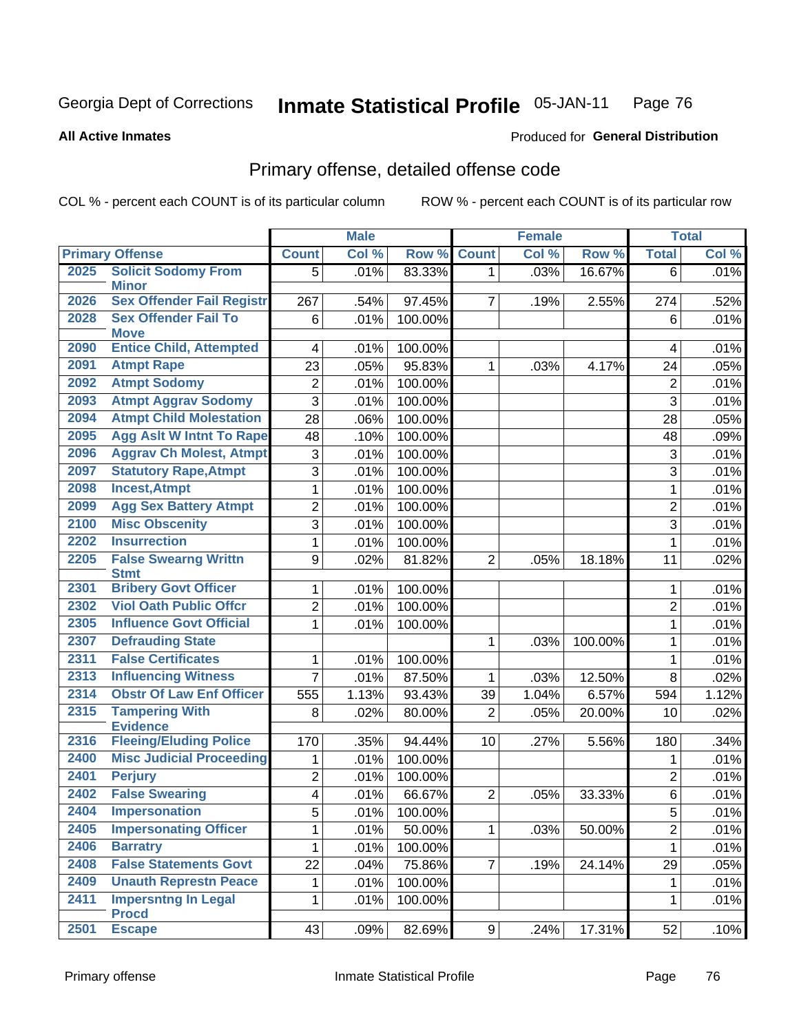Georgia Dept of Corrections **Inmate Statistical Profile** 05-JAN-11

**All Active Inmates**

Produced for **General Distribution**

## Primary offense, detailed offense code

COL % - percent each COUNT is of its particular column ROW % - percent each COUNT is of its particular row

| Primary Offense | | Male | | | Female | | | Total | |
|---|---|---|---|---|---|---|---|---|---|
| | | Count | Col % | Row % | Count | Col % | Row % | Total | Col % |
| 2025 | Solicit Sodomy From Minor | 5 | .01% | 83.33% | 1 | .03% | 16.67% | 6 | .01% |
| 2026 | Sex Offender Fail Registr | 267 | .54% | 97.45% | 7 | .19% | 2.55% | 274 | .52% |
| 2028 | Sex Offender Fail To Move | 6 | .01% | 100.00% | | | | 6 | .01% |
| 2090 | Entice Child, Attempted | 4 | .01% | 100.00% | | | | 4 | .01% |
| 2091 | Atmpt Rape | 23 | .05% | 95.83% | 1 | .03% | 4.17% | 24 | .05% |
| 2092 | Atmpt Sodomy | 2 | .01% | 100.00% | | | | 2 | .01% |
| 2093 | Atmpt Aggrav Sodomy | 3 | .01% | 100.00% | | | | 3 | .01% |
| 2094 | Atmpt Child Molestation | 28 | .06% | 100.00% | | | | 28 | .05% |
| 2095 | Agg Aslt W Intnt To Rape | 48 | .10% | 100.00% | | | | 48 | .09% |
| 2096 | Aggrav Ch Molest, Atmpt | 3 | .01% | 100.00% | | | | 3 | .01% |
| 2097 | Statutory Rape,Atmpt | 3 | .01% | 100.00% | | | | 3 | .01% |
| 2098 | Incest,Atmpt | 1 | .01% | 100.00% | | | | 1 | .01% |
| 2099 | Agg Sex Battery Atmpt | 2 | .01% | 100.00% | | | | 2 | .01% |
| 2100 | Misc Obscenity | 3 | .01% | 100.00% | | | | 3 | .01% |
| 2202 | Insurrection | 1 | .01% | 100.00% | | | | 1 | .01% |
| 2205 | False Swearng Writtn Stmt | 9 | .02% | 81.82% | 2 | .05% | 18.18% | 11 | .02% |
| 2301 | Bribery Govt Officer | 1 | .01% | 100.00% | | | | 1 | .01% |
| 2302 | Viol Oath Public Offcr | 2 | .01% | 100.00% | | | | 2 | .01% |
| 2305 | Influence Govt Official | 1 | .01% | 100.00% | | | | 1 | .01% |
| 2307 | Defrauding State | | | | 1 | .03% | 100.00% | 1 | .01% |
| 2311 | False Certificates | 1 | .01% | 100.00% | | | | 1 | .01% |
| 2313 | Influencing Witness | 7 | .01% | 87.50% | 1 | .03% | 12.50% | 8 | .02% |
| 2314 | Obstr Of Law Enf Officer | 555 | 1.13% | 93.43% | 39 | 1.04% | 6.57% | 594 | 1.12% |
| 2315 | Tampering With Evidence | 8 | .02% | 80.00% | 2 | .05% | 20.00% | 10 | .02% |
| 2316 | Fleeing/Eluding Police | 170 | .35% | 94.44% | 10 | .27% | 5.56% | 180 | .34% |
| 2400 | Misc Judicial Proceeding | 1 | .01% | 100.00% | | | | 1 | .01% |
| 2401 | Perjury | 2 | .01% | 100.00% | | | | 2 | .01% |
| 2402 | False Swearing | 4 | .01% | 66.67% | 2 | .05% | 33.33% | 6 | .01% |
| 2404 | Impersonation | 5 | .01% | 100.00% | | | | 5 | .01% |
| 2405 | Impersonating Officer | 1 | .01% | 50.00% | 1 | .03% | 50.00% | 2 | .01% |
| 2406 | Barratry | 1 | .01% | 100.00% | | | | 1 | .01% |
| 2408 | False Statements Govt | 22 | .04% | 75.86% | 7 | .19% | 24.14% | 29 | .05% |
| 2409 | Unauth Represtn Peace | 1 | .01% | 100.00% | | | | 1 | .01% |
| 2411 | Impersntng In Legal Procd | 1 | .01% | 100.00% | | | | 1 | .01% |
| 2501 | Escape | 43 | .09% | 82.69% | 9 | .24% | 17.31% | 52 | .10% |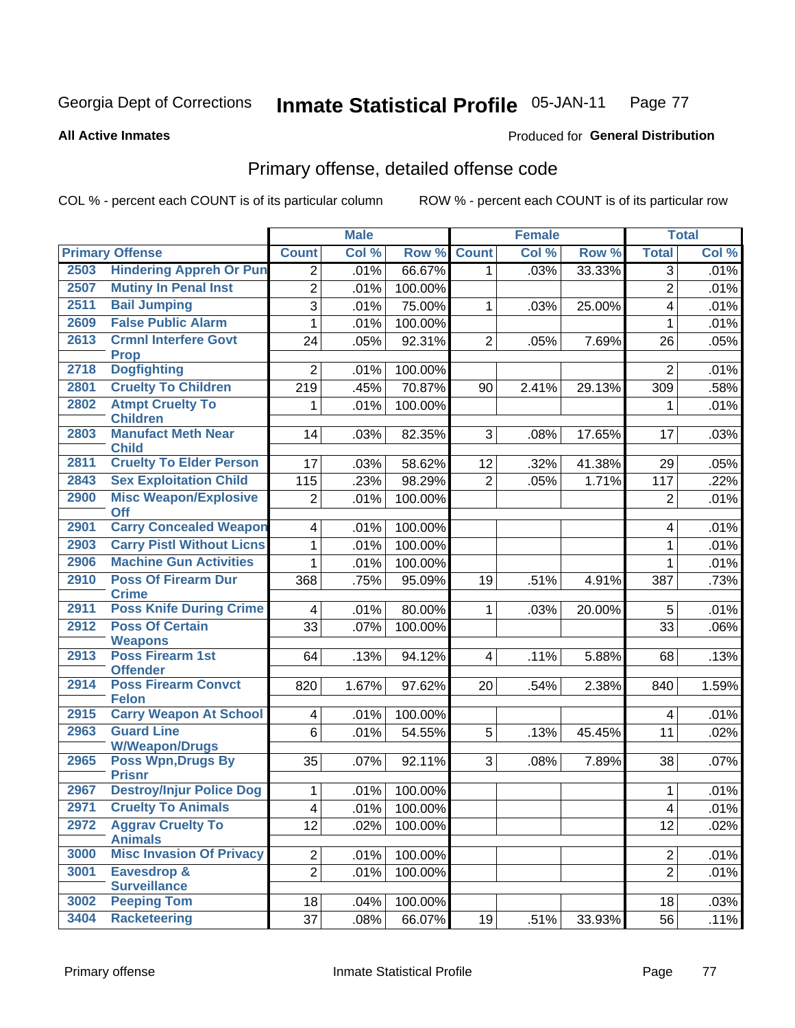Georgia Dept of Corrections **Inmate Statistical Profile** 05-JAN-11

**All Active Inmates**

Produced for **General Distribution**

## Primary offense, detailed offense code

COL % - percent each COUNT is of its particular column ROW % - percent each COUNT is of its particular row

| Primary Offense | | Male | | | Female | | | Total | |
|---|---|---|---|---|---|---|---|---|---|
| | | Count | Col % | Row % | Count | Col % | Row % | Total | Col % |
| 2503 | Hindering Appreh Or Pun | 2 | .01% | 66.67% | 1 | .03% | 33.33% | 3 | .01% |
| 2507 | Mutiny In Penal Inst | 2 | .01% | 100.00% | | | | 2 | .01% |
| 2511 | Bail Jumping | 3 | .01% | 75.00% | 1 | .03% | 25.00% | 4 | .01% |
| 2609 | False Public Alarm | 1 | .01% | 100.00% | | | | 1 | .01% |
| 2613 | Crmnl Interfere Govt Prop | 24 | .05% | 92.31% | 2 | .05% | 7.69% | 26 | .05% |
| 2718 | Dogfighting | 2 | .01% | 100.00% | | | | 2 | .01% |
| 2801 | Cruelty To Children | 219 | .45% | 70.87% | 90 | 2.41% | 29.13% | 309 | .58% |
| 2802 | Atmpt Cruelty To Children | 1 | .01% | 100.00% | | | | 1 | .01% |
| 2803 | Manufact Meth Near Child | 14 | .03% | 82.35% | 3 | .08% | 17.65% | 17 | .03% |
| 2811 | Cruelty To Elder Person | 17 | .03% | 58.62% | 12 | .32% | 41.38% | 29 | .05% |
| 2843 | Sex Exploitation Child | 115 | .23% | 98.29% | 2 | .05% | 1.71% | 117 | .22% |
| 2900 | Misc Weapon/Explosive Off | 2 | .01% | 100.00% | | | | 2 | .01% |
| 2901 | Carry Concealed Weapon | 4 | .01% | 100.00% | | | | 4 | .01% |
| 2903 | Carry Pistl Without Licns | 1 | .01% | 100.00% | | | | 1 | .01% |
| 2906 | Machine Gun Activities | 1 | .01% | 100.00% | | | | 1 | .01% |
| 2910 | Poss Of Firearm Dur Crime | 368 | .75% | 95.09% | 19 | .51% | 4.91% | 387 | .73% |
| 2911 | Poss Knife During Crime | 4 | .01% | 80.00% | 1 | .03% | 20.00% | 5 | .01% |
| 2912 | Poss Of Certain Weapons | 33 | .07% | 100.00% | | | | 33 | .06% |
| 2913 | Poss Firearm 1st Offender | 64 | .13% | 94.12% | 4 | .11% | 5.88% | 68 | .13% |
| 2914 | Poss Firearm Convct Felon | 820 | 1.67% | 97.62% | 20 | .54% | 2.38% | 840 | 1.59% |
| 2915 | Carry Weapon At School | 4 | .01% | 100.00% | | | | 4 | .01% |
| 2963 | Guard Line W/Weapon/Drugs | 6 | .01% | 54.55% | 5 | .13% | 45.45% | 11 | .02% |
| 2965 | Poss Wpn,Drugs By Prisnr | 35 | .07% | 92.11% | 3 | .08% | 7.89% | 38 | .07% |
| 2967 | Destroy/Injur Police Dog | 1 | .01% | 100.00% | | | | 1 | .01% |
| 2971 | Cruelty To Animals | 4 | .01% | 100.00% | | | | 4 | .01% |
| 2972 | Aggrav Cruelty To Animals | 12 | .02% | 100.00% | | | | 12 | .02% |
| 3000 | Misc Invasion Of Privacy | 2 | .01% | 100.00% | | | | 2 | .01% |
| 3001 | Eavesdrop & Surveillance | 2 | .01% | 100.00% | | | | 2 | .01% |
| 3002 | Peeping Tom | 18 | .04% | 100.00% | | | | 18 | .03% |
| 3404 | Racketeering | 37 | .08% | 66.07% | 19 | .51% | 33.93% | 56 | .11% |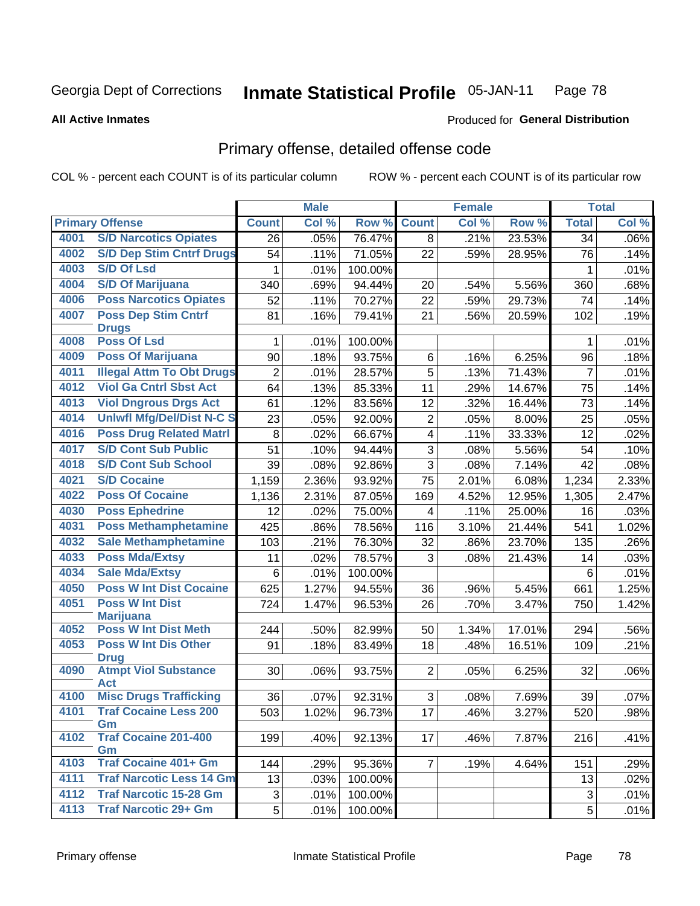Georgia Dept of Corrections **Inmate Statistical Profile** 05-JAN-11

**All Active Inmates**

Produced for **General Distribution**

## Primary offense, detailed offense code

COL % - percent each COUNT is of its particular column ROW % - percent each COUNT is of its particular row

| Primary Offense | | Male | | | Female | | | Total | |
|---|---|---|---|---|---|---|---|---|---|
| | | Count | Col % | Row % | Count | Col % | Row % | Total | Col % |
| 4001 | S/D Narcotics Opiates | 26 | .05% | 76.47% | 8 | .21% | 23.53% | 34 | .06% |
| 4002 | S/D Dep Stim Cntrf Drugs | 54 | .11% | 71.05% | 22 | .59% | 28.95% | 76 | .14% |
| 4003 | S/D Of Lsd | 1 | .01% | 100.00% | | | | 1 | .01% |
| 4004 | S/D Of Marijuana | 340 | .69% | 94.44% | 20 | .54% | 5.56% | 360 | .68% |
| 4006 | Poss Narcotics Opiates | 52 | .11% | 70.27% | 22 | .59% | 29.73% | 74 | .14% |
| 4007 | Poss Dep Stim Cntrf Drugs | 81 | .16% | 79.41% | 21 | .56% | 20.59% | 102 | .19% |
| 4008 | Poss Of Lsd | 1 | .01% | 100.00% | | | | 1 | .01% |
| 4009 | Poss Of Marijuana | 90 | .18% | 93.75% | 6 | .16% | 6.25% | 96 | .18% |
| 4011 | Illegal Attm To Obt Drugs | 2 | .01% | 28.57% | 5 | .13% | 71.43% | 7 | .01% |
| 4012 | Viol Ga Cntrl Sbst Act | 64 | .13% | 85.33% | 11 | .29% | 14.67% | 75 | .14% |
| 4013 | Viol Dngrous Drgs Act | 61 | .12% | 83.56% | 12 | .32% | 16.44% | 73 | .14% |
| 4014 | Unlwfl Mfg/Del/Dist N-C S | 23 | .05% | 92.00% | 2 | .05% | 8.00% | 25 | .05% |
| 4016 | Poss Drug Related Matrl | 8 | .02% | 66.67% | 4 | .11% | 33.33% | 12 | .02% |
| 4017 | S/D Cont Sub Public | 51 | .10% | 94.44% | 3 | .08% | 5.56% | 54 | .10% |
| 4018 | S/D Cont Sub School | 39 | .08% | 92.86% | 3 | .08% | 7.14% | 42 | .08% |
| 4021 | S/D Cocaine | 1,159 | 2.36% | 93.92% | 75 | 2.01% | 6.08% | 1,234 | 2.33% |
| 4022 | Poss Of Cocaine | 1,136 | 2.31% | 87.05% | 169 | 4.52% | 12.95% | 1,305 | 2.47% |
| 4030 | Poss Ephedrine | 12 | .02% | 75.00% | 4 | .11% | 25.00% | 16 | .03% |
| 4031 | Poss Methamphetamine | 425 | .86% | 78.56% | 116 | 3.10% | 21.44% | 541 | 1.02% |
| 4032 | Sale Methamphetamine | 103 | .21% | 76.30% | 32 | .86% | 23.70% | 135 | .26% |
| 4033 | Poss Mda/Extsy | 11 | .02% | 78.57% | 3 | .08% | 21.43% | 14 | .03% |
| 4034 | Sale Mda/Extsy | 6 | .01% | 100.00% | | | | 6 | .01% |
| 4050 | Poss W Int Dist Cocaine | 625 | 1.27% | 94.55% | 36 | .96% | 5.45% | 661 | 1.25% |
| 4051 | Poss W Int Dist Marijuana | 724 | 1.47% | 96.53% | 26 | .70% | 3.47% | 750 | 1.42% |
| 4052 | Poss W Int Dist Meth | 244 | .50% | 82.99% | 50 | 1.34% | 17.01% | 294 | .56% |
| 4053 | Poss W Int Dis Other Drug | 91 | .18% | 83.49% | 18 | .48% | 16.51% | 109 | .21% |
| 4090 | Atmpt Viol Substance Act | 30 | .06% | 93.75% | 2 | .05% | 6.25% | 32 | .06% |
| 4100 | Misc Drugs Trafficking | 36 | .07% | 92.31% | 3 | .08% | 7.69% | 39 | .07% |
| 4101 | Traf Cocaine Less 200 Gm | 503 | 1.02% | 96.73% | 17 | .46% | 3.27% | 520 | .98% |
| 4102 | Traf Cocaine 201-400 Gm | 199 | .40% | 92.13% | 17 | .46% | 7.87% | 216 | .41% |
| 4103 | Traf Cocaine 401+ Gm | 144 | .29% | 95.36% | 7 | .19% | 4.64% | 151 | .29% |
| 4111 | Traf Narcotic Less 14 Gm | 13 | .03% | 100.00% | | | | 13 | .02% |
| 4112 | Traf Narcotic 15-28 Gm | 3 | .01% | 100.00% | | | | 3 | .01% |
| 4113 | Traf Narcotic 29+ Gm | 5 | .01% | 100.00% | | | | 5 | .01% |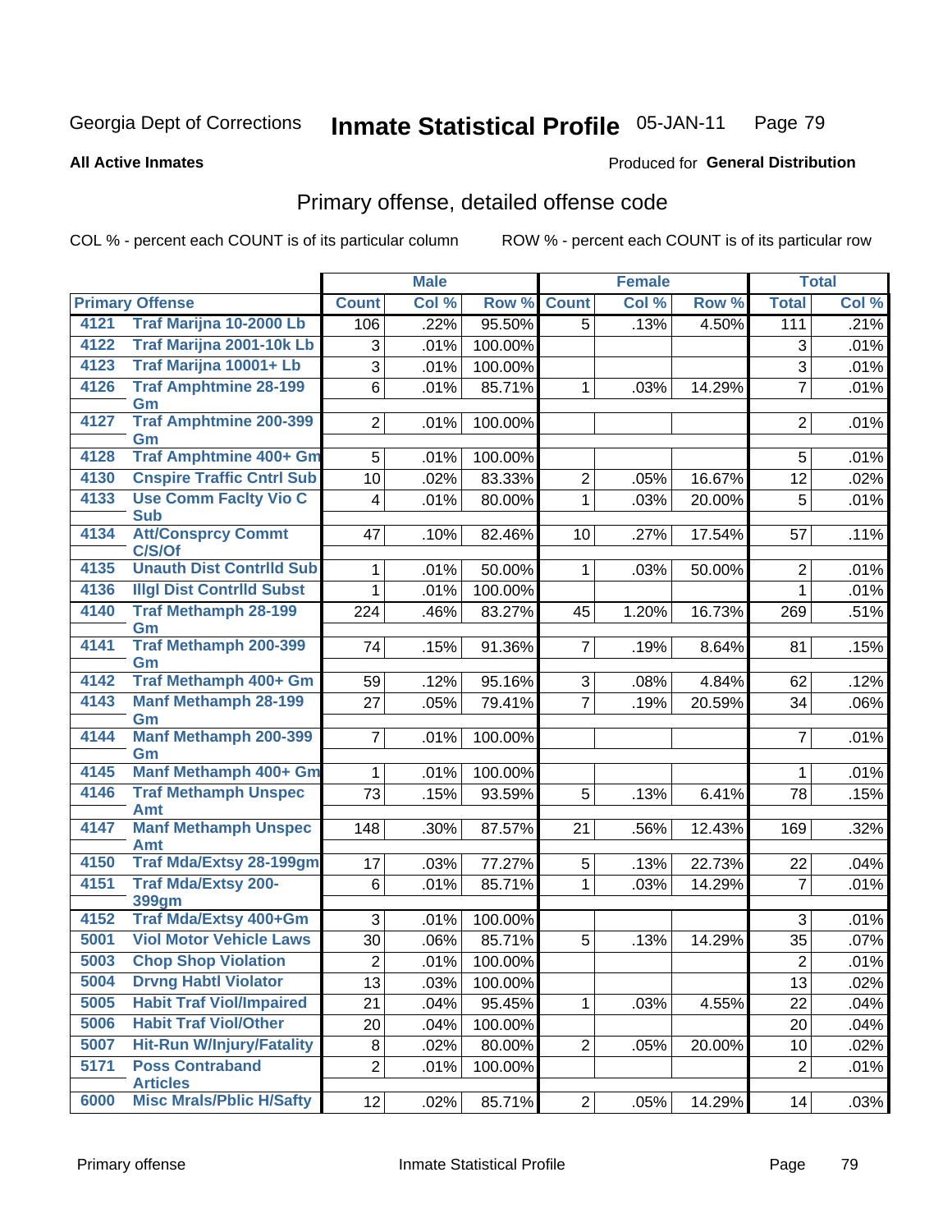Georgia Dept of Corrections **Inmate Statistical Profile** 05-JAN-11

**All Active Inmates**

Produced for **General Distribution**

## Primary offense, detailed offense code

COL % - percent each COUNT is of its particular column ROW % - percent each COUNT is of its particular row

| Primary Offense | | Male | | | Female | | | Total | |
|---|---|---|---|---|---|---|---|---|---|
| | | Count | Col % | Row % | Count | Col % | Row % | Total | Col % |
| 4121 | Traf Marijna 10-2000 Lb | 106 | .22% | 95.50% | 5 | .13% | 4.50% | 111 | .21% |
| 4122 | Traf Marijna 2001-10k Lb | 3 | .01% | 100.00% | | | | 3 | .01% |
| 4123 | Traf Marijna 10001+ Lb | 3 | .01% | 100.00% | | | | 3 | .01% |
| 4126 | Traf Amphtmine 28-199 Gm | 6 | .01% | 85.71% | 1 | .03% | 14.29% | 7 | .01% |
| 4127 | Traf Amphtmine 200-399 Gm | 2 | .01% | 100.00% | | | | 2 | .01% |
| 4128 | Traf Amphtmine 400+ Gm | 5 | .01% | 100.00% | | | | 5 | .01% |
| 4130 | Cnspire Traffic Cntrl Sub | 10 | .02% | 83.33% | 2 | .05% | 16.67% | 12 | .02% |
| 4133 | Use Comm Faclty Vio C Sub | 4 | .01% | 80.00% | 1 | .03% | 20.00% | 5 | .01% |
| 4134 | Att/Consprcy Commt C/S/Of | 47 | .10% | 82.46% | 10 | .27% | 17.54% | 57 | .11% |
| 4135 | Unauth Dist Contrlld Sub | 1 | .01% | 50.00% | 1 | .03% | 50.00% | 2 | .01% |
| 4136 | Illgl Dist Contrlld Subst | 1 | .01% | 100.00% | | | | 1 | .01% |
| 4140 | Traf Methamph 28-199 Gm | 224 | .46% | 83.27% | 45 | 1.20% | 16.73% | 269 | .51% |
| 4141 | Traf Methamph 200-399 Gm | 74 | .15% | 91.36% | 7 | .19% | 8.64% | 81 | .15% |
| 4142 | Traf Methamph 400+ Gm | 59 | .12% | 95.16% | 3 | .08% | 4.84% | 62 | .12% |
| 4143 | Manf Methamph 28-199 Gm | 27 | .05% | 79.41% | 7 | .19% | 20.59% | 34 | .06% |
| 4144 | Manf Methamph 200-399 Gm | 7 | .01% | 100.00% | | | | 7 | .01% |
| 4145 | Manf Methamph 400+ Gm | 1 | .01% | 100.00% | | | | 1 | .01% |
| 4146 | Traf Methamph Unspec Amt | 73 | .15% | 93.59% | 5 | .13% | 6.41% | 78 | .15% |
| 4147 | Manf Methamph Unspec Amt | 148 | .30% | 87.57% | 21 | .56% | 12.43% | 169 | .32% |
| 4150 | Traf Mda/Extsy 28-199gm | 17 | .03% | 77.27% | 5 | .13% | 22.73% | 22 | .04% |
| 4151 | Traf Mda/Extsy 200-399gm | 6 | .01% | 85.71% | 1 | .03% | 14.29% | 7 | .01% |
| 4152 | Traf Mda/Extsy 400+Gm | 3 | .01% | 100.00% | | | | 3 | .01% |
| 5001 | Viol Motor Vehicle Laws | 30 | .06% | 85.71% | 5 | .13% | 14.29% | 35 | .07% |
| 5003 | Chop Shop Violation | 2 | .01% | 100.00% | | | | 2 | .01% |
| 5004 | Drvng Habtl Violator | 13 | .03% | 100.00% | | | | 13 | .02% |
| 5005 | Habit Traf Viol/Impaired | 21 | .04% | 95.45% | 1 | .03% | 4.55% | 22 | .04% |
| 5006 | Habit Traf Viol/Other | 20 | .04% | 100.00% | | | | 20 | .04% |
| 5007 | Hit-Run W/Injury/Fatality | 8 | .02% | 80.00% | 2 | .05% | 20.00% | 10 | .02% |
| 5171 | Poss Contraband Articles | 2 | .01% | 100.00% | | | | 2 | .01% |
| 6000 | Misc Mrals/Pblic H/Safty | 12 | .02% | 85.71% | 2 | .05% | 14.29% | 14 | .03% |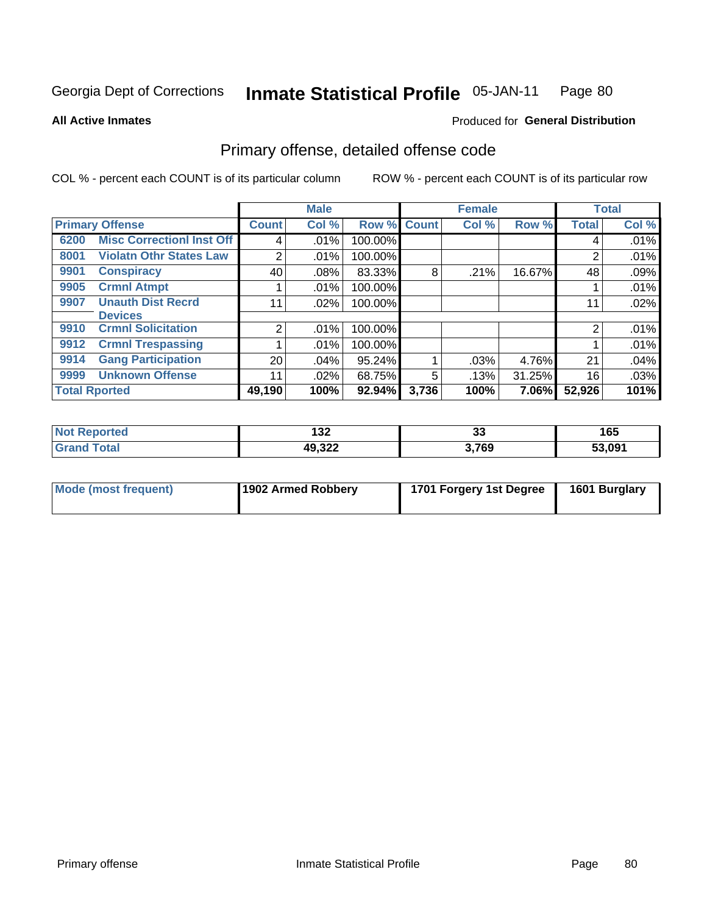Georgia Dept of Corrections **Inmate Statistical Profile** 05-JAN-11 Page 80

**All Active Inmates**

Produced for **General Distribution**

## Primary offense, detailed offense code

COL % - percent each COUNT is of its particular column

ROW % - percent each COUNT is of its particular row

| Primary Offense | | Male | | | Female | | | Total | |
|---|---|---|---|---|---|---|---|---|---|
| | | Count | Col % | Row % | Count | Col % | Row % | Total | Col % |
| 6200 | Misc Correctionl Inst Off | 4 | .01% | 100.00% | | | | 4 | .01% |
| 8001 | Violatn Othr States Law | 2 | .01% | 100.00% | | | | 2 | .01% |
| 9901 | Conspiracy | 40 | .08% | 83.33% | 8 | .21% | 16.67% | 48 | .09% |
| 9905 | Crmnl Atmpt | 1 | .01% | 100.00% | | | | 1 | .01% |
| 9907 | Unauth Dist Recrd Devices | 11 | .02% | 100.00% | | | | 11 | .02% |
| 9910 | Crmnl Solicitation | 2 | .01% | 100.00% | | | | 2 | .01% |
| 9912 | Crmnl Trespassing | 1 | .01% | 100.00% | | | | 1 | .01% |
| 9914 | Gang Participation | 20 | .04% | 95.24% | 1 | .03% | 4.76% | 21 | .04% |
| 9999 | Unknown Offense | 11 | .02% | 68.75% | 5 | .13% | 31.25% | 16 | .03% |
| Total Rported | | 49,190 | 100% | 92.94% | 3,736 | 100% | 7.06% | 52,926 | 101% |

| | Male | Female | Total |
|---|---|---|---|
| Not Reported | 132 | 33 | 165 |
| Grand Total | 49,322 | 3,769 | 53,091 |

| | Male | Female | Total |
|---|---|---|---|
| Mode (most frequent) | 1902 Armed Robbery | 1701 Forgery 1st Degree | 1601 Burglary |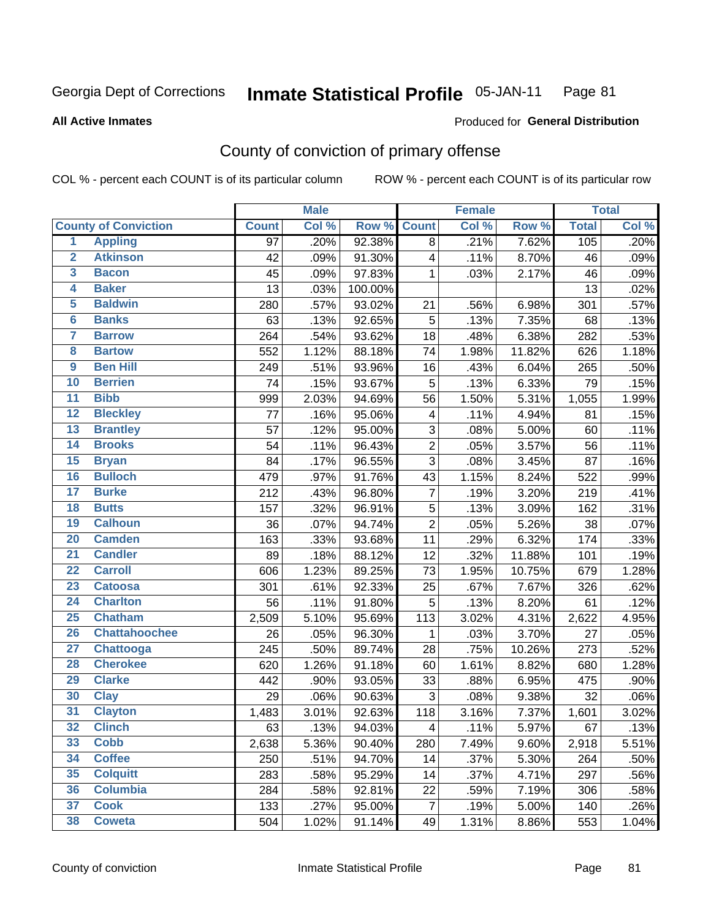Georgia Dept of Corrections **Inmate Statistical Profile** 05-JAN-11

**All Active Inmates**

Produced for **General Distribution**

## County of conviction of primary offense

COL % - percent each COUNT is of its particular column ROW % - percent each COUNT is of its particular row

| County of Conviction | | Male | | | Female | | | Total | |
|---|---|---|---|---|---|---|---|---|---|
| | | Count | Col % | Row % | Count | Col % | Row % | Total | Col % |
| 1 | Appling | 97 | .20% | 92.38% | 8 | .21% | 7.62% | 105 | .20% |
| 2 | Atkinson | 42 | .09% | 91.30% | 4 | .11% | 8.70% | 46 | .09% |
| 3 | Bacon | 45 | .09% | 97.83% | 1 | .03% | 2.17% | 46 | .09% |
| 4 | Baker | 13 | .03% | 100.00% | | | | 13 | .02% |
| 5 | Baldwin | 280 | .57% | 93.02% | 21 | .56% | 6.98% | 301 | .57% |
| 6 | Banks | 63 | .13% | 92.65% | 5 | .13% | 7.35% | 68 | .13% |
| 7 | Barrow | 264 | .54% | 93.62% | 18 | .48% | 6.38% | 282 | .53% |
| 8 | Bartow | 552 | 1.12% | 88.18% | 74 | 1.98% | 11.82% | 626 | 1.18% |
| 9 | Ben Hill | 249 | .51% | 93.96% | 16 | .43% | 6.04% | 265 | .50% |
| 10 | Berrien | 74 | .15% | 93.67% | 5 | .13% | 6.33% | 79 | .15% |
| 11 | Bibb | 999 | 2.03% | 94.69% | 56 | 1.50% | 5.31% | 1,055 | 1.99% |
| 12 | Bleckley | 77 | .16% | 95.06% | 4 | .11% | 4.94% | 81 | .15% |
| 13 | Brantley | 57 | .12% | 95.00% | 3 | .08% | 5.00% | 60 | .11% |
| 14 | Brooks | 54 | .11% | 96.43% | 2 | .05% | 3.57% | 56 | .11% |
| 15 | Bryan | 84 | .17% | 96.55% | 3 | .08% | 3.45% | 87 | .16% |
| 16 | Bulloch | 479 | .97% | 91.76% | 43 | 1.15% | 8.24% | 522 | .99% |
| 17 | Burke | 212 | .43% | 96.80% | 7 | .19% | 3.20% | 219 | .41% |
| 18 | Butts | 157 | .32% | 96.91% | 5 | .13% | 3.09% | 162 | .31% |
| 19 | Calhoun | 36 | .07% | 94.74% | 2 | .05% | 5.26% | 38 | .07% |
| 20 | Camden | 163 | .33% | 93.68% | 11 | .29% | 6.32% | 174 | .33% |
| 21 | Candler | 89 | .18% | 88.12% | 12 | .32% | 11.88% | 101 | .19% |
| 22 | Carroll | 606 | 1.23% | 89.25% | 73 | 1.95% | 10.75% | 679 | 1.28% |
| 23 | Catoosa | 301 | .61% | 92.33% | 25 | .67% | 7.67% | 326 | .62% |
| 24 | Charlton | 56 | .11% | 91.80% | 5 | .13% | 8.20% | 61 | .12% |
| 25 | Chatham | 2,509 | 5.10% | 95.69% | 113 | 3.02% | 4.31% | 2,622 | 4.95% |
| 26 | Chattahoochee | 26 | .05% | 96.30% | 1 | .03% | 3.70% | 27 | .05% |
| 27 | Chattooga | 245 | .50% | 89.74% | 28 | .75% | 10.26% | 273 | .52% |
| 28 | Cherokee | 620 | 1.26% | 91.18% | 60 | 1.61% | 8.82% | 680 | 1.28% |
| 29 | Clarke | 442 | .90% | 93.05% | 33 | .88% | 6.95% | 475 | .90% |
| 30 | Clay | 29 | .06% | 90.63% | 3 | .08% | 9.38% | 32 | .06% |
| 31 | Clayton | 1,483 | 3.01% | 92.63% | 118 | 3.16% | 7.37% | 1,601 | 3.02% |
| 32 | Clinch | 63 | .13% | 94.03% | 4 | .11% | 5.97% | 67 | .13% |
| 33 | Cobb | 2,638 | 5.36% | 90.40% | 280 | 7.49% | 9.60% | 2,918 | 5.51% |
| 34 | Coffee | 250 | .51% | 94.70% | 14 | .37% | 5.30% | 264 | .50% |
| 35 | Colquitt | 283 | .58% | 95.29% | 14 | .37% | 4.71% | 297 | .56% |
| 36 | Columbia | 284 | .58% | 92.81% | 22 | .59% | 7.19% | 306 | .58% |
| 37 | Cook | 133 | .27% | 95.00% | 7 | .19% | 5.00% | 140 | .26% |
| 38 | Coweta | 504 | 1.02% | 91.14% | 49 | 1.31% | 8.86% | 553 | 1.04% |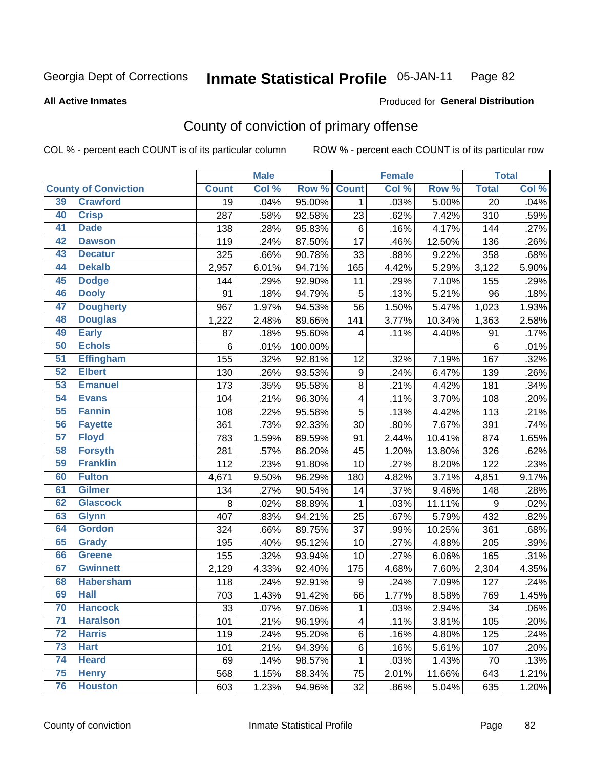Georgia Dept of Corrections **Inmate Statistical Profile** 05-JAN-11

**All Active Inmates**

Produced for **General Distribution**

## County of conviction of primary offense

COL % - percent each COUNT is of its particular column

ROW % - percent each COUNT is of its particular row

| | | Male | | | Female | | | Total | |
|---|---|---|---|---|---|---|---|---|---|
| County of Conviction | | Count | Col % | Row % | Count | Col % | Row % | Total | Col % |
| 39 | Crawford | 19 | .04% | 95.00% | 1 | .03% | 5.00% | 20 | .04% |
| 40 | Crisp | 287 | .58% | 92.58% | 23 | .62% | 7.42% | 310 | .59% |
| 41 | Dade | 138 | .28% | 95.83% | 6 | .16% | 4.17% | 144 | .27% |
| 42 | Dawson | 119 | .24% | 87.50% | 17 | .46% | 12.50% | 136 | .26% |
| 43 | Decatur | 325 | .66% | 90.78% | 33 | .88% | 9.22% | 358 | .68% |
| 44 | Dekalb | 2,957 | 6.01% | 94.71% | 165 | 4.42% | 5.29% | 3,122 | 5.90% |
| 45 | Dodge | 144 | .29% | 92.90% | 11 | .29% | 7.10% | 155 | .29% |
| 46 | Dooly | 91 | .18% | 94.79% | 5 | .13% | 5.21% | 96 | .18% |
| 47 | Dougherty | 967 | 1.97% | 94.53% | 56 | 1.50% | 5.47% | 1,023 | 1.93% |
| 48 | Douglas | 1,222 | 2.48% | 89.66% | 141 | 3.77% | 10.34% | 1,363 | 2.58% |
| 49 | Early | 87 | .18% | 95.60% | 4 | .11% | 4.40% | 91 | .17% |
| 50 | Echols | 6 | .01% | 100.00% | | | | 6 | .01% |
| 51 | Effingham | 155 | .32% | 92.81% | 12 | .32% | 7.19% | 167 | .32% |
| 52 | Elbert | 130 | .26% | 93.53% | 9 | .24% | 6.47% | 139 | .26% |
| 53 | Emanuel | 173 | .35% | 95.58% | 8 | .21% | 4.42% | 181 | .34% |
| 54 | Evans | 104 | .21% | 96.30% | 4 | .11% | 3.70% | 108 | .20% |
| 55 | Fannin | 108 | .22% | 95.58% | 5 | .13% | 4.42% | 113 | .21% |
| 56 | Fayette | 361 | .73% | 92.33% | 30 | .80% | 7.67% | 391 | .74% |
| 57 | Floyd | 783 | 1.59% | 89.59% | 91 | 2.44% | 10.41% | 874 | 1.65% |
| 58 | Forsyth | 281 | .57% | 86.20% | 45 | 1.20% | 13.80% | 326 | .62% |
| 59 | Franklin | 112 | .23% | 91.80% | 10 | .27% | 8.20% | 122 | .23% |
| 60 | Fulton | 4,671 | 9.50% | 96.29% | 180 | 4.82% | 3.71% | 4,851 | 9.17% |
| 61 | Gilmer | 134 | .27% | 90.54% | 14 | .37% | 9.46% | 148 | .28% |
| 62 | Glascock | 8 | .02% | 88.89% | 1 | .03% | 11.11% | 9 | .02% |
| 63 | Glynn | 407 | .83% | 94.21% | 25 | .67% | 5.79% | 432 | .82% |
| 64 | Gordon | 324 | .66% | 89.75% | 37 | .99% | 10.25% | 361 | .68% |
| 65 | Grady | 195 | .40% | 95.12% | 10 | .27% | 4.88% | 205 | .39% |
| 66 | Greene | 155 | .32% | 93.94% | 10 | .27% | 6.06% | 165 | .31% |
| 67 | Gwinnett | 2,129 | 4.33% | 92.40% | 175 | 4.68% | 7.60% | 2,304 | 4.35% |
| 68 | Habersham | 118 | .24% | 92.91% | 9 | .24% | 7.09% | 127 | .24% |
| 69 | Hall | 703 | 1.43% | 91.42% | 66 | 1.77% | 8.58% | 769 | 1.45% |
| 70 | Hancock | 33 | .07% | 97.06% | 1 | .03% | 2.94% | 34 | .06% |
| 71 | Haralson | 101 | .21% | 96.19% | 4 | .11% | 3.81% | 105 | .20% |
| 72 | Harris | 119 | .24% | 95.20% | 6 | .16% | 4.80% | 125 | .24% |
| 73 | Hart | 101 | .21% | 94.39% | 6 | .16% | 5.61% | 107 | .20% |
| 74 | Heard | 69 | .14% | 98.57% | 1 | .03% | 1.43% | 70 | .13% |
| 75 | Henry | 568 | 1.15% | 88.34% | 75 | 2.01% | 11.66% | 643 | 1.21% |
| 76 | Houston | 603 | 1.23% | 94.96% | 32 | .86% | 5.04% | 635 | 1.20% |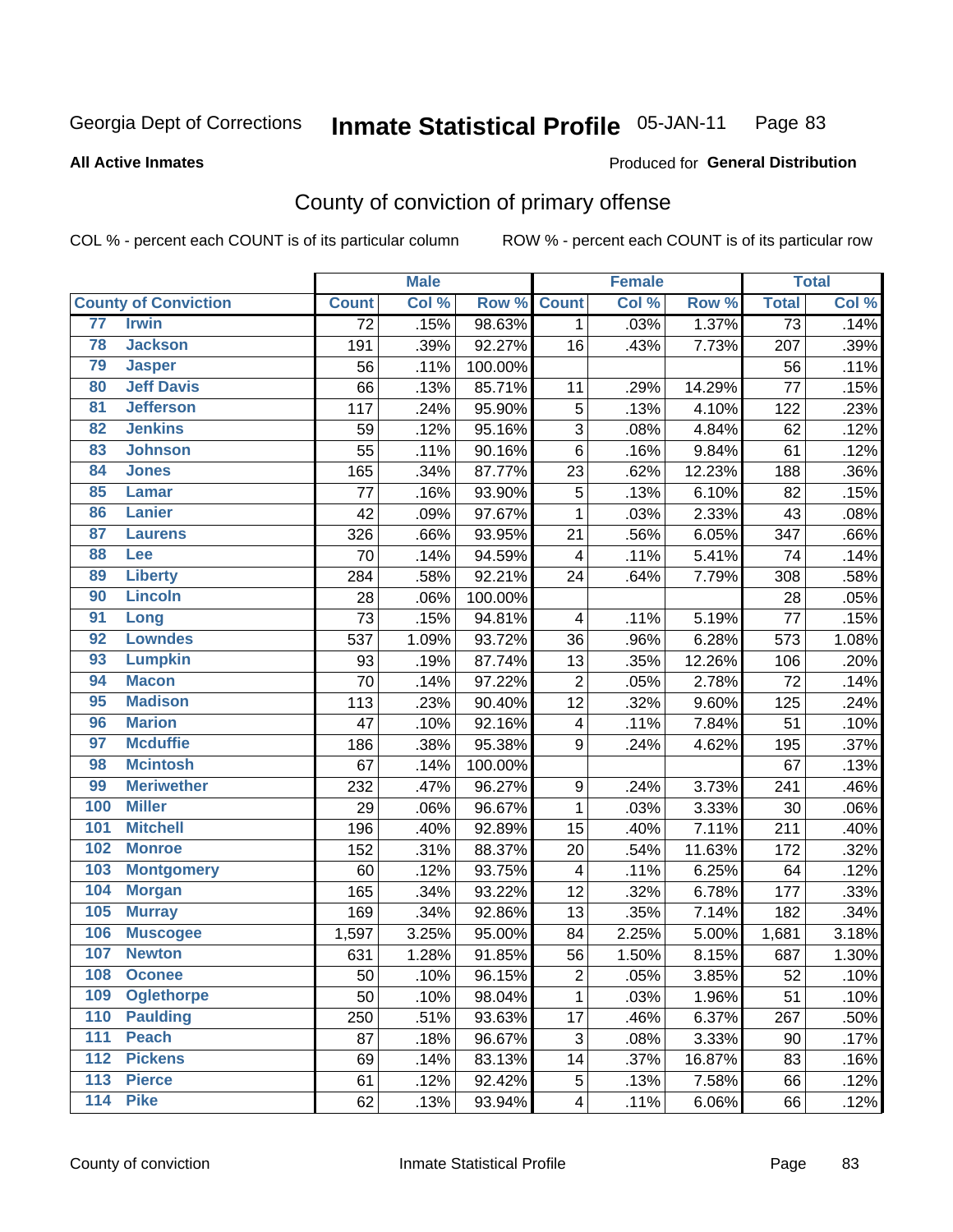Georgia Dept of Corrections **Inmate Statistical Profile** 05-JAN-11 Page 83

**All Active Inmates**

Produced for **General Distribution**

# County of conviction of primary offense

COL % - percent each COUNT is of its particular column

ROW % - percent each COUNT is of its particular row

| County of Conviction | | Male | | | Female | | | Total | |
|---|---|---|---|---|---|---|---|---|---|
| | | Count | Col % | Row % | Count | Col % | Row % | Total | Col % |
| 77 | Irwin | 72 | .15% | 98.63% | 1 | .03% | 1.37% | 73 | .14% |
| 78 | Jackson | 191 | .39% | 92.27% | 16 | .43% | 7.73% | 207 | .39% |
| 79 | Jasper | 56 | .11% | 100.00% | | | | 56 | .11% |
| 80 | Jeff Davis | 66 | .13% | 85.71% | 11 | .29% | 14.29% | 77 | .15% |
| 81 | Jefferson | 117 | .24% | 95.90% | 5 | .13% | 4.10% | 122 | .23% |
| 82 | Jenkins | 59 | .12% | 95.16% | 3 | .08% | 4.84% | 62 | .12% |
| 83 | Johnson | 55 | .11% | 90.16% | 6 | .16% | 9.84% | 61 | .12% |
| 84 | Jones | 165 | .34% | 87.77% | 23 | .62% | 12.23% | 188 | .36% |
| 85 | Lamar | 77 | .16% | 93.90% | 5 | .13% | 6.10% | 82 | .15% |
| 86 | Lanier | 42 | .09% | 97.67% | 1 | .03% | 2.33% | 43 | .08% |
| 87 | Laurens | 326 | .66% | 93.95% | 21 | .56% | 6.05% | 347 | .66% |
| 88 | Lee | 70 | .14% | 94.59% | 4 | .11% | 5.41% | 74 | .14% |
| 89 | Liberty | 284 | .58% | 92.21% | 24 | .64% | 7.79% | 308 | .58% |
| 90 | Lincoln | 28 | .06% | 100.00% | | | | 28 | .05% |
| 91 | Long | 73 | .15% | 94.81% | 4 | .11% | 5.19% | 77 | .15% |
| 92 | Lowndes | 537 | 1.09% | 93.72% | 36 | .96% | 6.28% | 573 | 1.08% |
| 93 | Lumpkin | 93 | .19% | 87.74% | 13 | .35% | 12.26% | 106 | .20% |
| 94 | Macon | 70 | .14% | 97.22% | 2 | .05% | 2.78% | 72 | .14% |
| 95 | Madison | 113 | .23% | 90.40% | 12 | .32% | 9.60% | 125 | .24% |
| 96 | Marion | 47 | .10% | 92.16% | 4 | .11% | 7.84% | 51 | .10% |
| 97 | Mcduffie | 186 | .38% | 95.38% | 9 | .24% | 4.62% | 195 | .37% |
| 98 | Mcintosh | 67 | .14% | 100.00% | | | | 67 | .13% |
| 99 | Meriwether | 232 | .47% | 96.27% | 9 | .24% | 3.73% | 241 | .46% |
| 100 | Miller | 29 | .06% | 96.67% | 1 | .03% | 3.33% | 30 | .06% |
| 101 | Mitchell | 196 | .40% | 92.89% | 15 | .40% | 7.11% | 211 | .40% |
| 102 | Monroe | 152 | .31% | 88.37% | 20 | .54% | 11.63% | 172 | .32% |
| 103 | Montgomery | 60 | .12% | 93.75% | 4 | .11% | 6.25% | 64 | .12% |
| 104 | Morgan | 165 | .34% | 93.22% | 12 | .32% | 6.78% | 177 | .33% |
| 105 | Murray | 169 | .34% | 92.86% | 13 | .35% | 7.14% | 182 | .34% |
| 106 | Muscogee | 1,597 | 3.25% | 95.00% | 84 | 2.25% | 5.00% | 1,681 | 3.18% |
| 107 | Newton | 631 | 1.28% | 91.85% | 56 | 1.50% | 8.15% | 687 | 1.30% |
| 108 | Oconee | 50 | .10% | 96.15% | 2 | .05% | 3.85% | 52 | .10% |
| 109 | Oglethorpe | 50 | .10% | 98.04% | 1 | .03% | 1.96% | 51 | .10% |
| 110 | Paulding | 250 | .51% | 93.63% | 17 | .46% | 6.37% | 267 | .50% |
| 111 | Peach | 87 | .18% | 96.67% | 3 | .08% | 3.33% | 90 | .17% |
| 112 | Pickens | 69 | .14% | 83.13% | 14 | .37% | 16.87% | 83 | .16% |
| 113 | Pierce | 61 | .12% | 92.42% | 5 | .13% | 7.58% | 66 | .12% |
| 114 | Pike | 62 | .13% | 93.94% | 4 | .11% | 6.06% | 66 | .12% |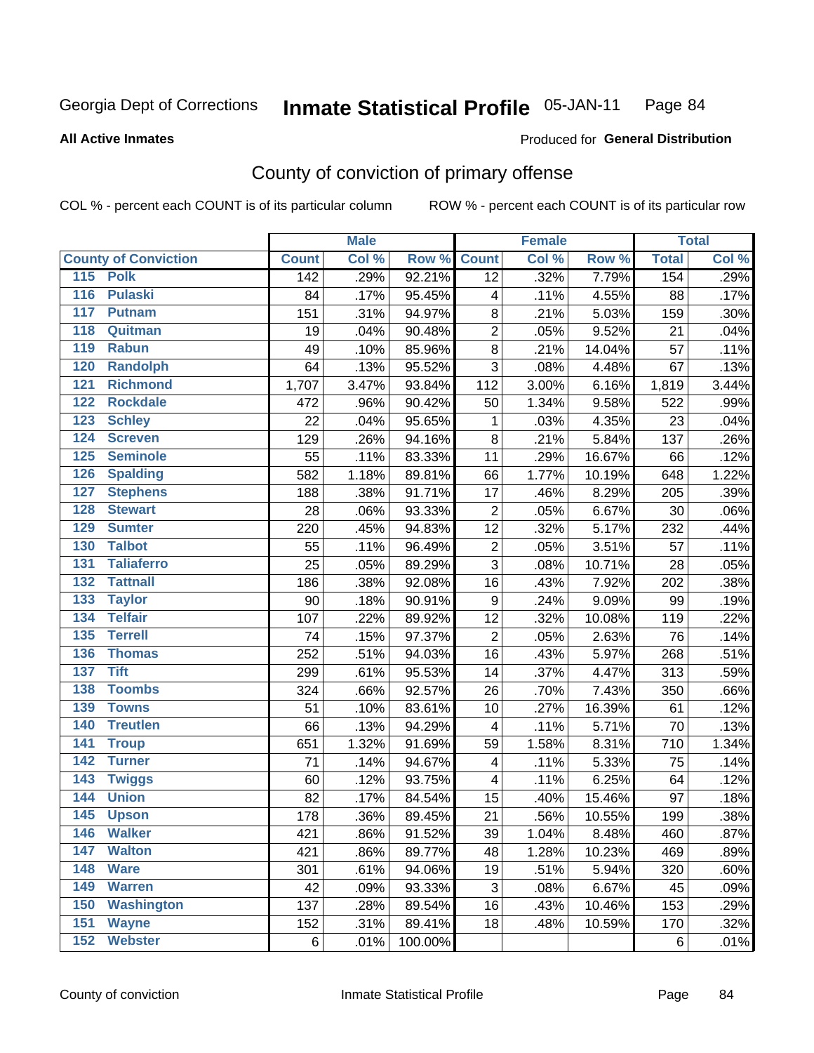Georgia Dept of Corrections **Inmate Statistical Profile** 05-JAN-11

**All Active Inmates** Produced for **General Distribution**

## County of conviction of primary offense

COL % - percent each COUNT is of its particular column ROW % - percent each COUNT is of its particular row

| County of Conviction | Male | | | Female | | | Total | |
|---|---|---|---|---|---|---|---|---|
| | Count | Col % | Row % | Count | Col % | Row % | Total | Col % |
| 115 Polk | 142 | .29% | 92.21% | 12 | .32% | 7.79% | 154 | .29% |
| 116 Pulaski | 84 | .17% | 95.45% | 4 | .11% | 4.55% | 88 | .17% |
| 117 Putnam | 151 | .31% | 94.97% | 8 | .21% | 5.03% | 159 | .30% |
| 118 Quitman | 19 | .04% | 90.48% | 2 | .05% | 9.52% | 21 | .04% |
| 119 Rabun | 49 | .10% | 85.96% | 8 | .21% | 14.04% | 57 | .11% |
| 120 Randolph | 64 | .13% | 95.52% | 3 | .08% | 4.48% | 67 | .13% |
| 121 Richmond | 1,707 | 3.47% | 93.84% | 112 | 3.00% | 6.16% | 1,819 | 3.44% |
| 122 Rockdale | 472 | .96% | 90.42% | 50 | 1.34% | 9.58% | 522 | .99% |
| 123 Schley | 22 | .04% | 95.65% | 1 | .03% | 4.35% | 23 | .04% |
| 124 Screven | 129 | .26% | 94.16% | 8 | .21% | 5.84% | 137 | .26% |
| 125 Seminole | 55 | .11% | 83.33% | 11 | .29% | 16.67% | 66 | .12% |
| 126 Spalding | 582 | 1.18% | 89.81% | 66 | 1.77% | 10.19% | 648 | 1.22% |
| 127 Stephens | 188 | .38% | 91.71% | 17 | .46% | 8.29% | 205 | .39% |
| 128 Stewart | 28 | .06% | 93.33% | 2 | .05% | 6.67% | 30 | .06% |
| 129 Sumter | 220 | .45% | 94.83% | 12 | .32% | 5.17% | 232 | .44% |
| 130 Talbot | 55 | .11% | 96.49% | 2 | .05% | 3.51% | 57 | .11% |
| 131 Taliaferro | 25 | .05% | 89.29% | 3 | .08% | 10.71% | 28 | .05% |
| 132 Tattnall | 186 | .38% | 92.08% | 16 | .43% | 7.92% | 202 | .38% |
| 133 Taylor | 90 | .18% | 90.91% | 9 | .24% | 9.09% | 99 | .19% |
| 134 Telfair | 107 | .22% | 89.92% | 12 | .32% | 10.08% | 119 | .22% |
| 135 Terrell | 74 | .15% | 97.37% | 2 | .05% | 2.63% | 76 | .14% |
| 136 Thomas | 252 | .51% | 94.03% | 16 | .43% | 5.97% | 268 | .51% |
| 137 Tift | 299 | .61% | 95.53% | 14 | .37% | 4.47% | 313 | .59% |
| 138 Toombs | 324 | .66% | 92.57% | 26 | .70% | 7.43% | 350 | .66% |
| 139 Towns | 51 | .10% | 83.61% | 10 | .27% | 16.39% | 61 | .12% |
| 140 Treutlen | 66 | .13% | 94.29% | 4 | .11% | 5.71% | 70 | .13% |
| 141 Troup | 651 | 1.32% | 91.69% | 59 | 1.58% | 8.31% | 710 | 1.34% |
| 142 Turner | 71 | .14% | 94.67% | 4 | .11% | 5.33% | 75 | .14% |
| 143 Twiggs | 60 | .12% | 93.75% | 4 | .11% | 6.25% | 64 | .12% |
| 144 Union | 82 | .17% | 84.54% | 15 | .40% | 15.46% | 97 | .18% |
| 145 Upson | 178 | .36% | 89.45% | 21 | .56% | 10.55% | 199 | .38% |
| 146 Walker | 421 | .86% | 91.52% | 39 | 1.04% | 8.48% | 460 | .87% |
| 147 Walton | 421 | .86% | 89.77% | 48 | 1.28% | 10.23% | 469 | .89% |
| 148 Ware | 301 | .61% | 94.06% | 19 | .51% | 5.94% | 320 | .60% |
| 149 Warren | 42 | .09% | 93.33% | 3 | .08% | 6.67% | 45 | .09% |
| 150 Washington | 137 | .28% | 89.54% | 16 | .43% | 10.46% | 153 | .29% |
| 151 Wayne | 152 | .31% | 89.41% | 18 | .48% | 10.59% | 170 | .32% |
| 152 Webster | 6 | .01% | 100.00% | | | | 6 | .01% |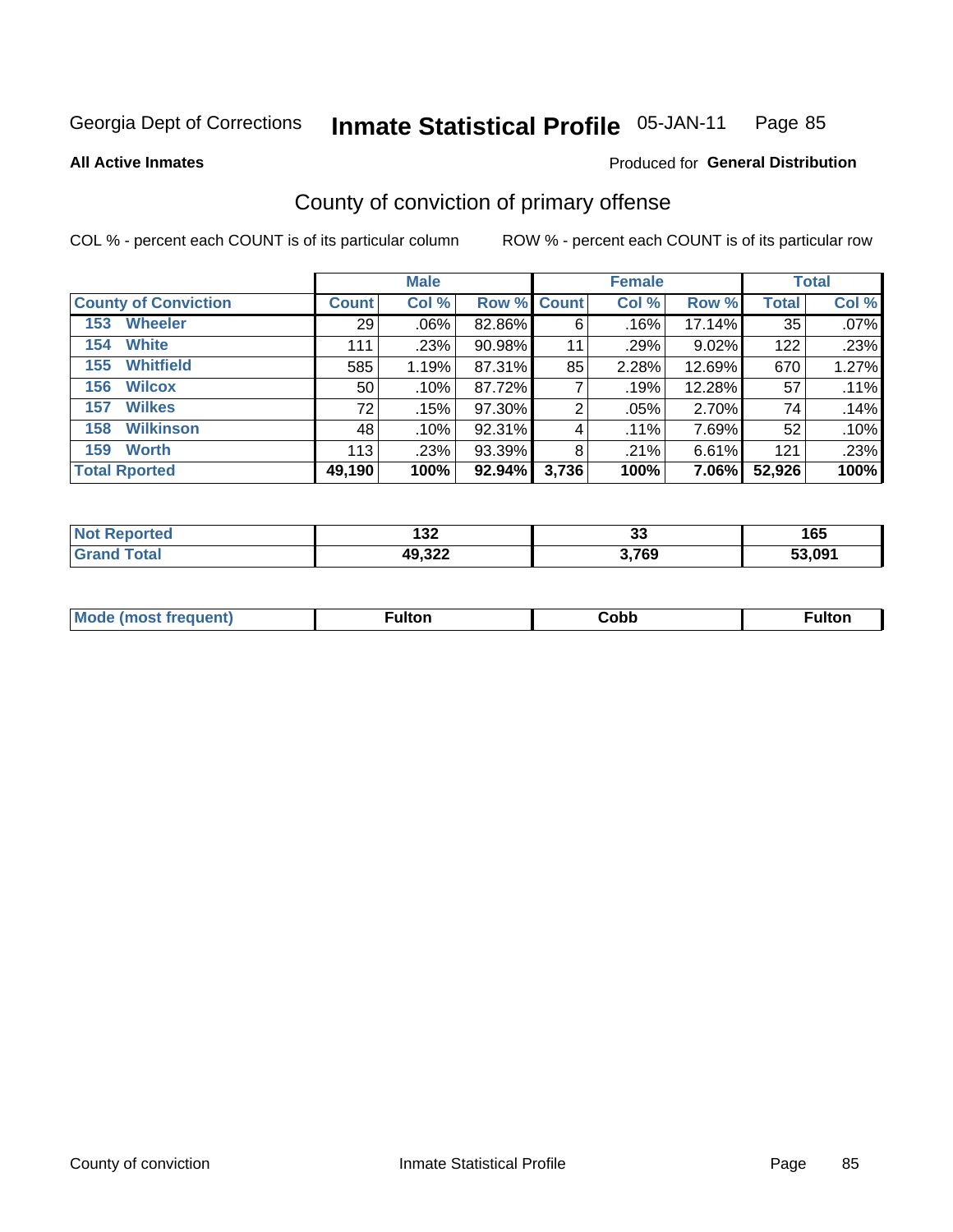Georgia Dept of Corrections **Inmate Statistical Profile** 05-JAN-11

**All Active Inmates**

Produced for **General Distribution**

## County of conviction of primary offense

COL % - percent each COUNT is of its particular column

ROW % - percent each COUNT is of its particular row

| | Male | | | Female | | | Total | |
|---|---|---|---|---|---|---|---|---|
| **County of Conviction** | **Count** | **Col %** | **Row %** | **Count** | **Col %** | **Row %** | **Total** | **Col %** |
| 153 Wheeler | 29 | .06% | 82.86% | 6 | .16% | 17.14% | 35 | .07% |
| 154 White | 111 | .23% | 90.98% | 11 | .29% | 9.02% | 122 | .23% |
| 155 Whitfield | 585 | 1.19% | 87.31% | 85 | 2.28% | 12.69% | 670 | 1.27% |
| 156 Wilcox | 50 | .10% | 87.72% | 7 | .19% | 12.28% | 57 | .11% |
| 157 Wilkes | 72 | .15% | 97.30% | 2 | .05% | 2.70% | 74 | .14% |
| 158 Wilkinson | 48 | .10% | 92.31% | 4 | .11% | 7.69% | 52 | .10% |
| 159 Worth | 113 | .23% | 93.39% | 8 | .21% | 6.61% | 121 | .23% |
| **Total Rported** | **49,190** | **100%** | **92.94%** | **3,736** | **100%** | **7.06%** | **52,926** | **100%** |

| | Male | Female | Total |
|---|---|---|---|
| **Not Reported** | **132** | **33** | **165** |
| **Grand Total** | **49,322** | **3,769** | **53,091** |

| | Male | Female | Total |
|---|---|---|---|
| **Mode (most frequent)** | **Fulton** | **Cobb** | **Fulton** |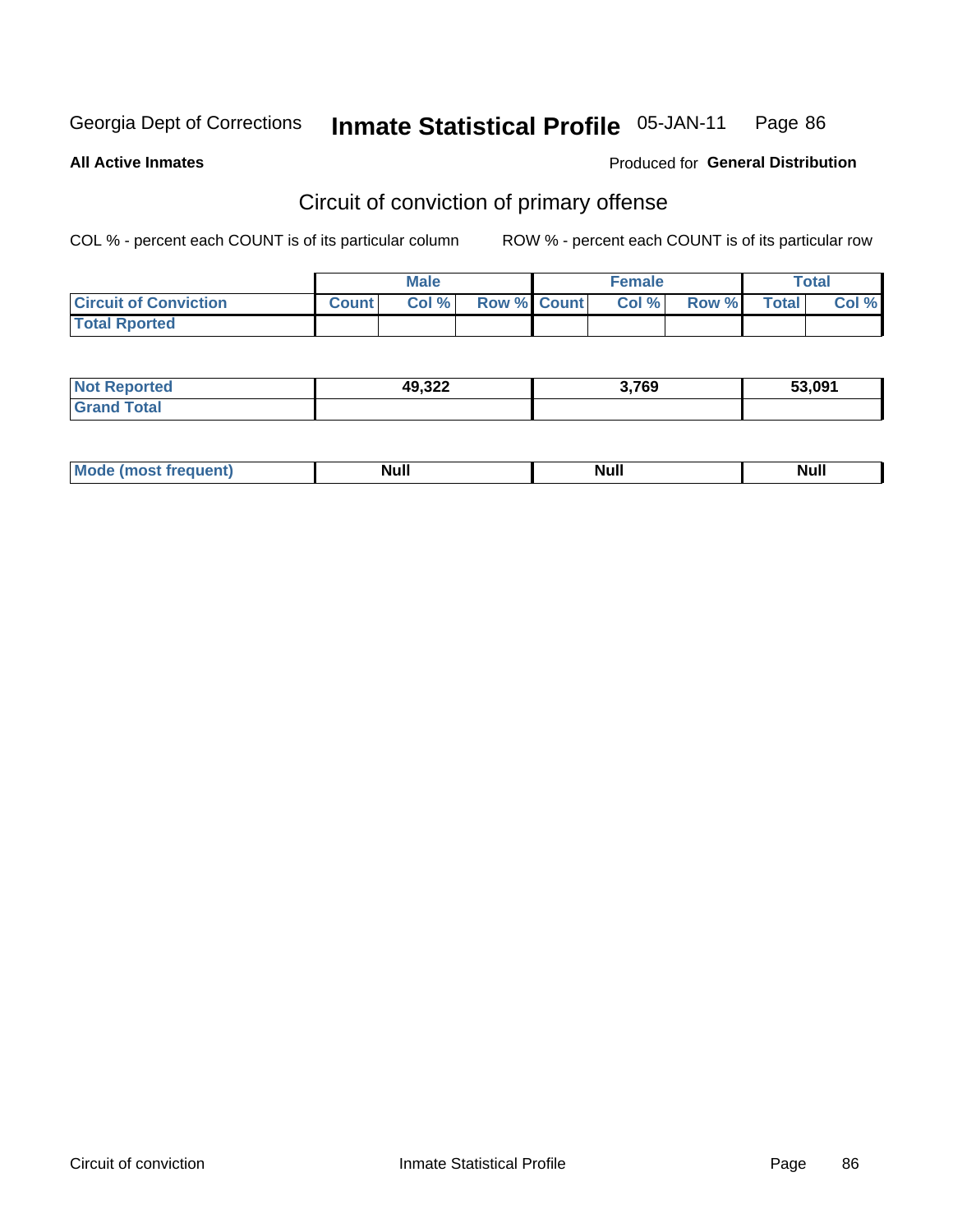Georgia Dept of Corrections **Inmate Statistical Profile** 05-JAN-11

**All Active Inmates**

Produced for **General Distribution**

## Circuit of conviction of primary offense

COL % - percent each COUNT is of its particular column

ROW % - percent each COUNT is of its particular row

| | Male | | | Female | | | Total | |
|---|---|---|---|---|---|---|---|---|
| Circuit of Conviction | Count | Col % | Row % | Count | Col % | Row % | Total | Col % |
| Total Rported | | | | | | | | |

| | Male | Female | Total |
|---|---|---|---|
| Not Reported | 49,322 | 3,769 | 53,091 |
| Grand Total | | | |

| | Male | Female | Total |
|---|---|---|---|
| Mode (most frequent) | Null | Null | Null |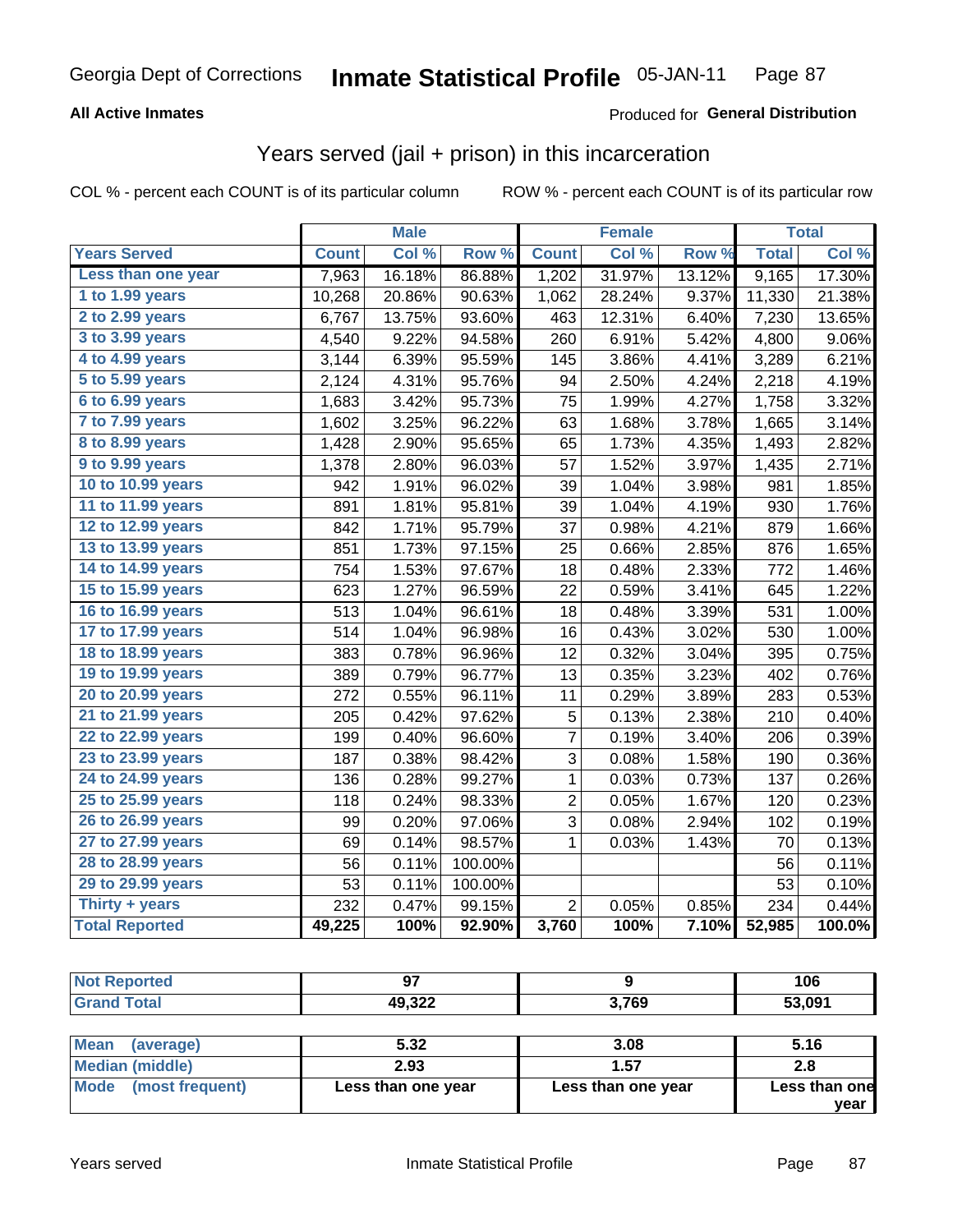Georgia Dept of Corrections **Inmate Statistical Profile** 05-JAN-11

**All Active Inmates**

Produced for **General Distribution**

## Years served (jail + prison) in this incarceration

COL % - percent each COUNT is of its particular column ROW % - percent each COUNT is of its particular row

| | Male | | | Female | | | Total | |
|---|---|---|---|---|---|---|---|---|
| **Years Served** | **Count** | **Col %** | **Row %** | **Count** | **Col %** | **Row %** | **Total** | **Col %** |
| Less than one year | 7,963 | 16.18% | 86.88% | 1,202 | 31.97% | 13.12% | 9,165 | 17.30% |
| 1 to 1.99 years | 10,268 | 20.86% | 90.63% | 1,062 | 28.24% | 9.37% | 11,330 | 21.38% |
| 2 to 2.99 years | 6,767 | 13.75% | 93.60% | 463 | 12.31% | 6.40% | 7,230 | 13.65% |
| 3 to 3.99 years | 4,540 | 9.22% | 94.58% | 260 | 6.91% | 5.42% | 4,800 | 9.06% |
| 4 to 4.99 years | 3,144 | 6.39% | 95.59% | 145 | 3.86% | 4.41% | 3,289 | 6.21% |
| 5 to 5.99 years | 2,124 | 4.31% | 95.76% | 94 | 2.50% | 4.24% | 2,218 | 4.19% |
| 6 to 6.99 years | 1,683 | 3.42% | 95.73% | 75 | 1.99% | 4.27% | 1,758 | 3.32% |
| 7 to 7.99 years | 1,602 | 3.25% | 96.22% | 63 | 1.68% | 3.78% | 1,665 | 3.14% |
| 8 to 8.99 years | 1,428 | 2.90% | 95.65% | 65 | 1.73% | 4.35% | 1,493 | 2.82% |
| 9 to 9.99 years | 1,378 | 2.80% | 96.03% | 57 | 1.52% | 3.97% | 1,435 | 2.71% |
| 10 to 10.99 years | 942 | 1.91% | 96.02% | 39 | 1.04% | 3.98% | 981 | 1.85% |
| 11 to 11.99 years | 891 | 1.81% | 95.81% | 39 | 1.04% | 4.19% | 930 | 1.76% |
| 12 to 12.99 years | 842 | 1.71% | 95.79% | 37 | 0.98% | 4.21% | 879 | 1.66% |
| 13 to 13.99 years | 851 | 1.73% | 97.15% | 25 | 0.66% | 2.85% | 876 | 1.65% |
| 14 to 14.99 years | 754 | 1.53% | 97.67% | 18 | 0.48% | 2.33% | 772 | 1.46% |
| 15 to 15.99 years | 623 | 1.27% | 96.59% | 22 | 0.59% | 3.41% | 645 | 1.22% |
| 16 to 16.99 years | 513 | 1.04% | 96.61% | 18 | 0.48% | 3.39% | 531 | 1.00% |
| 17 to 17.99 years | 514 | 1.04% | 96.98% | 16 | 0.43% | 3.02% | 530 | 1.00% |
| 18 to 18.99 years | 383 | 0.78% | 96.96% | 12 | 0.32% | 3.04% | 395 | 0.75% |
| 19 to 19.99 years | 389 | 0.79% | 96.77% | 13 | 0.35% | 3.23% | 402 | 0.76% |
| 20 to 20.99 years | 272 | 0.55% | 96.11% | 11 | 0.29% | 3.89% | 283 | 0.53% |
| 21 to 21.99 years | 205 | 0.42% | 97.62% | 5 | 0.13% | 2.38% | 210 | 0.40% |
| 22 to 22.99 years | 199 | 0.40% | 96.60% | 7 | 0.19% | 3.40% | 206 | 0.39% |
| 23 to 23.99 years | 187 | 0.38% | 98.42% | 3 | 0.08% | 1.58% | 190 | 0.36% |
| 24 to 24.99 years | 136 | 0.28% | 99.27% | 1 | 0.03% | 0.73% | 137 | 0.26% |
| 25 to 25.99 years | 118 | 0.24% | 98.33% | 2 | 0.05% | 1.67% | 120 | 0.23% |
| 26 to 26.99 years | 99 | 0.20% | 97.06% | 3 | 0.08% | 2.94% | 102 | 0.19% |
| 27 to 27.99 years | 69 | 0.14% | 98.57% | 1 | 0.03% | 1.43% | 70 | 0.13% |
| 28 to 28.99 years | 56 | 0.11% | 100.00% | | | | 56 | 0.11% |
| 29 to 29.99 years | 53 | 0.11% | 100.00% | | | | 53 | 0.10% |
| Thirty + years | 232 | 0.47% | 99.15% | 2 | 0.05% | 0.85% | 234 | 0.44% |
| **Total Reported** | **49,225** | **100%** | **92.90%** | **3,760** | **100%** | **7.10%** | **52,985** | **100.0%** |

| | Male | Female | Total |
|---|---|---|---|
| Not Reported | 97 | 9 | 106 |
| Grand Total | 49,322 | 3,769 | 53,091 |

| | Male | Female | Total |
|---|---|---|---|
| Mean (average) | 5.32 | 3.08 | 5.16 |
| Median (middle) | 2.93 | 1.57 | 2.8 |
| Mode (most frequent) | Less than one year | Less than one year | Less than one year |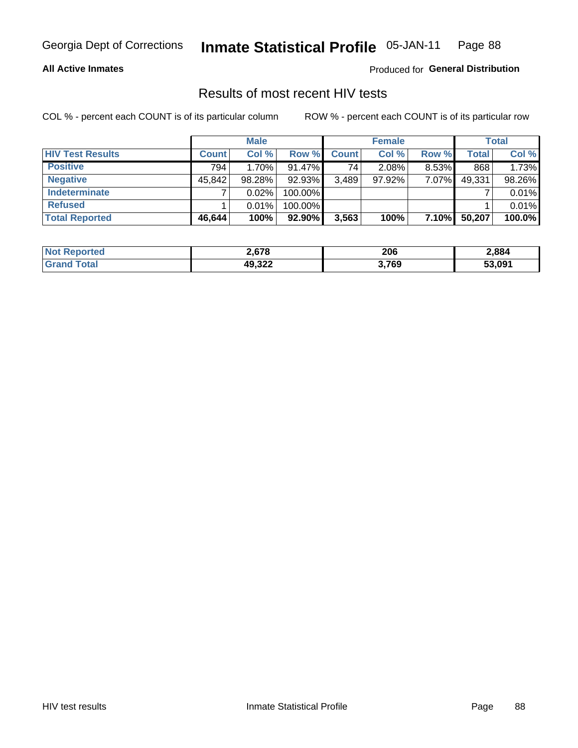## All Active Inmates

Produced for **General Distribution**

# Results of most recent HIV tests

COL % - percent each COUNT is of its particular column

ROW % - percent each COUNT is of its particular row

| | Male | | | Female | | | Total | |
|---|---|---|---|---|---|---|---|---|
| **HIV Test Results** | **Count** | **Col %** | **Row %** | **Count** | **Col %** | **Row %** | **Total** | **Col %** |
| **Positive** | 794 | 1.70% | 91.47% | 74 | 2.08% | 8.53% | 868 | 1.73% |
| **Negative** | 45,842 | 98.28% | 92.93% | 3,489 | 97.92% | 7.07% | 49,331 | 98.26% |
| **Indeterminate** | 7 | 0.02% | 100.00% | | | | 7 | 0.01% |
| **Refused** | 1 | 0.01% | 100.00% | | | | 1 | 0.01% |
| **Total Reported** | **46,644** | **100%** | **92.90%** | **3,563** | **100%** | **7.10%** | **50,207** | **100.0%** |

| | Male | Female | Total |
|---|---|---|---|
| **Not Reported** | **2,678** | **206** | **2,884** |
| **Grand Total** | **49,322** | **3,769** | **53,091** |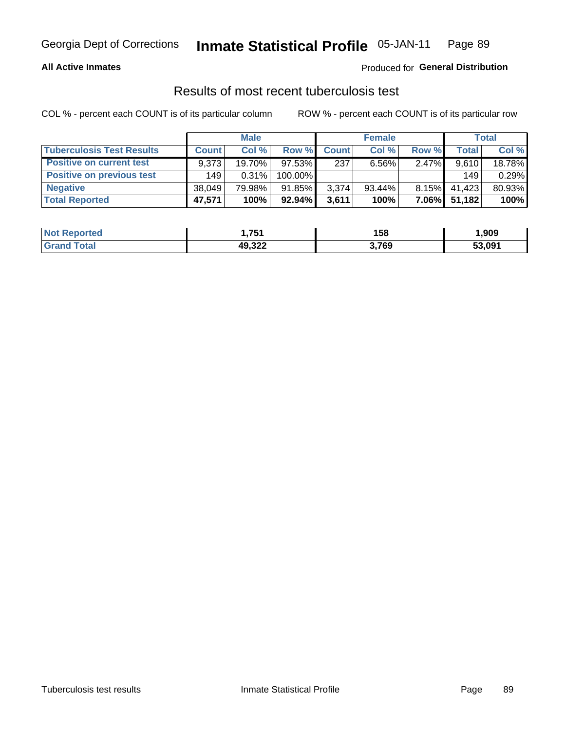Georgia Dept of Corrections **Inmate Statistical Profile** 05-JAN-11

**All Active Inmates**

Produced for **General Distribution**

## Results of most recent tuberculosis test

COL % - percent each COUNT is of its particular column

ROW % - percent each COUNT is of its particular row

| | Male | | | Female | | | Total | |
|---|---|---|---|---|---|---|---|---|
| **Tuberculosis Test Results** | **Count** | **Col %** | **Row %** | **Count** | **Col %** | **Row %** | **Total** | **Col %** |
| **Positive on current test** | 9,373 | 19.70% | 97.53% | 237 | 6.56% | 2.47% | 9,610 | 18.78% |
| **Positive on previous test** | 149 | 0.31% | 100.00% | | | | 149 | 0.29% |
| **Negative** | 38,049 | 79.98% | 91.85% | 3,374 | 93.44% | 8.15% | 41,423 | 80.93% |
| **Total Reported** | **47,571** | **100%** | **92.94%** | **3,611** | **100%** | **7.06%** | **51,182** | **100%** |

| | Male | Female | Total |
|---|---|---|---|
| **Not Reported** | **1,751** | **158** | **1,909** |
| **Grand Total** | **49,322** | **3,769** | **53,091** |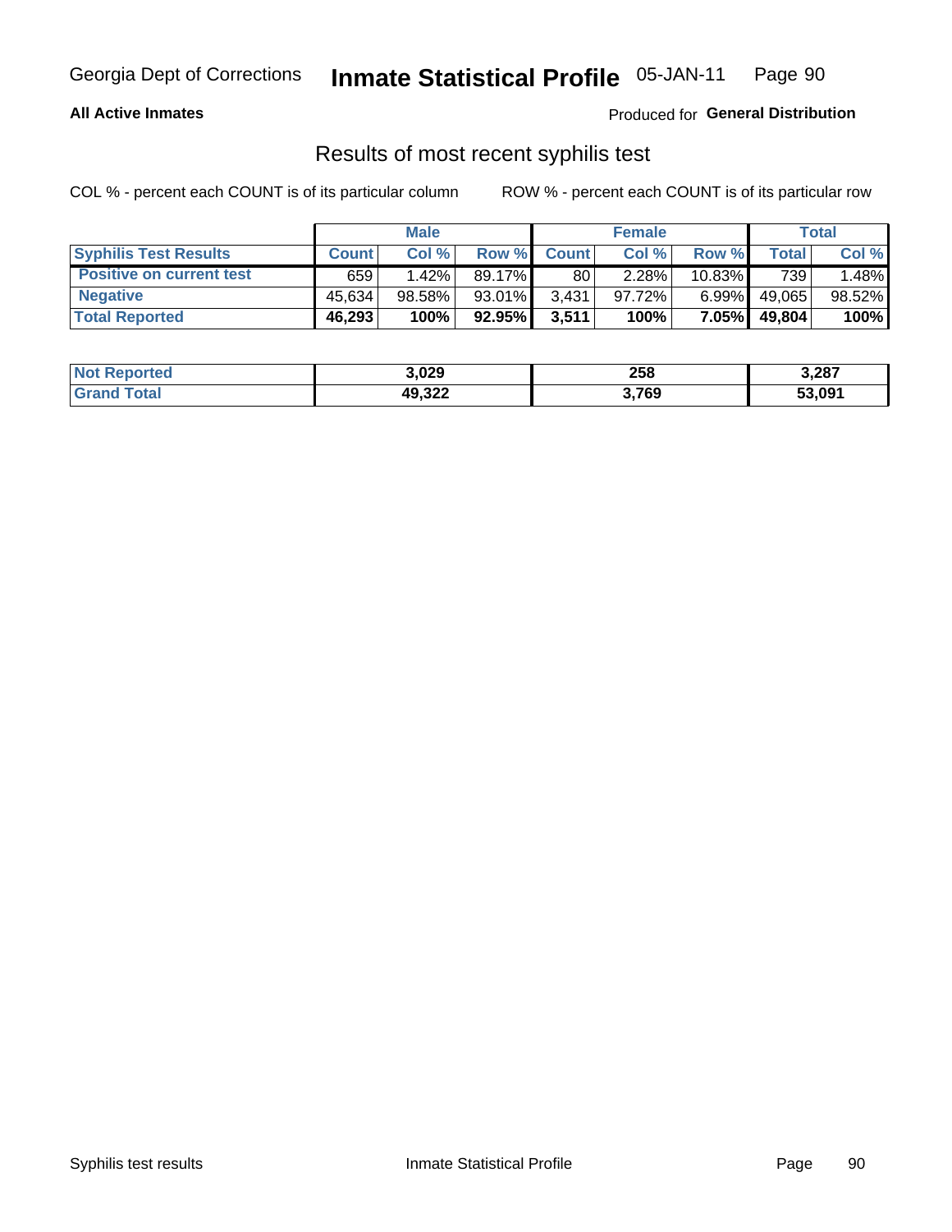Georgia Dept of Corrections **Inmate Statistical Profile** 05-JAN-11

**All Active Inmates**

Produced for **General Distribution**

## Results of most recent syphilis test

COL % - percent each COUNT is of its particular column ROW % - percent each COUNT is of its particular row

| | Male | | | Female | | | Total | |
|---|---|---|---|---|---|---|---|---|
| **Syphilis Test Results** | **Count** | **Col %** | **Row %** | **Count** | **Col %** | **Row %** | **Total** | **Col %** |
| **Positive on current test** | 659 | 1.42% | 89.17% | 80 | 2.28% | 10.83% | 739 | 1.48% |
| **Negative** | 45,634 | 98.58% | 93.01% | 3,431 | 97.72% | 6.99% | 49,065 | 98.52% |
| **Total Reported** | **46,293** | **100%** | **92.95%** | **3,511** | **100%** | **7.05%** | **49,804** | **100%** |

| | Male | Female | Total |
|---|---|---|---|
| **Not Reported** | **3,029** | **258** | **3,287** |
| **Grand Total** | **49,322** | **3,769** | **53,091** |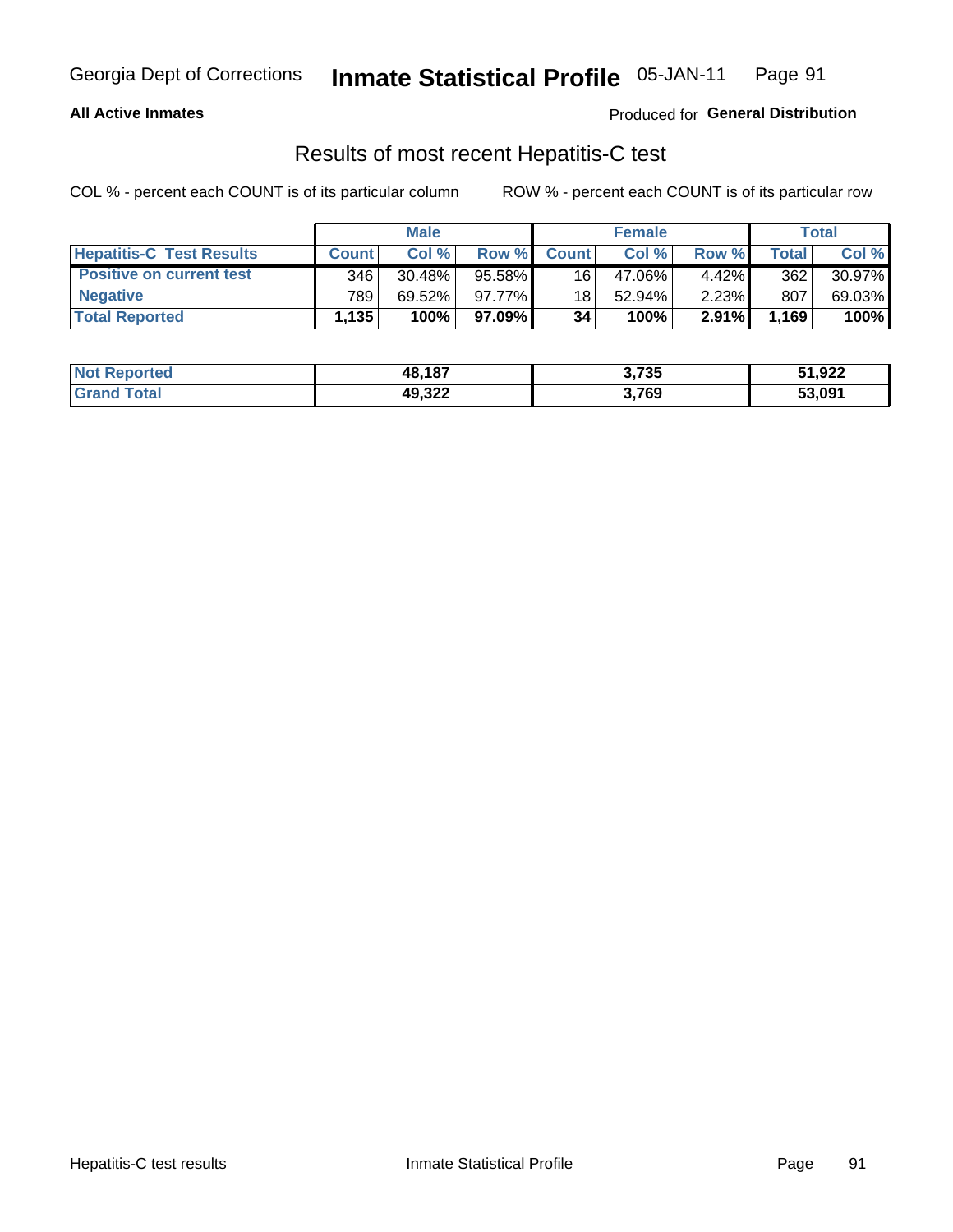Georgia Dept of Corrections **Inmate Statistical Profile** 05-JAN-11

**All Active Inmates**

Produced for **General Distribution**

## Results of most recent Hepatitis-C test

COL % - percent each COUNT is of its particular column ROW % - percent each COUNT is of its particular row

| | Male | | | Female | | | Total | |
|---|---|---|---|---|---|---|---|---|
| **Hepatitis-C Test Results** | **Count** | **Col %** | **Row %** | **Count** | **Col %** | **Row %** | **Total** | **Col %** |
| **Positive on current test** | 346 | 30.48% | 95.58% | 16 | 47.06% | 4.42% | 362 | 30.97% |
| **Negative** | 789 | 69.52% | 97.77% | 18 | 52.94% | 2.23% | 807 | 69.03% |
| **Total Reported** | **1,135** | **100%** | **97.09%** | **34** | **100%** | **2.91%** | **1,169** | **100%** |

| | Male | Female | Total |
|---|---|---|---|
| **Not Reported** | **48,187** | **3,735** | **51,922** |
| **Grand Total** | **49,322** | **3,769** | **53,091** |